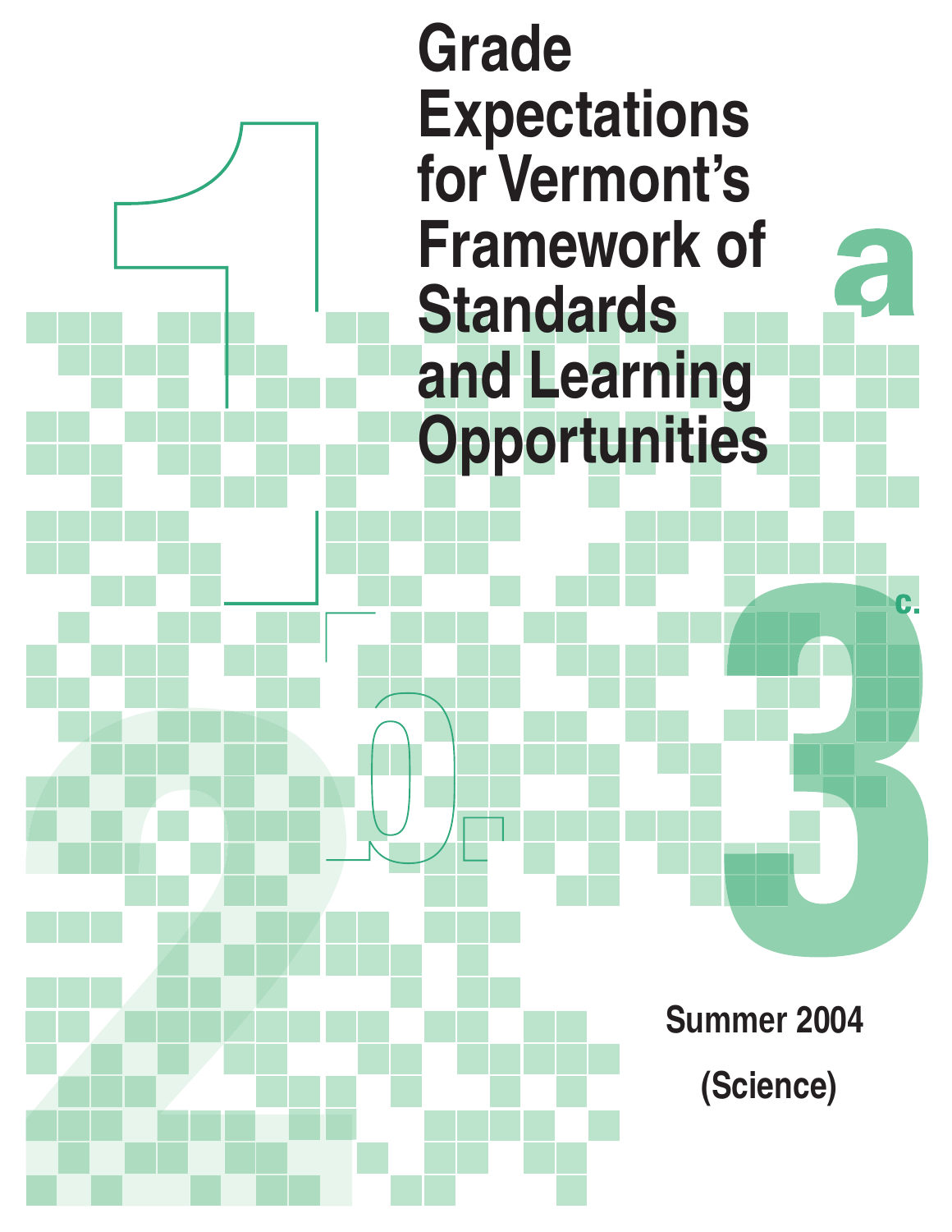# Grade Expectations for Vermont's Framework of Standards and Learning Opportunities

Summer 2004

(Science)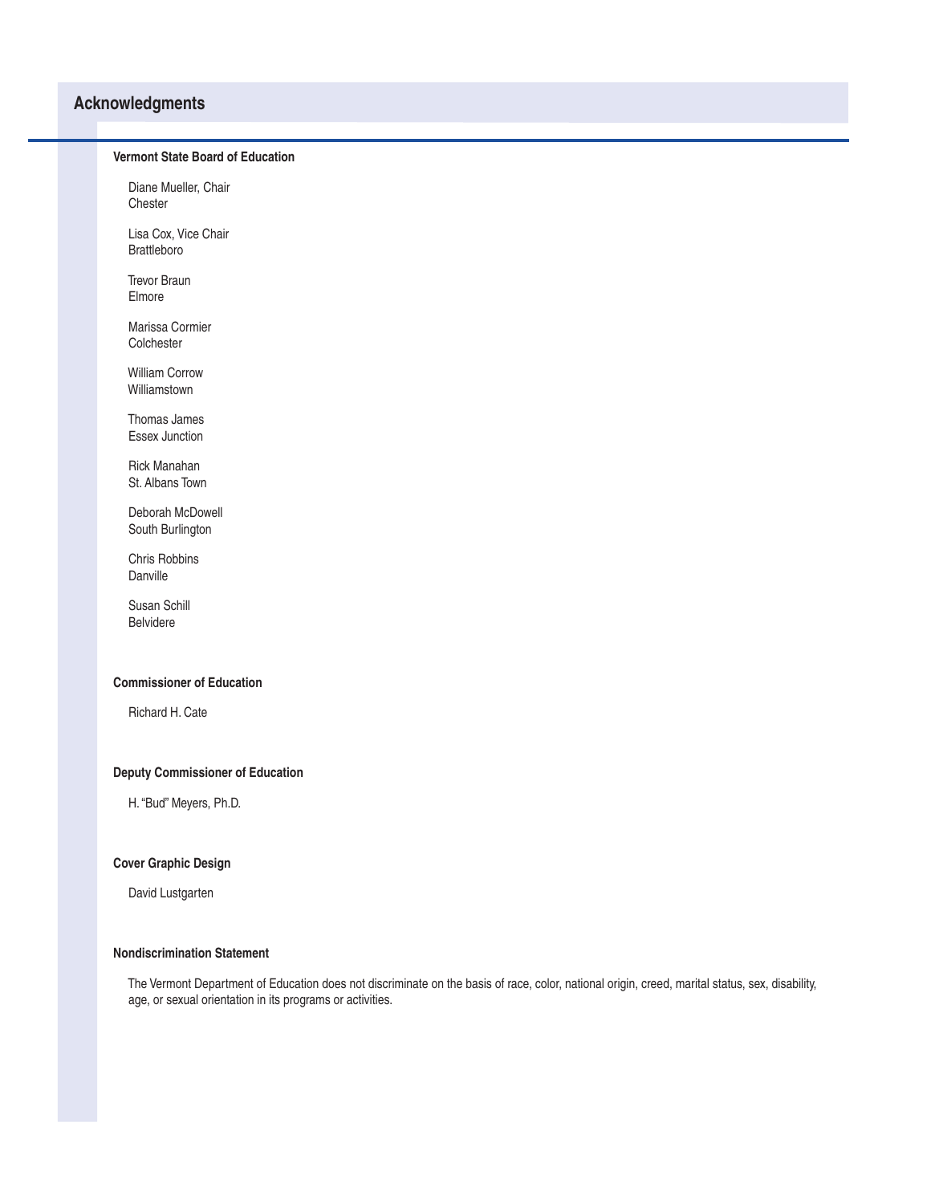# Acknowledgments

### Vermont State Board of Education

Diane Mueller, Chair
Chester

Lisa Cox, Vice Chair
Brattleboro

Trevor Braun
Elmore

Marissa Cormier
Colchester

William Corrow
Williamstown

Thomas James
Essex Junction

Rick Manahan
St. Albans Town

Deborah McDowell
South Burlington

Chris Robbins
Danville

Susan Schill
Belvidere

### Commissioner of Education

Richard H. Cate

### Deputy Commissioner of Education

H. "Bud" Meyers, Ph.D.

### Cover Graphic Design

David Lustgarten

### Nondiscrimination Statement

The Vermont Department of Education does not discriminate on the basis of race, color, national origin, creed, marital status, sex, disability, age, or sexual orientation in its programs or activities.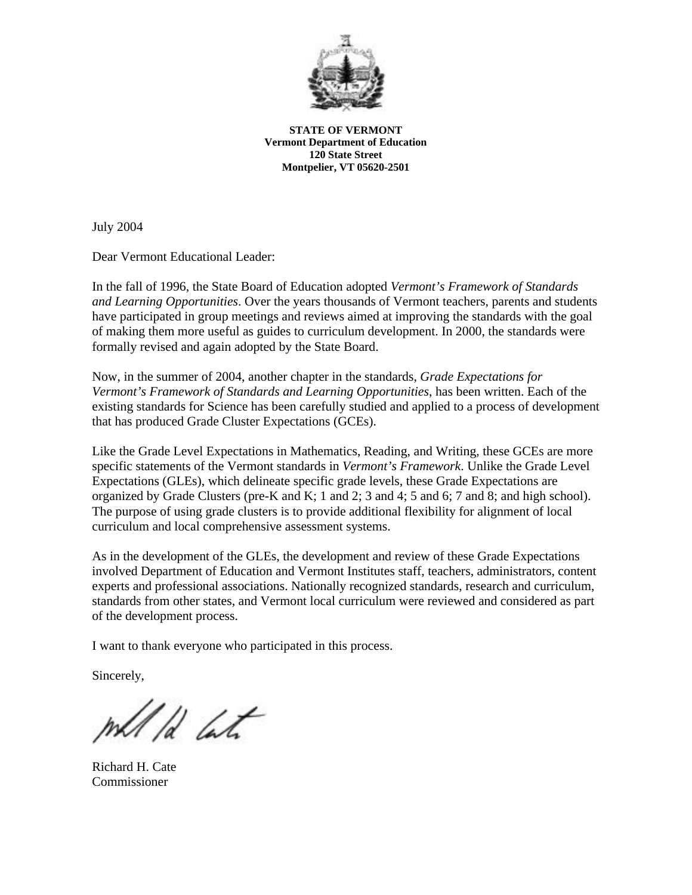**STATE OF VERMONT**
**Vermont Department of Education**
**120 State Street**
**Montpelier, VT 05620-2501**

July 2004

Dear Vermont Educational Leader:

In the fall of 1996, the State Board of Education adopted *Vermont's Framework of Standards and Learning Opportunities*. Over the years thousands of Vermont teachers, parents and students have participated in group meetings and reviews aimed at improving the standards with the goal of making them more useful as guides to curriculum development. In 2000, the standards were formally revised and again adopted by the State Board.

Now, in the summer of 2004, another chapter in the standards, *Grade Expectations for Vermont's Framework of Standards and Learning Opportunities*, has been written. Each of the existing standards for Science has been carefully studied and applied to a process of development that has produced Grade Cluster Expectations (GCEs).

Like the Grade Level Expectations in Mathematics, Reading, and Writing, these GCEs are more specific statements of the Vermont standards in *Vermont's Framework*. Unlike the Grade Level Expectations (GLEs), which delineate specific grade levels, these Grade Expectations are organized by Grade Clusters (pre-K and K; 1 and 2; 3 and 4; 5 and 6; 7 and 8; and high school). The purpose of using grade clusters is to provide additional flexibility for alignment of local curriculum and local comprehensive assessment systems.

As in the development of the GLEs, the development and review of these Grade Expectations involved Department of Education and Vermont Institutes staff, teachers, administrators, content experts and professional associations. Nationally recognized standards, research and curriculum, standards from other states, and Vermont local curriculum were reviewed and considered as part of the development process.

I want to thank everyone who participated in this process.

Sincerely,

Richard H. Cate
Commissioner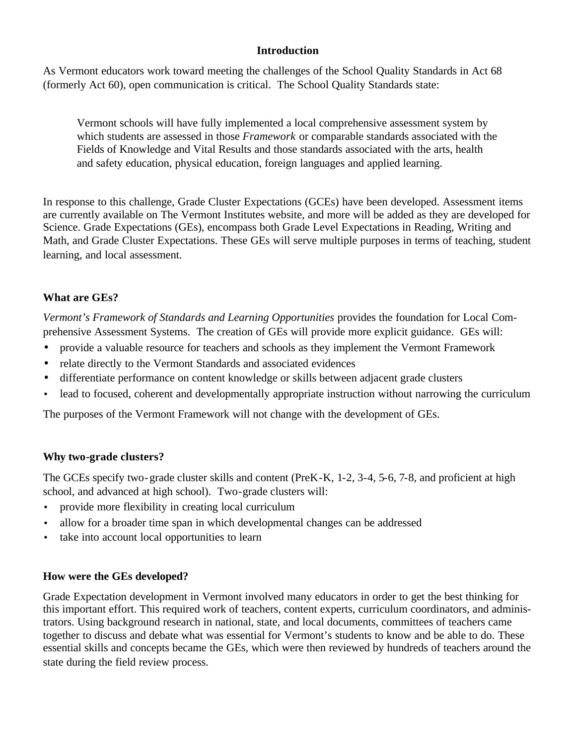# Introduction

As Vermont educators work toward meeting the challenges of the School Quality Standards in Act 68 (formerly Act 60), open communication is critical. The School Quality Standards state:

> Vermont schools will have fully implemented a local comprehensive assessment system by which students are assessed in those *Framework* or comparable standards associated with the Fields of Knowledge and Vital Results and those standards associated with the arts, health and safety education, physical education, foreign languages and applied learning.

In response to this challenge, Grade Cluster Expectations (GCEs) have been developed. Assessment items are currently available on The Vermont Institutes website, and more will be added as they are developed for Science. Grade Expectations (GEs), encompass both Grade Level Expectations in Reading, Writing and Math, and Grade Cluster Expectations. These GEs will serve multiple purposes in terms of teaching, student learning, and local assessment.

## What are GEs?

*Vermont's Framework of Standards and Learning Opportunities* provides the foundation for Local Comprehensive Assessment Systems. The creation of GEs will provide more explicit guidance. GEs will:

- provide a valuable resource for teachers and schools as they implement the Vermont Framework
- relate directly to the Vermont Standards and associated evidences
- differentiate performance on content knowledge or skills between adjacent grade clusters
- lead to focused, coherent and developmentally appropriate instruction without narrowing the curriculum

The purposes of the Vermont Framework will not change with the development of GEs.

## Why two-grade clusters?

The GCEs specify two-grade cluster skills and content (PreK-K, 1-2, 3-4, 5-6, 7-8, and proficient at high school, and advanced at high school). Two-grade clusters will:

- provide more flexibility in creating local curriculum
- allow for a broader time span in which developmental changes can be addressed
- take into account local opportunities to learn

## How were the GEs developed?

Grade Expectation development in Vermont involved many educators in order to get the best thinking for this important effort. This required work of teachers, content experts, curriculum coordinators, and administrators. Using background research in national, state, and local documents, committees of teachers came together to discuss and debate what was essential for Vermont's students to know and be able to do. These essential skills and concepts became the GEs, which were then reviewed by hundreds of teachers around the state during the field review process.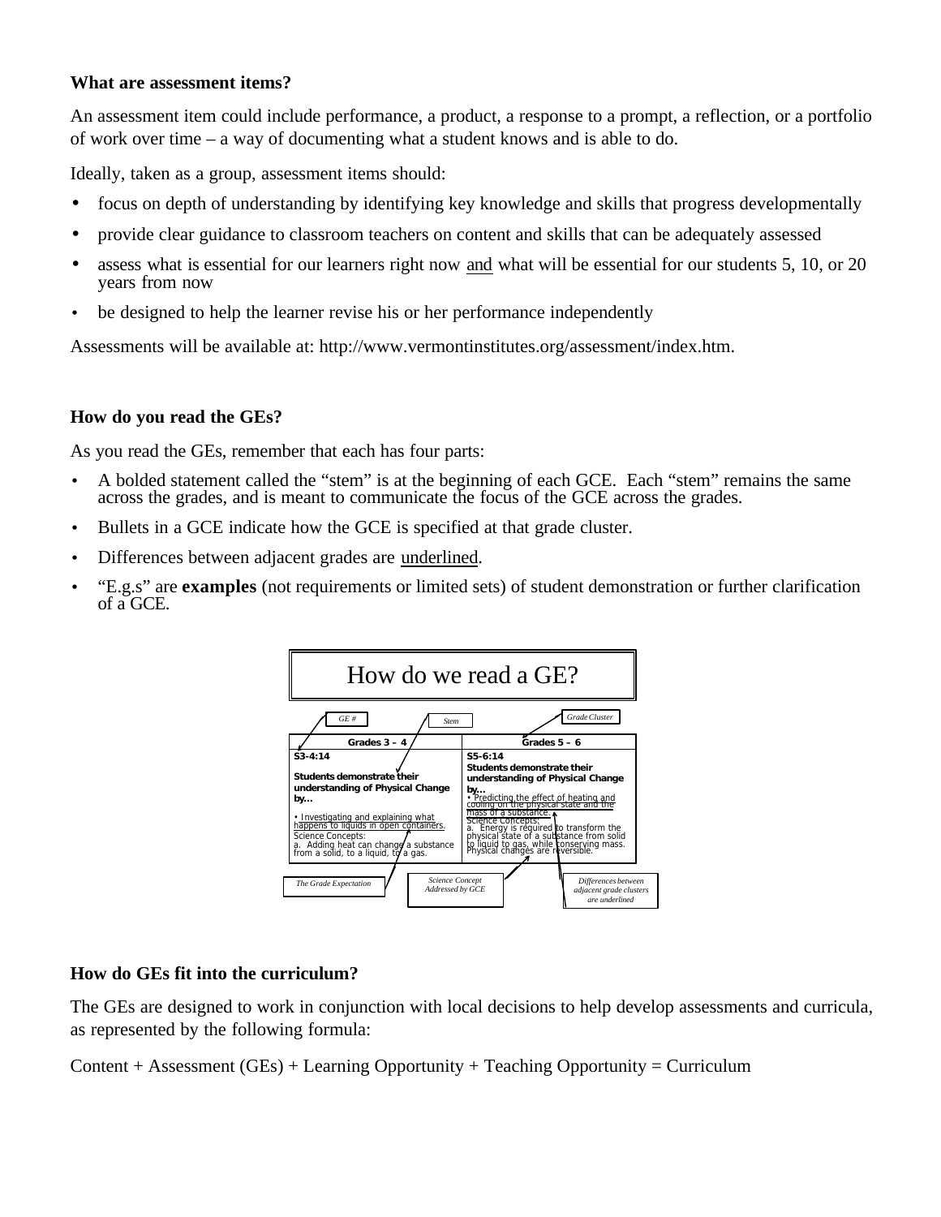**What are assessment items?**

An assessment item could include performance, a product, a response to a prompt, a reflection, or a portfolio of work over time – a way of documenting what a student knows and is able to do.

Ideally, taken as a group, assessment items should:

- focus on depth of understanding by identifying key knowledge and skills that progress developmentally
- provide clear guidance to classroom teachers on content and skills that can be adequately assessed
- assess what is essential for our learners right now <u>and</u> what will be essential for our students 5, 10, or 20 years from now
- be designed to help the learner revise his or her performance independently

Assessments will be available at: http://www.vermontinstitutes.org/assessment/index.htm.

**How do you read the GEs?**

As you read the GEs, remember that each has four parts:

- A bolded statement called the "stem" is at the beginning of each GCE. Each "stem" remains the same across the grades, and is meant to communicate the focus of the GCE across the grades.
- Bullets in a GCE indicate how the GCE is specified at that grade cluster.
- Differences between adjacent grades are <u>underlined</u>.
- "E.g.s" are **examples** (not requirements or limited sets) of student demonstration or further clarification of a GCE.

How do we read a GE?

*GE #* — *Stem* — *Grade Cluster*

| Grades 3 – 4 | Grades 5 – 6 |
|---|---|
| S3-4:14<br><br>**Students demonstrate their understanding of Physical Change by…**<br><br>• <u>Investigating and explaining what happens to liquids in open containers.</u><br>Science Concepts:<br>a. Adding heat can change a substance from a solid, to a liquid, to a gas. | S5-6:14<br>**Students demonstrate their understanding of Physical Change by…**<br>• <u>Predicting the effect of heating and cooling on the physical state and the mass of a substance.</u><br>Science Concepts:<br>a. Energy is required to transform the physical state of a substance from solid to liquid to gas, while conserving mass. Physical changes are reversible. |

*The Grade Expectation* — *Science Concept Addressed by GCE* — *Differences between adjacent grade clusters are underlined*

**How do GEs fit into the curriculum?**

The GEs are designed to work in conjunction with local decisions to help develop assessments and curricula, as represented by the following formula:

Content + Assessment (GEs) + Learning Opportunity + Teaching Opportunity = Curriculum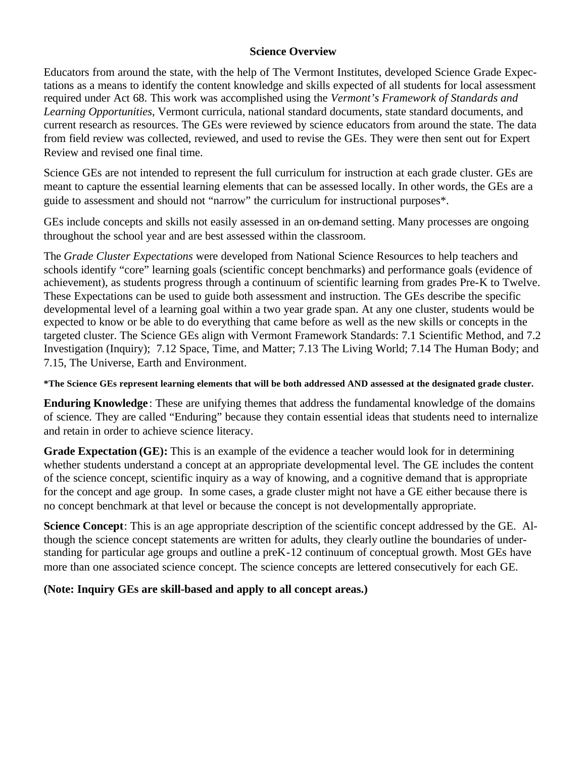## Science Overview

Educators from around the state, with the help of The Vermont Institutes, developed Science Grade Expectations as a means to identify the content knowledge and skills expected of all students for local assessment required under Act 68. This work was accomplished using the *Vermont's Framework of Standards and Learning Opportunities*, Vermont curricula, national standard documents, state standard documents, and current research as resources. The GEs were reviewed by science educators from around the state. The data from field review was collected, reviewed, and used to revise the GEs. They were then sent out for Expert Review and revised one final time.

Science GEs are not intended to represent the full curriculum for instruction at each grade cluster. GEs are meant to capture the essential learning elements that can be assessed locally. In other words, the GEs are a guide to assessment and should not "narrow" the curriculum for instructional purposes*.

GEs include concepts and skills not easily assessed in an on-demand setting. Many processes are ongoing throughout the school year and are best assessed within the classroom.

The *Grade Cluster Expectations* were developed from National Science Resources to help teachers and schools identify "core" learning goals (scientific concept benchmarks) and performance goals (evidence of achievement), as students progress through a continuum of scientific learning from grades Pre-K to Twelve. These Expectations can be used to guide both assessment and instruction. The GEs describe the specific developmental level of a learning goal within a two year grade span. At any one cluster, students would be expected to know or be able to do everything that came before as well as the new skills or concepts in the targeted cluster. The Science GEs align with Vermont Framework Standards: 7.1 Scientific Method, and 7.2 Investigation (Inquiry); 7.12 Space, Time, and Matter; 7.13 The Living World; 7.14 The Human Body; and 7.15, The Universe, Earth and Environment.

**\*The Science GEs represent learning elements that will be both addressed AND assessed at the designated grade cluster.**

**Enduring Knowledge**: These are unifying themes that address the fundamental knowledge of the domains of science. They are called "Enduring" because they contain essential ideas that students need to internalize and retain in order to achieve science literacy.

**Grade Expectation (GE):** This is an example of the evidence a teacher would look for in determining whether students understand a concept at an appropriate developmental level. The GE includes the content of the science concept, scientific inquiry as a way of knowing, and a cognitive demand that is appropriate for the concept and age group. In some cases, a grade cluster might not have a GE either because there is no concept benchmark at that level or because the concept is not developmentally appropriate.

**Science Concept**: This is an age appropriate description of the scientific concept addressed by the GE. Although the science concept statements are written for adults, they clearly outline the boundaries of understanding for particular age groups and outline a preK-12 continuum of conceptual growth. Most GEs have more than one associated science concept. The science concepts are lettered consecutively for each GE.

**(Note: Inquiry GEs are skill-based and apply to all concept areas.)**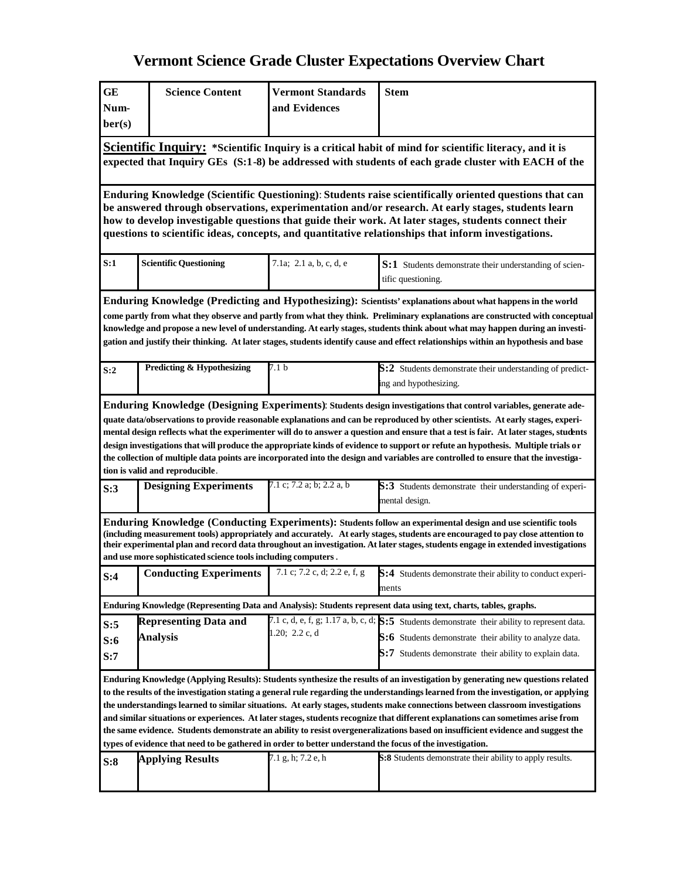# Vermont Science Grade Cluster Expectations Overview Chart

| GE Number(s) | Science Content | Vermont Standards and Evidences | Stem |
|---|---|---|---|
| **Scientific Inquiry:** *Scientific Inquiry is a critical habit of mind for scientific literacy, and it is expected that Inquiry GEs (S:1-8) be addressed with students of each grade cluster with EACH of the | | | |
| **Enduring Knowledge (Scientific Questioning): Students raise scientifically oriented questions that can be answered through observations, experimentation and/or research. At early stages, students learn how to develop investigable questions that guide their work. At later stages, students connect their questions to scientific ideas, concepts, and quantitative relationships that inform investigations.** | | | |
| S:1 | Scientific Questioning | 7.1a; 2.1 a, b, c, d, e | **S:1** Students demonstrate their understanding of scientific questioning. |
| **Enduring Knowledge (Predicting and Hypothesizing): Scientists' explanations about what happens in the world come partly from what they observe and partly from what they think. Preliminary explanations are constructed with conceptual knowledge and propose a new level of understanding. At early stages, students think about what may happen during an investigation and justify their thinking. At later stages, students identify cause and effect relationships within an hypothesis and base** | | | |
| S:2 | Predicting & Hypothesizing | 7.1 b | **S:2** Students demonstrate their understanding of predicting and hypothesizing. |
| **Enduring Knowledge (Designing Experiments): Students design investigations that control variables, generate adequate data/observations to provide reasonable explanations and can be reproduced by other scientists. At early stages, experimental design reflects what the experimenter will do to answer a question and ensure that a test is fair. At later stages, students design investigations that will produce the appropriate kinds of evidence to support or refute an hypothesis. Multiple trials or the collection of multiple data points are incorporated into the design and variables are controlled to ensure that the investigation is valid and reproducible.** | | | |
| S:3 | Designing Experiments | 7.1 c; 7.2 a; b; 2.2 a, b | **S:3** Students demonstrate their understanding of experimental design. |
| **Enduring Knowledge (Conducting Experiments): Students follow an experimental design and use scientific tools (including measurement tools) appropriately and accurately. At early stages, students are encouraged to pay close attention to their experimental plan and record data throughout an investigation. At later stages, students engage in extended investigations and use more sophisticated science tools including computers.** | | | |
| S:4 | Conducting Experiments | 7.1 c; 7.2 c, d; 2.2 e, f, g | **S:4** Students demonstrate their ability to conduct experiments |
| **Enduring Knowledge (Representing Data and Analysis): Students represent data using text, charts, tables, graphs.** | | | |
| S:5<br>S:6<br>S:7 | Representing Data and Analysis | 7.1 c, d, e, f, g; 1.17 a, b, c, d; 1.20; 2.2 c, d | **S:5** Students demonstrate their ability to represent data.<br>**S:6** Students demonstrate their ability to analyze data.<br>**S:7** Students demonstrate their ability to explain data. |
| **Enduring Knowledge (Applying Results): Students synthesize the results of an investigation by generating new questions related to the results of the investigation stating a general rule regarding the understandings learned from the investigation, or applying the understandings learned to similar situations. At early stages, students make connections between classroom investigations and similar situations or experiences. At later stages, students recognize that different explanations can sometimes arise from the same evidence. Students demonstrate an ability to resist overgeneralizations based on insufficient evidence and suggest the types of evidence that need to be gathered in order to better understand the focus of the investigation.** | | | |
| S:8 | Applying Results | 7.1 g, h; 7.2 e, h | **S:8** Students demonstrate their ability to apply results. |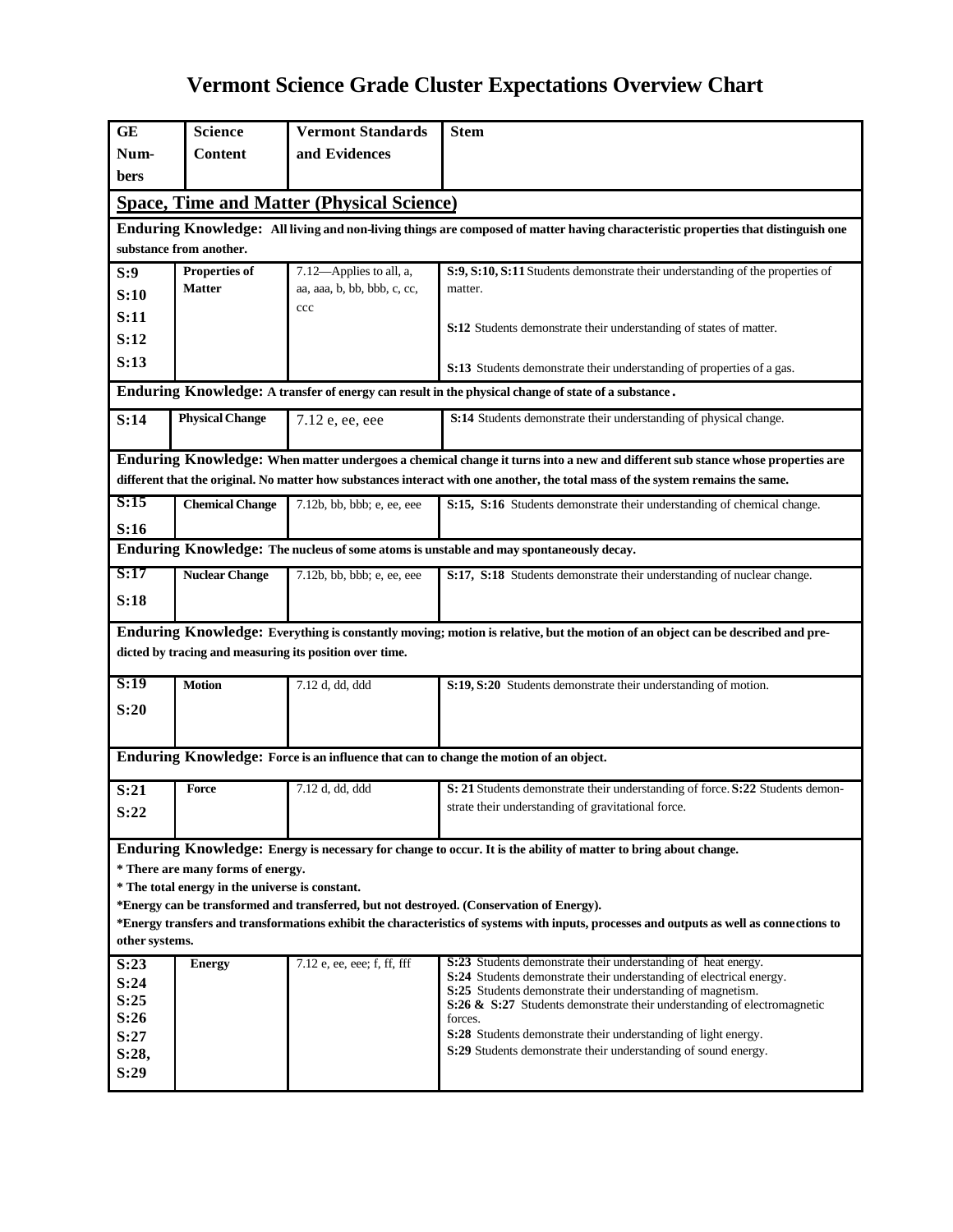# Vermont Science Grade Cluster Expectations Overview Chart

| GE Numbers | Science Content | Vermont Standards and Evidences | Stem |
|---|---|---|---|
| **Space, Time and Matter (Physical Science)** | | | |
| **Enduring Knowledge: All living and non-living things are composed of matter having characteristic properties that distinguish one substance from another.** | | | |
| S:9 S:10 S:11 S:12 S:13 | **Properties of Matter** | 7.12—Applies to all, a, aa, aaa, b, bb, bbb, c, cc, ccc | **S:9, S:10, S:11** Students demonstrate their understanding of the properties of matter. **S:12** Students demonstrate their understanding of states of matter. **S:13** Students demonstrate their understanding of properties of a gas. |
| **Enduring Knowledge: A transfer of energy can result in the physical change of state of a substance.** | | | |
| S:14 | **Physical Change** | 7.12 e, ee, eee | **S:14** Students demonstrate their understanding of physical change. |
| **Enduring Knowledge: When matter undergoes a chemical change it turns into a new and different sub stance whose properties are different that the original. No matter how substances interact with one another, the total mass of the system remains the same.** | | | |
| S:15 S:16 | **Chemical Change** | 7.12b, bb, bbb; e, ee, eee | **S:15, S:16** Students demonstrate their understanding of chemical change. |
| **Enduring Knowledge: The nucleus of some atoms is unstable and may spontaneously decay.** | | | |
| S:17 S:18 | **Nuclear Change** | 7.12b, bb, bbb; e, ee, eee | **S:17, S:18** Students demonstrate their understanding of nuclear change. |
| **Enduring Knowledge: Everything is constantly moving; motion is relative, but the motion of an object can be described and predicted by tracing and measuring its position over time.** | | | |
| S:19 S:20 | **Motion** | 7.12 d, dd, ddd | **S:19, S:20** Students demonstrate their understanding of motion. |
| **Enduring Knowledge: Force is an influence that can to change the motion of an object.** | | | |
| S:21 S:22 | **Force** | 7.12 d, dd, ddd | **S: 21** Students demonstrate their understanding of force. **S:22** Students demonstrate their understanding of gravitational force. |
| **Enduring Knowledge: Energy is necessary for change to occur. It is the ability of matter to bring about change.** * There are many forms of energy. * The total energy in the universe is constant. *Energy can be transformed and transferred, but not destroyed. (Conservation of Energy). *Energy transfers and transformations exhibit the characteristics of systems with inputs, processes and outputs as well as connections to other systems. | | | |
| S:23 S:24 S:25 S:26 S:27 S:28, S:29 | **Energy** | 7.12 e, ee, eee; f, ff, fff | **S:23** Students demonstrate their understanding of heat energy. **S:24** Students demonstrate their understanding of electrical energy. **S:25** Students demonstrate their understanding of magnetism. **S:26 & S:27** Students demonstrate their understanding of electromagnetic forces. **S:28** Students demonstrate their understanding of light energy. **S:29** Students demonstrate their understanding of sound energy. |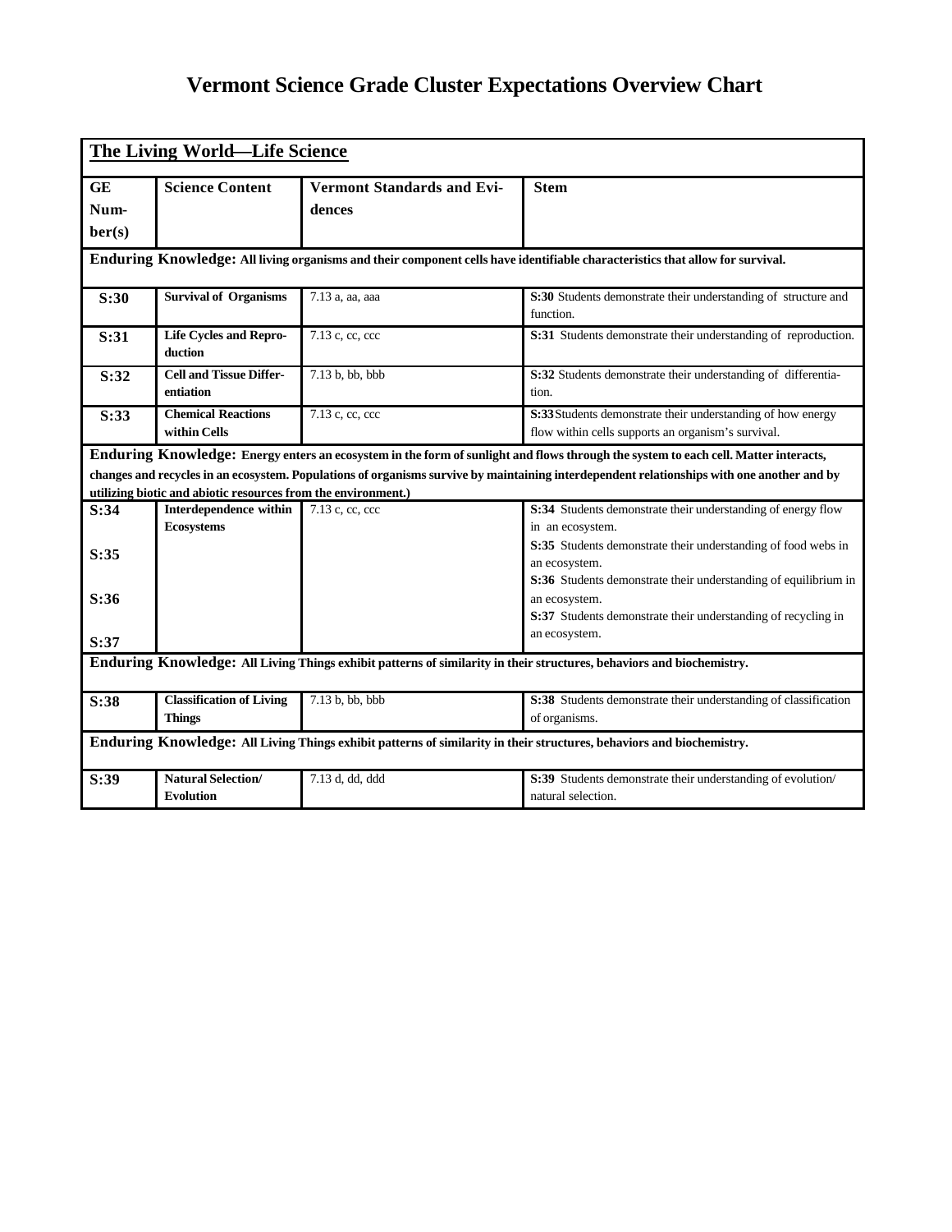# Vermont Science Grade Cluster Expectations Overview Chart

| **The Living World—Life Science** | | | |
|---|---|---|---|
| **GE Number(s)** | **Science Content** | **Vermont Standards and Evidences** | **Stem** |
| **Enduring Knowledge:** **All living organisms and their component cells have identifiable characteristics that allow for survival.** | | | |
| **S:30** | **Survival of Organisms** | 7.13 a, aa, aaa | **S:30** Students demonstrate their understanding of structure and function. |
| **S:31** | **Life Cycles and Reproduction** | 7.13 c, cc, ccc | **S:31** Students demonstrate their understanding of reproduction. |
| **S:32** | **Cell and Tissue Differentiation** | 7.13 b, bb, bbb | **S:32** Students demonstrate their understanding of differentiation. |
| **S:33** | **Chemical Reactions within Cells** | 7.13 c, cc, ccc | **S:33** Students demonstrate their understanding of how energy flow within cells supports an organism's survival. |
| **Enduring Knowledge:** **Energy enters an ecosystem in the form of sunlight and flows through the system to each cell. Matter interacts, changes and recycles in an ecosystem. Populations of organisms survive by maintaining interdependent relationships with one another and by utilizing biotic and abiotic resources from the environment.)** | | | |
| **S:34**<br><br>**S:35**<br><br>**S:36**<br><br>**S:37** | **Interdependence within Ecosystems** | 7.13 c, cc, ccc | **S:34** Students demonstrate their understanding of energy flow in an ecosystem.<br>**S:35** Students demonstrate their understanding of food webs in an ecosystem.<br>**S:36** Students demonstrate their understanding of equilibrium in an ecosystem.<br>**S:37** Students demonstrate their understanding of recycling in an ecosystem. |
| **Enduring Knowledge:** **All Living Things exhibit patterns of similarity in their structures, behaviors and biochemistry.** | | | |
| **S:38** | **Classification of Living Things** | 7.13 b, bb, bbb | **S:38** Students demonstrate their understanding of classification of organisms. |
| **Enduring Knowledge:** **All Living Things exhibit patterns of similarity in their structures, behaviors and biochemistry.** | | | |
| **S:39** | **Natural Selection/ Evolution** | 7.13 d, dd, ddd | **S:39** Students demonstrate their understanding of evolution/ natural selection. |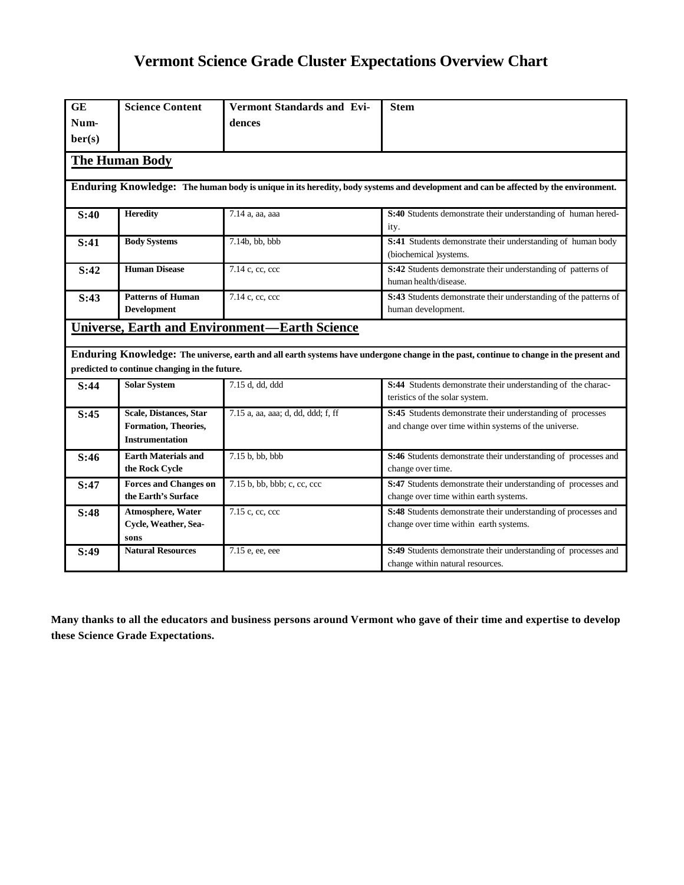# Vermont Science Grade Cluster Expectations Overview Chart

| GE Number(s) | Science Content | Vermont Standards and Evidences | Stem |
|---|---|---|---|
| **The Human Body** | | | |
| **Enduring Knowledge: The human body is unique in its heredity, body systems and development and can be affected by the environment.** | | | |
| **S:40** | **Heredity** | 7.14 a, aa, aaa | **S:40** Students demonstrate their understanding of human heredity. |
| **S:41** | **Body Systems** | 7.14b, bb, bbb | **S:41** Students demonstrate their understanding of human body (biochemical )systems. |
| **S:42** | **Human Disease** | 7.14 c, cc, ccc | **S:42** Students demonstrate their understanding of patterns of human health/disease. |
| **S:43** | **Patterns of Human Development** | 7.14 c, cc, ccc | **S:43** Students demonstrate their understanding of the patterns of human development. |
| **Universe, Earth and Environment—Earth Science** | | | |
| **Enduring Knowledge: The universe, earth and all earth systems have undergone change in the past, continue to change in the present and predicted to continue changing in the future.** | | | |
| **S:44** | **Solar System** | 7.15 d, dd, ddd | **S:44** Students demonstrate their understanding of the characteristics of the solar system. |
| **S:45** | **Scale, Distances, Star Formation, Theories, Instrumentation** | 7.15 a, aa, aaa; d, dd, ddd; f, ff | **S:45** Students demonstrate their understanding of processes and change over time within systems of the universe. |
| **S:46** | **Earth Materials and the Rock Cycle** | 7.15 b, bb, bbb | **S:46** Students demonstrate their understanding of processes and change over time. |
| **S:47** | **Forces and Changes on the Earth's Surface** | 7.15 b, bb, bbb; c, cc, ccc | **S:47** Students demonstrate their understanding of processes and change over time within earth systems. |
| **S:48** | **Atmosphere, Water Cycle, Weather, Seasons** | 7.15 c, cc, ccc | **S:48** Students demonstrate their understanding of processes and change over time within earth systems. |
| **S:49** | **Natural Resources** | 7.15 e, ee, eee | **S:49** Students demonstrate their understanding of processes and change within natural resources. |

**Many thanks to all the educators and business persons around Vermont who gave of their time and expertise to develop these Science Grade Expectations.**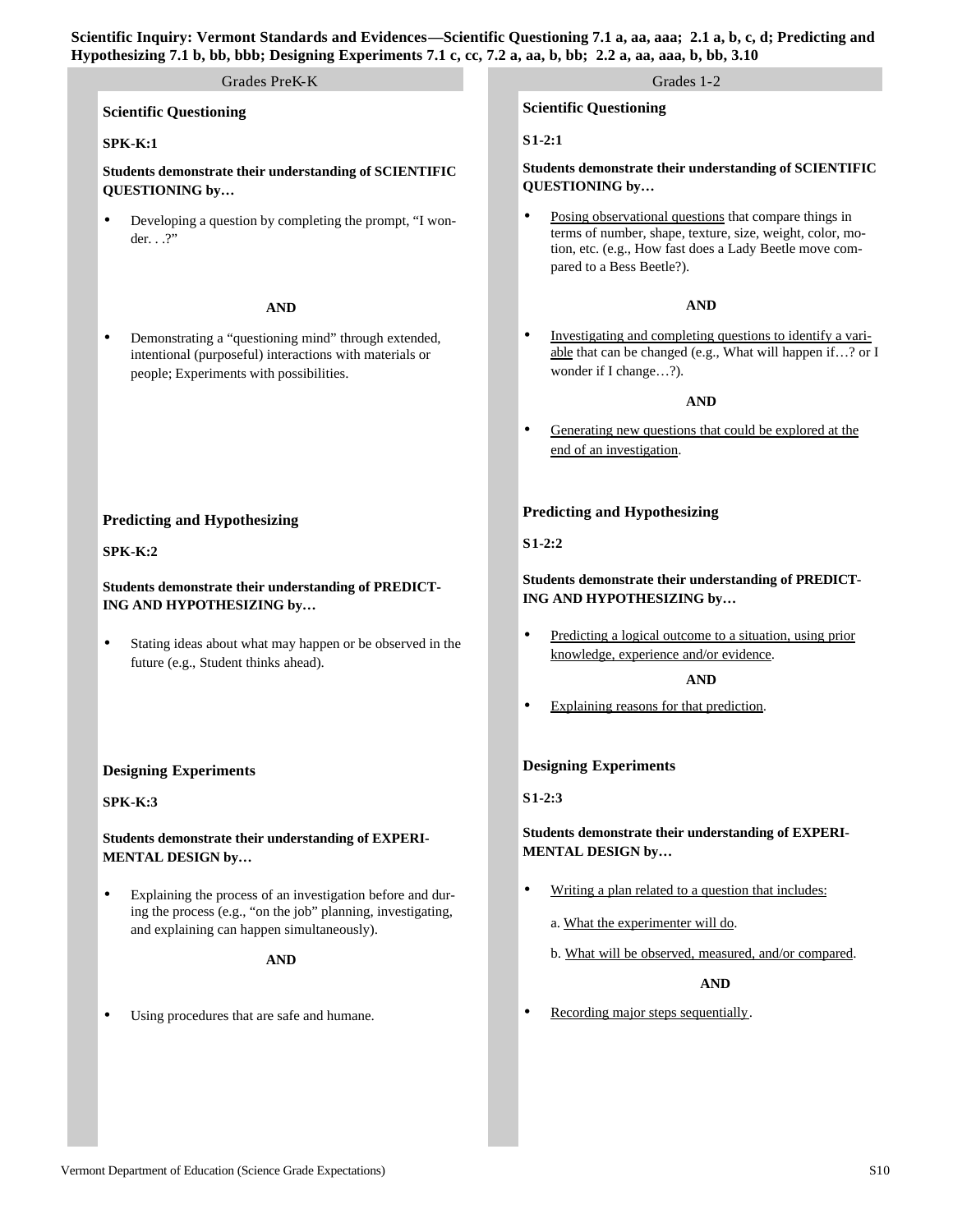**Scientific Inquiry: Vermont Standards and Evidences—Scientific Questioning 7.1 a, aa, aaa; 2.1 a, b, c, d; Predicting and Hypothesizing 7.1 b, bb, bbb; Designing Experiments 7.1 c, cc, 7.2 a, aa, b, bb; 2.2 a, aa, aaa, b, bb, 3.10**

## Grades PreK-K

### Scientific Questioning

**SPK-K:1**

**Students demonstrate their understanding of SCIENTIFIC QUESTIONING by…**

- Developing a question by completing the prompt, "I wonder. . .?"

**AND**

- Demonstrating a "questioning mind" through extended, intentional (purposeful) interactions with materials or people; Experiments with possibilities.

### Predicting and Hypothesizing

**SPK-K:2**

**Students demonstrate their understanding of PREDICTING AND HYPOTHESIZING by…**

- Stating ideas about what may happen or be observed in the future (e.g., Student thinks ahead).

### Designing Experiments

**SPK-K:3**

**Students demonstrate their understanding of EXPERIMENTAL DESIGN by…**

- Explaining the process of an investigation before and during the process (e.g., "on the job" planning, investigating, and explaining can happen simultaneously).

**AND**

- Using procedures that are safe and humane.

## Grades 1-2

### Scientific Questioning

**S1-2:1**

**Students demonstrate their understanding of SCIENTIFIC QUESTIONING by…**

- Posing observational questions that compare things in terms of number, shape, texture, size, weight, color, motion, etc. (e.g., How fast does a Lady Beetle move compared to a Bess Beetle?).

**AND**

- Investigating and completing questions to identify a variable that can be changed (e.g., What will happen if…? or I wonder if I change…?).

**AND**

- Generating new questions that could be explored at the end of an investigation.

### Predicting and Hypothesizing

**S1-2:2**

**Students demonstrate their understanding of PREDICTING AND HYPOTHESIZING by…**

- Predicting a logical outcome to a situation, using prior knowledge, experience and/or evidence.

**AND**

- Explaining reasons for that prediction.

### Designing Experiments

**S1-2:3**

**Students demonstrate their understanding of EXPERIMENTAL DESIGN by…**

- Writing a plan related to a question that includes:

  a. What the experimenter will do.

  b. What will be observed, measured, and/or compared.

**AND**

- Recording major steps sequentially.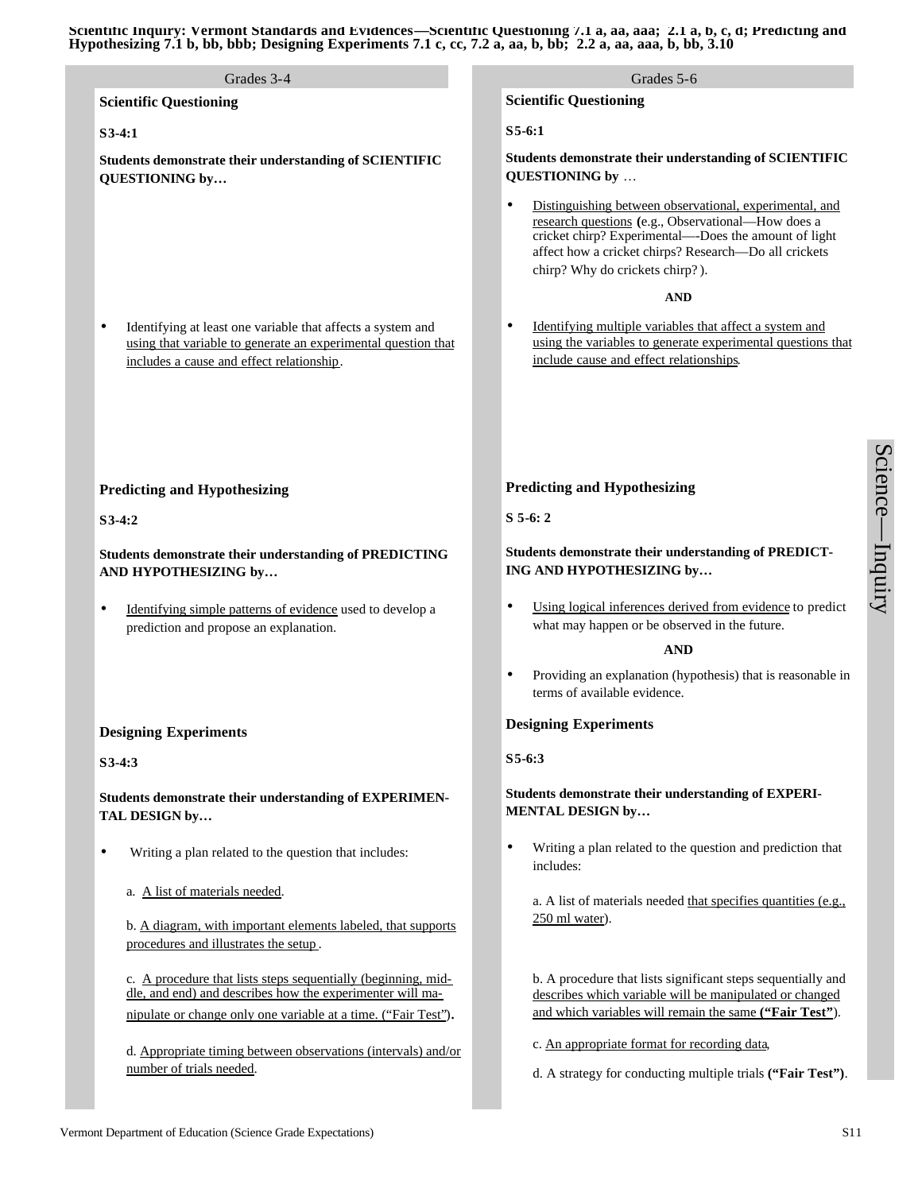**Scientific Inquiry: Vermont Standards and Evidences—Scientific Questioning 7.1 a, aa, aaa; 2.1 a, b, c, d; Predicting and Hypothesizing 7.1 b, bb, bbb; Designing Experiments 7.1 c, cc, 7.2 a, aa, b, bb; 2.2 a, aa, aaa, b, bb, 3.10**

## Grades 3-4

### Scientific Questioning

**S3-4:1**

**Students demonstrate their understanding of SCIENTIFIC QUESTIONING by…**

- Identifying at least one variable that affects a system and using that variable to generate an experimental question that includes a cause and effect relationship.

### Predicting and Hypothesizing

**S3-4:2**

**Students demonstrate their understanding of PREDICTING AND HYPOTHESIZING by…**

- Identifying simple patterns of evidence used to develop a prediction and propose an explanation.

### Designing Experiments

**S3-4:3**

**Students demonstrate their understanding of EXPERIMENTAL DESIGN by…**

- Writing a plan related to the question that includes:

  a. A list of materials needed.

  b. A diagram, with important elements labeled, that supports procedures and illustrates the setup.

  c. A procedure that lists steps sequentially (beginning, middle, and end) and describes how the experimenter will manipulate or change only one variable at a time. (“Fair Test”).

  d. Appropriate timing between observations (intervals) and/or number of trials needed.

## Grades 5-6

### Scientific Questioning

**S5-6:1**

**Students demonstrate their understanding of SCIENTIFIC QUESTIONING by …**

- Distinguishing between observational, experimental, and research questions (e.g., Observational—How does a cricket chirp? Experimental—-Does the amount of light affect how a cricket chirps? Research—Do all crickets chirp? Why do crickets chirp?).

**AND**

- Identifying multiple variables that affect a system and using the variables to generate experimental questions that include cause and effect relationships.

### Predicting and Hypothesizing

**S 5-6: 2**

**Students demonstrate their understanding of PREDICTING AND HYPOTHESIZING by…**

- Using logical inferences derived from evidence to predict what may happen or be observed in the future.

**AND**

- Providing an explanation (hypothesis) that is reasonable in terms of available evidence.

### Designing Experiments

**S5-6:3**

**Students demonstrate their understanding of EXPERIMENTAL DESIGN by…**

- Writing a plan related to the question and prediction that includes:

  a. A list of materials needed that specifies quantities (e.g., 250 ml water).

  b. A procedure that lists significant steps sequentially and describes which variable will be manipulated or changed and which variables will remain the same **(“Fair Test”)**.

  c. An appropriate format for recording data,

  d. A strategy for conducting multiple trials **(“Fair Test”)**.

Science—Inquiry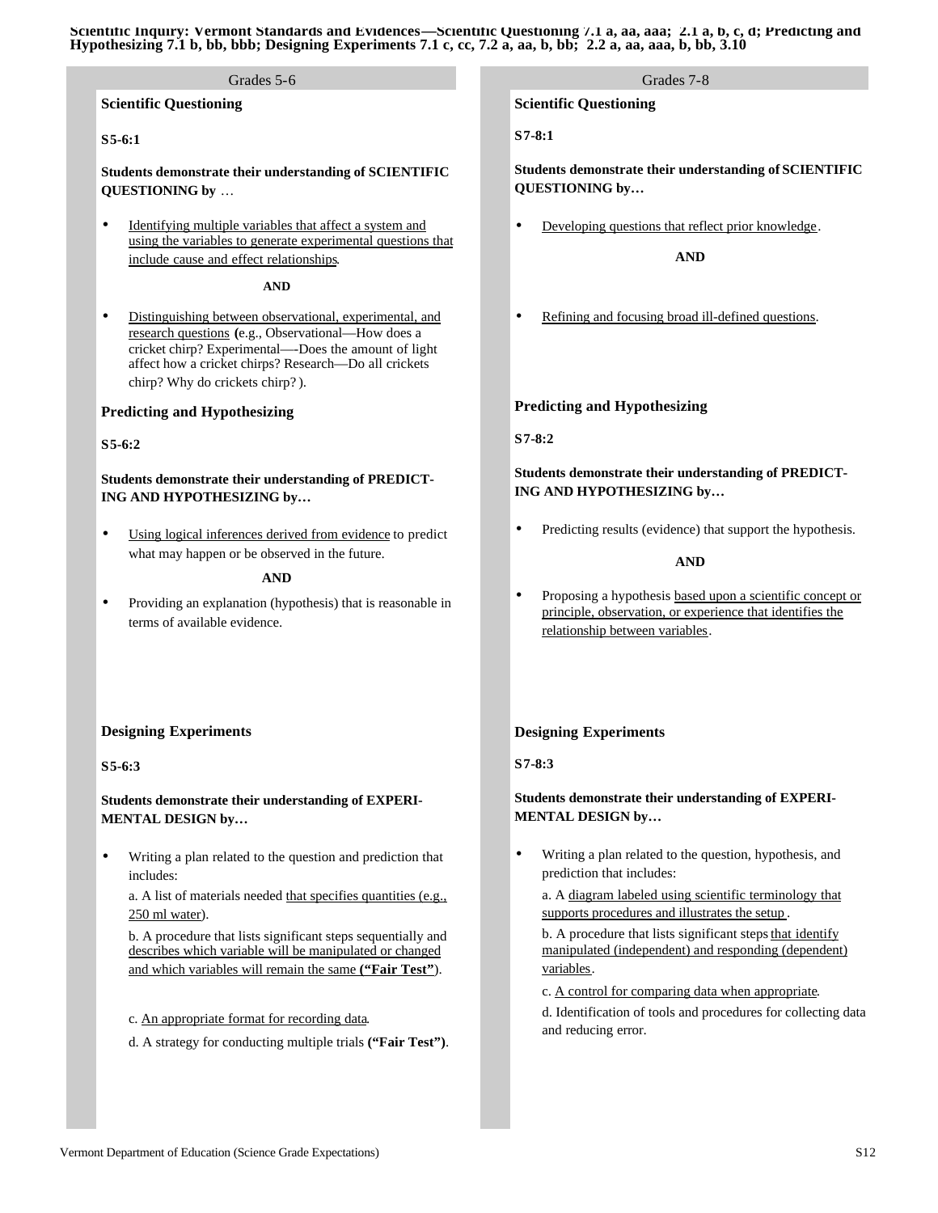**Scientific Inquiry: Vermont Standards and Evidences—Scientific Questioning 7.1 a, aa, aaa; 2.1 a, b, c, d; Predicting and Hypothesizing 7.1 b, bb, bbb; Designing Experiments 7.1 c, cc, 7.2 a, aa, b, bb; 2.2 a, aa, aaa, b, bb, 3.10**

## Grades 5-6

### Scientific Questioning

**S5-6:1**

**Students demonstrate their understanding of SCIENTIFIC QUESTIONING by …**

- Identifying multiple variables that affect a system and using the variables to generate experimental questions that include cause and effect relationships.

**AND**

- Distinguishing between observational, experimental, and research questions **(**e.g., Observational—How does a cricket chirp? Experimental—-Does the amount of light affect how a cricket chirps? Research—Do all crickets chirp? Why do crickets chirp? ).

### Predicting and Hypothesizing

**S5-6:2**

**Students demonstrate their understanding of PREDICTING AND HYPOTHESIZING by…**

- Using logical inferences derived from evidence to predict what may happen or be observed in the future.

**AND**

- Providing an explanation (hypothesis) that is reasonable in terms of available evidence.

### Designing Experiments

**S5-6:3**

**Students demonstrate their understanding of EXPERIMENTAL DESIGN by…**

- Writing a plan related to the question and prediction that includes:

  a. A list of materials needed that specifies quantities (e.g., 250 ml water).

  b. A procedure that lists significant steps sequentially and describes which variable will be manipulated or changed and which variables will remain the same **("Fair Test"**).

  c. An appropriate format for recording data.

  d. A strategy for conducting multiple trials **("Fair Test")**.

## Grades 7-8

### Scientific Questioning

**S7-8:1**

**Students demonstrate their understanding of SCIENTIFIC QUESTIONING by…**

- Developing questions that reflect prior knowledge.

**AND**

- Refining and focusing broad ill-defined questions.

### Predicting and Hypothesizing

**S7-8:2**

**Students demonstrate their understanding of PREDICTING AND HYPOTHESIZING by…**

- Predicting results (evidence) that support the hypothesis.

**AND**

- Proposing a hypothesis based upon a scientific concept or principle, observation, or experience that identifies the relationship between variables.

### Designing Experiments

**S7-8:3**

**Students demonstrate their understanding of EXPERIMENTAL DESIGN by…**

- Writing a plan related to the question, hypothesis, and prediction that includes:

  a. A diagram labeled using scientific terminology that supports procedures and illustrates the setup .

  b. A procedure that lists significant steps that identify manipulated (independent) and responding (dependent) variables.

  c. A control for comparing data when appropriate.

  d. Identification of tools and procedures for collecting data and reducing error.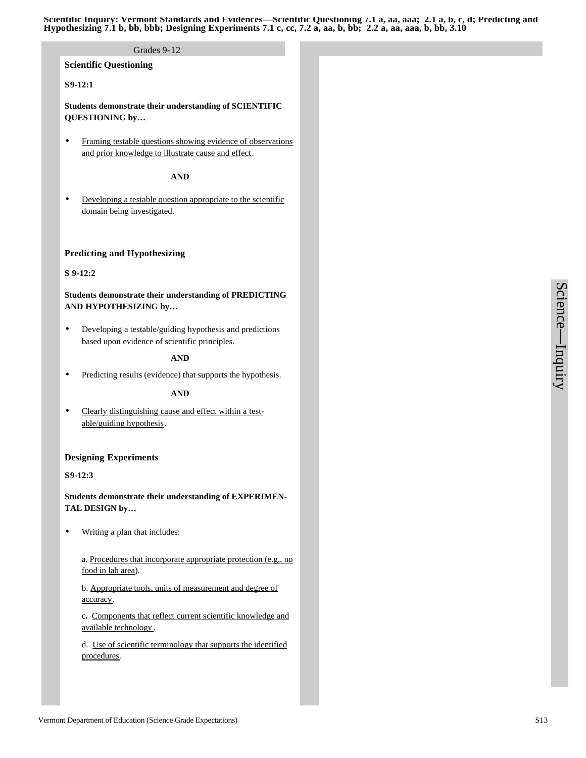**Scientific Inquiry: Vermont Standards and Evidences—Scientific Questioning 7.1 a, aa, aaa; 2.1 a, b, c, d; Predicting and Hypothesizing 7.1 b, bb, bbb; Designing Experiments 7.1 c, cc, 7.2 a, aa, b, bb; 2.2 a, aa, aaa, b, bb, 3.10**

Grades 9-12

## Scientific Questioning

**S9-12:1**

**Students demonstrate their understanding of SCIENTIFIC QUESTIONING by…**

- Framing testable questions showing evidence of observations and prior knowledge to illustrate cause and effect.

**AND**

- Developing a testable question appropriate to the scientific domain being investigated.

## Predicting and Hypothesizing

**S 9-12:2**

**Students demonstrate their understanding of PREDICTING AND HYPOTHESIZING by…**

- Developing a testable/guiding hypothesis and predictions based upon evidence of scientific principles.

**AND**

- Predicting results (evidence) that supports the hypothesis.

**AND**

- Clearly distinguishing cause and effect within a testable/guiding hypothesis.

## Designing Experiments

**S9-12:3**

**Students demonstrate their understanding of EXPERIMENTAL DESIGN by…**

- Writing a plan that includes:

  a. Procedures that incorporate appropriate protection (e.g., no food in lab area).

  b. Appropriate tools, units of measurement and degree of accuracy.

  c. Components that reflect current scientific knowledge and available technology.

  d. Use of scientific terminology that supports the identified procedures.

Science—Inquiry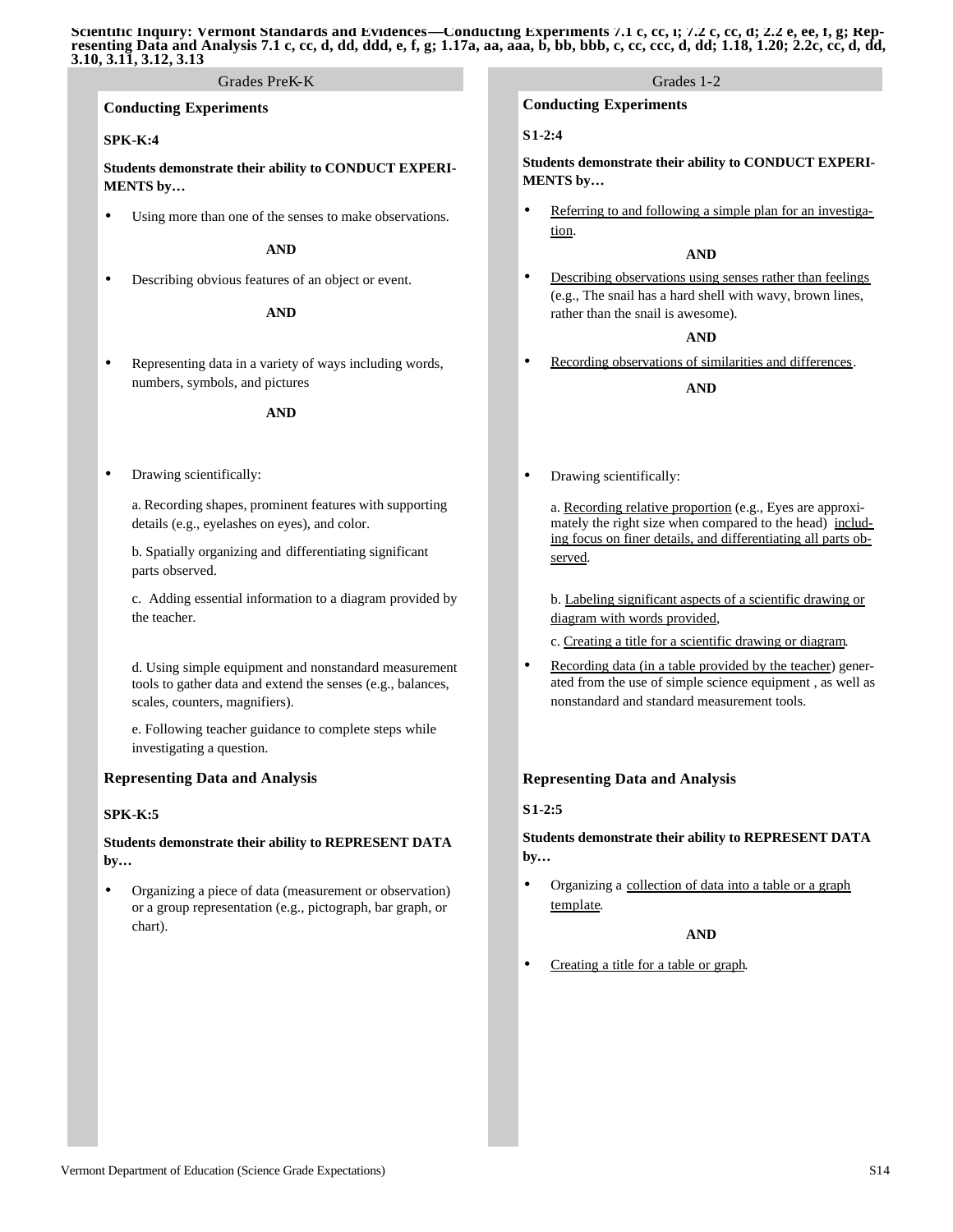**Scientific Inquiry: Vermont Standards and Evidences—Conducting Experiments 7.1 c, cc, i; 7.2 c, cc, d; 2.2 e, ee, f, g; Representing Data and Analysis 7.1 c, cc, d, dd, ddd, e, f, g; 1.17a, aa, aaa, b, bb, bbb, c, cc, ccc, d, dd; 1.18, 1.20; 2.2c, cc, d, dd, 3.10, 3.11, 3.12, 3.13**

## Grades PreK-K

### Conducting Experiments

**SPK-K:4**

**Students demonstrate their ability to CONDUCT EXPERIMENTS by…**

- Using more than one of the senses to make observations.

**AND**

- Describing obvious features of an object or event.

**AND**

- Representing data in a variety of ways including words, numbers, symbols, and pictures

**AND**

- Drawing scientifically:

  a. Recording shapes, prominent features with supporting details (e.g., eyelashes on eyes), and color.

  b. Spatially organizing and differentiating significant parts observed.

  c. Adding essential information to a diagram provided by the teacher.

  d. Using simple equipment and nonstandard measurement tools to gather data and extend the senses (e.g., balances, scales, counters, magnifiers).

  e. Following teacher guidance to complete steps while investigating a question.

### Representing Data and Analysis

**SPK-K:5**

**Students demonstrate their ability to REPRESENT DATA by…**

- Organizing a piece of data (measurement or observation) or a group representation (e.g., pictograph, bar graph, or chart).

## Grades 1-2

### Conducting Experiments

**S1-2:4**

**Students demonstrate their ability to CONDUCT EXPERIMENTS by…**

- Referring to and following a simple plan for an investigation.

**AND**

- Describing observations using senses rather than feelings (e.g., The snail has a hard shell with wavy, brown lines, rather than the snail is awesome).

**AND**

- Recording observations of similarities and differences.

**AND**

- Drawing scientifically:

  a. Recording relative proportion (e.g., Eyes are approximately the right size when compared to the head) including focus on finer details, and differentiating all parts observed.

  b. Labeling significant aspects of a scientific drawing or diagram with words provided,

  c. Creating a title for a scientific drawing or diagram.

- Recording data (in a table provided by the teacher) generated from the use of simple science equipment , as well as nonstandard and standard measurement tools.

### Representing Data and Analysis

**S1-2:5**

**Students demonstrate their ability to REPRESENT DATA by…**

- Organizing a collection of data into a table or a graph template.

**AND**

- Creating a title for a table or graph.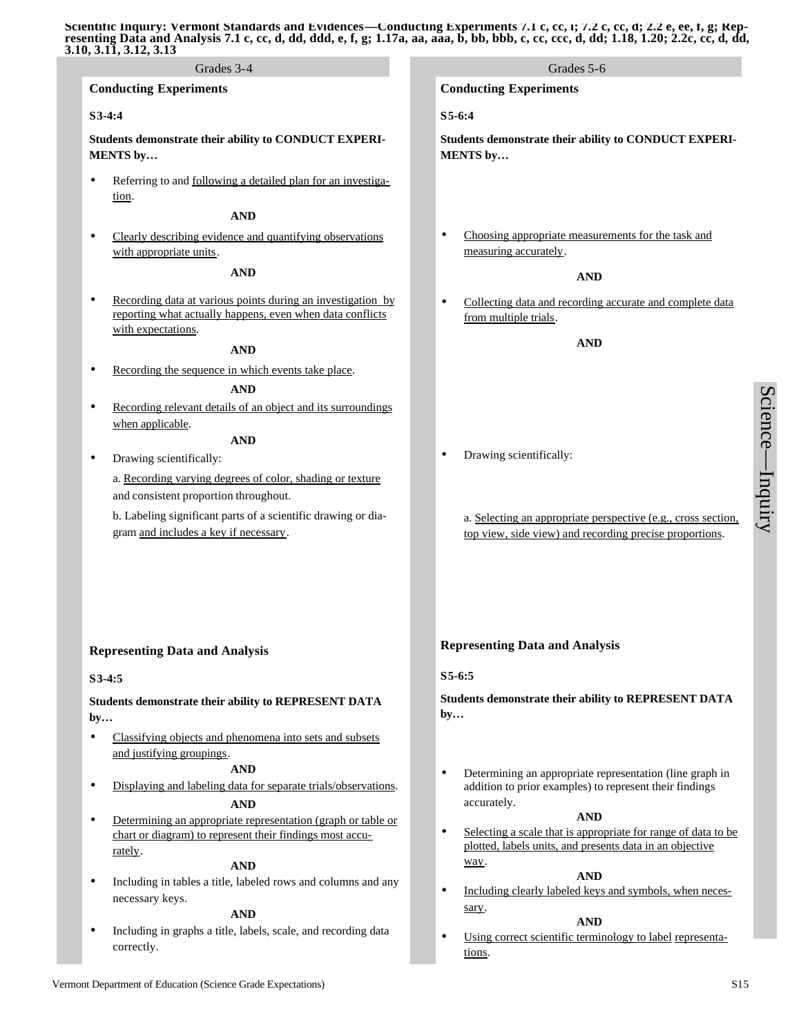**Scientific Inquiry: Vermont Standards and Evidences—Conducting Experiments 7.1 c, cc, i; 7.2 c, cc, d; 2.2 e, ee, f, g; Representing Data and Analysis 7.1 c, cc, d, dd, ddd, e, f, g; 1.17a, aa, aaa, b, bb, bbb, c, cc, ccc, d, dd; 1.18, 1.20; 2.2c, cc, d, dd, 3.10, 3.11, 3.12, 3.13**

## Grades 3-4

### Conducting Experiments

**S3-4:4**

**Students demonstrate their ability to CONDUCT EXPERIMENTS by…**

- Referring to and following a detailed plan for an investigation.

**AND**

- Clearly describing evidence and quantifying observations with appropriate units.

**AND**

- Recording data at various points during an investigation by reporting what actually happens, even when data conflicts with expectations.

**AND**

- Recording the sequence in which events take place.

**AND**

- Recording relevant details of an object and its surroundings when applicable.

**AND**

- Drawing scientifically:

  a. Recording varying degrees of color, shading or texture and consistent proportion throughout.

  b. Labeling significant parts of a scientific drawing or diagram and includes a key if necessary.

### Representing Data and Analysis

**S3-4:5**

**Students demonstrate their ability to REPRESENT DATA by…**

- Classifying objects and phenomena into sets and subsets and justifying groupings.

**AND**

- Displaying and labeling data for separate trials/observations.

**AND**

- Determining an appropriate representation (graph or table or chart or diagram) to represent their findings most accurately.

**AND**

- Including in tables a title, labeled rows and columns and any necessary keys.

**AND**

- Including in graphs a title, labels, scale, and recording data correctly.

## Grades 5-6

### Conducting Experiments

**S5-6:4**

**Students demonstrate their ability to CONDUCT EXPERIMENTS by…**

- Choosing appropriate measurements for the task and measuring accurately.

**AND**

- Collecting data and recording accurate and complete data from multiple trials.

**AND**

- Drawing scientifically:

  a. Selecting an appropriate perspective (e.g., cross section, top view, side view) and recording precise proportions.

### Representing Data and Analysis

**S5-6:5**

**Students demonstrate their ability to REPRESENT DATA by…**

- Determining an appropriate representation (line graph in addition to prior examples) to represent their findings accurately.

**AND**

- Selecting a scale that is appropriate for range of data to be plotted, labels units, and presents data in an objective way.

**AND**

- Including clearly labeled keys and symbols, when necessary.

**AND**

- Using correct scientific terminology to label representations.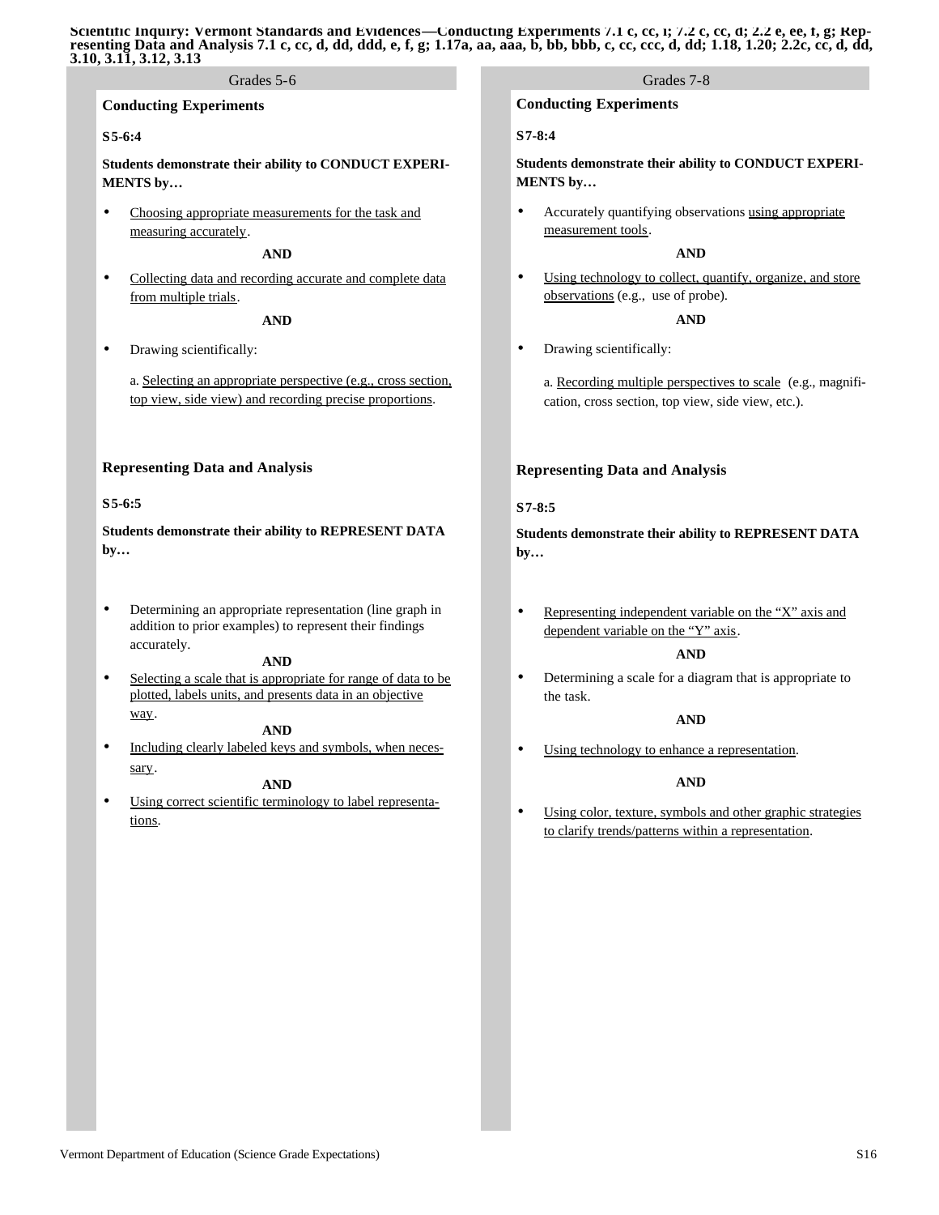**Scientific Inquiry: Vermont Standards and Evidences—Conducting Experiments 7.1 c, cc, i; 7.2 c, cc, d; 2.2 e, ee, f, g; Representing Data and Analysis 7.1 c, cc, d, dd, ddd, e, f, g; 1.17a, aa, aaa, b, bb, bbb, c, cc, ccc, d, dd; 1.18, 1.20; 2.2c, cc, d, dd, 3.10, 3.11, 3.12, 3.13**

## Grades 5-6

### Conducting Experiments

**S5-6:4**

**Students demonstrate their ability to CONDUCT EXPERIMENTS by…**

- Choosing appropriate measurements for the task and measuring accurately.

**AND**

- Collecting data and recording accurate and complete data from multiple trials.

**AND**

- Drawing scientifically:

  a. Selecting an appropriate perspective (e.g., cross section, top view, side view) and recording precise proportions.

### Representing Data and Analysis

**S5-6:5**

**Students demonstrate their ability to REPRESENT DATA by…**

- Determining an appropriate representation (line graph in addition to prior examples) to represent their findings accurately.

**AND**

- Selecting a scale that is appropriate for range of data to be plotted, labels units, and presents data in an objective way.

**AND**

- Including clearly labeled keys and symbols, when necessary.

**AND**

- Using correct scientific terminology to label representations.

## Grades 7-8

### Conducting Experiments

**S7-8:4**

**Students demonstrate their ability to CONDUCT EXPERIMENTS by…**

- Accurately quantifying observations using appropriate measurement tools.

**AND**

- Using technology to collect, quantify, organize, and store observations (e.g., use of probe).

**AND**

- Drawing scientifically:

  a. Recording multiple perspectives to scale (e.g., magnification, cross section, top view, side view, etc.).

### Representing Data and Analysis

**S7-8:5**

**Students demonstrate their ability to REPRESENT DATA by…**

- Representing independent variable on the "X" axis and dependent variable on the "Y" axis.

**AND**

- Determining a scale for a diagram that is appropriate to the task.

**AND**

- Using technology to enhance a representation.

**AND**

- Using color, texture, symbols and other graphic strategies to clarify trends/patterns within a representation.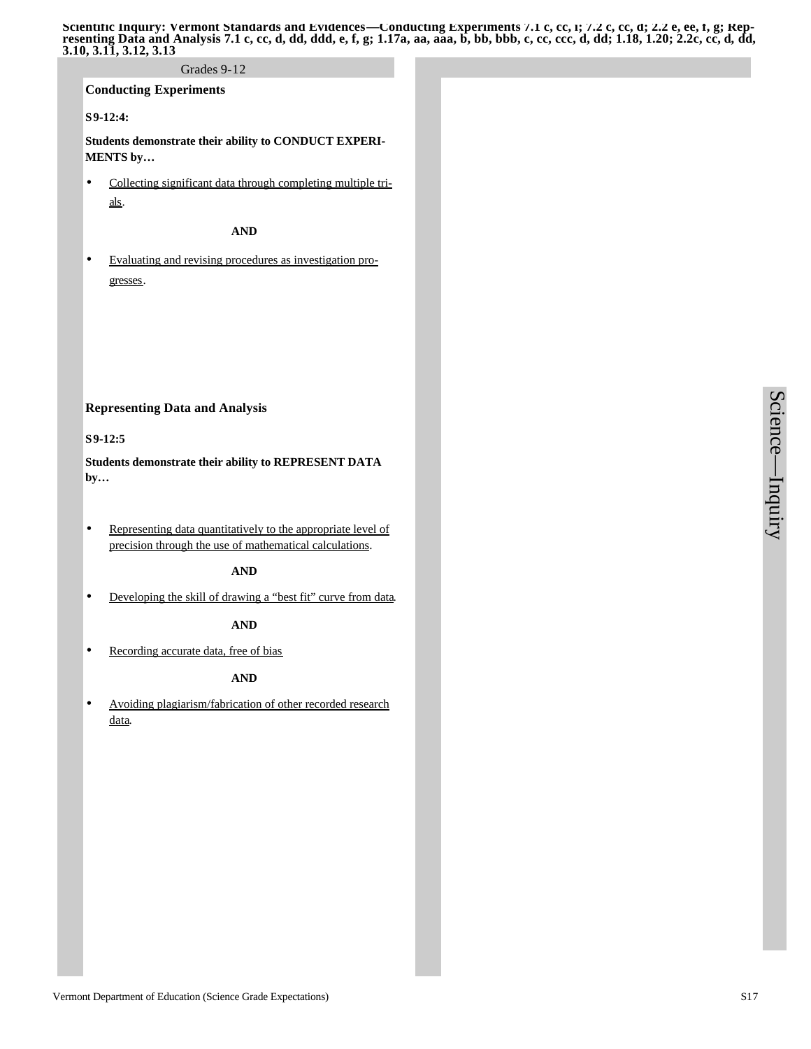**Scientific Inquiry: Vermont Standards and Evidences—Conducting Experiments 7.1 c, cc, i; 7.2 c, cc, d; 2.2 e, ee, f, g; Representing Data and Analysis 7.1 c, cc, d, dd, ddd, e, f, g; 1.17a, aa, aaa, b, bb, bbb, c, cc, ccc, d, dd; 1.18, 1.20; 2.2c, cc, d, dd, 3.10, 3.11, 3.12, 3.13**

Grades 9-12

### Conducting Experiments

**S9-12:4:**

**Students demonstrate their ability to CONDUCT EXPERIMENTS by…**

- Collecting significant data through completing multiple trials.

**AND**

- Evaluating and revising procedures as investigation progresses.

### Representing Data and Analysis

**S9-12:5**

**Students demonstrate their ability to REPRESENT DATA by…**

- Representing data quantitatively to the appropriate level of precision through the use of mathematical calculations.

**AND**

- Developing the skill of drawing a "best fit" curve from data.

**AND**

- Recording accurate data, free of bias

**AND**

- Avoiding plagiarism/fabrication of other recorded research data.

Science—Inquiry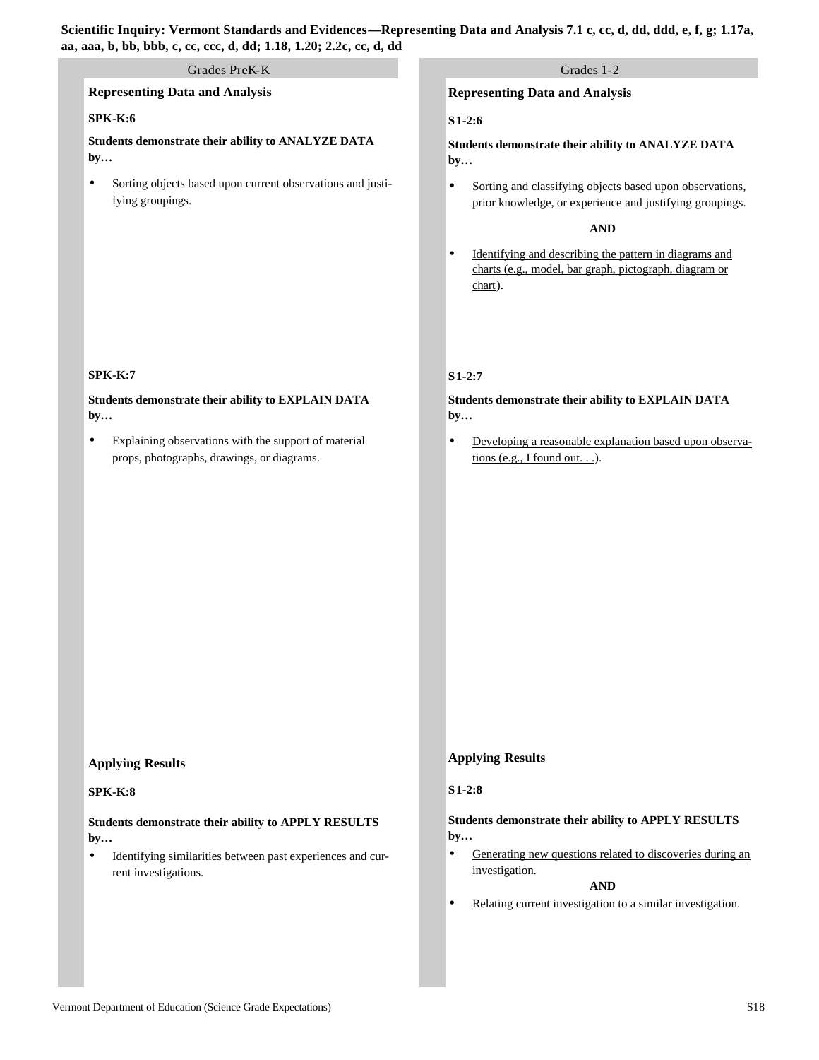**Scientific Inquiry: Vermont Standards and Evidences—Representing Data and Analysis 7.1 c, cc, d, dd, ddd, e, f, g; 1.17a, aa, aaa, b, bb, bbb, c, cc, ccc, d, dd; 1.18, 1.20; 2.2c, cc, d, dd**

## Grades PreK-K

### Representing Data and Analysis

**SPK-K:6**

**Students demonstrate their ability to ANALYZE DATA by…**

- Sorting objects based upon current observations and justifying groupings.

**SPK-K:7**

**Students demonstrate their ability to EXPLAIN DATA by…**

- Explaining observations with the support of material props, photographs, drawings, or diagrams.

### Applying Results

**SPK-K:8**

**Students demonstrate their ability to APPLY RESULTS by…**

- Identifying similarities between past experiences and current investigations.

## Grades 1-2

### Representing Data and Analysis

**S1-2:6**

**Students demonstrate their ability to ANALYZE DATA by…**

- Sorting and classifying objects based upon observations, prior knowledge, or experience and justifying groupings.

**AND**

- Identifying and describing the pattern in diagrams and charts (e.g., model, bar graph, pictograph, diagram or chart).

**S1-2:7**

**Students demonstrate their ability to EXPLAIN DATA by…**

- Developing a reasonable explanation based upon observations (e.g., I found out. . .).

### Applying Results

**S1-2:8**

**Students demonstrate their ability to APPLY RESULTS by…**

- Generating new questions related to discoveries during an investigation.

**AND**

- Relating current investigation to a similar investigation.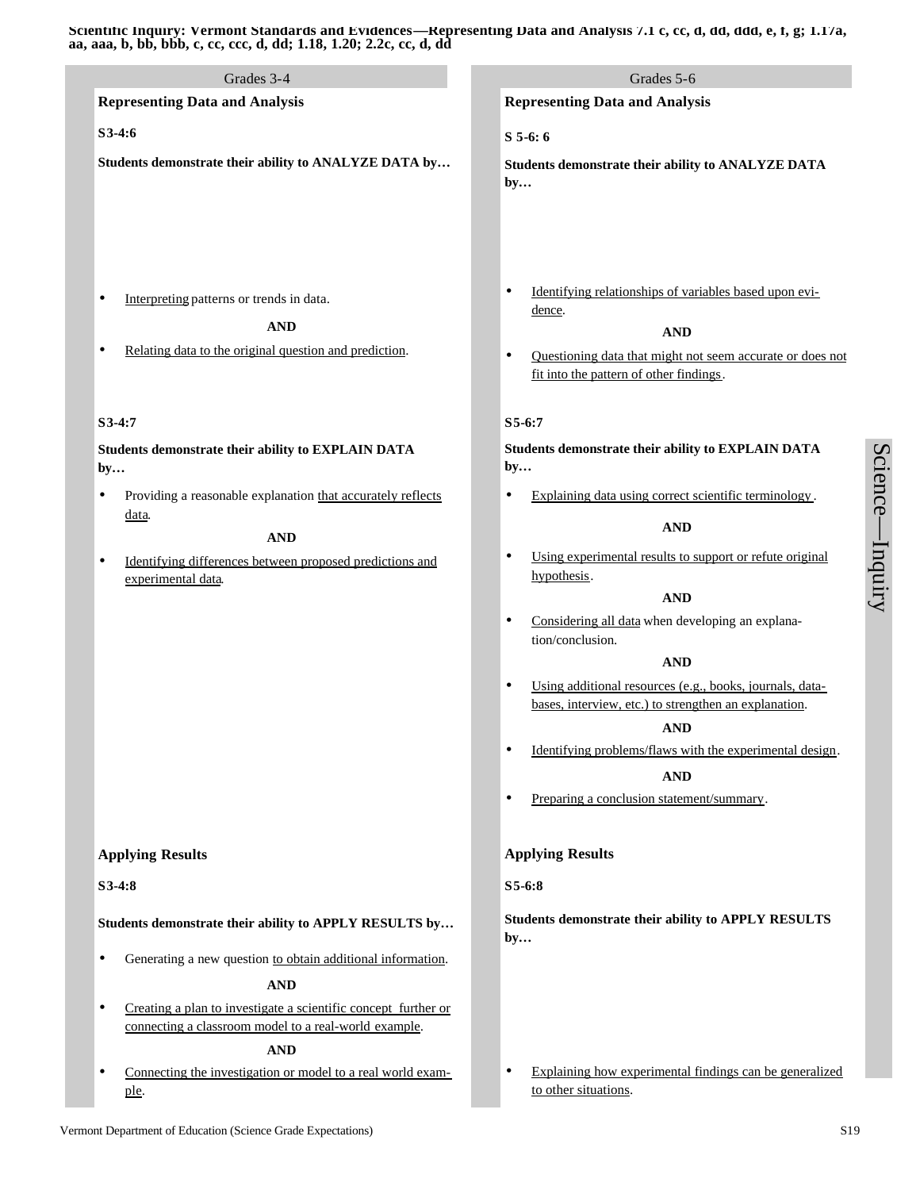**Scientific Inquiry: Vermont Standards and Evidences—Representing Data and Analysis 7.1 c, cc, d, dd, ddd, e, f, g; 1.17a, aa, aaa, b, bb, bbb, c, cc, ccc, d, dd; 1.18, 1.20; 2.2c, cc, d, dd**

## Grades 3-4

### Representing Data and Analysis

**S3-4:6**

**Students demonstrate their ability to ANALYZE DATA by…**

- Interpreting patterns or trends in data.

**AND**

- Relating data to the original question and prediction.

**S3-4:7**

**Students demonstrate their ability to EXPLAIN DATA by…**

- Providing a reasonable explanation that accurately reflects data.

**AND**

- Identifying differences between proposed predictions and experimental data.

### Applying Results

**S3-4:8**

**Students demonstrate their ability to APPLY RESULTS by…**

- Generating a new question to obtain additional information.

**AND**

- Creating a plan to investigate a scientific concept further or connecting a classroom model to a real-world example.

**AND**

- Connecting the investigation or model to a real world example.

## Grades 5-6

### Representing Data and Analysis

**S 5-6: 6**

**Students demonstrate their ability to ANALYZE DATA by…**

- Identifying relationships of variables based upon evidence.

**AND**

- Questioning data that might not seem accurate or does not fit into the pattern of other findings.

**S5-6:7**

**Students demonstrate their ability to EXPLAIN DATA by…**

- Explaining data using correct scientific terminology.

**AND**

- Using experimental results to support or refute original hypothesis.

**AND**

- Considering all data when developing an explanation/conclusion.

**AND**

- Using additional resources (e.g., books, journals, databases, interview, etc.) to strengthen an explanation.

**AND**

- Identifying problems/flaws with the experimental design.

**AND**

- Preparing a conclusion statement/summary.

### Applying Results

**S5-6:8**

**Students demonstrate their ability to APPLY RESULTS by…**

- Explaining how experimental findings can be generalized to other situations.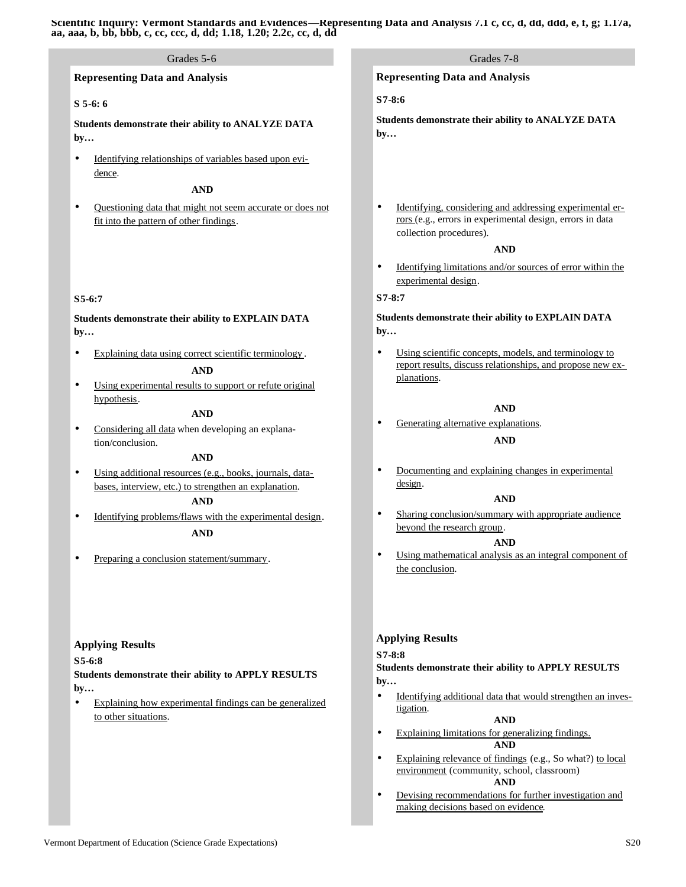**Scientific Inquiry: Vermont Standards and Evidences—Representing Data and Analysis 7.1 c, cc, d, dd, ddd, e, f, g; 1.17a, aa, aaa, b, bb, bbb, c, cc, ccc, d, dd; 1.18, 1.20; 2.2c, cc, d, dd**

## Grades 5-6

### Representing Data and Analysis

**S 5-6: 6**

**Students demonstrate their ability to ANALYZE DATA by…**

- Identifying relationships of variables based upon evidence.

**AND**

- Questioning data that might not seem accurate or does not fit into the pattern of other findings.

**S5-6:7**

**Students demonstrate their ability to EXPLAIN DATA by…**

- Explaining data using correct scientific terminology.

**AND**

- Using experimental results to support or refute original hypothesis.

**AND**

- Considering all data when developing an explanation/conclusion.

**AND**

- Using additional resources (e.g., books, journals, databases, interview, etc.) to strengthen an explanation.

**AND**

- Identifying problems/flaws with the experimental design.

**AND**

- Preparing a conclusion statement/summary.

### Applying Results

**S5-6:8**

**Students demonstrate their ability to APPLY RESULTS by…**

- Explaining how experimental findings can be generalized to other situations.

## Grades 7-8

### Representing Data and Analysis

**S7-8:6**

**Students demonstrate their ability to ANALYZE DATA by…**

- Identifying, considering and addressing experimental errors (e.g., errors in experimental design, errors in data collection procedures).

**AND**

- Identifying limitations and/or sources of error within the experimental design.

**S7-8:7**

**Students demonstrate their ability to EXPLAIN DATA by…**

- Using scientific concepts, models, and terminology to report results, discuss relationships, and propose new explanations.

**AND**

- Generating alternative explanations.

**AND**

- Documenting and explaining changes in experimental design.

**AND**

- Sharing conclusion/summary with appropriate audience beyond the research group.

**AND**

- Using mathematical analysis as an integral component of the conclusion.

### Applying Results

**S7-8:8**

**Students demonstrate their ability to APPLY RESULTS by…**

- Identifying additional data that would strengthen an investigation.

**AND**

- Explaining limitations for generalizing findings.

**AND**

- Explaining relevance of findings (e.g., So what?) to local environment (community, school, classroom)

**AND**

- Devising recommendations for further investigation and making decisions based on evidence.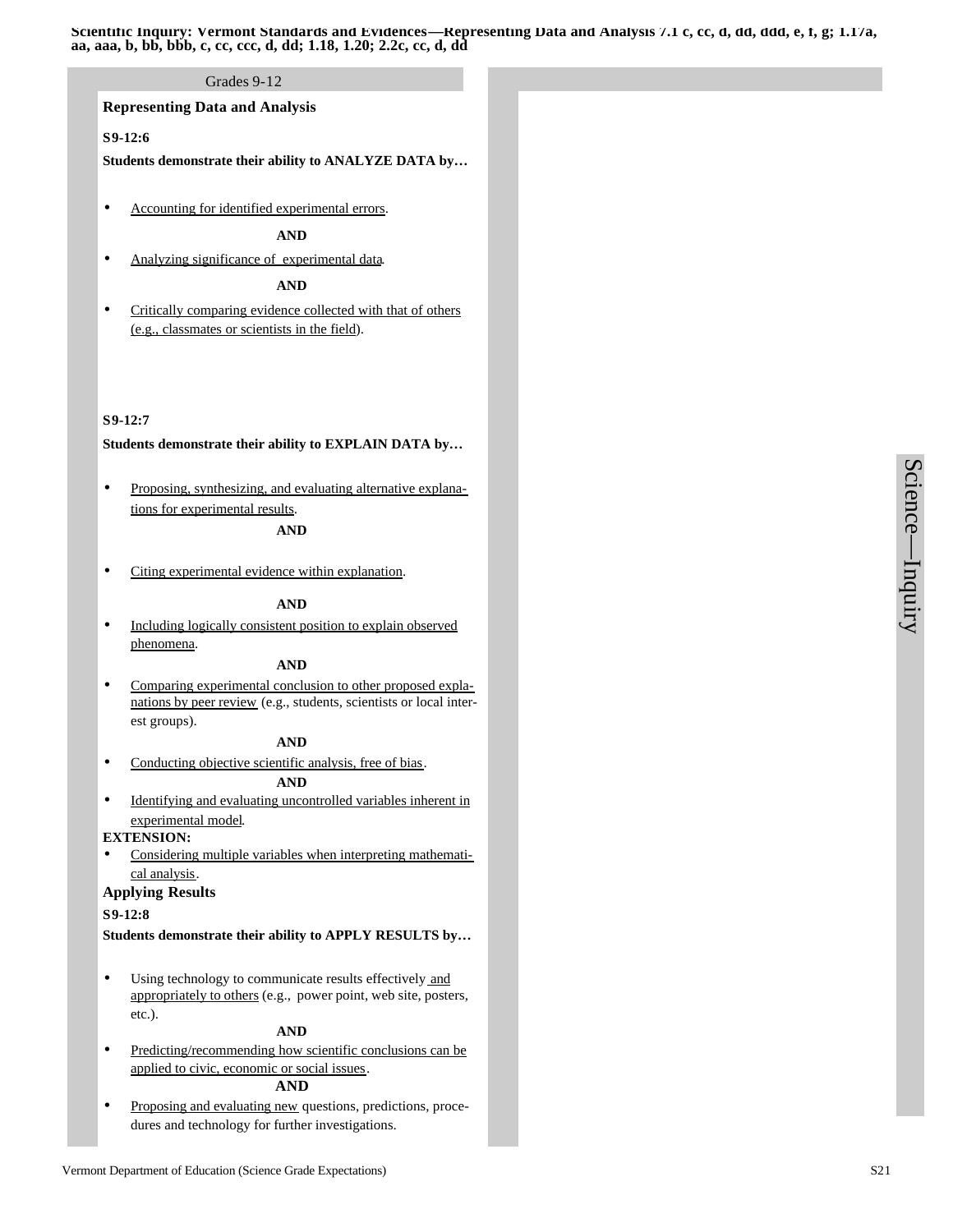**Scientific Inquiry: Vermont Standards and Evidences—Representing Data and Analysis 7.1 c, cc, d, dd, ddd, e, f, g; 1.17a, aa, aaa, b, bb, bbb, c, cc, ccc, d, dd; 1.18, 1.20; 2.2c, cc, d, dd**

Grades 9-12

## Representing Data and Analysis

**S9-12:6**

**Students demonstrate their ability to ANALYZE DATA by…**

- Accounting for identified experimental errors.

**AND**

- Analyzing significance of experimental data.

**AND**

- Critically comparing evidence collected with that of others (e.g., classmates or scientists in the field).

**S9-12:7**

**Students demonstrate their ability to EXPLAIN DATA by…**

- Proposing, synthesizing, and evaluating alternative explanations for experimental results.

**AND**

- Citing experimental evidence within explanation.

**AND**

- Including logically consistent position to explain observed phenomena.

**AND**

- Comparing experimental conclusion to other proposed explanations by peer review (e.g., students, scientists or local interest groups).

**AND**

- Conducting objective scientific analysis, free of bias.

**AND**

- Identifying and evaluating uncontrolled variables inherent in experimental model.

**EXTENSION:**

- Considering multiple variables when interpreting mathematical analysis.

## Applying Results

**S9-12:8**

**Students demonstrate their ability to APPLY RESULTS by…**

- Using technology to communicate results effectively and appropriately to others (e.g., power point, web site, posters, etc.).

**AND**

- Predicting/recommending how scientific conclusions can be applied to civic, economic or social issues.

**AND**

- Proposing and evaluating new questions, predictions, procedures and technology for further investigations.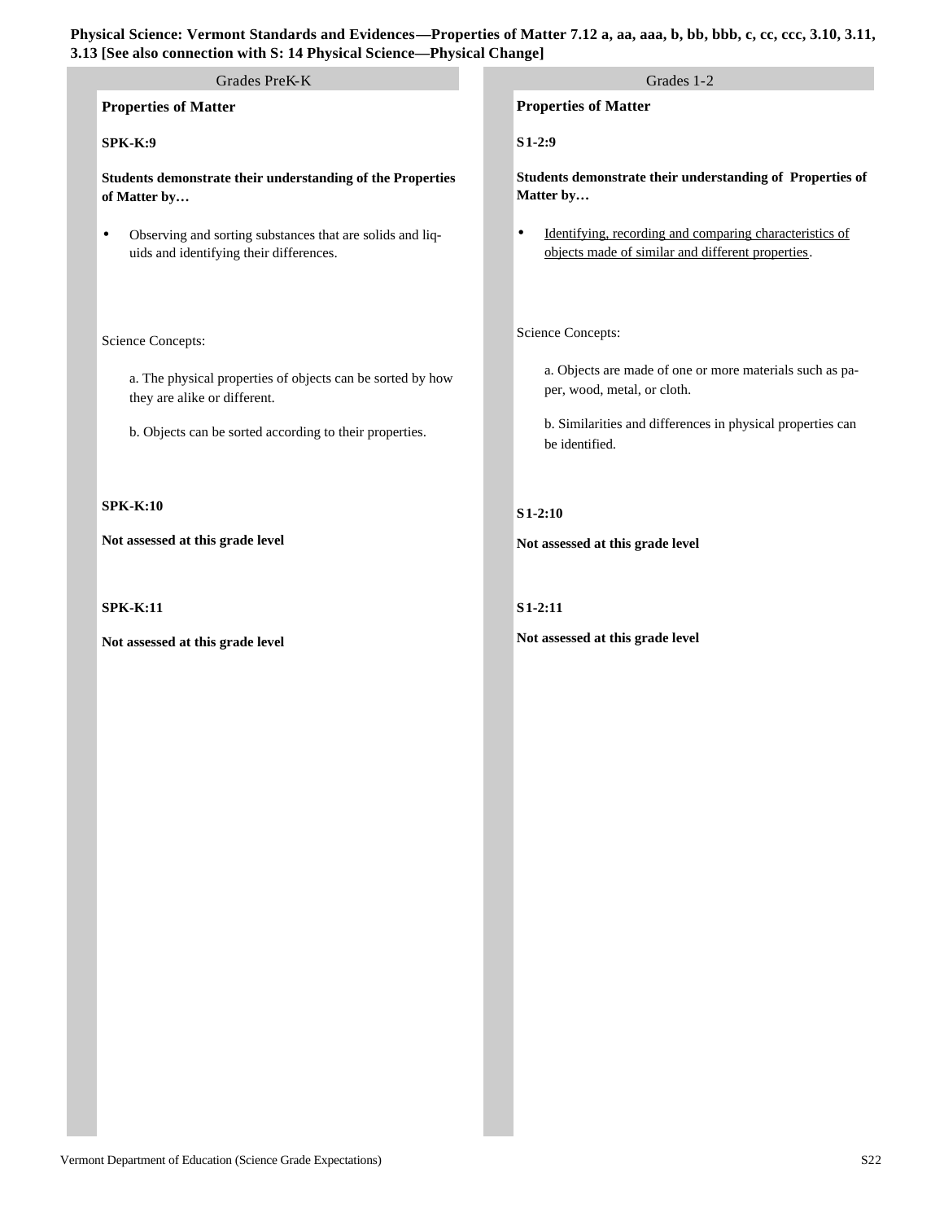**Physical Science: Vermont Standards and Evidences—Properties of Matter 7.12 a, aa, aaa, b, bb, bbb, c, cc, ccc, 3.10, 3.11, 3.13 [See also connection with S: 14 Physical Science—Physical Change]**

## Grades PreK-K

**Properties of Matter**

**SPK-K:9**

**Students demonstrate their understanding of the Properties of Matter by…**

- Observing and sorting substances that are solids and liquids and identifying their differences.

Science Concepts:

a. The physical properties of objects can be sorted by how they are alike or different.

b. Objects can be sorted according to their properties.

**SPK-K:10**

**Not assessed at this grade level**

**SPK-K:11**

**Not assessed at this grade level**

## Grades 1-2

**Properties of Matter**

**S1-2:9**

**Students demonstrate their understanding of Properties of Matter by…**

- <u>Identifying, recording and comparing characteristics of objects made of similar and different properties</u>.

Science Concepts:

a. Objects are made of one or more materials such as paper, wood, metal, or cloth.

b. Similarities and differences in physical properties can be identified.

**S1-2:10**

**Not assessed at this grade level**

**S1-2:11**

**Not assessed at this grade level**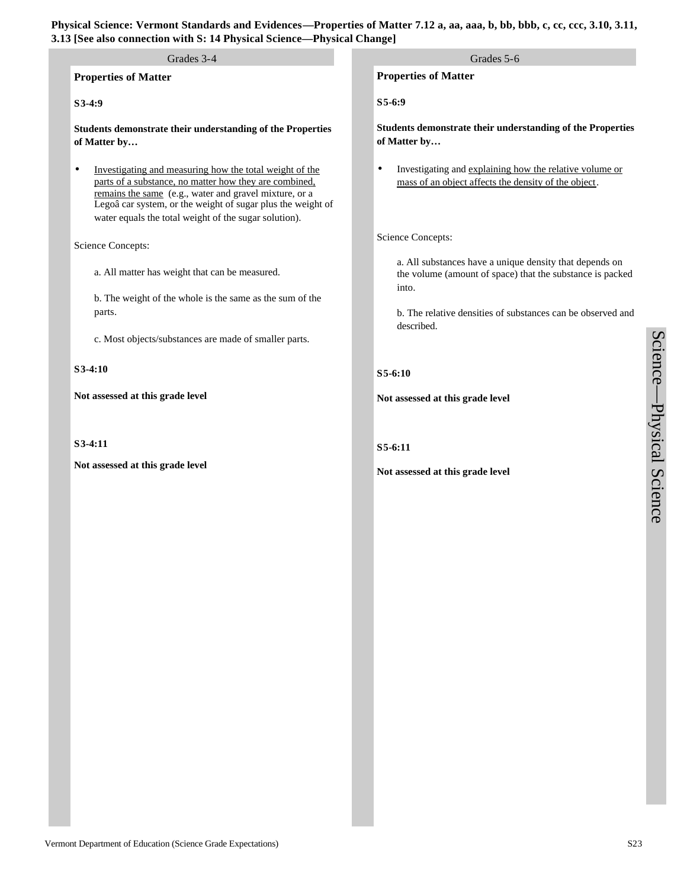**Physical Science: Vermont Standards and Evidences—Properties of Matter 7.12 a, aa, aaa, b, bb, bbb, c, cc, ccc, 3.10, 3.11, 3.13 [See also connection with S: 14 Physical Science—Physical Change]**

## Grades 3-4

**Properties of Matter**

**S3-4:9**

**Students demonstrate their understanding of the Properties of Matter by…**

- Investigating and measuring how the total weight of the parts of a substance, no matter how they are combined, remains the same (e.g., water and gravel mixture, or a Legoâ car system, or the weight of sugar plus the weight of water equals the total weight of the sugar solution).

Science Concepts:

a. All matter has weight that can be measured.

b. The weight of the whole is the same as the sum of the parts.

c. Most objects/substances are made of smaller parts.

**S3-4:10**

**Not assessed at this grade level**

**S3-4:11**

**Not assessed at this grade level**

## Grades 5-6

**Properties of Matter**

**S5-6:9**

**Students demonstrate their understanding of the Properties of Matter by…**

- Investigating and explaining how the relative volume or mass of an object affects the density of the object.

Science Concepts:

a. All substances have a unique density that depends on the volume (amount of space) that the substance is packed into.

b. The relative densities of substances can be observed and described.

**S5-6:10**

**Not assessed at this grade level**

**S5-6:11**

**Not assessed at this grade level**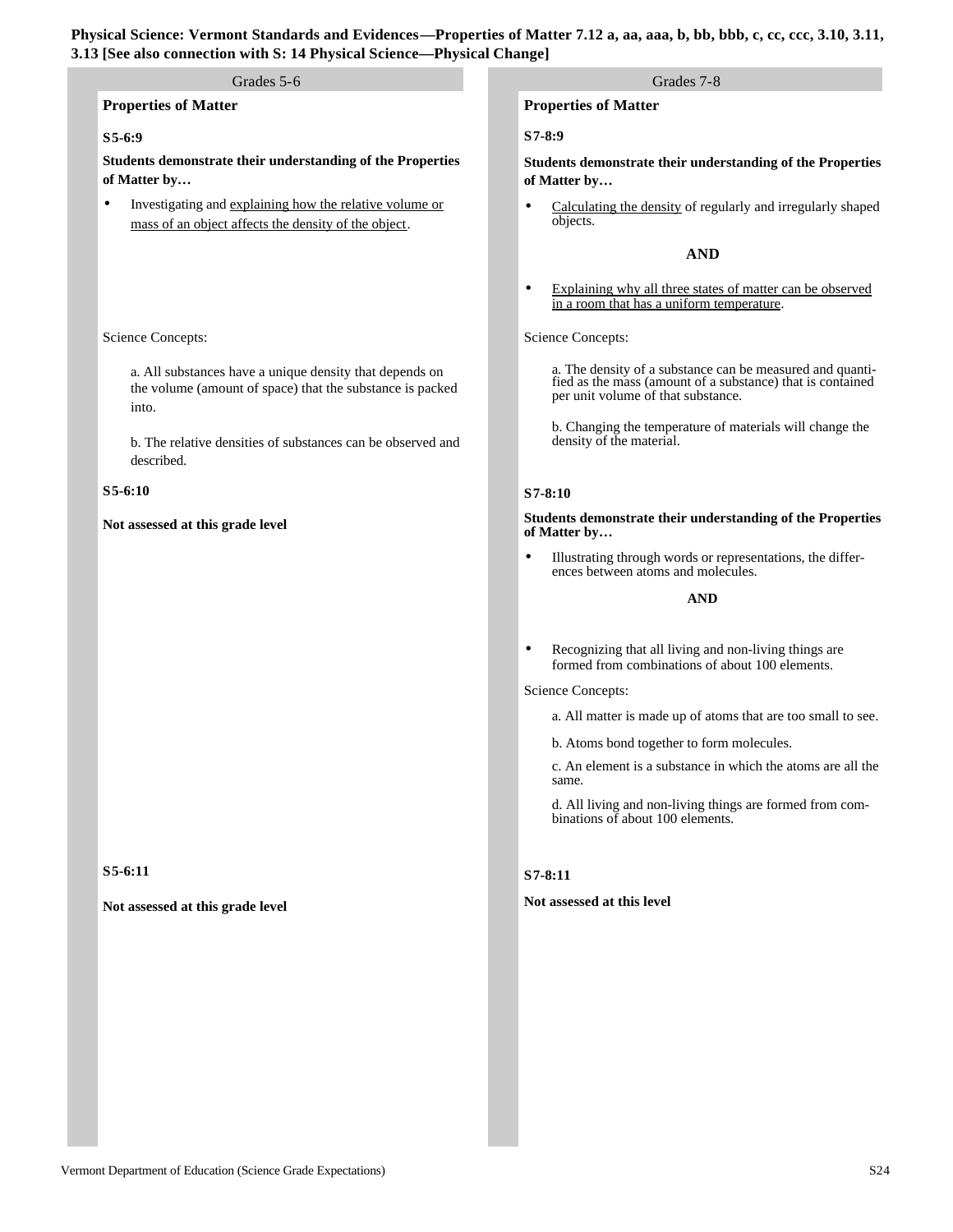**Physical Science: Vermont Standards and Evidences—Properties of Matter 7.12 a, aa, aaa, b, bb, bbb, c, cc, ccc, 3.10, 3.11, 3.13 [See also connection with S: 14 Physical Science—Physical Change]**

## Grades 5-6

### Properties of Matter

**S5-6:9**

**Students demonstrate their understanding of the Properties of Matter by…**

- Investigating and <u>explaining how the relative volume or mass of an object affects the density of the object</u>.

Science Concepts:

a. All substances have a unique density that depends on the volume (amount of space) that the substance is packed into.

b. The relative densities of substances can be observed and described.

**S5-6:10**

**Not assessed at this grade level**

**S5-6:11**

**Not assessed at this grade level**

## Grades 7-8

### Properties of Matter

**S7-8:9**

**Students demonstrate their understanding of the Properties of Matter by…**

- <u>Calculating the density</u> of regularly and irregularly shaped objects.

**AND**

- <u>Explaining why all three states of matter can be observed in a room that has a uniform temperature</u>.

Science Concepts:

a. The density of a substance can be measured and quantified as the mass (amount of a substance) that is contained per unit volume of that substance.

b. Changing the temperature of materials will change the density of the material.

**S7-8:10**

**Students demonstrate their understanding of the Properties of Matter by…**

- Illustrating through words or representations, the differences between atoms and molecules.

**AND**

- Recognizing that all living and non-living things are formed from combinations of about 100 elements.

Science Concepts:

a. All matter is made up of atoms that are too small to see.

b. Atoms bond together to form molecules.

c. An element is a substance in which the atoms are all the same.

d. All living and non-living things are formed from combinations of about 100 elements.

**S7-8:11**

**Not assessed at this level**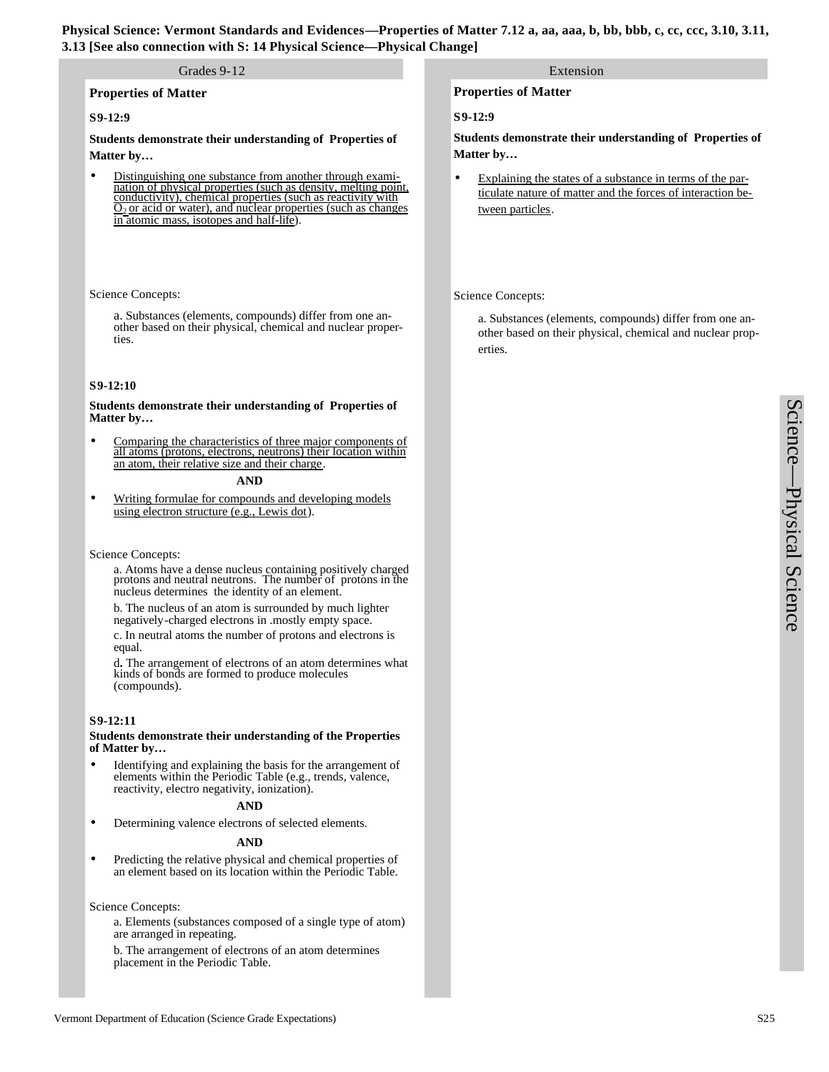**Physical Science: Vermont Standards and Evidences—Properties of Matter 7.12 a, aa, aaa, b, bb, bbb, c, cc, ccc, 3.10, 3.11, 3.13 [See also connection with S: 14 Physical Science—Physical Change]**

## Grades 9-12

### Properties of Matter

**S9-12:9**

**Students demonstrate their understanding of Properties of Matter by…**

- Distinguishing one substance from another through examination of physical properties (such as density, melting point, conductivity), chemical properties (such as reactivity with $O_2$ or acid or water), and nuclear properties (such as changes in atomic mass, isotopes and half-life).

Science Concepts:

a. Substances (elements, compounds) differ from one another based on their physical, chemical and nuclear properties.

**S9-12:10**

**Students demonstrate their understanding of Properties of Matter by…**

- Comparing the characteristics of three major components of all atoms (protons, electrons, neutrons) their location within an atom, their relative size and their charge.

**AND**

- Writing formulae for compounds and developing models using electron structure (e.g., Lewis dot).

Science Concepts:

a. Atoms have a dense nucleus containing positively charged protons and neutral neutrons. The number of protons in the nucleus determines the identity of an element.

b. The nucleus of an atom is surrounded by much lighter negatively-charged electrons in .mostly empty space.

c. In neutral atoms the number of protons and electrons is equal.

d. The arrangement of electrons of an atom determines what kinds of bonds are formed to produce molecules (compounds).

**S9-12:11**

**Students demonstrate their understanding of the Properties of Matter by…**

- Identifying and explaining the basis for the arrangement of elements within the Periodic Table (e.g., trends, valence, reactivity, electro negativity, ionization).

**AND**

- Determining valence electrons of selected elements.

**AND**

- Predicting the relative physical and chemical properties of an element based on its location within the Periodic Table.

Science Concepts:

a. Elements (substances composed of a single type of atom) are arranged in repeating.

b. The arrangement of electrons of an atom determines placement in the Periodic Table.

## Extension

### Properties of Matter

**S9-12:9**

**Students demonstrate their understanding of Properties of Matter by…**

- Explaining the states of a substance in terms of the particulate nature of matter and the forces of interaction between particles.

Science Concepts:

a. Substances (elements, compounds) differ from one another based on their physical, chemical and nuclear properties.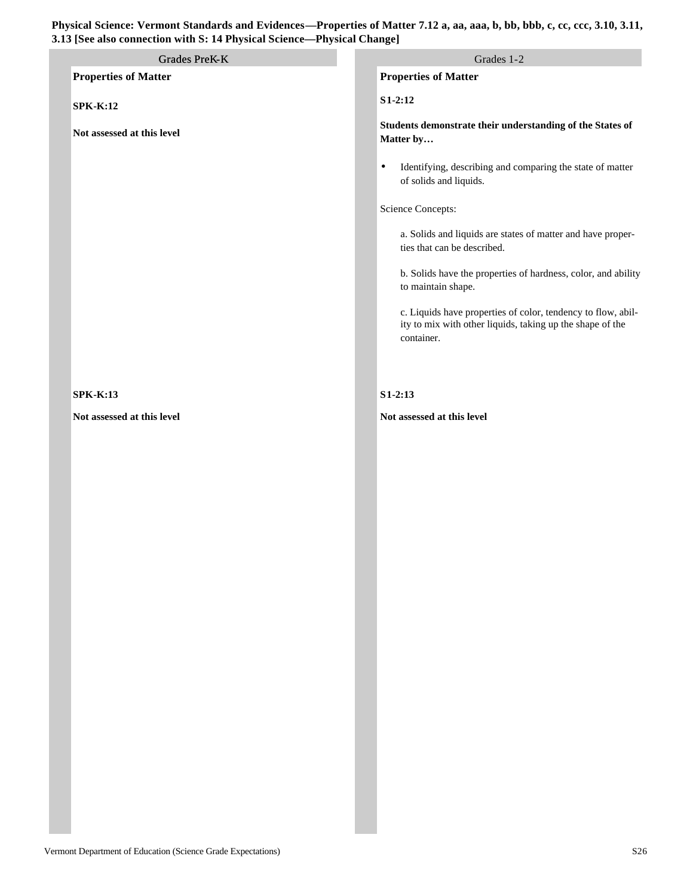**Physical Science: Vermont Standards and Evidences—Properties of Matter 7.12 a, aa, aaa, b, bb, bbb, c, cc, ccc, 3.10, 3.11, 3.13 [See also connection with S: 14 Physical Science—Physical Change]**

| Grades PreK-K | Grades 1-2 |
|---|---|
| **Properties of Matter** | **Properties of Matter** |
| **SPK-K:12** | **S1-2:12** |
| **Not assessed at this level** | **Students demonstrate their understanding of the States of Matter by…**<br><br>• Identifying, describing and comparing the state of matter of solids and liquids.<br><br>Science Concepts:<br><br>a. Solids and liquids are states of matter and have properties that can be described.<br><br>b. Solids have the properties of hardness, color, and ability to maintain shape.<br><br>c. Liquids have properties of color, tendency to flow, ability to mix with other liquids, taking up the shape of the container. |
| **SPK-K:13** | **S1-2:13** |
| **Not assessed at this level** | **Not assessed at this level** |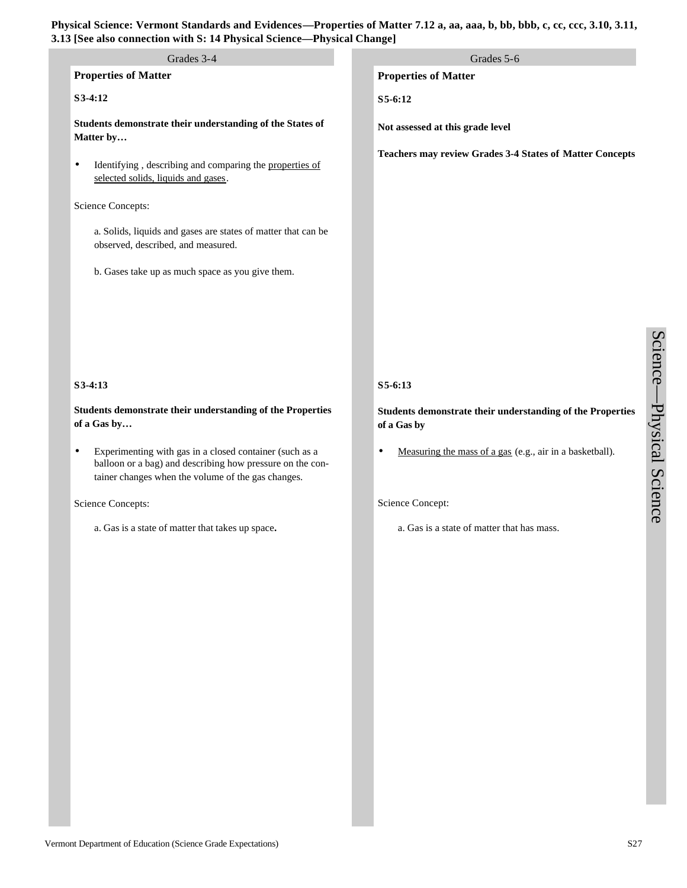**Physical Science: Vermont Standards and Evidences—Properties of Matter 7.12 a, aa, aaa, b, bb, bbb, c, cc, ccc, 3.10, 3.11, 3.13 [See also connection with S: 14 Physical Science—Physical Change]**

## Grades 3-4

### Properties of Matter

**S3-4:12**

**Students demonstrate their understanding of the States of Matter by…**

- Identifying , describing and comparing the <u>properties of selected solids, liquids and gases</u>.

Science Concepts:

a. Solids, liquids and gases are states of matter that can be observed, described, and measured.

b. Gases take up as much space as you give them.

**S3-4:13**

**Students demonstrate their understanding of the Properties of a Gas by…**

- Experimenting with gas in a closed container (such as a balloon or a bag) and describing how pressure on the container changes when the volume of the gas changes.

Science Concepts:

a. Gas is a state of matter that takes up space**.**

## Grades 5-6

### Properties of Matter

**S5-6:12**

**Not assessed at this grade level**

**Teachers may review Grades 3-4 States of Matter Concepts**

**S5-6:13**

**Students demonstrate their understanding of the Properties of a Gas by**

- <u>Measuring the mass of a gas</u> (e.g., air in a basketball).

Science Concept:

a. Gas is a state of matter that has mass.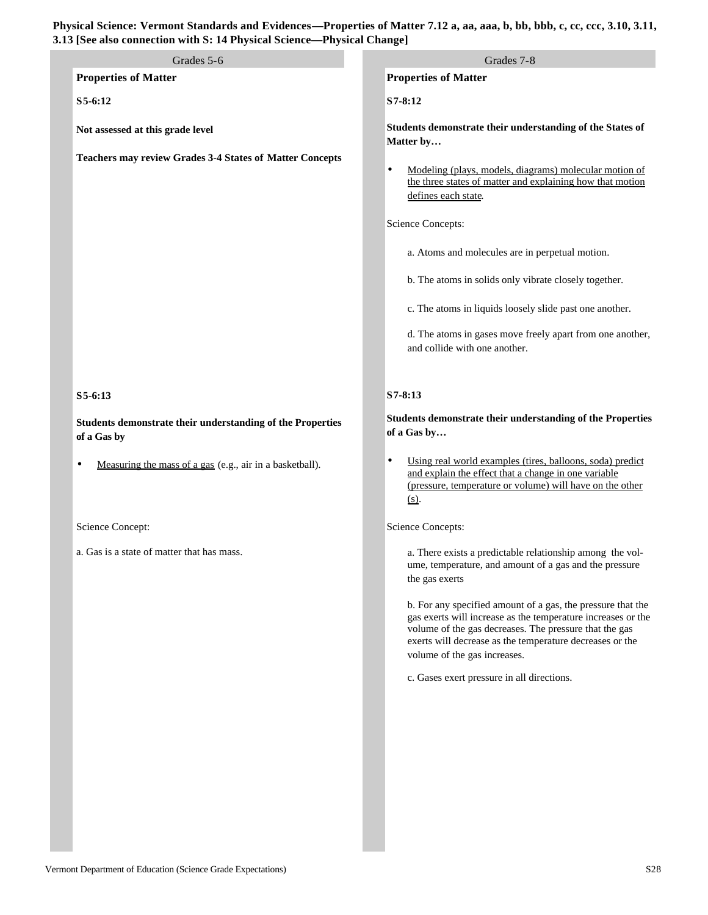**Physical Science: Vermont Standards and Evidences—Properties of Matter 7.12 a, aa, aaa, b, bb, bbb, c, cc, ccc, 3.10, 3.11, 3.13 [See also connection with S: 14 Physical Science—Physical Change]**

## Grades 5-6

### Properties of Matter

**S5-6:12**

**Not assessed at this grade level**

**Teachers may review Grades 3-4 States of Matter Concepts**

**S5-6:13**

**Students demonstrate their understanding of the Properties of a Gas by**

- Measuring the mass of a gas (e.g., air in a basketball).

Science Concept:

a. Gas is a state of matter that has mass.

## Grades 7-8

### Properties of Matter

**S7-8:12**

**Students demonstrate their understanding of the States of Matter by…**

- Modeling (plays, models, diagrams) molecular motion of the three states of matter and explaining how that motion defines each state.

Science Concepts:

a. Atoms and molecules are in perpetual motion.

b. The atoms in solids only vibrate closely together.

c. The atoms in liquids loosely slide past one another.

d. The atoms in gases move freely apart from one another, and collide with one another.

**S7-8:13**

**Students demonstrate their understanding of the Properties of a Gas by…**

- Using real world examples (tires, balloons, soda) predict and explain the effect that a change in one variable (pressure, temperature or volume) will have on the other (s).

Science Concepts:

a. There exists a predictable relationship among the volume, temperature, and amount of a gas and the pressure the gas exerts

b. For any specified amount of a gas, the pressure that the gas exerts will increase as the temperature increases or the volume of the gas decreases. The pressure that the gas exerts will decrease as the temperature decreases or the volume of the gas increases.

c. Gases exert pressure in all directions.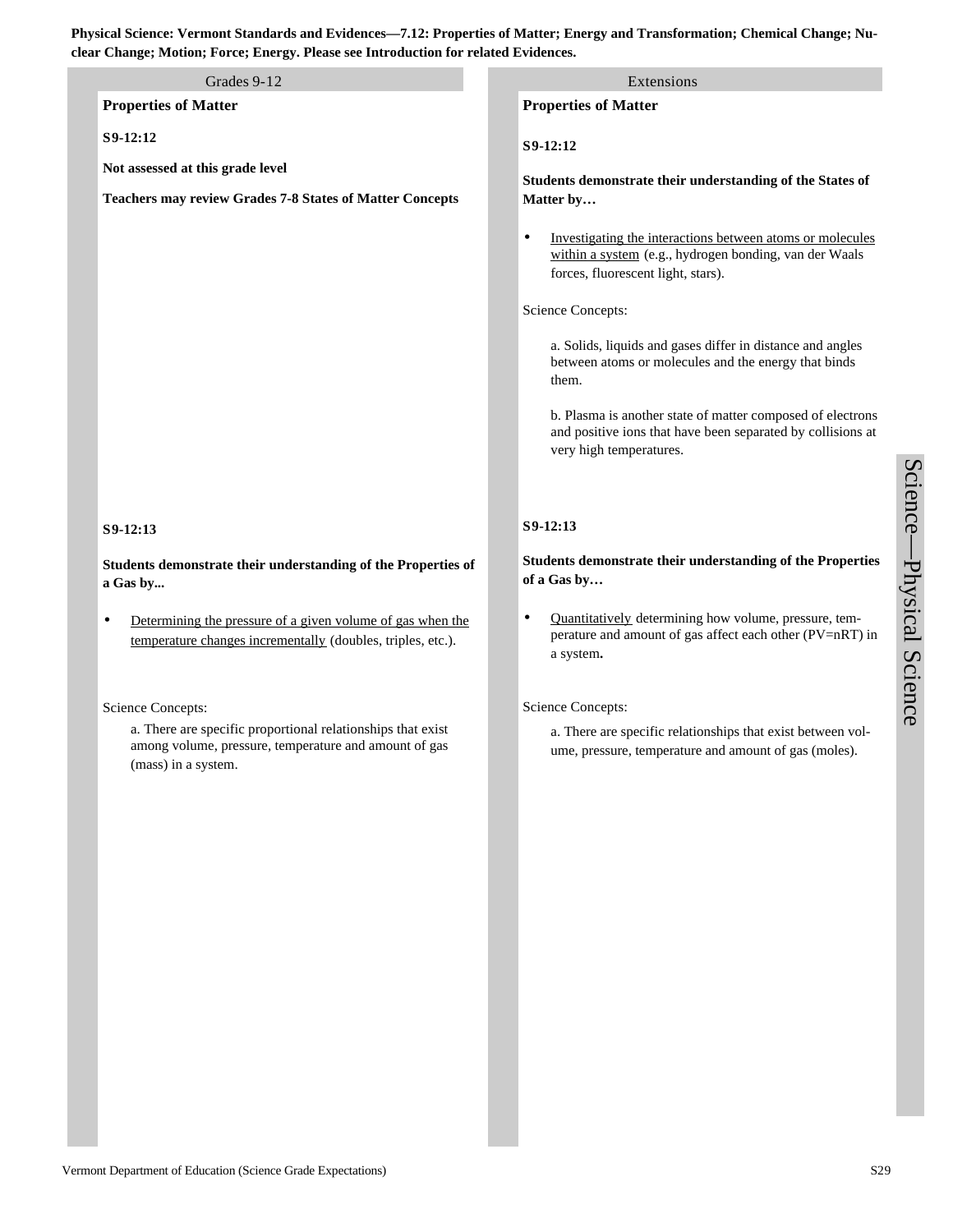**Physical Science: Vermont Standards and Evidences—7.12: Properties of Matter; Energy and Transformation; Chemical Change; Nuclear Change; Motion; Force; Energy. Please see Introduction for related Evidences.**

| Grades 9-12 | Extensions |
|---|---|
| **Properties of Matter** | **Properties of Matter** |
| **S9-12:12** | **S9-12:12** |
| **Not assessed at this grade level**<br><br>**Teachers may review Grades 7-8 States of Matter Concepts** | **Students demonstrate their understanding of the States of Matter by…**<br><br>• Investigating the interactions between atoms or molecules within a system (e.g., hydrogen bonding, van der Waals forces, fluorescent light, stars).<br><br>Science Concepts:<br><br>a. Solids, liquids and gases differ in distance and angles between atoms or molecules and the energy that binds them.<br><br>b. Plasma is another state of matter composed of electrons and positive ions that have been separated by collisions at very high temperatures. |
| **S9-12:13** | **S9-12:13** |
| **Students demonstrate their understanding of the Properties of a Gas by...**<br><br>• Determining the pressure of a given volume of gas when the temperature changes incrementally (doubles, triples, etc.).<br><br>Science Concepts:<br><br>a. There are specific proportional relationships that exist among volume, pressure, temperature and amount of gas (mass) in a system. | **Students demonstrate their understanding of the Properties of a Gas by…**<br><br>• Quantitatively determining how volume, pressure, temperature and amount of gas affect each other ($PV=nRT$) in a system.<br><br>Science Concepts:<br><br>a. There are specific relationships that exist between volume, pressure, temperature and amount of gas (moles). |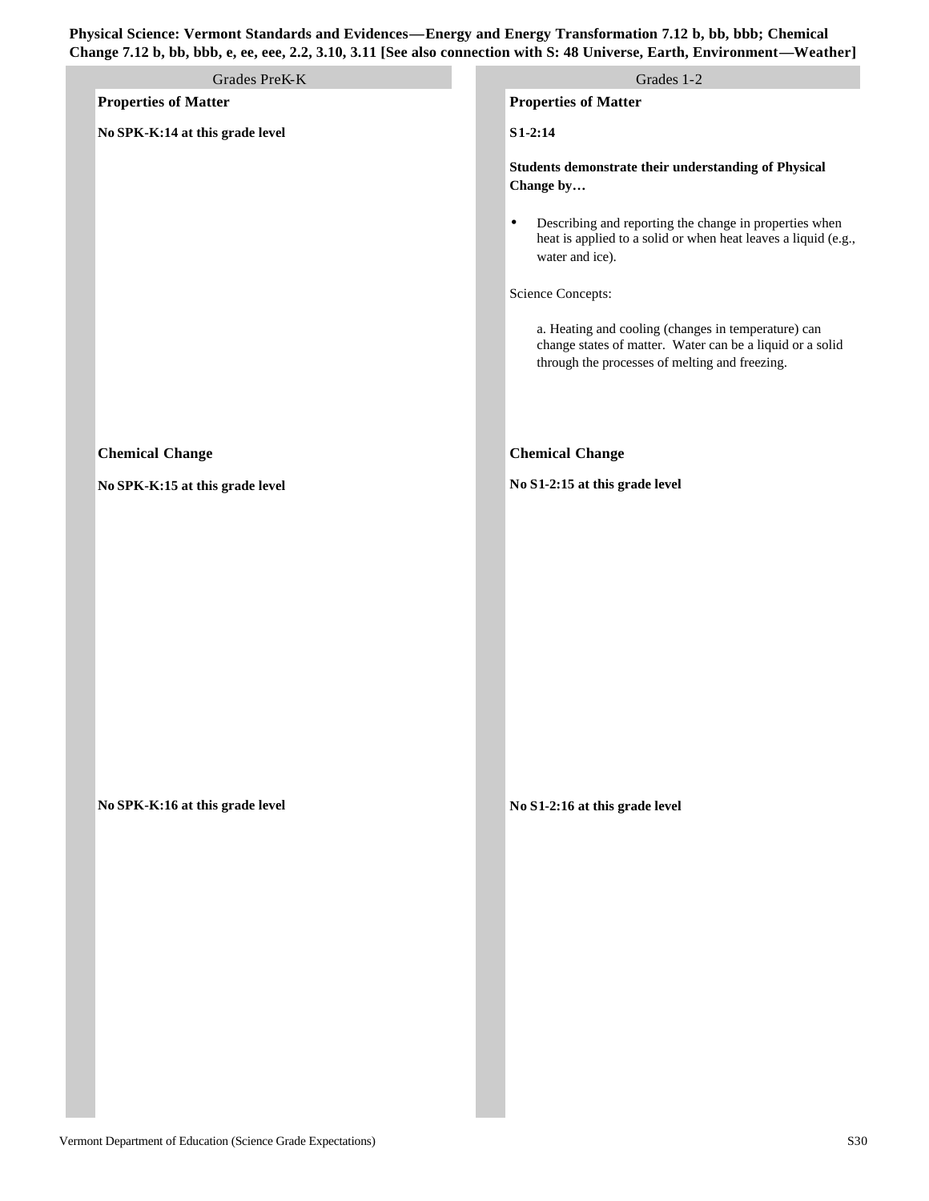**Physical Science: Vermont Standards and Evidences—Energy and Energy Transformation 7.12 b, bb, bbb; Chemical Change 7.12 b, bb, bbb, e, ee, eee, 2.2, 3.10, 3.11 [See also connection with S: 48 Universe, Earth, Environment—Weather]**

## Grades PreK-K

### Properties of Matter

**No SPK-K:14 at this grade level**

### Chemical Change

**No SPK-K:15 at this grade level**

**No SPK-K:16 at this grade level**

## Grades 1-2

### Properties of Matter

**S1-2:14**

**Students demonstrate their understanding of Physical Change by…**

- Describing and reporting the change in properties when heat is applied to a solid or when heat leaves a liquid (e.g., water and ice).

Science Concepts:

a. Heating and cooling (changes in temperature) can change states of matter. Water can be a liquid or a solid through the processes of melting and freezing.

### Chemical Change

**No S1-2:15 at this grade level**

**No S1-2:16 at this grade level**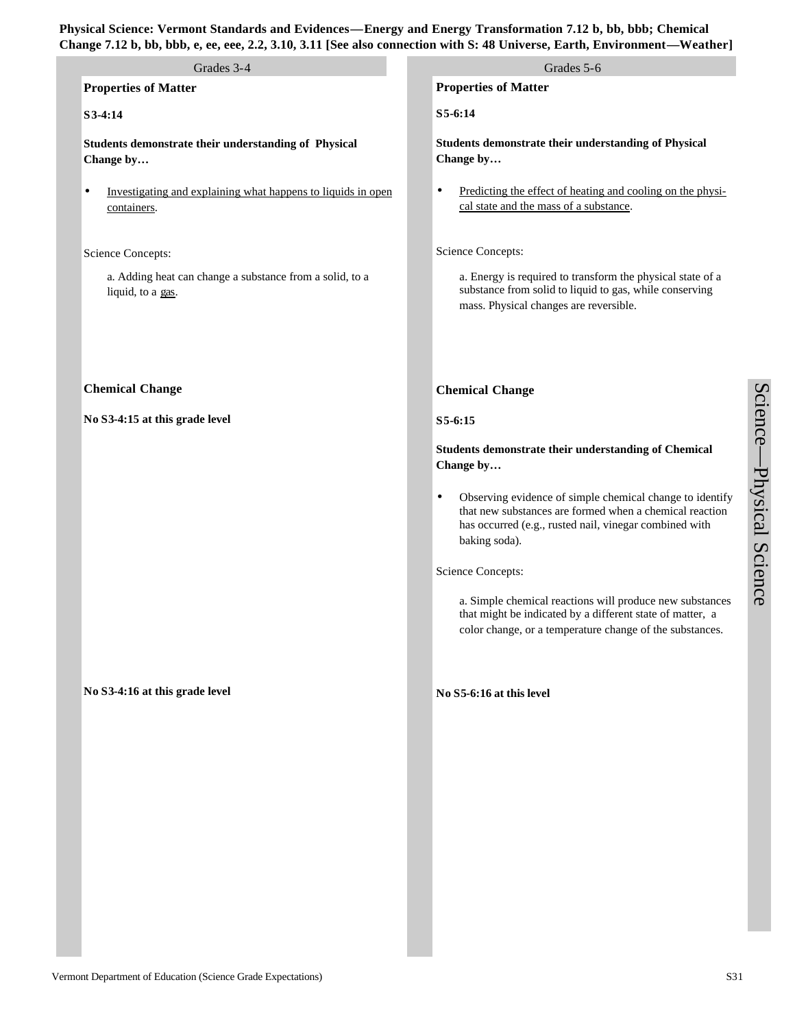**Physical Science: Vermont Standards and Evidences—Energy and Energy Transformation 7.12 b, bb, bbb; Chemical Change 7.12 b, bb, bbb, e, ee, eee, 2.2, 3.10, 3.11 [See also connection with S: 48 Universe, Earth, Environment—Weather]**

## Grades 3-4

### Properties of Matter

**S3-4:14**

**Students demonstrate their understanding of Physical Change by…**

- Investigating and explaining what happens to liquids in open containers.

Science Concepts:

a. Adding heat can change a substance from a solid, to a liquid, to a gas.

### Chemical Change

**No S3-4:15 at this grade level**

**No S3-4:16 at this grade level**

## Grades 5-6

### Properties of Matter

**S5-6:14**

**Students demonstrate their understanding of Physical Change by…**

- Predicting the effect of heating and cooling on the physical state and the mass of a substance.

Science Concepts:

a. Energy is required to transform the physical state of a substance from solid to liquid to gas, while conserving mass. Physical changes are reversible.

### Chemical Change

**S5-6:15**

**Students demonstrate their understanding of Chemical Change by…**

- Observing evidence of simple chemical change to identify that new substances are formed when a chemical reaction has occurred (e.g., rusted nail, vinegar combined with baking soda).

Science Concepts:

a. Simple chemical reactions will produce new substances that might be indicated by a different state of matter, a color change, or a temperature change of the substances.

**No S5-6:16 at this level**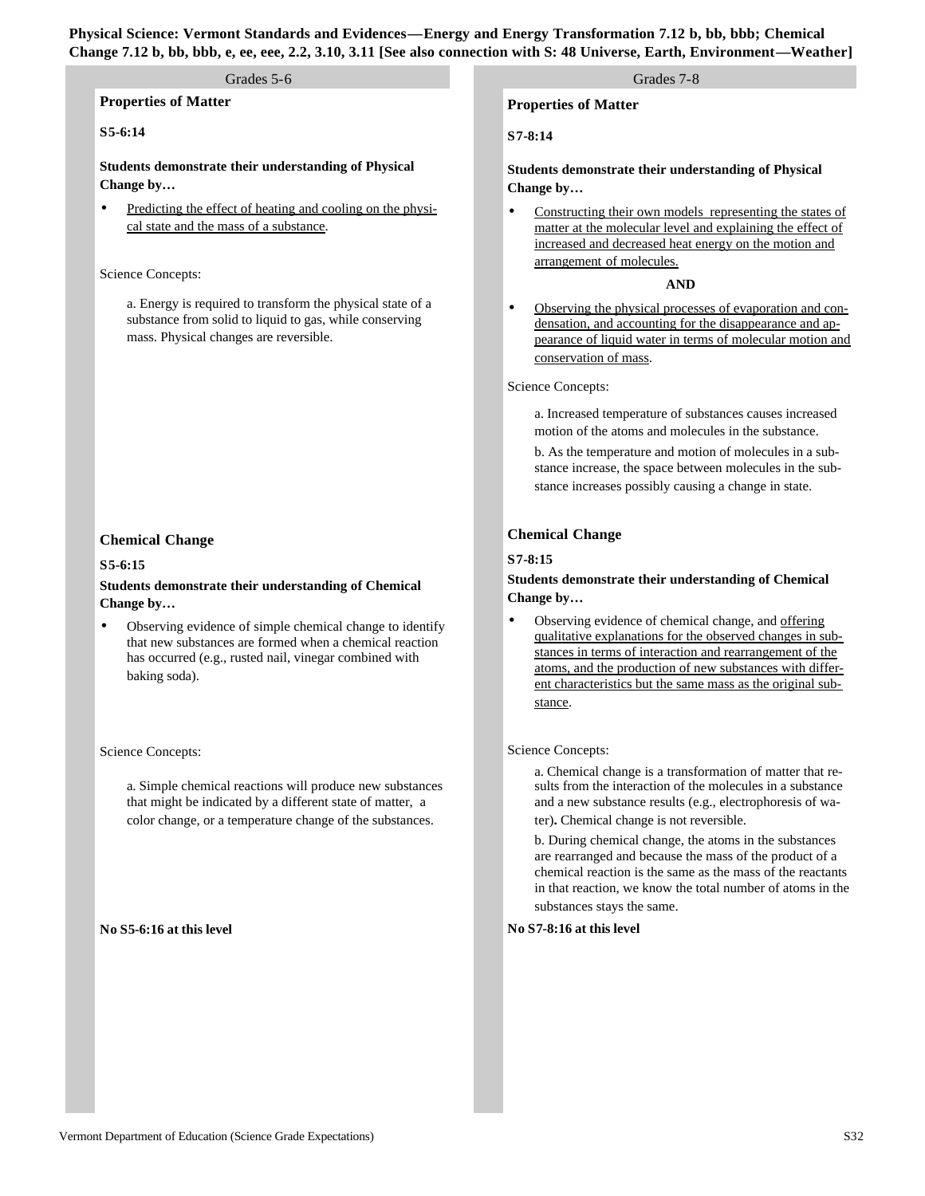**Physical Science: Vermont Standards and Evidences—Energy and Energy Transformation 7.12 b, bb, bbb; Chemical Change 7.12 b, bb, bbb, e, ee, eee, 2.2, 3.10, 3.11 [See also connection with S: 48 Universe, Earth, Environment—Weather]**

## Grades 5-6

### Properties of Matter

**S5-6:14**

**Students demonstrate their understanding of Physical Change by…**

- Predicting the effect of heating and cooling on the physical state and the mass of a substance.

Science Concepts:

a. Energy is required to transform the physical state of a substance from solid to liquid to gas, while conserving mass. Physical changes are reversible.

### Chemical Change

**S5-6:15**

**Students demonstrate their understanding of Chemical Change by…**

- Observing evidence of simple chemical change to identify that new substances are formed when a chemical reaction has occurred (e.g., rusted nail, vinegar combined with baking soda).

Science Concepts:

a. Simple chemical reactions will produce new substances that might be indicated by a different state of matter, a color change, or a temperature change of the substances.

**No S5-6:16 at this level**

## Grades 7-8

### Properties of Matter

**S7-8:14**

**Students demonstrate their understanding of Physical Change by…**

- Constructing their own models representing the states of matter at the molecular level and explaining the effect of increased and decreased heat energy on the motion and arrangement of molecules.

**AND**

- Observing the physical processes of evaporation and condensation, and accounting for the disappearance and appearance of liquid water in terms of molecular motion and conservation of mass.

Science Concepts:

a. Increased temperature of substances causes increased motion of the atoms and molecules in the substance.

b. As the temperature and motion of molecules in a substance increase, the space between molecules in the substance increases possibly causing a change in state.

### Chemical Change

**S7-8:15**

**Students demonstrate their understanding of Chemical Change by…**

- Observing evidence of chemical change, and offering qualitative explanations for the observed changes in substances in terms of interaction and rearrangement of the atoms, and the production of new substances with different characteristics but the same mass as the original substance.

Science Concepts:

a. Chemical change is a transformation of matter that results from the interaction of the molecules in a substance and a new substance results (e.g., electrophoresis of water). Chemical change is not reversible.

b. During chemical change, the atoms in the substances are rearranged and because the mass of the product of a chemical reaction is the same as the mass of the reactants in that reaction, we know the total number of atoms in the substances stays the same.

**No S7-8:16 at this level**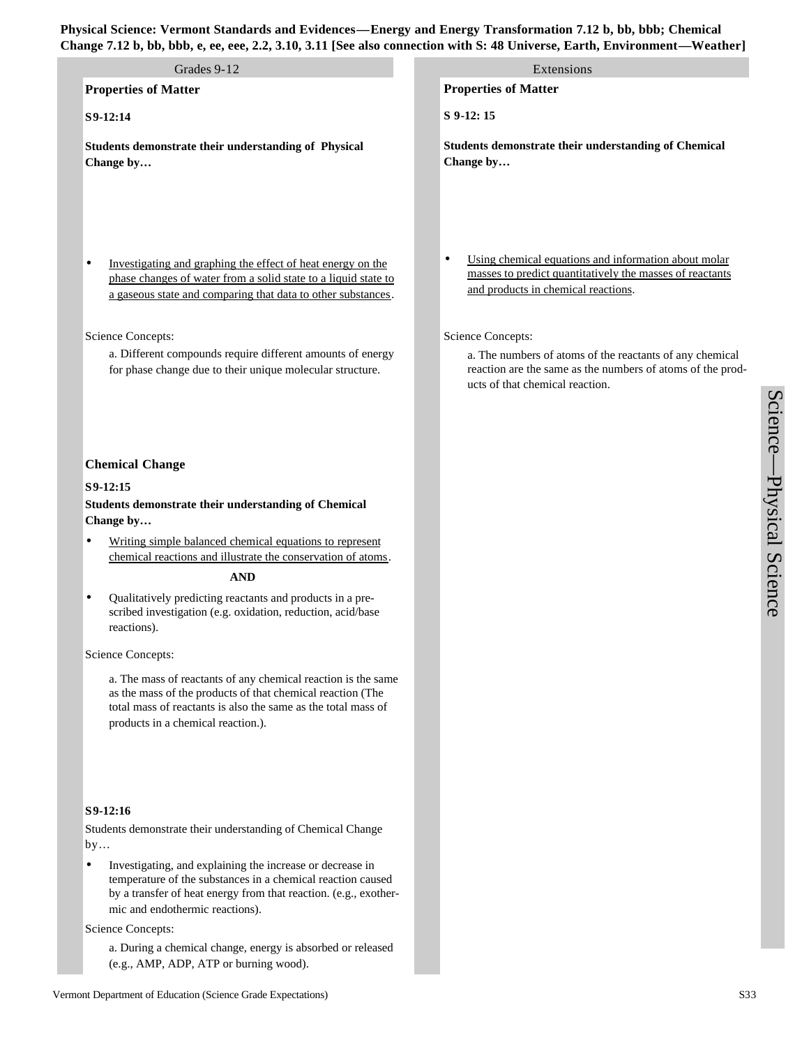**Physical Science: Vermont Standards and Evidences—Energy and Energy Transformation 7.12 b, bb, bbb; Chemical Change 7.12 b, bb, bbb, e, ee, eee, 2.2, 3.10, 3.11 [See also connection with S: 48 Universe, Earth, Environment—Weather]**

## Grades 9-12

### Properties of Matter

**S9-12:14**

**Students demonstrate their understanding of Physical Change by…**

- Investigating and graphing the effect of heat energy on the phase changes of water from a solid state to a liquid state to a gaseous state and comparing that data to other substances.

Science Concepts:

a. Different compounds require different amounts of energy for phase change due to their unique molecular structure.

### Chemical Change

**S9-12:15**

**Students demonstrate their understanding of Chemical Change by…**

- Writing simple balanced chemical equations to represent chemical reactions and illustrate the conservation of atoms.

**AND**

- Qualitatively predicting reactants and products in a prescribed investigation (e.g. oxidation, reduction, acid/base reactions).

Science Concepts:

a. The mass of reactants of any chemical reaction is the same as the mass of the products of that chemical reaction (The total mass of reactants is also the same as the total mass of products in a chemical reaction.).

**S9-12:16**

Students demonstrate their understanding of Chemical Change by…

- Investigating, and explaining the increase or decrease in temperature of the substances in a chemical reaction caused by a transfer of heat energy from that reaction. (e.g., exothermic and endothermic reactions).

Science Concepts:

a. During a chemical change, energy is absorbed or released (e.g., AMP, ADP, ATP or burning wood).

## Extensions

### Properties of Matter

**S 9-12: 15**

**Students demonstrate their understanding of Chemical Change by…**

- Using chemical equations and information about molar masses to predict quantitatively the masses of reactants and products in chemical reactions.

Science Concepts:

a. The numbers of atoms of the reactants of any chemical reaction are the same as the numbers of atoms of the products of that chemical reaction.

Vermont Department of Education (Science Grade Expectations)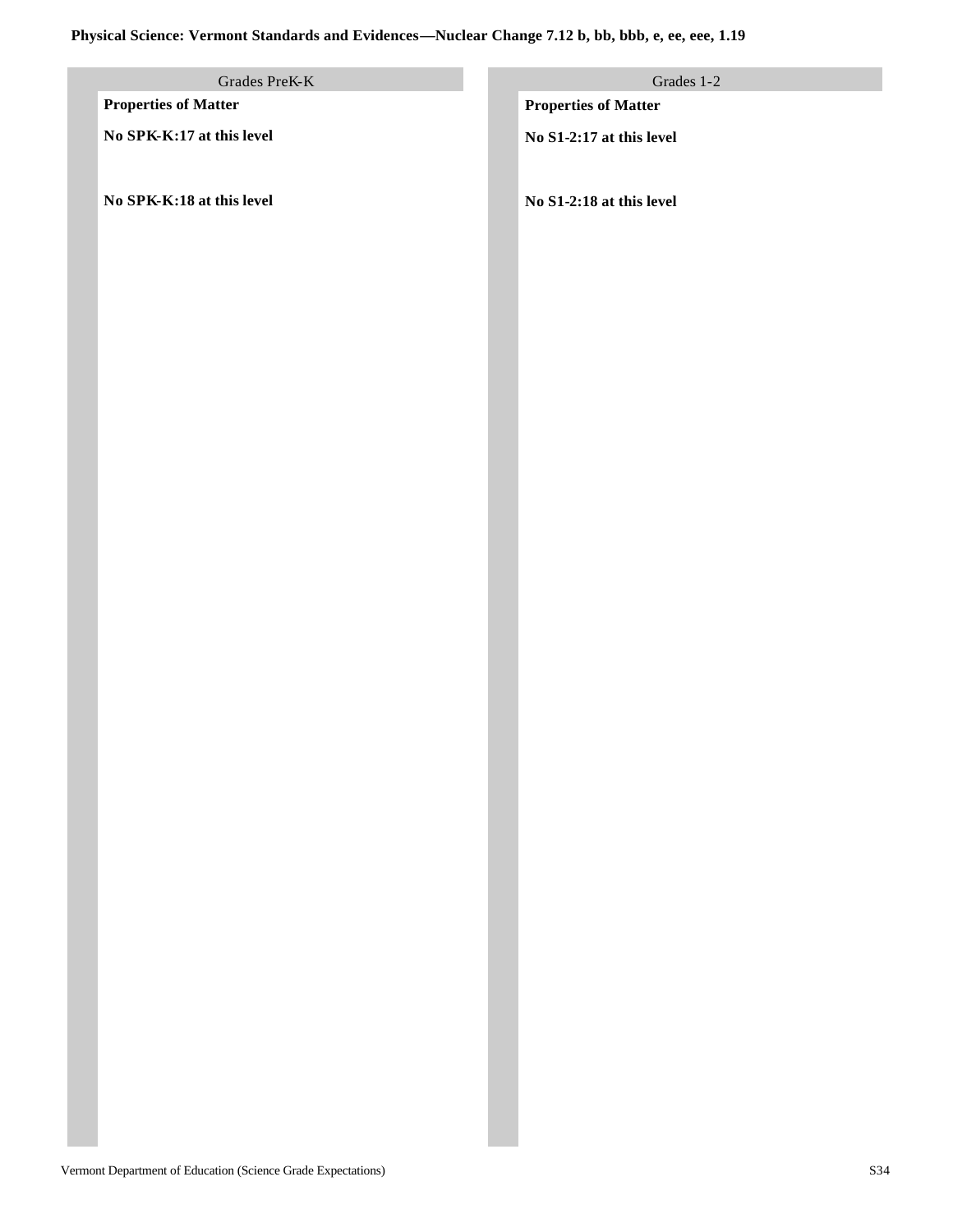**Physical Science: Vermont Standards and Evidences—Nuclear Change 7.12 b, bb, bbb, e, ee, eee, 1.19**

| Grades PreK-K | Grades 1-2 |
| --- | --- |
| **Properties of Matter** | **Properties of Matter** |
| **No SPK-K:17 at this level** | **No S1-2:17 at this level** |
| **No SPK-K:18 at this level** | **No S1-2:18 at this level** |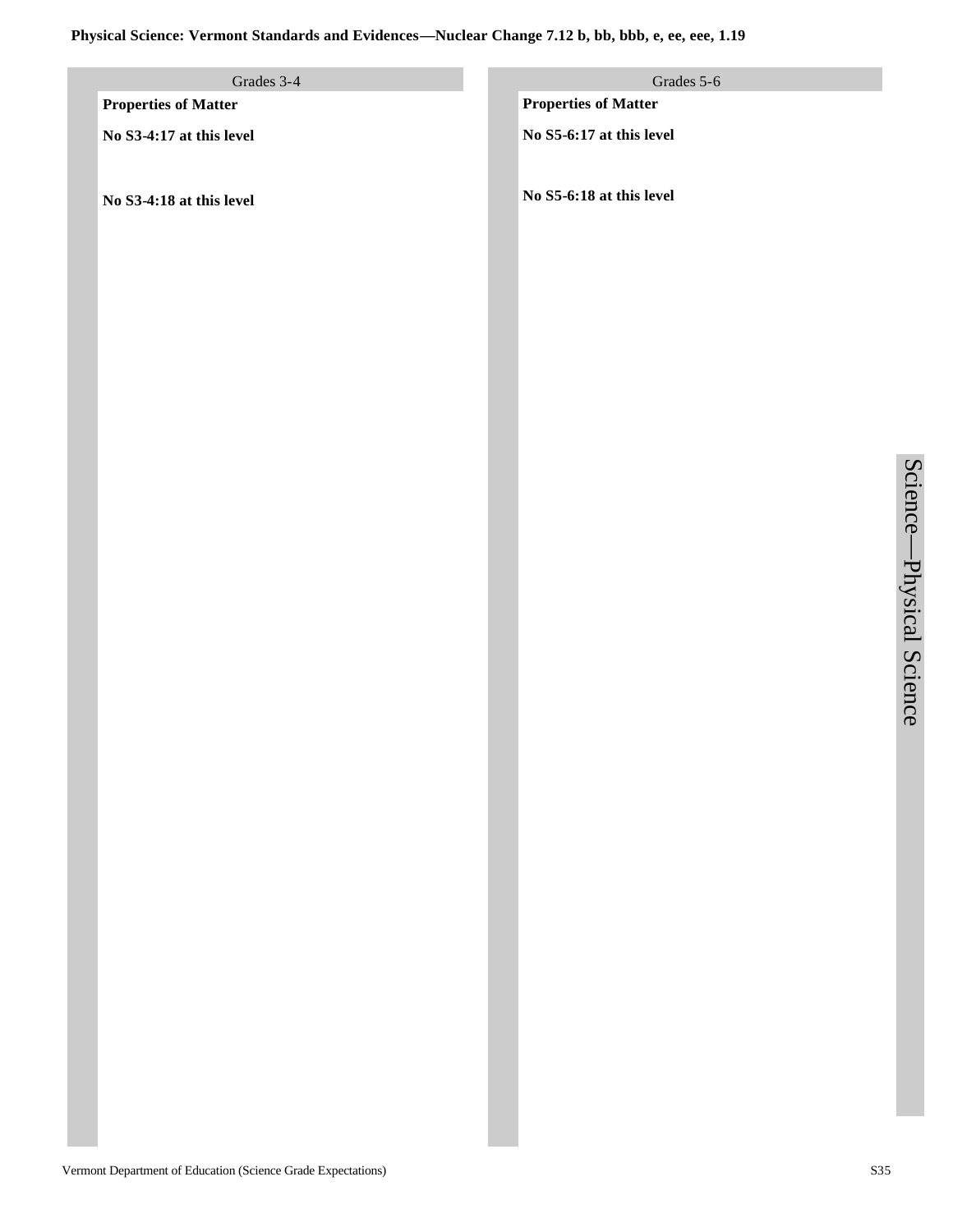**Physical Science: Vermont Standards and Evidences—Nuclear Change 7.12 b, bb, bbb, e, ee, eee, 1.19**

| Grades 3-4 | Grades 5-6 |
| --- | --- |
| **Properties of Matter** | **Properties of Matter** |
| **No S3-4:17 at this level** | **No S5-6:17 at this level** |
| **No S3-4:18 at this level** | **No S5-6:18 at this level** |

Science—Physical Science

Vermont Department of Education (Science Grade Expectations)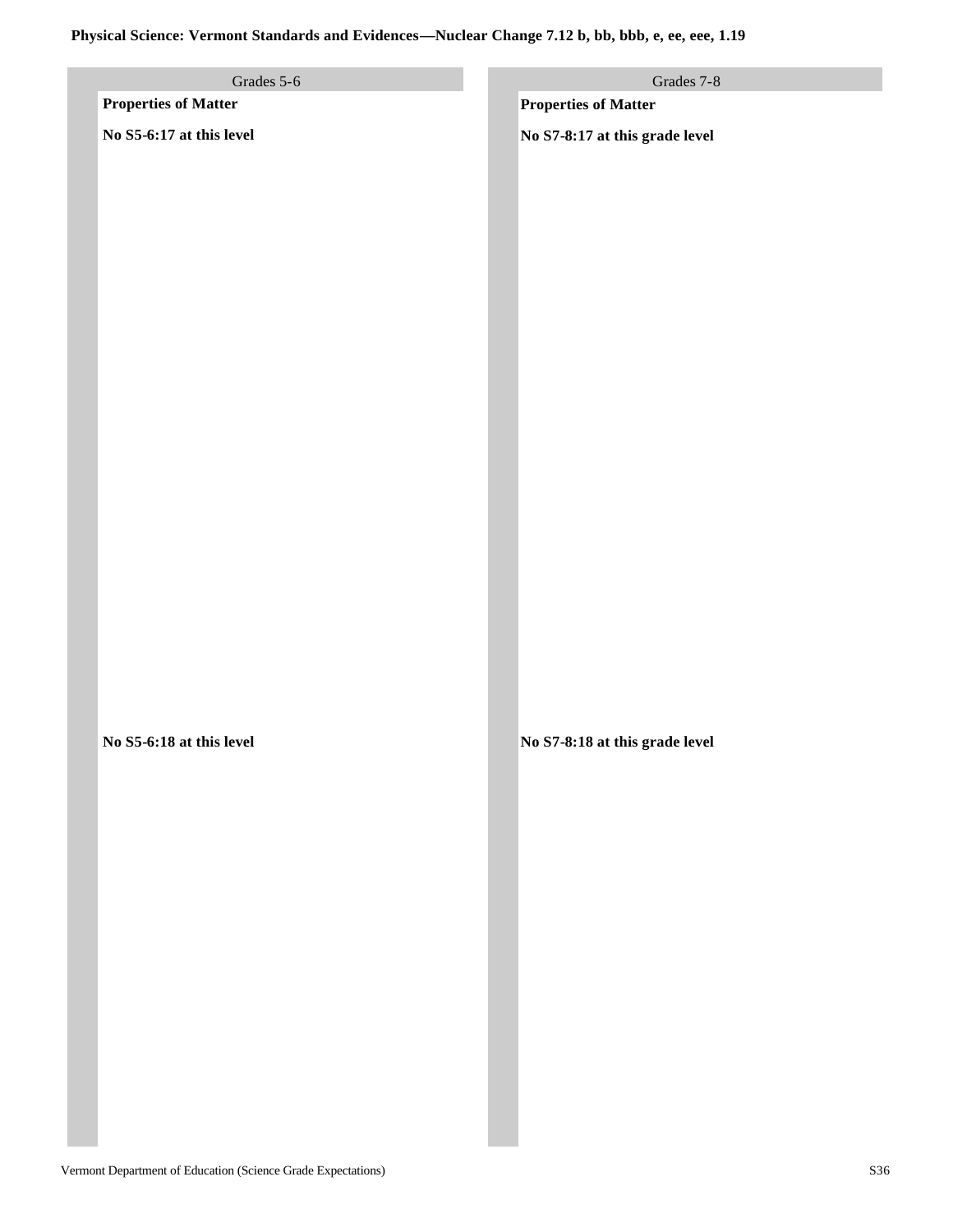**Physical Science: Vermont Standards and Evidences—Nuclear Change 7.12 b, bb, bbb, e, ee, eee, 1.19**

| Grades 5-6 | Grades 7-8 |
| --- | --- |
| **Properties of Matter** | **Properties of Matter** |
| **No S5-6:17 at this level** | **No S7-8:17 at this grade level** |
| **No S5-6:18 at this level** | **No S7-8:18 at this grade level** |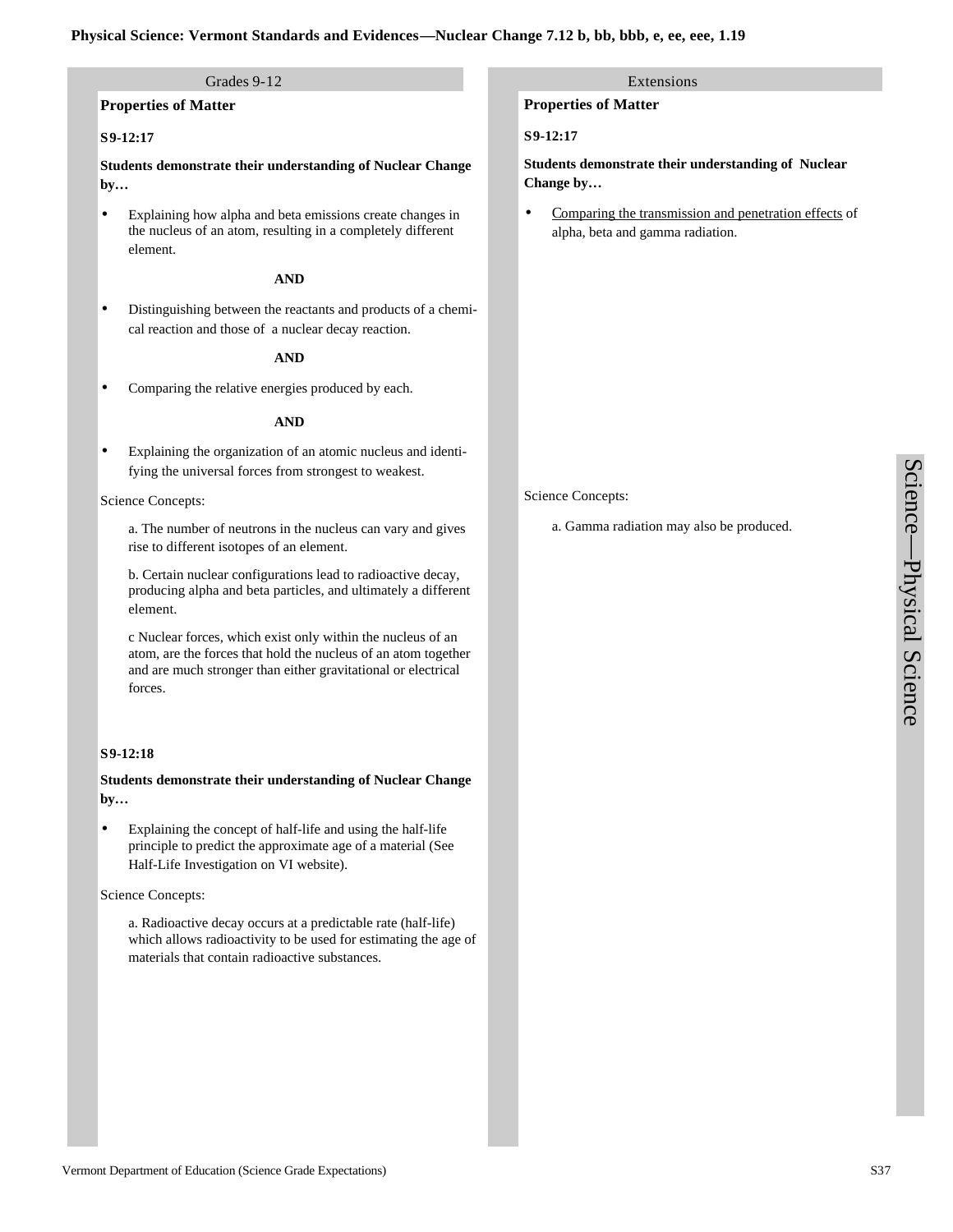**Physical Science: Vermont Standards and Evidences—Nuclear Change 7.12 b, bb, bbb, e, ee, eee, 1.19**

## Grades 9-12

### Properties of Matter

**S9-12:17**

**Students demonstrate their understanding of Nuclear Change by…**

- Explaining how alpha and beta emissions create changes in the nucleus of an atom, resulting in a completely different element.

**AND**

- Distinguishing between the reactants and products of a chemical reaction and those of a nuclear decay reaction.

**AND**

- Comparing the relative energies produced by each.

**AND**

- Explaining the organization of an atomic nucleus and identifying the universal forces from strongest to weakest.

Science Concepts:

a. The number of neutrons in the nucleus can vary and gives rise to different isotopes of an element.

b. Certain nuclear configurations lead to radioactive decay, producing alpha and beta particles, and ultimately a different element.

c Nuclear forces, which exist only within the nucleus of an atom, are the forces that hold the nucleus of an atom together and are much stronger than either gravitational or electrical forces.

**S9-12:18**

**Students demonstrate their understanding of Nuclear Change by…**

- Explaining the concept of half-life and using the half-life principle to predict the approximate age of a material (See Half-Life Investigation on VI website).

Science Concepts:

a. Radioactive decay occurs at a predictable rate (half-life) which allows radioactivity to be used for estimating the age of materials that contain radioactive substances.

## Extensions

### Properties of Matter

**S9-12:17**

**Students demonstrate their understanding of Nuclear Change by…**

- Comparing the transmission and penetration effects of alpha, beta and gamma radiation.

Science Concepts:

a. Gamma radiation may also be produced.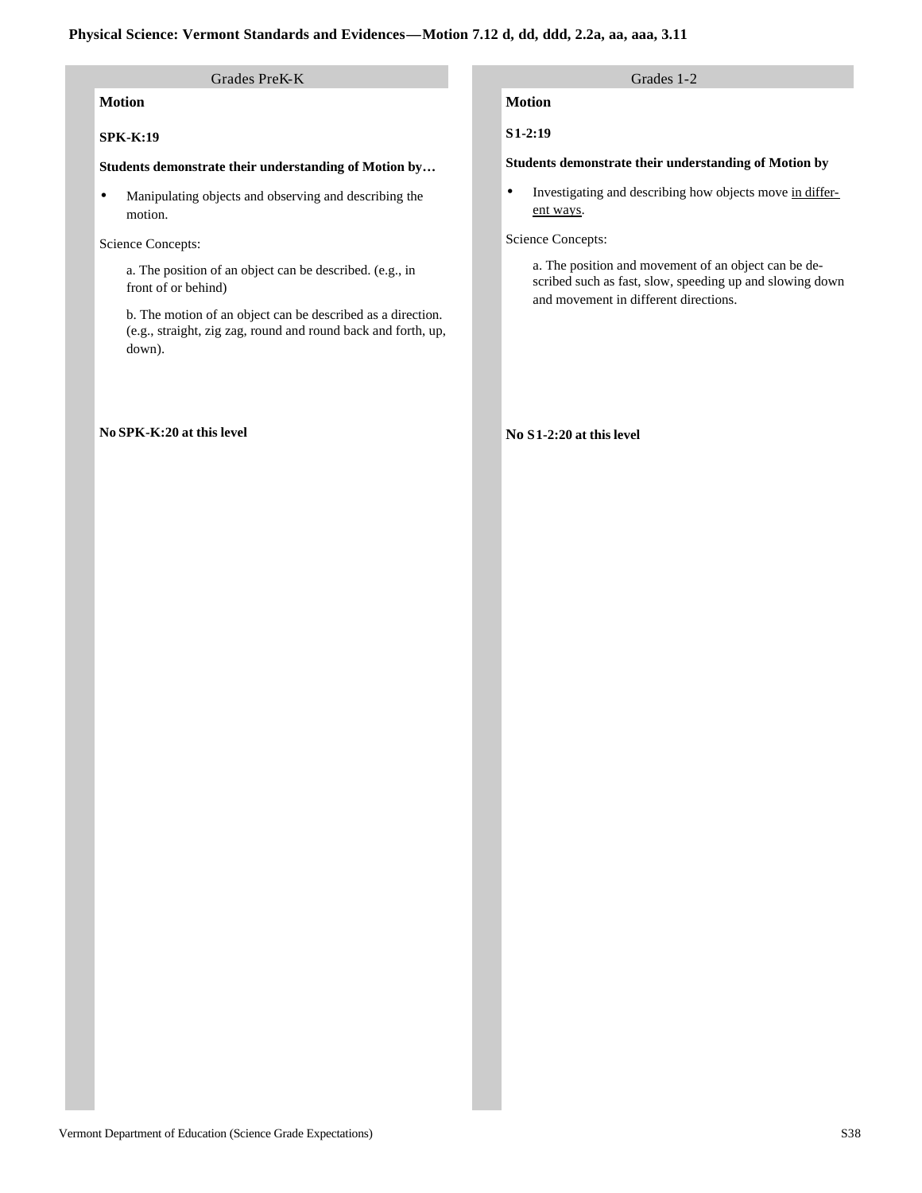# Physical Science: Vermont Standards and Evidences—Motion 7.12 d, dd, ddd, 2.2a, aa, aaa, 3.11

## Grades PreK-K

### Motion

**SPK-K:19**

**Students demonstrate their understanding of Motion by…**

- Manipulating objects and observing and describing the motion.

Science Concepts:

a. The position of an object can be described. (e.g., in front of or behind)

b. The motion of an object can be described as a direction. (e.g., straight, zig zag, round and round back and forth, up, down).

**No SPK-K:20 at this level**

## Grades 1-2

### Motion

**S1-2:19**

**Students demonstrate their understanding of Motion by**

- Investigating and describing how objects move <u>in different ways</u>.

Science Concepts:

a. The position and movement of an object can be described such as fast, slow, speeding up and slowing down and movement in different directions.

**No S1-2:20 at this level**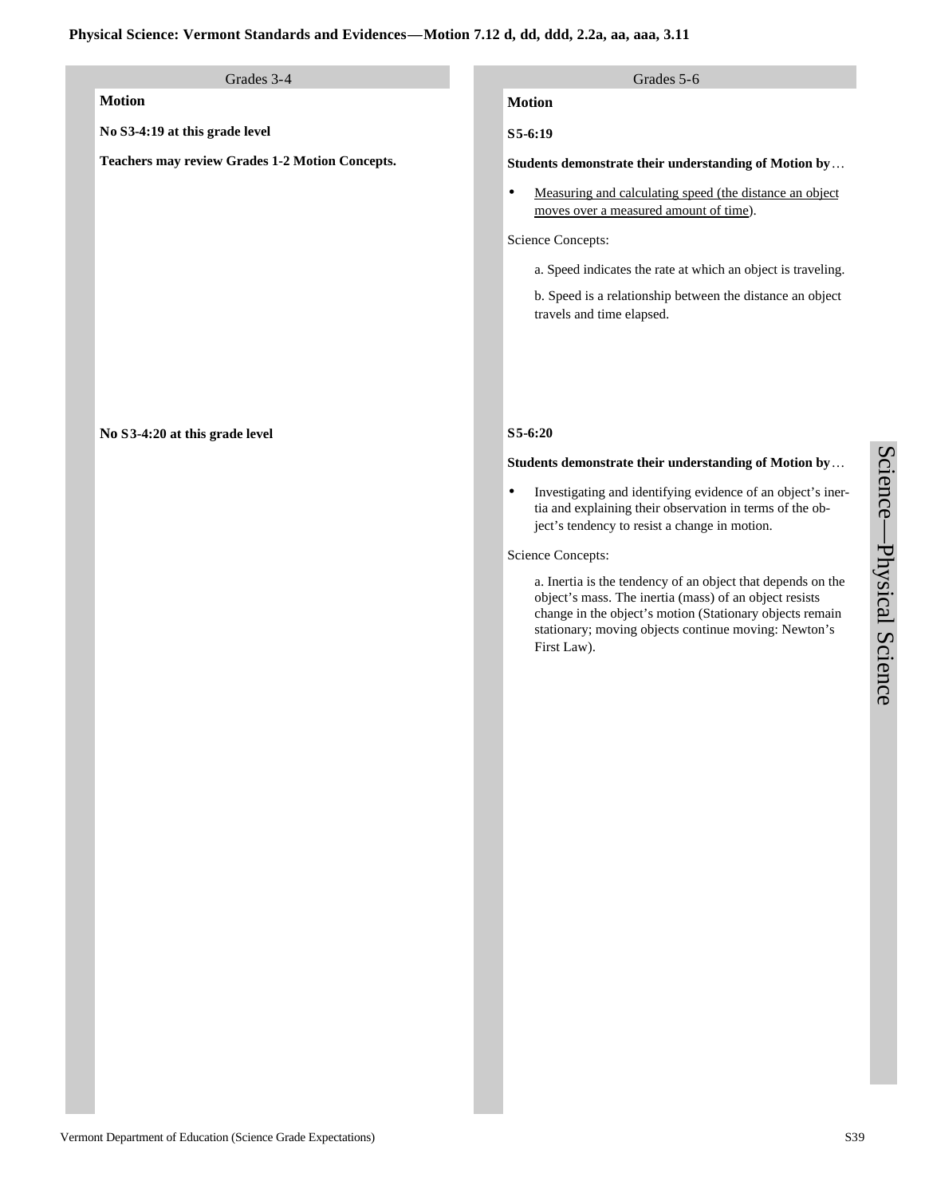# Physical Science: Vermont Standards and Evidences—Motion 7.12 d, dd, ddd, 2.2a, aa, aaa, 3.11

## Grades 3-4

**Motion**

**No S3-4:19 at this grade level**

**Teachers may review Grades 1-2 Motion Concepts.**

**No S3-4:20 at this grade level**

## Grades 5-6

**Motion**

**S5-6:19**

**Students demonstrate their understanding of Motion by…**

- Measuring and calculating speed (the distance an object moves over a measured amount of time).

Science Concepts:

a. Speed indicates the rate at which an object is traveling.

b. Speed is a relationship between the distance an object travels and time elapsed.

**S5-6:20**

**Students demonstrate their understanding of Motion by…**

- Investigating and identifying evidence of an object's inertia and explaining their observation in terms of the object's tendency to resist a change in motion.

Science Concepts:

a. Inertia is the tendency of an object that depends on the object's mass. The inertia (mass) of an object resists change in the object's motion (Stationary objects remain stationary; moving objects continue moving: Newton's First Law).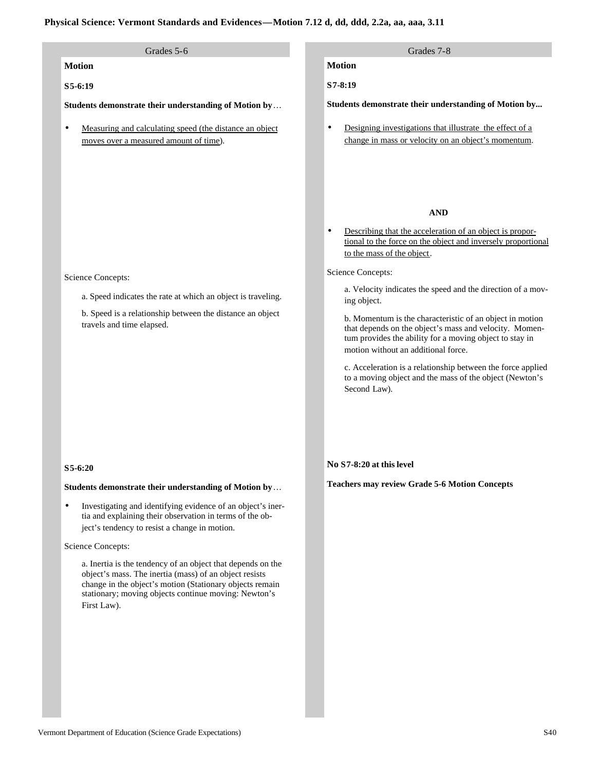# Physical Science: Vermont Standards and Evidences—Motion 7.12 d, dd, ddd, 2.2a, aa, aaa, 3.11

## Grades 5-6

**Motion**

**S5-6:19**

**Students demonstrate their understanding of Motion by…**

- Measuring and calculating speed (the distance an object moves over a measured amount of time).

Science Concepts:

a. Speed indicates the rate at which an object is traveling.

b. Speed is a relationship between the distance an object travels and time elapsed.

**S5-6:20**

**Students demonstrate their understanding of Motion by…**

- Investigating and identifying evidence of an object's inertia and explaining their observation in terms of the object's tendency to resist a change in motion.

Science Concepts:

a. Inertia is the tendency of an object that depends on the object's mass. The inertia (mass) of an object resists change in the object's motion (Stationary objects remain stationary; moving objects continue moving: Newton's First Law).

## Grades 7-8

**Motion**

**S7-8:19**

**Students demonstrate their understanding of Motion by...**

- Designing investigations that illustrate the effect of a change in mass or velocity on an object's momentum.

**AND**

- Describing that the acceleration of an object is proportional to the force on the object and inversely proportional to the mass of the object.

Science Concepts:

a. Velocity indicates the speed and the direction of a moving object.

b. Momentum is the characteristic of an object in motion that depends on the object's mass and velocity. Momentum provides the ability for a moving object to stay in motion without an additional force.

c. Acceleration is a relationship between the force applied to a moving object and the mass of the object (Newton's Second Law).

**No S7-8:20 at this level**

**Teachers may review Grade 5-6 Motion Concepts**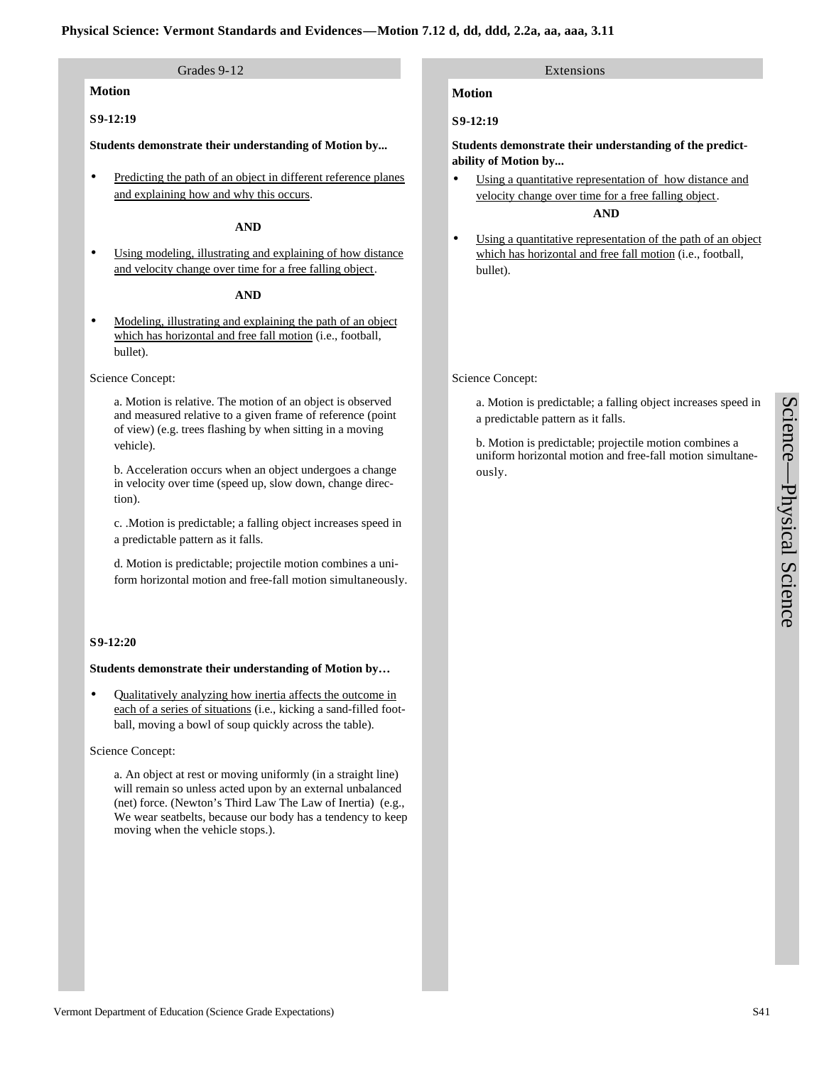# Physical Science: Vermont Standards and Evidences—Motion 7.12 d, dd, ddd, 2.2a, aa, aaa, 3.11

## Grades 9-12

**Motion**

**S9-12:19**

**Students demonstrate their understanding of Motion by...**

- Predicting the path of an object in different reference planes and explaining how and why this occurs.

**AND**

- Using modeling, illustrating and explaining of how distance and velocity change over time for a free falling object.

**AND**

- Modeling, illustrating and explaining the path of an object which has horizontal and free fall motion (i.e., football, bullet).

Science Concept:

a. Motion is relative. The motion of an object is observed and measured relative to a given frame of reference (point of view) (e.g. trees flashing by when sitting in a moving vehicle).

b. Acceleration occurs when an object undergoes a change in velocity over time (speed up, slow down, change direction).

c. .Motion is predictable; a falling object increases speed in a predictable pattern as it falls.

d. Motion is predictable; projectile motion combines a uniform horizontal motion and free-fall motion simultaneously.

**S9-12:20**

**Students demonstrate their understanding of Motion by…**

- Qualitatively analyzing how inertia affects the outcome in each of a series of situations (i.e., kicking a sand-filled football, moving a bowl of soup quickly across the table).

Science Concept:

a. An object at rest or moving uniformly (in a straight line) will remain so unless acted upon by an external unbalanced (net) force. (Newton's Third Law The Law of Inertia) (e.g., We wear seatbelts, because our body has a tendency to keep moving when the vehicle stops.).

## Extensions

**Motion**

**S9-12:19**

**Students demonstrate their understanding of the predictability of Motion by...**

- Using a quantitative representation of how distance and velocity change over time for a free falling object.

**AND**

- Using a quantitative representation of the path of an object which has horizontal and free fall motion (i.e., football, bullet).

Science Concept:

a. Motion is predictable; a falling object increases speed in a predictable pattern as it falls.

b. Motion is predictable; projectile motion combines a uniform horizontal motion and free-fall motion simultaneously.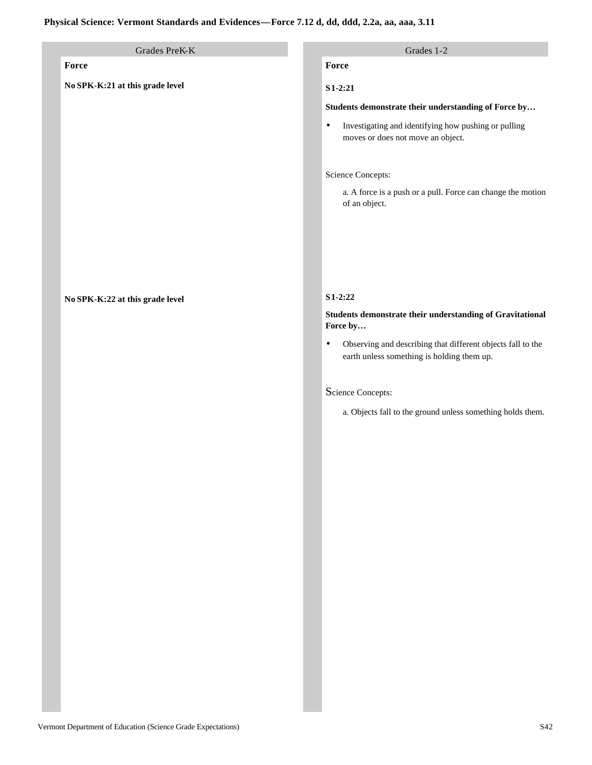# Physical Science: Vermont Standards and Evidences—Force 7.12 d, dd, ddd, 2.2a, aa, aaa, 3.11

| Grades PreK-K | Grades 1-2 |
| --- | --- |
| **Force**<br><br>**No SPK-K:21 at this grade level** | **Force**<br><br>**S1-2:21**<br><br>**Students demonstrate their understanding of Force by…**<br><br>• Investigating and identifying how pushing or pulling moves or does not move an object.<br><br>Science Concepts:<br><br>a. A force is a push or a pull. Force can change the motion of an object. |
| **No SPK-K:22 at this grade level** | **S1-2:22**<br><br>**Students demonstrate their understanding of Gravitational Force by…**<br><br>• Observing and describing that different objects fall to the earth unless something is holding them up.<br><br>Science Concepts:<br><br>a. Objects fall to the ground unless something holds them. |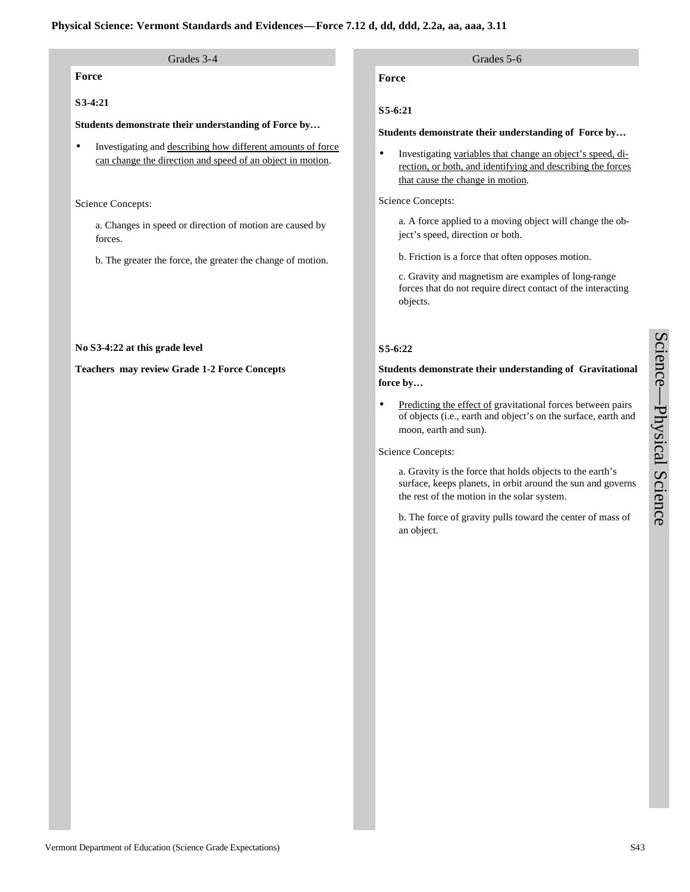# Physical Science: Vermont Standards and Evidences—Force 7.12 d, dd, ddd, 2.2a, aa, aaa, 3.11

## Grades 3-4

**Force**

**S3-4:21**

**Students demonstrate their understanding of Force by…**

- Investigating and describing how different amounts of force can change the direction and speed of an object in motion.

Science Concepts:

a. Changes in speed or direction of motion are caused by forces.

b. The greater the force, the greater the change of motion.

**No S3-4:22 at this grade level**

**Teachers may review Grade 1-2 Force Concepts**

## Grades 5-6

**Force**

**S5-6:21**

**Students demonstrate their understanding of Force by…**

- Investigating variables that change an object's speed, direction, or both, and identifying and describing the forces that cause the change in motion.

Science Concepts:

a. A force applied to a moving object will change the object's speed, direction or both.

b. Friction is a force that often opposes motion.

c. Gravity and magnetism are examples of long-range forces that do not require direct contact of the interacting objects.

**S5-6:22**

**Students demonstrate their understanding of Gravitational force by…**

- Predicting the effect of gravitational forces between pairs of objects (i.e., earth and object's on the surface, earth and moon, earth and sun).

Science Concepts:

a. Gravity is the force that holds objects to the earth's surface, keeps planets, in orbit around the sun and governs the rest of the motion in the solar system.

b. The force of gravity pulls toward the center of mass of an object.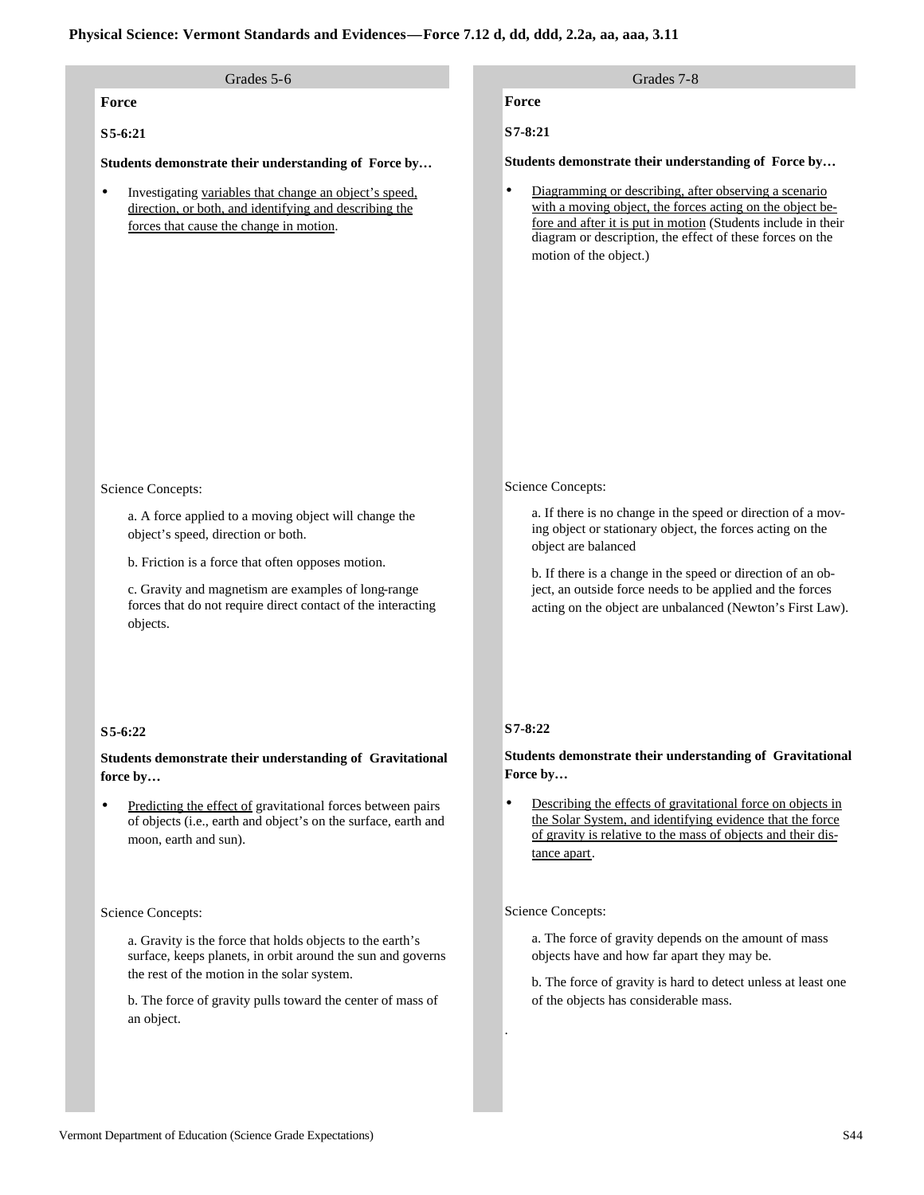## Physical Science: Vermont Standards and Evidences—Force 7.12 d, dd, ddd, 2.2a, aa, aaa, 3.11

### Grades 5-6

**Force**

**S5-6:21**

**Students demonstrate their understanding of Force by…**

- Investigating variables that change an object's speed, direction, or both, and identifying and describing the forces that cause the change in motion.

Science Concepts:

a. A force applied to a moving object will change the object's speed, direction or both.

b. Friction is a force that often opposes motion.

c. Gravity and magnetism are examples of long-range forces that do not require direct contact of the interacting objects.

**S5-6:22**

**Students demonstrate their understanding of Gravitational force by…**

- Predicting the effect of gravitational forces between pairs of objects (i.e., earth and object's on the surface, earth and moon, earth and sun).

Science Concepts:

a. Gravity is the force that holds objects to the earth's surface, keeps planets, in orbit around the sun and governs the rest of the motion in the solar system.

b. The force of gravity pulls toward the center of mass of an object.

### Grades 7-8

**Force**

**S7-8:21**

**Students demonstrate their understanding of Force by…**

- Diagramming or describing, after observing a scenario with a moving object, the forces acting on the object before and after it is put in motion (Students include in their diagram or description, the effect of these forces on the motion of the object.)

Science Concepts:

a. If there is no change in the speed or direction of a moving object or stationary object, the forces acting on the object are balanced

b. If there is a change in the speed or direction of an object, an outside force needs to be applied and the forces acting on the object are unbalanced (Newton's First Law).

**S7-8:22**

**Students demonstrate their understanding of Gravitational Force by…**

- Describing the effects of gravitational force on objects in the Solar System, and identifying evidence that the force of gravity is relative to the mass of objects and their distance apart.

Science Concepts:

a. The force of gravity depends on the amount of mass objects have and how far apart they may be.

b. The force of gravity is hard to detect unless at least one of the objects has considerable mass.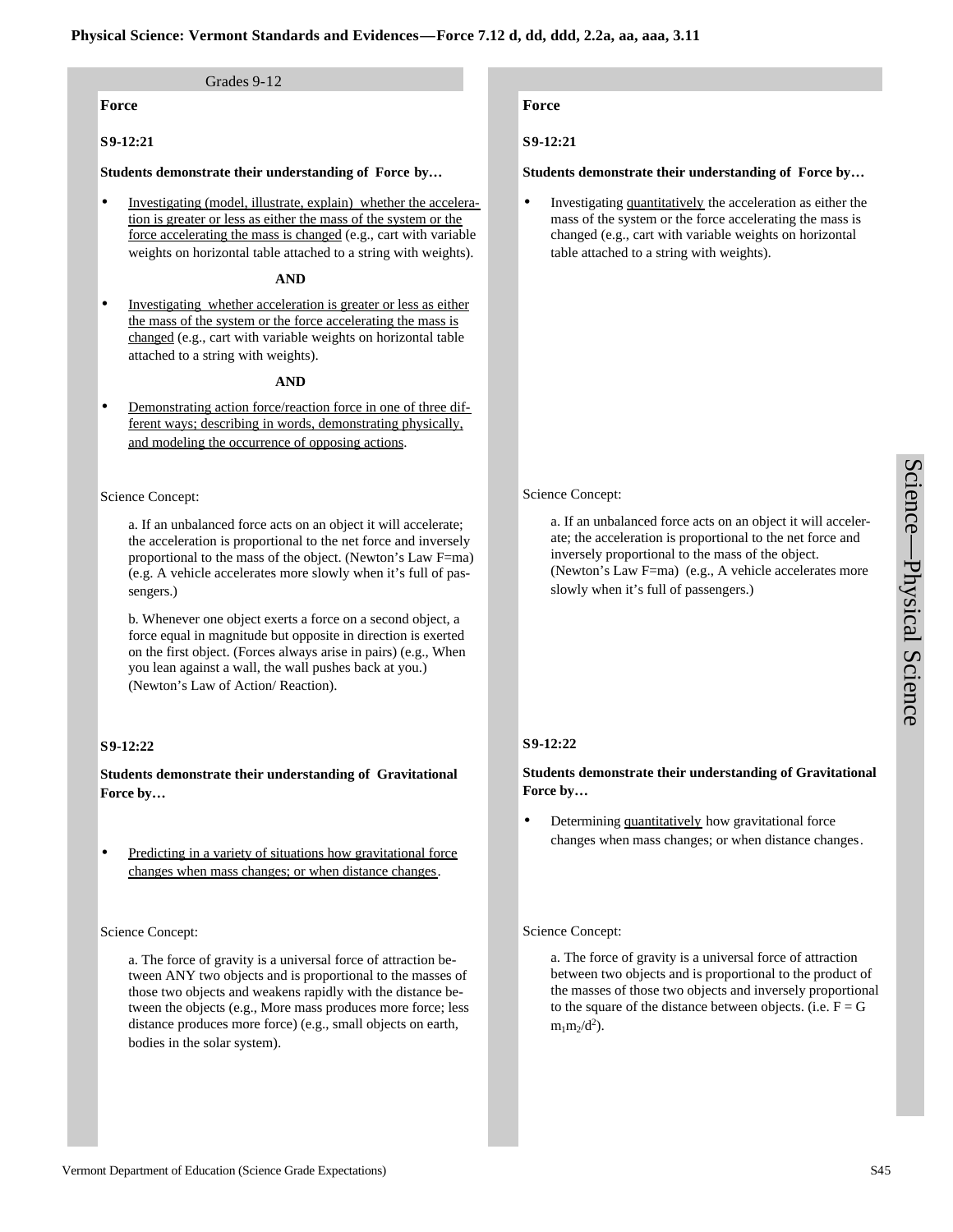# Physical Science: Vermont Standards and Evidences—Force 7.12 d, dd, ddd, 2.2a, aa, aaa, 3.11

## Grades 9-12

### Force

**S9-12:21**

**Students demonstrate their understanding of Force by…**

- Investigating (model, illustrate, explain) whether the acceleration is greater or less as either the mass of the system or the force accelerating the mass is changed (e.g., cart with variable weights on horizontal table attached to a string with weights).

**AND**

- Investigating whether acceleration is greater or less as either the mass of the system or the force accelerating the mass is changed (e.g., cart with variable weights on horizontal table attached to a string with weights).

**AND**

- Demonstrating action force/reaction force in one of three different ways; describing in words, demonstrating physically, and modeling the occurrence of opposing actions.

Science Concept:

a. If an unbalanced force acts on an object it will accelerate; the acceleration is proportional to the net force and inversely proportional to the mass of the object. (Newton's Law F=ma) (e.g. A vehicle accelerates more slowly when it's full of passengers.)

b. Whenever one object exerts a force on a second object, a force equal in magnitude but opposite in direction is exerted on the first object. (Forces always arise in pairs) (e.g., When you lean against a wall, the wall pushes back at you.) (Newton's Law of Action/ Reaction).

**S9-12:22**

**Students demonstrate their understanding of Gravitational Force by…**

- Predicting in a variety of situations how gravitational force changes when mass changes; or when distance changes.

Science Concept:

a. The force of gravity is a universal force of attraction between ANY two objects and is proportional to the masses of those two objects and weakens rapidly with the distance between the objects (e.g., More mass produces more force; less distance produces more force) (e.g., small objects on earth, bodies in the solar system).

---

### Force

**S9-12:21**

**Students demonstrate their understanding of Force by…**

- Investigating quantitatively the acceleration as either the mass of the system or the force accelerating the mass is changed (e.g., cart with variable weights on horizontal table attached to a string with weights).

Science Concept:

a. If an unbalanced force acts on an object it will accelerate; the acceleration is proportional to the net force and inversely proportional to the mass of the object. (Newton's Law F=ma) (e.g., A vehicle accelerates more slowly when it's full of passengers.)

**S9-12:22**

**Students demonstrate their understanding of Gravitational Force by…**

- Determining quantitatively how gravitational force changes when mass changes; or when distance changes.

Science Concept:

a. The force of gravity is a universal force of attraction between two objects and is proportional to the product of the masses of those two objects and inversely proportional to the square of the distance between objects. (i.e. $F = G\, m_1 m_2/d^2$).

Science—Physical Science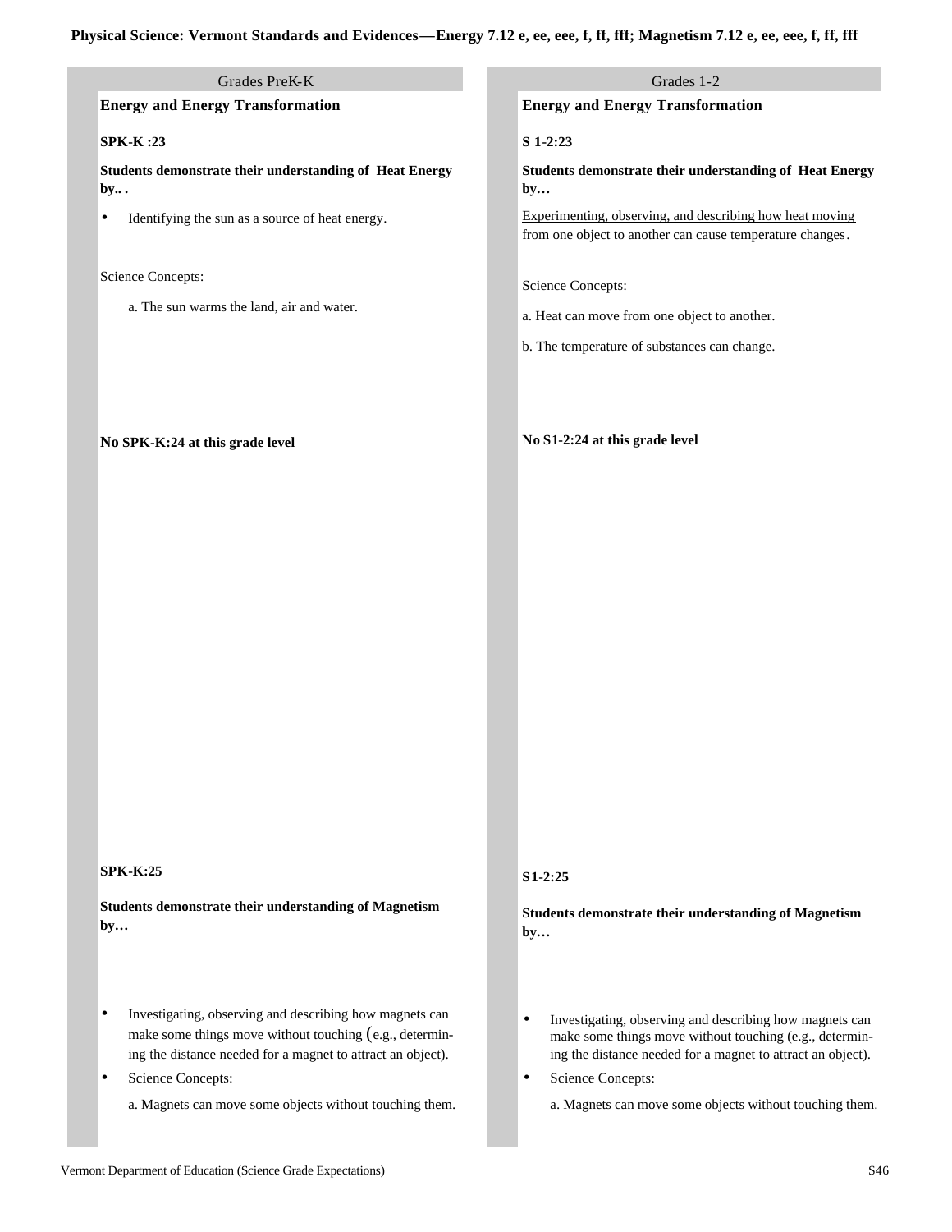**Physical Science: Vermont Standards and Evidences—Energy 7.12 e, ee, eee, f, ff, fff; Magnetism 7.12 e, ee, eee, f, ff, fff**

## Grades PreK-K

### Energy and Energy Transformation

**SPK-K :23**

**Students demonstrate their understanding of Heat Energy by.. .**

- Identifying the sun as a source of heat energy.

Science Concepts:

a. The sun warms the land, air and water.

**No SPK-K:24 at this grade level**

**SPK-K:25**

**Students demonstrate their understanding of Magnetism by…**

- Investigating, observing and describing how magnets can make some things move without touching (e.g., determining the distance needed for a magnet to attract an object).
- Science Concepts:

  a. Magnets can move some objects without touching them.

## Grades 1-2

### Energy and Energy Transformation

**S 1-2:23**

**Students demonstrate their understanding of Heat Energy by…**

Experimenting, observing, and describing how heat moving from one object to another can cause temperature changes.

Science Concepts:

a. Heat can move from one object to another.

b. The temperature of substances can change.

**No S1-2:24 at this grade level**

**S1-2:25**

**Students demonstrate their understanding of Magnetism by…**

- Investigating, observing and describing how magnets can make some things move without touching (e.g., determining the distance needed for a magnet to attract an object).
- Science Concepts:

  a. Magnets can move some objects without touching them.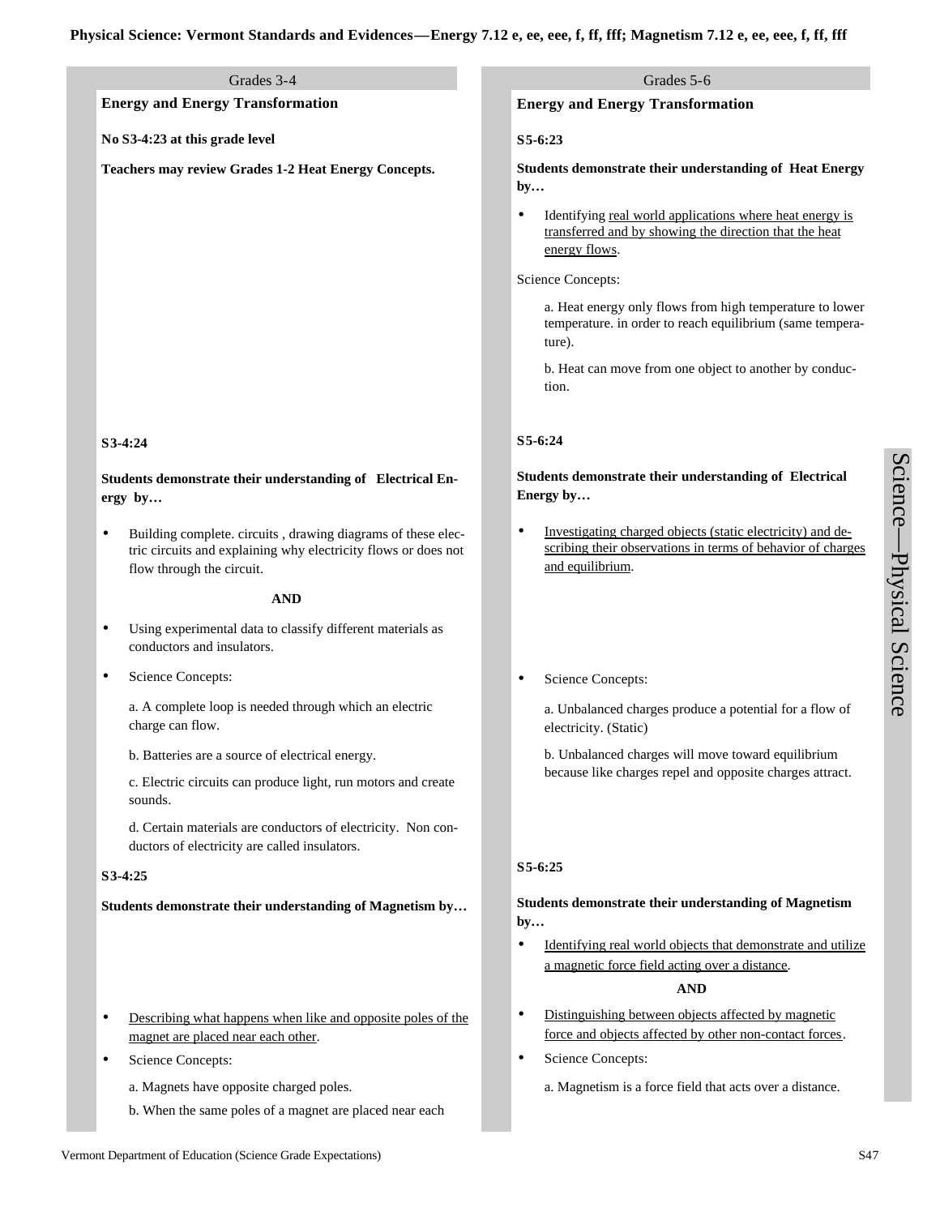**Physical Science: Vermont Standards and Evidences—Energy 7.12 e, ee, eee, f, ff, fff; Magnetism 7.12 e, ee, eee, f, ff, fff**

## Grades 3-4

### Energy and Energy Transformation

**No S3-4:23 at this grade level**

**Teachers may review Grades 1-2 Heat Energy Concepts.**

**S3-4:24**

**Students demonstrate their understanding of Electrical Energy by…**

- Building complete. circuits , drawing diagrams of these electric circuits and explaining why electricity flows or does not flow through the circuit.

**AND**

- Using experimental data to classify different materials as conductors and insulators.
- Science Concepts:

  a. A complete loop is needed through which an electric charge can flow.

  b. Batteries are a source of electrical energy.

  c. Electric circuits can produce light, run motors and create sounds.

  d. Certain materials are conductors of electricity. Non conductors of electricity are called insulators.

**S3-4:25**

**Students demonstrate their understanding of Magnetism by…**

- Describing what happens when like and opposite poles of the magnet are placed near each other.
- Science Concepts:

  a. Magnets have opposite charged poles.

  b. When the same poles of a magnet are placed near each

## Grades 5-6

### Energy and Energy Transformation

**S5-6:23**

**Students demonstrate their understanding of Heat Energy by…**

- Identifying real world applications where heat energy is transferred and by showing the direction that the heat energy flows.

Science Concepts:

a. Heat energy only flows from high temperature to lower temperature. in order to reach equilibrium (same temperature).

b. Heat can move from one object to another by conduction.

**S5-6:24**

**Students demonstrate their understanding of Electrical Energy by…**

- Investigating charged objects (static electricity) and describing their observations in terms of behavior of charges and equilibrium.
- Science Concepts:

  a. Unbalanced charges produce a potential for a flow of electricity. (Static)

  b. Unbalanced charges will move toward equilibrium because like charges repel and opposite charges attract.

**S5-6:25**

**Students demonstrate their understanding of Magnetism by…**

- Identifying real world objects that demonstrate and utilize a magnetic force field acting over a distance.

**AND**

- Distinguishing between objects affected by magnetic force and objects affected by other non-contact forces.
- Science Concepts:

  a. Magnetism is a force field that acts over a distance.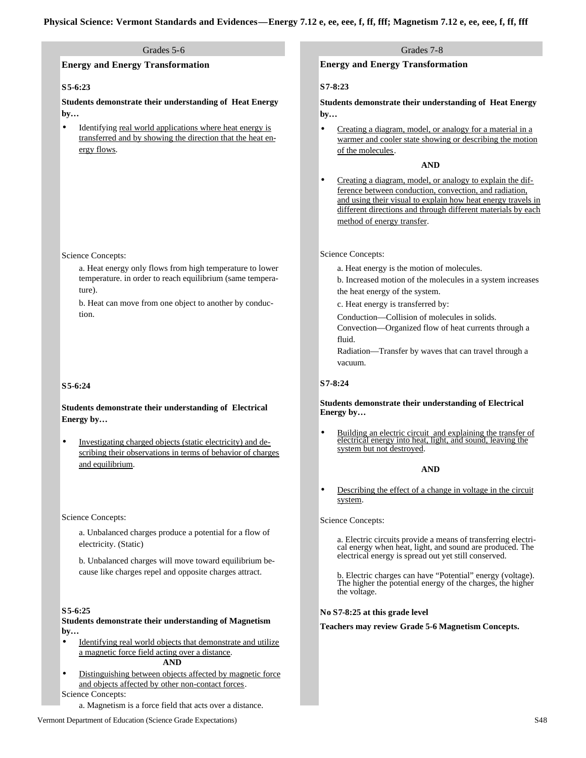**Physical Science: Vermont Standards and Evidences—Energy 7.12 e, ee, eee, f, ff, fff; Magnetism 7.12 e, ee, eee, f, ff, fff**

## Grades 5-6

### Energy and Energy Transformation

**S5-6:23**

**Students demonstrate their understanding of Heat Energy by…**

- Identifying real world applications where heat energy is transferred and by showing the direction that the heat energy flows.

Science Concepts:

a. Heat energy only flows from high temperature to lower temperature. in order to reach equilibrium (same temperature).

b. Heat can move from one object to another by conduction.

**S5-6:24**

**Students demonstrate their understanding of Electrical Energy by…**

- Investigating charged objects (static electricity) and describing their observations in terms of behavior of charges and equilibrium.

Science Concepts:

a. Unbalanced charges produce a potential for a flow of electricity. (Static)

b. Unbalanced charges will move toward equilibrium because like charges repel and opposite charges attract.

**S5-6:25**

**Students demonstrate their understanding of Magnetism by…**

- Identifying real world objects that demonstrate and utilize a magnetic force field acting over a distance.

**AND**

- Distinguishing between objects affected by magnetic force and objects affected by other non-contact forces.

Science Concepts:

a. Magnetism is a force field that acts over a distance.

## Grades 7-8

### Energy and Energy Transformation

**S7-8:23**

**Students demonstrate their understanding of Heat Energy by…**

- Creating a diagram, model, or analogy for a material in a warmer and cooler state showing or describing the motion of the molecules.

**AND**

- Creating a diagram, model, or analogy to explain the difference between conduction, convection, and radiation, and using their visual to explain how heat energy travels in different directions and through different materials by each method of energy transfer.

Science Concepts:

a. Heat energy is the motion of molecules.

b. Increased motion of the molecules in a system increases the heat energy of the system.

c. Heat energy is transferred by:

Conduction—Collision of molecules in solids.
Convection—Organized flow of heat currents through a fluid.
Radiation—Transfer by waves that can travel through a vacuum.

**S7-8:24**

**Students demonstrate their understanding of Electrical Energy by…**

- Building an electric circuit and explaining the transfer of electrical energy into heat, light, and sound, leaving the system but not destroyed.

**AND**

- Describing the effect of a change in voltage in the circuit system.

Science Concepts:

a. Electric circuits provide a means of transferring electrical energy when heat, light, and sound are produced. The electrical energy is spread out yet still conserved.

b. Electric charges can have "Potential" energy (voltage). The higher the potential energy of the charges, the higher the voltage.

**No S7-8:25 at this grade level**

**Teachers may review Grade 5-6 Magnetism Concepts.**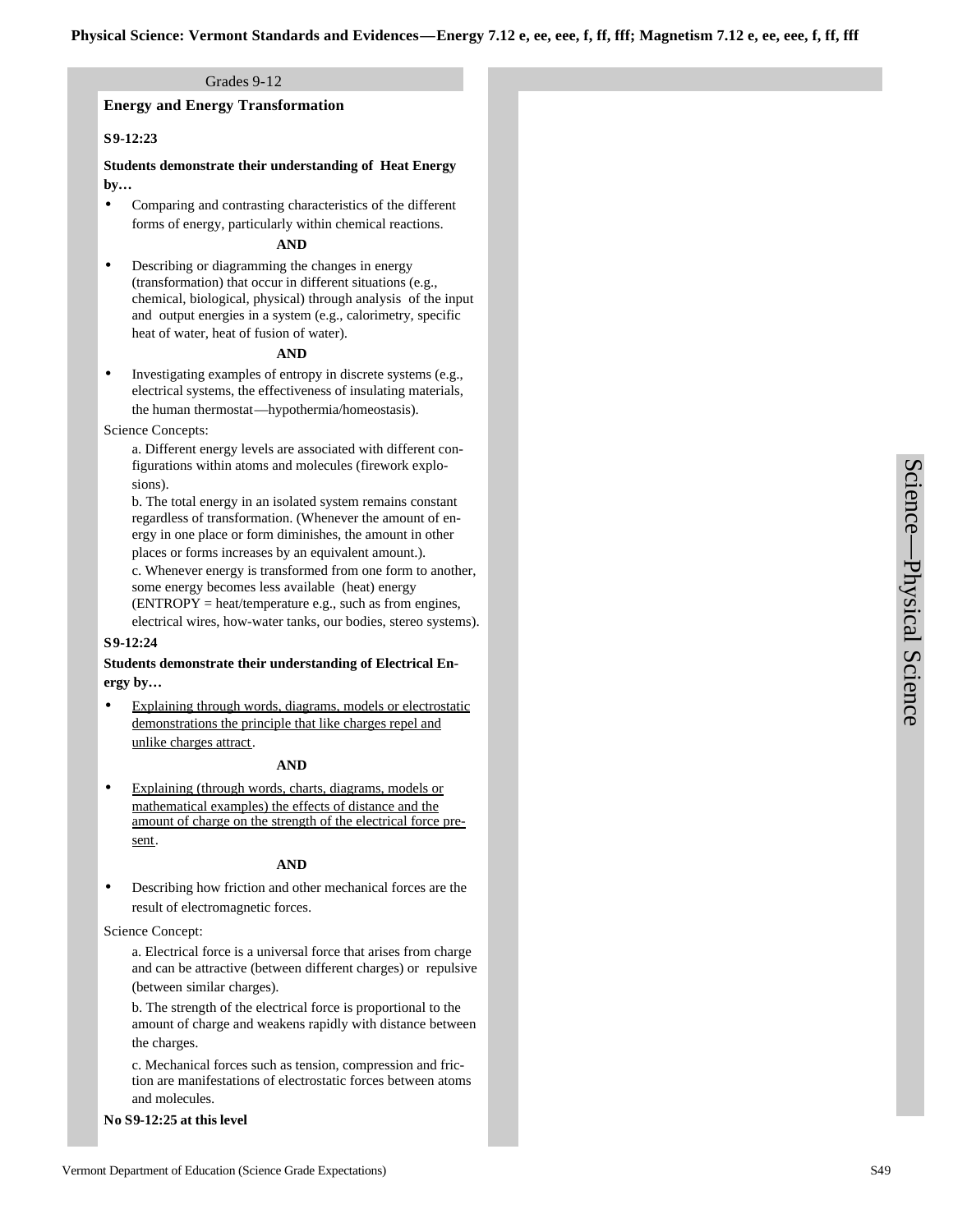# Physical Science: Vermont Standards and Evidences—Energy 7.12 e, ee, eee, f, ff, fff; Magnetism 7.12 e, ee, eee, f, ff, fff

Grades 9-12

## Energy and Energy Transformation

**S9-12:23**

**Students demonstrate their understanding of Heat Energy by…**

- Comparing and contrasting characteristics of the different forms of energy, particularly within chemical reactions.

**AND**

- Describing or diagramming the changes in energy (transformation) that occur in different situations (e.g., chemical, biological, physical) through analysis of the input and output energies in a system (e.g., calorimetry, specific heat of water, heat of fusion of water).

**AND**

- Investigating examples of entropy in discrete systems (e.g., electrical systems, the effectiveness of insulating materials, the human thermostat—hypothermia/homeostasis).

Science Concepts:

a. Different energy levels are associated with different configurations within atoms and molecules (firework explosions).

b. The total energy in an isolated system remains constant regardless of transformation. (Whenever the amount of energy in one place or form diminishes, the amount in other places or forms increases by an equivalent amount.).

c. Whenever energy is transformed from one form to another, some energy becomes less available (heat) energy (ENTROPY = heat/temperature e.g., such as from engines, electrical wires, how-water tanks, our bodies, stereo systems).

**S9-12:24**

**Students demonstrate their understanding of Electrical Energy by…**

- Explaining through words, diagrams, models or electrostatic demonstrations the principle that like charges repel and unlike charges attract.

**AND**

- Explaining (through words, charts, diagrams, models or mathematical examples) the effects of distance and the amount of charge on the strength of the electrical force present.

**AND**

- Describing how friction and other mechanical forces are the result of electromagnetic forces.

Science Concept:

a. Electrical force is a universal force that arises from charge and can be attractive (between different charges) or repulsive (between similar charges).

b. The strength of the electrical force is proportional to the amount of charge and weakens rapidly with distance between the charges.

c. Mechanical forces such as tension, compression and friction are manifestations of electrostatic forces between atoms and molecules.

**No S9-12:25 at this level**

Science—Physical Science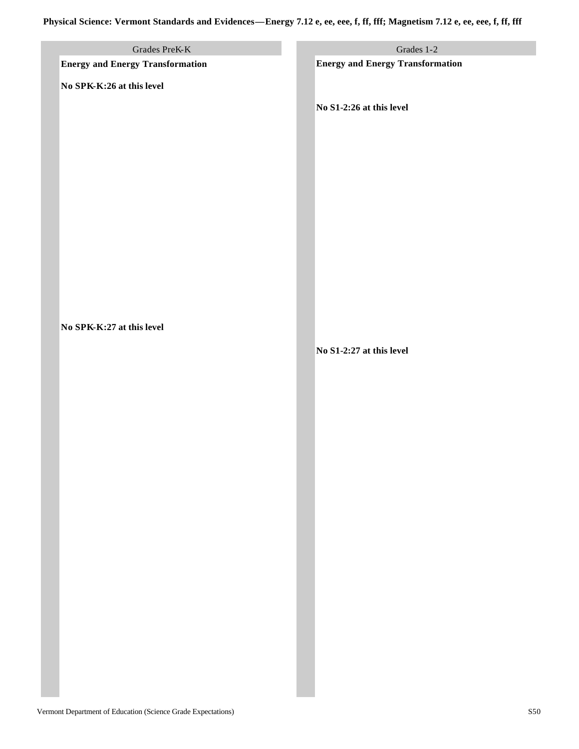**Physical Science: Vermont Standards and Evidences—Energy 7.12 e, ee, eee, f, ff, fff; Magnetism 7.12 e, ee, eee, f, ff, fff**

## Grades PreK-K

**Energy and Energy Transformation**

**No SPK-K:26 at this level**

**No SPK-K:27 at this level**

## Grades 1-2

**Energy and Energy Transformation**

**No S1-2:26 at this level**

**No S1-2:27 at this level**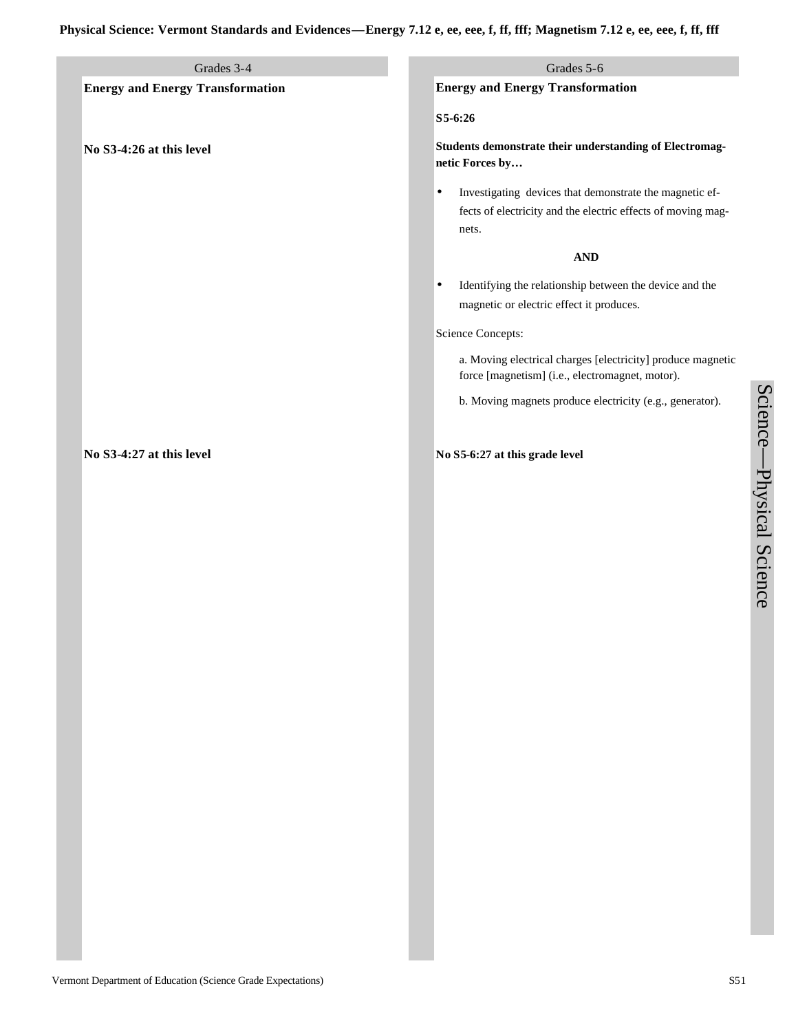**Physical Science: Vermont Standards and Evidences—Energy 7.12 e, ee, eee, f, ff, fff; Magnetism 7.12 e, ee, eee, f, ff, fff**

## Grades 3-4

### Energy and Energy Transformation

**No S3-4:26 at this level**

**No S3-4:27 at this level**

## Grades 5-6

### Energy and Energy Transformation

**S5-6:26**

**Students demonstrate their understanding of Electromagnetic Forces by…**

- Investigating devices that demonstrate the magnetic effects of electricity and the electric effects of moving magnets.

**AND**

- Identifying the relationship between the device and the magnetic or electric effect it produces.

Science Concepts:

a. Moving electrical charges [electricity] produce magnetic force [magnetism] (i.e., electromagnet, motor).

b. Moving magnets produce electricity (e.g., generator).

**No S5-6:27 at this grade level**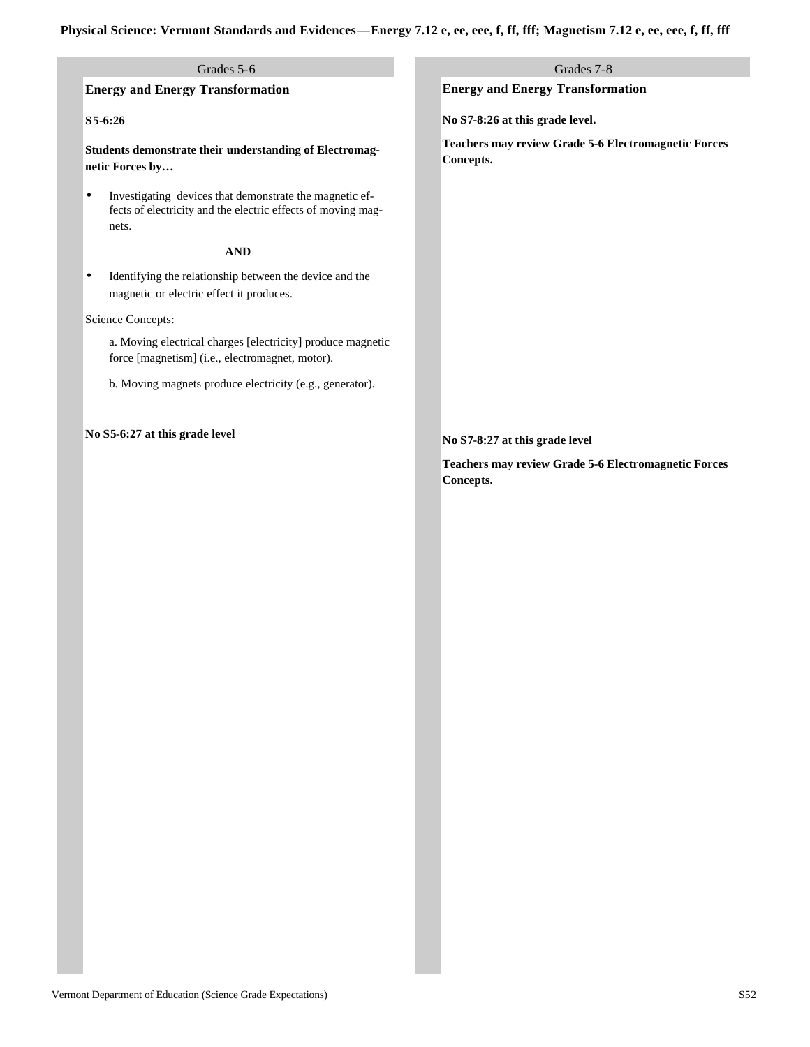**Physical Science: Vermont Standards and Evidences—Energy 7.12 e, ee, eee, f, ff, fff; Magnetism 7.12 e, ee, eee, f, ff, fff**

## Grades 5-6

### Energy and Energy Transformation

**S5-6:26**

**Students demonstrate their understanding of Electromagnetic Forces by…**

- Investigating devices that demonstrate the magnetic effects of electricity and the electric effects of moving magnets.

**AND**

- Identifying the relationship between the device and the magnetic or electric effect it produces.

Science Concepts:

a. Moving electrical charges [electricity] produce magnetic force [magnetism] (i.e., electromagnet, motor).

b. Moving magnets produce electricity (e.g., generator).

**No S5-6:27 at this grade level**

## Grades 7-8

### Energy and Energy Transformation

**No S7-8:26 at this grade level.**

**Teachers may review Grade 5-6 Electromagnetic Forces Concepts.**

**No S7-8:27 at this grade level**

**Teachers may review Grade 5-6 Electromagnetic Forces Concepts.**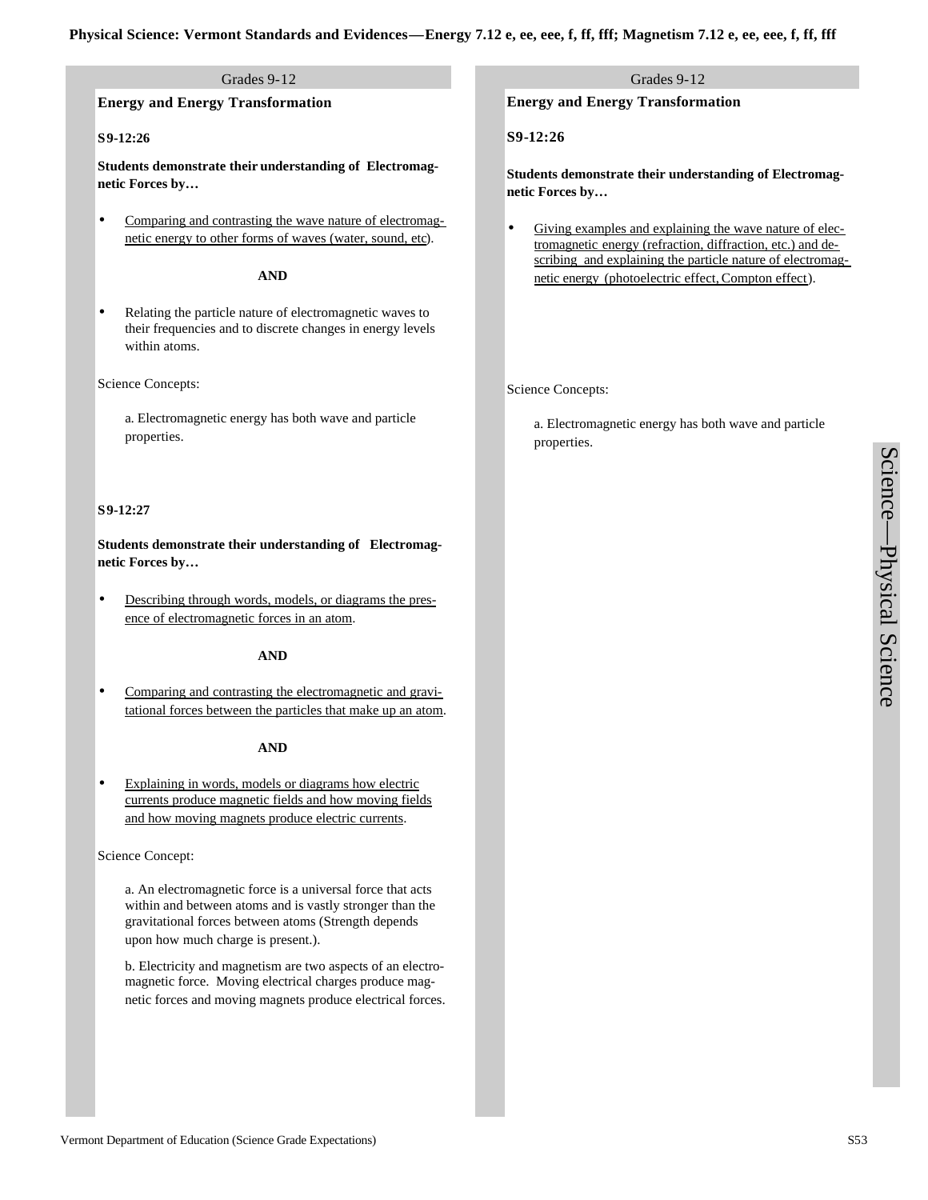**Physical Science: Vermont Standards and Evidences—Energy 7.12 e, ee, eee, f, ff, fff; Magnetism 7.12 e, ee, eee, f, ff, fff**

## Grades 9-12

### Energy and Energy Transformation

**S9-12:26**

**Students demonstrate their understanding of Electromagnetic Forces by…**

- Comparing and contrasting the wave nature of electromagnetic energy to other forms of waves (water, sound, etc).

**AND**

- Relating the particle nature of electromagnetic waves to their frequencies and to discrete changes in energy levels within atoms.

Science Concepts:

a. Electromagnetic energy has both wave and particle properties.

**S9-12:27**

**Students demonstrate their understanding of Electromagnetic Forces by…**

- Describing through words, models, or diagrams the presence of electromagnetic forces in an atom.

**AND**

- Comparing and contrasting the electromagnetic and gravitational forces between the particles that make up an atom.

**AND**

- Explaining in words, models or diagrams how electric currents produce magnetic fields and how moving fields and how moving magnets produce electric currents.

Science Concept:

a. An electromagnetic force is a universal force that acts within and between atoms and is vastly stronger than the gravitational forces between atoms (Strength depends upon how much charge is present.).

b. Electricity and magnetism are two aspects of an electromagnetic force. Moving electrical charges produce magnetic forces and moving magnets produce electrical forces.

## Grades 9-12

### Energy and Energy Transformation

**S9-12:26**

**Students demonstrate their understanding of Electromagnetic Forces by…**

- Giving examples and explaining the wave nature of electromagnetic energy (refraction, diffraction, etc.) and describing and explaining the particle nature of electromagnetic energy (photoelectric effect, Compton effect).

Science Concepts:

a. Electromagnetic energy has both wave and particle properties.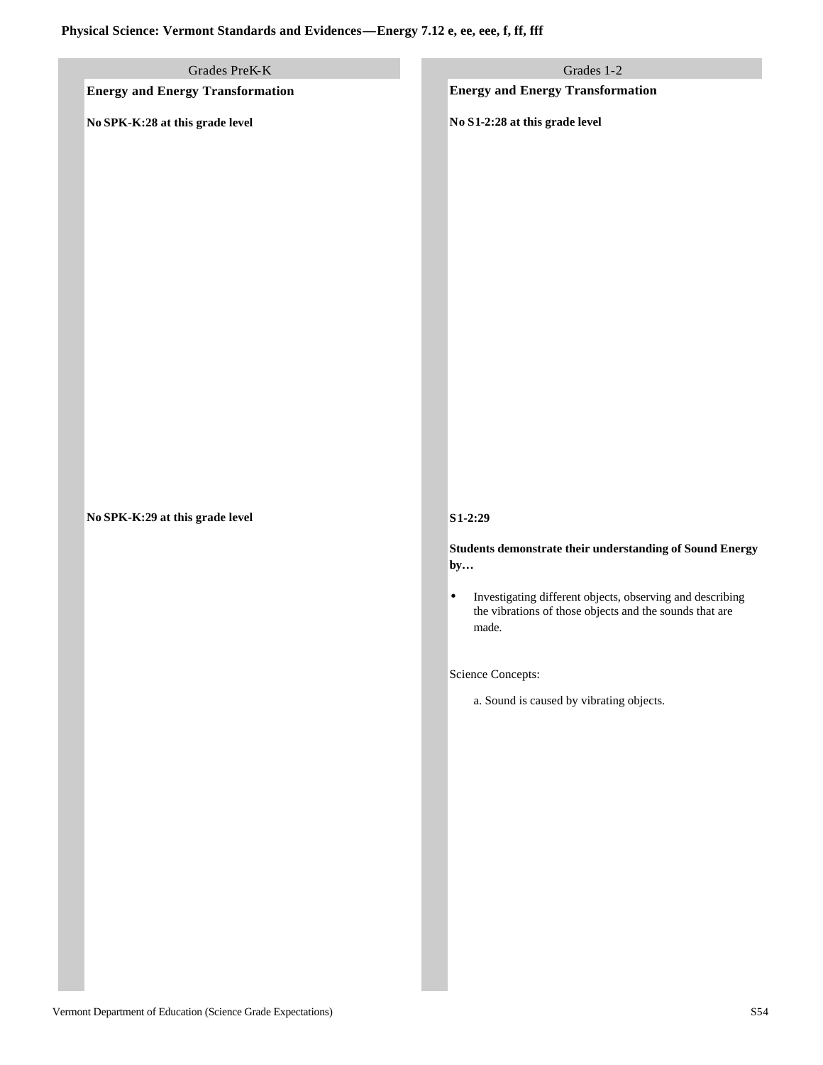# Physical Science: Vermont Standards and Evidences—Energy 7.12 e, ee, eee, f, ff, fff

## Grades PreK-K

### Energy and Energy Transformation

**No SPK-K:28 at this grade level**

**No SPK-K:29 at this grade level**

## Grades 1-2

### Energy and Energy Transformation

**No S1-2:28 at this grade level**

**S1-2:29**

**Students demonstrate their understanding of Sound Energy by…**

- Investigating different objects, observing and describing the vibrations of those objects and the sounds that are made.

Science Concepts:

a. Sound is caused by vibrating objects.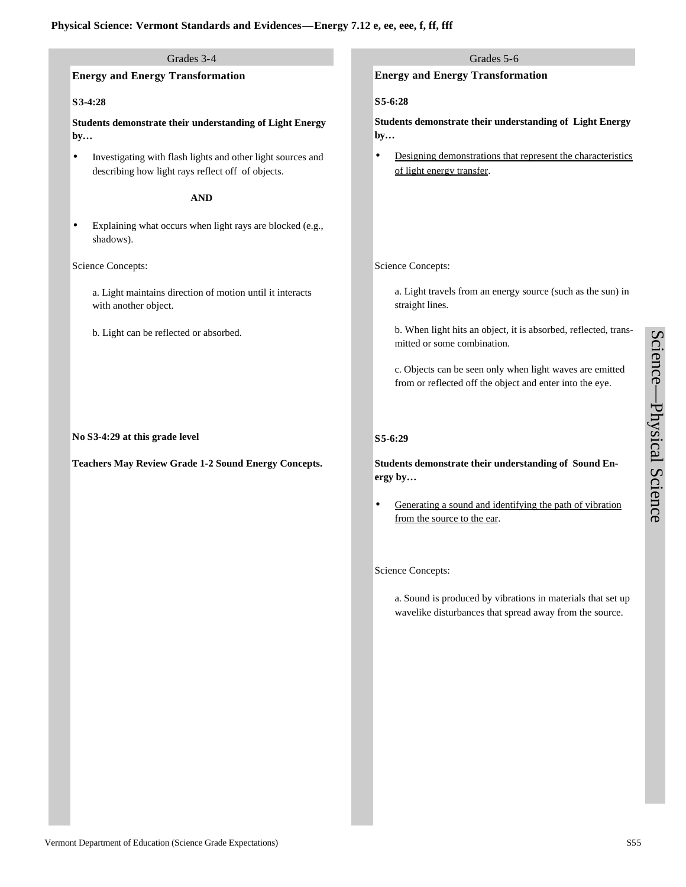# Physical Science: Vermont Standards and Evidences—Energy 7.12 e, ee, eee, f, ff, fff

## Grades 3-4

### Energy and Energy Transformation

**S3-4:28**

**Students demonstrate their understanding of Light Energy by…**

- Investigating with flash lights and other light sources and describing how light rays reflect off of objects.

**AND**

- Explaining what occurs when light rays are blocked (e.g., shadows).

Science Concepts:

a. Light maintains direction of motion until it interacts with another object.

b. Light can be reflected or absorbed.

**No S3-4:29 at this grade level**

**Teachers May Review Grade 1-2 Sound Energy Concepts.**

## Grades 5-6

### Energy and Energy Transformation

**S5-6:28**

**Students demonstrate their understanding of Light Energy by…**

- Designing demonstrations that represent the characteristics of light energy transfer.

Science Concepts:

a. Light travels from an energy source (such as the sun) in straight lines.

b. When light hits an object, it is absorbed, reflected, transmitted or some combination.

c. Objects can be seen only when light waves are emitted from or reflected off the object and enter into the eye.

**S5-6:29**

**Students demonstrate their understanding of Sound Energy by…**

- Generating a sound and identifying the path of vibration from the source to the ear.

Science Concepts:

a. Sound is produced by vibrations in materials that set up wavelike disturbances that spread away from the source.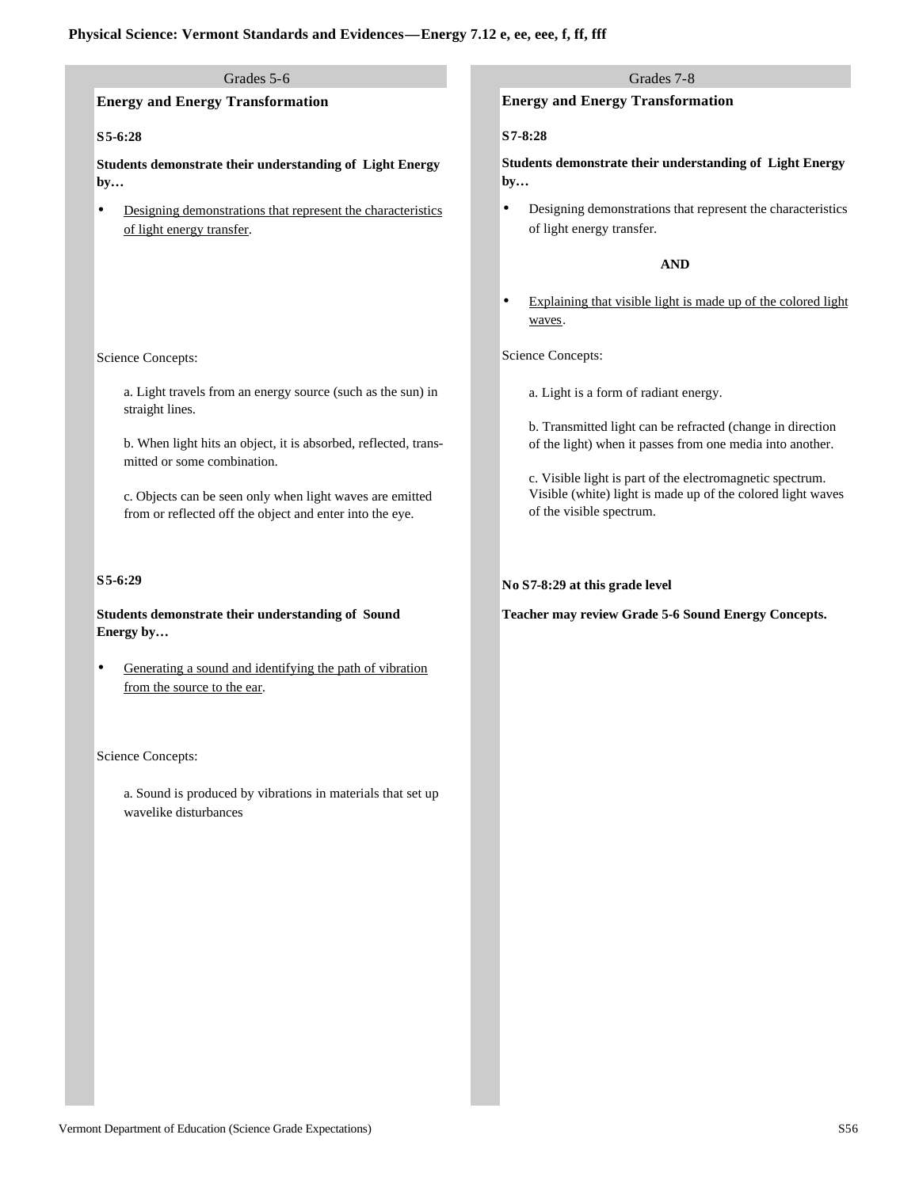# Physical Science: Vermont Standards and Evidences—Energy 7.12 e, ee, eee, f, ff, fff

## Grades 5-6

### Energy and Energy Transformation

**S5-6:28**

**Students demonstrate their understanding of Light Energy by…**

- Designing demonstrations that represent the characteristics of light energy transfer.

Science Concepts:

a. Light travels from an energy source (such as the sun) in straight lines.

b. When light hits an object, it is absorbed, reflected, transmitted or some combination.

c. Objects can be seen only when light waves are emitted from or reflected off the object and enter into the eye.

**S5-6:29**

**Students demonstrate their understanding of Sound Energy by…**

- Generating a sound and identifying the path of vibration from the source to the ear.

Science Concepts:

a. Sound is produced by vibrations in materials that set up wavelike disturbances

## Grades 7-8

### Energy and Energy Transformation

**S7-8:28**

**Students demonstrate their understanding of Light Energy by…**

- Designing demonstrations that represent the characteristics of light energy transfer.

**AND**

- Explaining that visible light is made up of the colored light waves.

Science Concepts:

a. Light is a form of radiant energy.

b. Transmitted light can be refracted (change in direction of the light) when it passes from one media into another.

c. Visible light is part of the electromagnetic spectrum. Visible (white) light is made up of the colored light waves of the visible spectrum.

**No S7-8:29 at this grade level**

**Teacher may review Grade 5-6 Sound Energy Concepts.**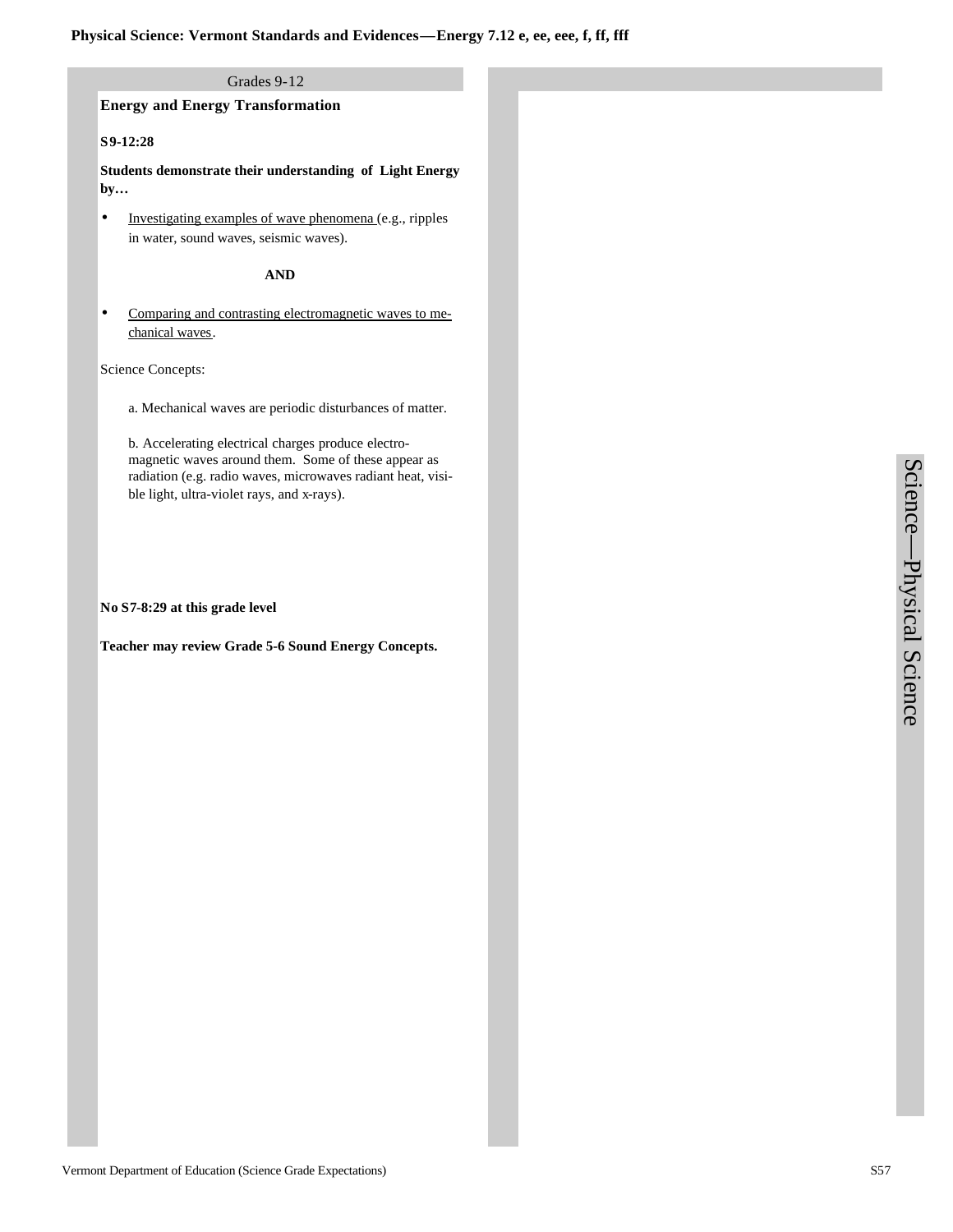# Physical Science: Vermont Standards and Evidences—Energy 7.12 e, ee, eee, f, ff, fff

Grades 9-12

## Energy and Energy Transformation

**S9-12:28**

**Students demonstrate their understanding of Light Energy by…**

- Investigating examples of wave phenomena (e.g., ripples in water, sound waves, seismic waves).

**AND**

- Comparing and contrasting electromagnetic waves to mechanical waves.

Science Concepts:

a. Mechanical waves are periodic disturbances of matter.

b. Accelerating electrical charges produce electromagnetic waves around them. Some of these appear as radiation (e.g. radio waves, microwaves radiant heat, visible light, ultra-violet rays, and x-rays).

**No S7-8:29 at this grade level**

**Teacher may review Grade 5-6 Sound Energy Concepts.**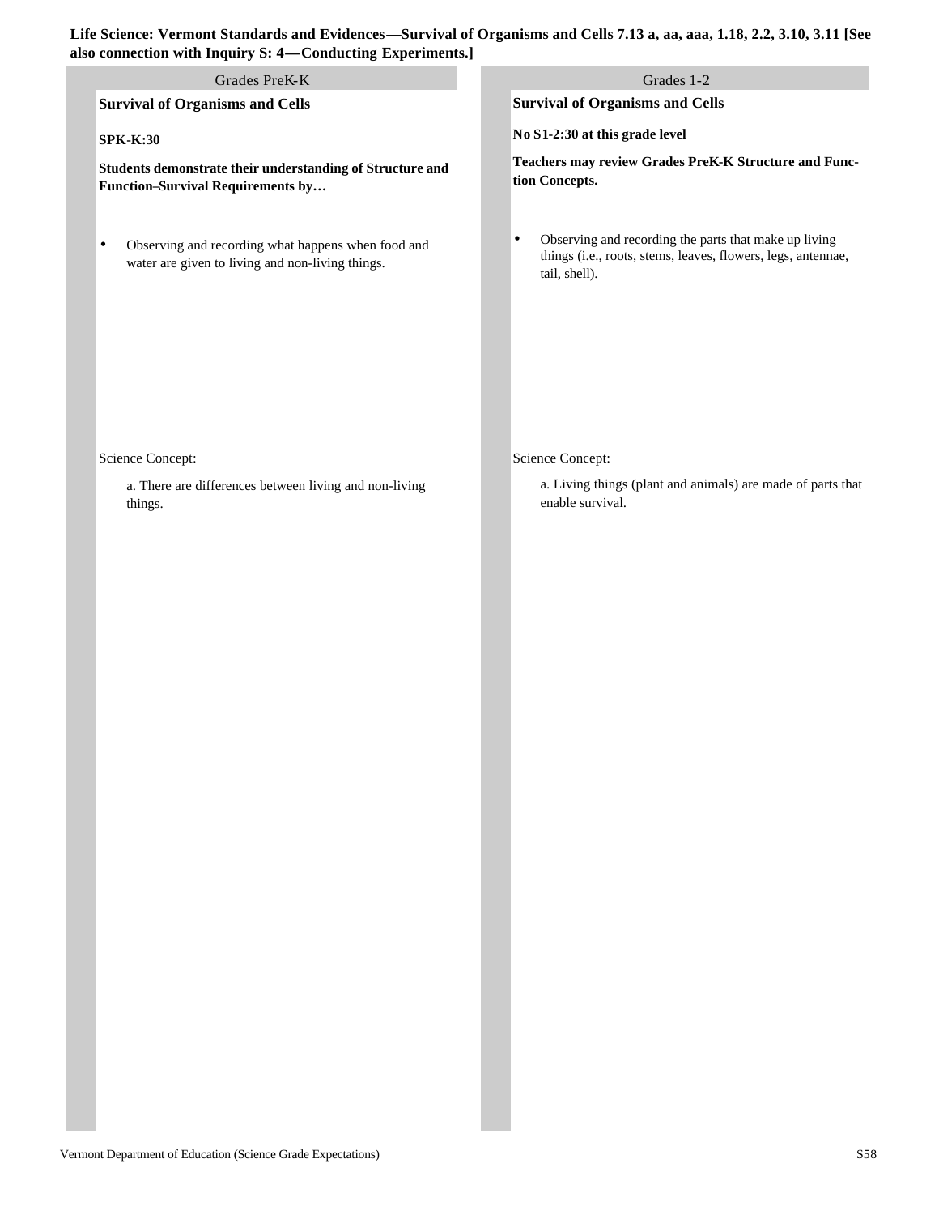**Life Science: Vermont Standards and Evidences—Survival of Organisms and Cells 7.13 a, aa, aaa, 1.18, 2.2, 3.10, 3.11 [See also connection with Inquiry S: 4—Conducting Experiments.]**

## Grades PreK-K

**Survival of Organisms and Cells**

**SPK-K:30**

**Students demonstrate their understanding of Structure and Function–Survival Requirements by…**

- Observing and recording what happens when food and water are given to living and non-living things.

Science Concept:

a. There are differences between living and non-living things.

## Grades 1-2

**Survival of Organisms and Cells**

**No S1-2:30 at this grade level**

**Teachers may review Grades PreK-K Structure and Function Concepts.**

- Observing and recording the parts that make up living things (i.e., roots, stems, leaves, flowers, legs, antennae, tail, shell).

Science Concept:

a. Living things (plant and animals) are made of parts that enable survival.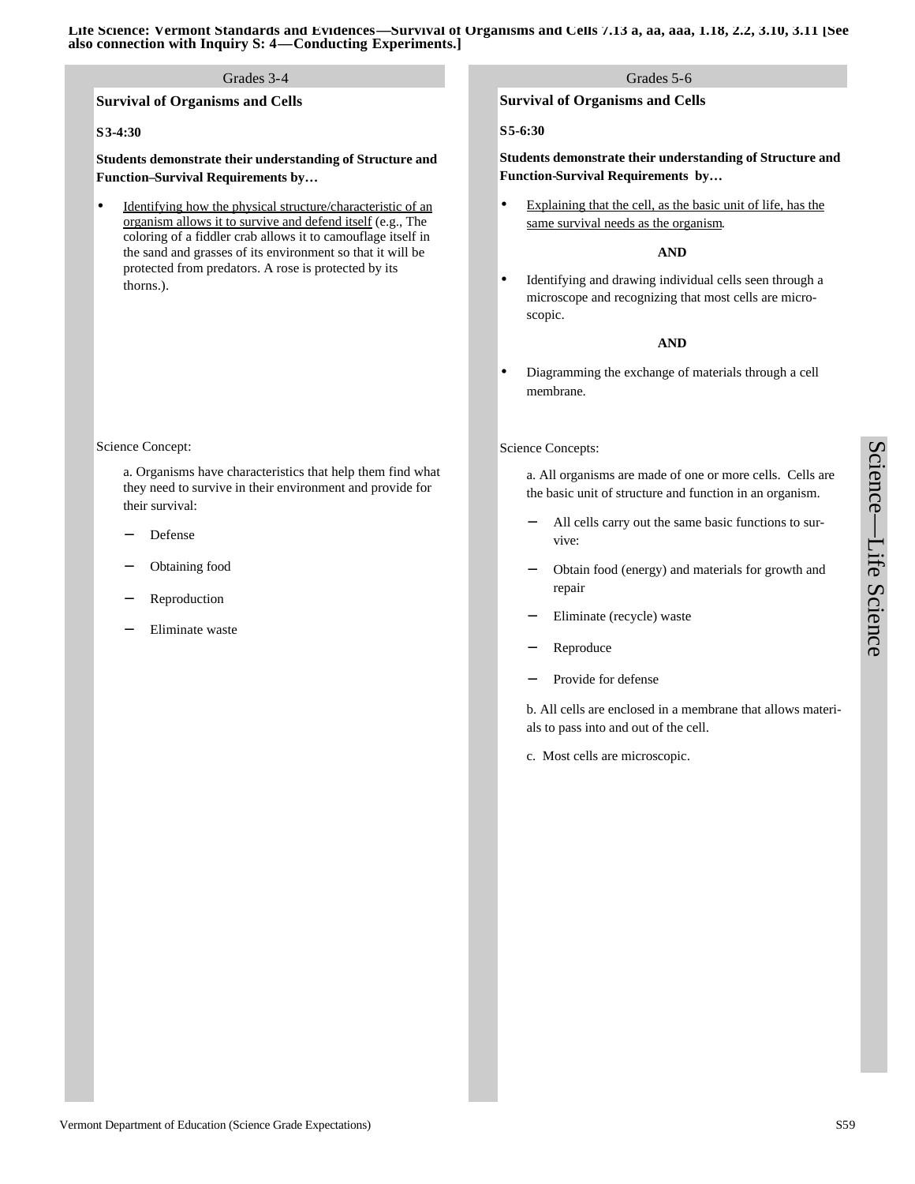**Life Science: Vermont Standards and Evidences—Survival of Organisms and Cells 7.13 a, aa, aaa, 1.18, 2.2, 3.10, 3.11 [See also connection with Inquiry S: 4—Conducting Experiments.]**

## Grades 3-4

### Survival of Organisms and Cells

**S3-4:30**

**Students demonstrate their understanding of Structure and Function–Survival Requirements by…**

- Identifying how the physical structure/characteristic of an organism allows it to survive and defend itself (e.g., The coloring of a fiddler crab allows it to camouflage itself in the sand and grasses of its environment so that it will be protected from predators. A rose is protected by its thorns.).

Science Concept:

a. Organisms have characteristics that help them find what they need to survive in their environment and provide for their survival:

- Defense
- Obtaining food
- Reproduction
- Eliminate waste

## Grades 5-6

### Survival of Organisms and Cells

**S5-6:30**

**Students demonstrate their understanding of Structure and Function-Survival Requirements by…**

- Explaining that the cell, as the basic unit of life, has the same survival needs as the organism.

**AND**

- Identifying and drawing individual cells seen through a microscope and recognizing that most cells are microscopic.

**AND**

- Diagramming the exchange of materials through a cell membrane.

Science Concepts:

a. All organisms are made of one or more cells. Cells are the basic unit of structure and function in an organism.

- All cells carry out the same basic functions to survive:
- Obtain food (energy) and materials for growth and repair
- Eliminate (recycle) waste
- Reproduce
- Provide for defense

b. All cells are enclosed in a membrane that allows materials to pass into and out of the cell.

c. Most cells are microscopic.

Science—Life Science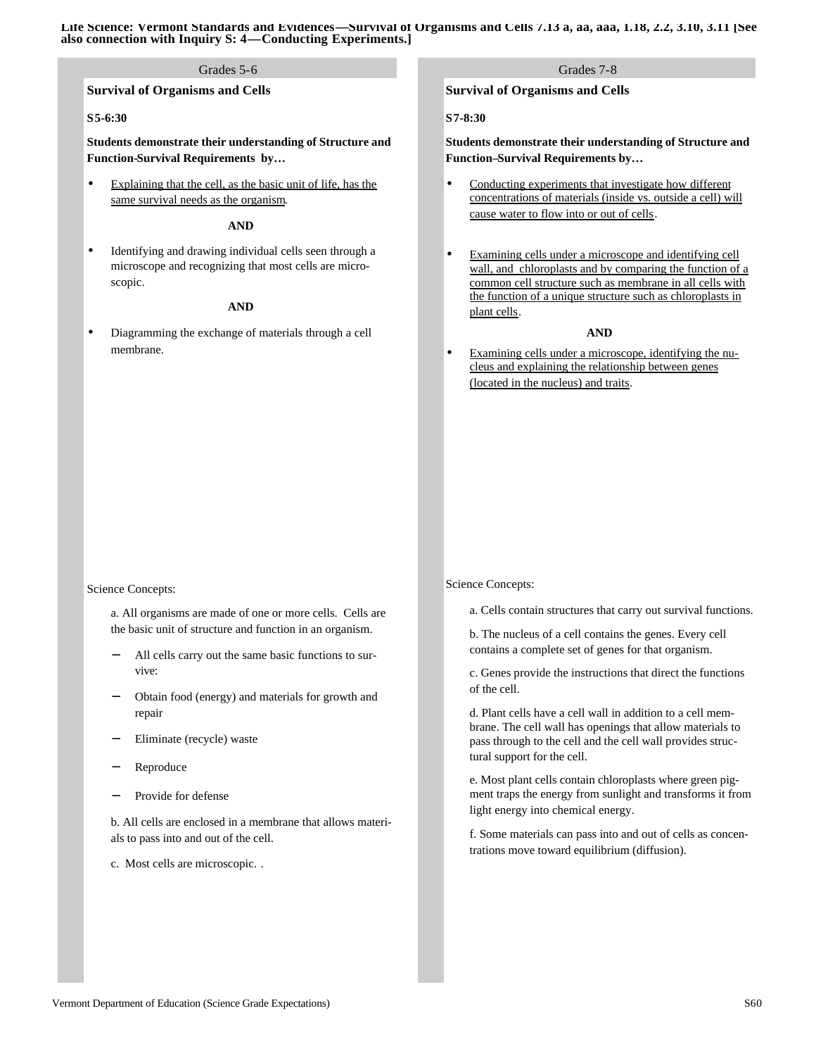**Life Science: Vermont Standards and Evidences—Survival of Organisms and Cells 7.13 a, aa, aaa, 1.18, 2.2, 3.10, 3.11 [See also connection with Inquiry S: 4—Conducting Experiments.]**

## Grades 5-6

### Survival of Organisms and Cells

**S5-6:30**

**Students demonstrate their understanding of Structure and Function-Survival Requirements by…**

- <u>Explaining that the cell, as the basic unit of life, has the same survival needs as the organism</u>.

**AND**

- Identifying and drawing individual cells seen through a microscope and recognizing that most cells are microscopic.

**AND**

- Diagramming the exchange of materials through a cell membrane.

Science Concepts:

a. All organisms are made of one or more cells. Cells are the basic unit of structure and function in an organism.

- All cells carry out the same basic functions to survive:
- Obtain food (energy) and materials for growth and repair
- Eliminate (recycle) waste
- Reproduce
- Provide for defense

b. All cells are enclosed in a membrane that allows materials to pass into and out of the cell.

c. Most cells are microscopic. .

## Grades 7-8

### Survival of Organisms and Cells

**S7-8:30**

**Students demonstrate their understanding of Structure and Function–Survival Requirements by…**

- <u>Conducting experiments that investigate how different concentrations of materials (inside vs. outside a cell) will cause water to flow into or out of cells</u>.

- <u>Examining cells under a microscope and identifying cell wall, and chloroplasts and by comparing the function of a common cell structure such as membrane in all cells with the function of a unique structure such as chloroplasts in plant cells</u>.

**AND**

- <u>Examining cells under a microscope, identifying the nucleus and explaining the relationship between genes (located in the nucleus) and traits</u>.

Science Concepts:

a. Cells contain structures that carry out survival functions.

b. The nucleus of a cell contains the genes. Every cell contains a complete set of genes for that organism.

c. Genes provide the instructions that direct the functions of the cell.

d. Plant cells have a cell wall in addition to a cell membrane. The cell wall has openings that allow materials to pass through to the cell and the cell wall provides structural support for the cell.

e. Most plant cells contain chloroplasts where green pigment traps the energy from sunlight and transforms it from light energy into chemical energy.

f. Some materials can pass into and out of cells as concentrations move toward equilibrium (diffusion).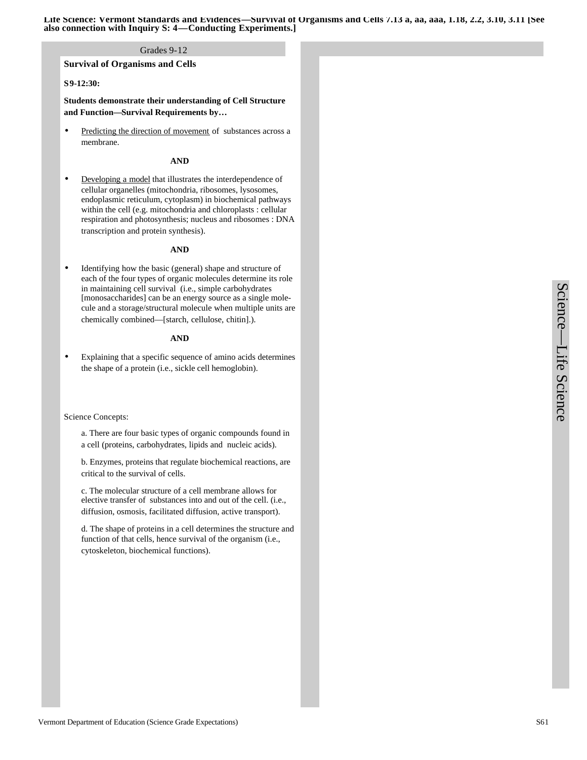**Life Science: Vermont Standards and Evidences—Survival of Organisms and Cells 7.13 a, aa, aaa, 1.18, 2.2, 3.10, 3.11 [See also connection with Inquiry S: 4—Conducting Experiments.]**

Grades 9-12

**Survival of Organisms and Cells**

**S9-12:30:**

**Students demonstrate their understanding of Cell Structure and Function—Survival Requirements by…**

- Predicting the direction of movement of substances across a membrane.

**AND**

- Developing a model that illustrates the interdependence of cellular organelles (mitochondria, ribosomes, lysosomes, endoplasmic reticulum, cytoplasm) in biochemical pathways within the cell (e.g. mitochondria and chloroplasts : cellular respiration and photosynthesis; nucleus and ribosomes : DNA transcription and protein synthesis).

**AND**

- Identifying how the basic (general) shape and structure of each of the four types of organic molecules determine its role in maintaining cell survival (i.e., simple carbohydrates [monosaccharides] can be an energy source as a single molecule and a storage/structural molecule when multiple units are chemically combined—[starch, cellulose, chitin].).

**AND**

- Explaining that a specific sequence of amino acids determines the shape of a protein (i.e., sickle cell hemoglobin).

Science Concepts:

a. There are four basic types of organic compounds found in a cell (proteins, carbohydrates, lipids and nucleic acids).

b. Enzymes, proteins that regulate biochemical reactions, are critical to the survival of cells.

c. The molecular structure of a cell membrane allows for elective transfer of substances into and out of the cell. (i.e., diffusion, osmosis, facilitated diffusion, active transport).

d. The shape of proteins in a cell determines the structure and function of that cells, hence survival of the organism (i.e., cytoskeleton, biochemical functions).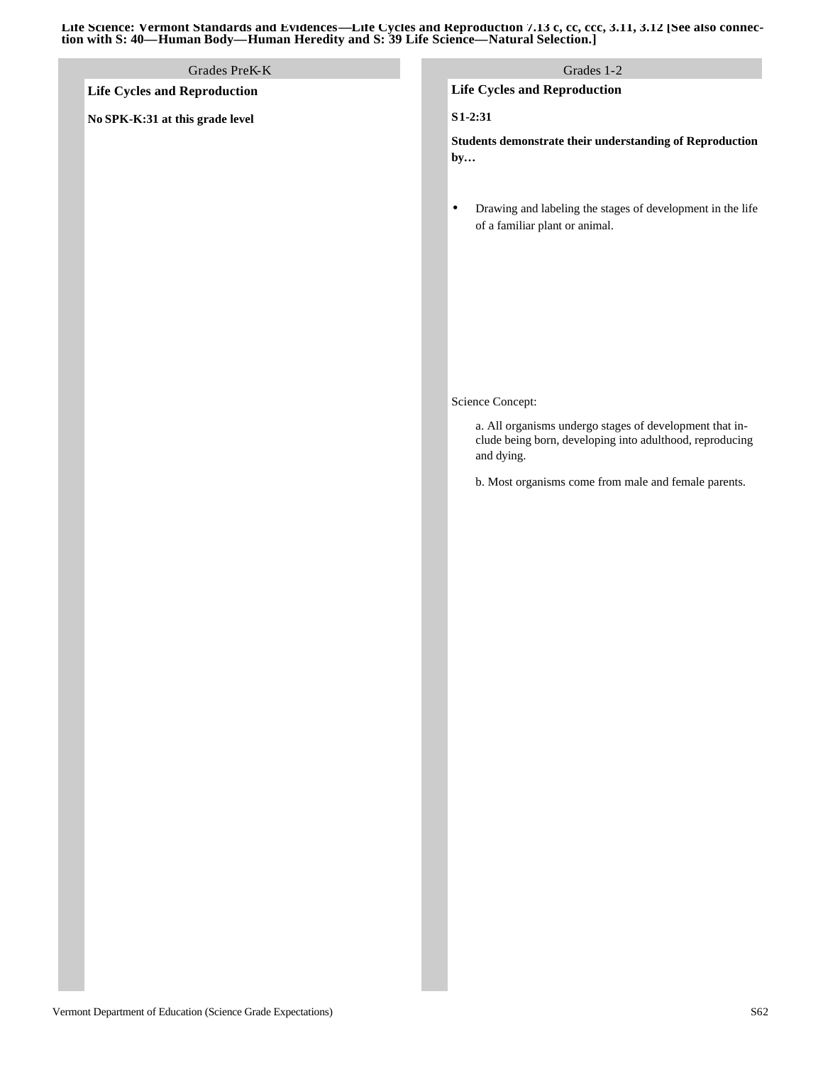**Life Science: Vermont Standards and Evidences—Life Cycles and Reproduction 7.13 c, cc, ccc, 3.11, 3.12 [See also connection with S: 40—Human Body—Human Heredity and S: 39 Life Science—Natural Selection.]**

## Grades PreK-K

**Life Cycles and Reproduction**

**No SPK-K:31 at this grade level**

## Grades 1-2

**Life Cycles and Reproduction**

**S1-2:31**

**Students demonstrate their understanding of Reproduction by…**

- Drawing and labeling the stages of development in the life of a familiar plant or animal.

Science Concept:

a. All organisms undergo stages of development that include being born, developing into adulthood, reproducing and dying.

b. Most organisms come from male and female parents.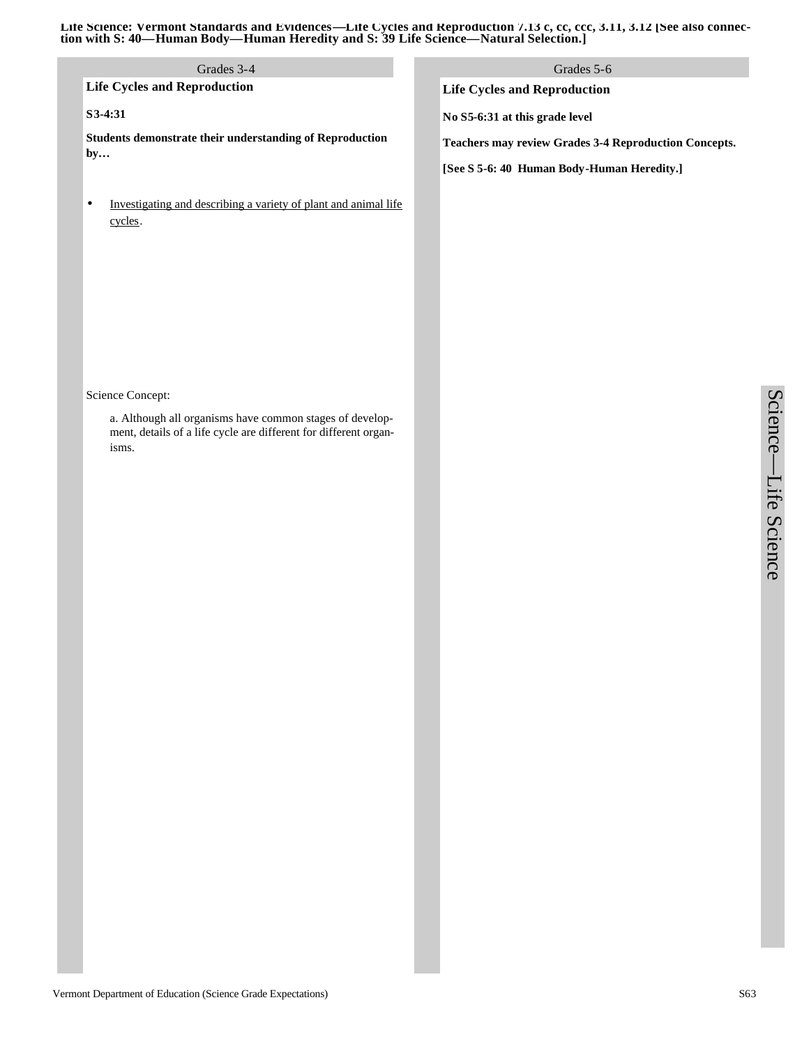**Life Science: Vermont Standards and Evidences—Life Cycles and Reproduction 7.13 c, cc, ccc, 3.11, 3.12 [See also connection with S: 40—Human Body—Human Heredity and S: 39 Life Science—Natural Selection.]**

## Grades 3-4

**Life Cycles and Reproduction**

**S3-4:31**

**Students demonstrate their understanding of Reproduction by…**

- Investigating and describing a variety of plant and animal life cycles.

Science Concept:

a. Although all organisms have common stages of development, details of a life cycle are different for different organisms.

## Grades 5-6

**Life Cycles and Reproduction**

**No S5-6:31 at this grade level**

**Teachers may review Grades 3-4 Reproduction Concepts.**

**[See S 5-6: 40 Human Body-Human Heredity.]**

Science—Life Science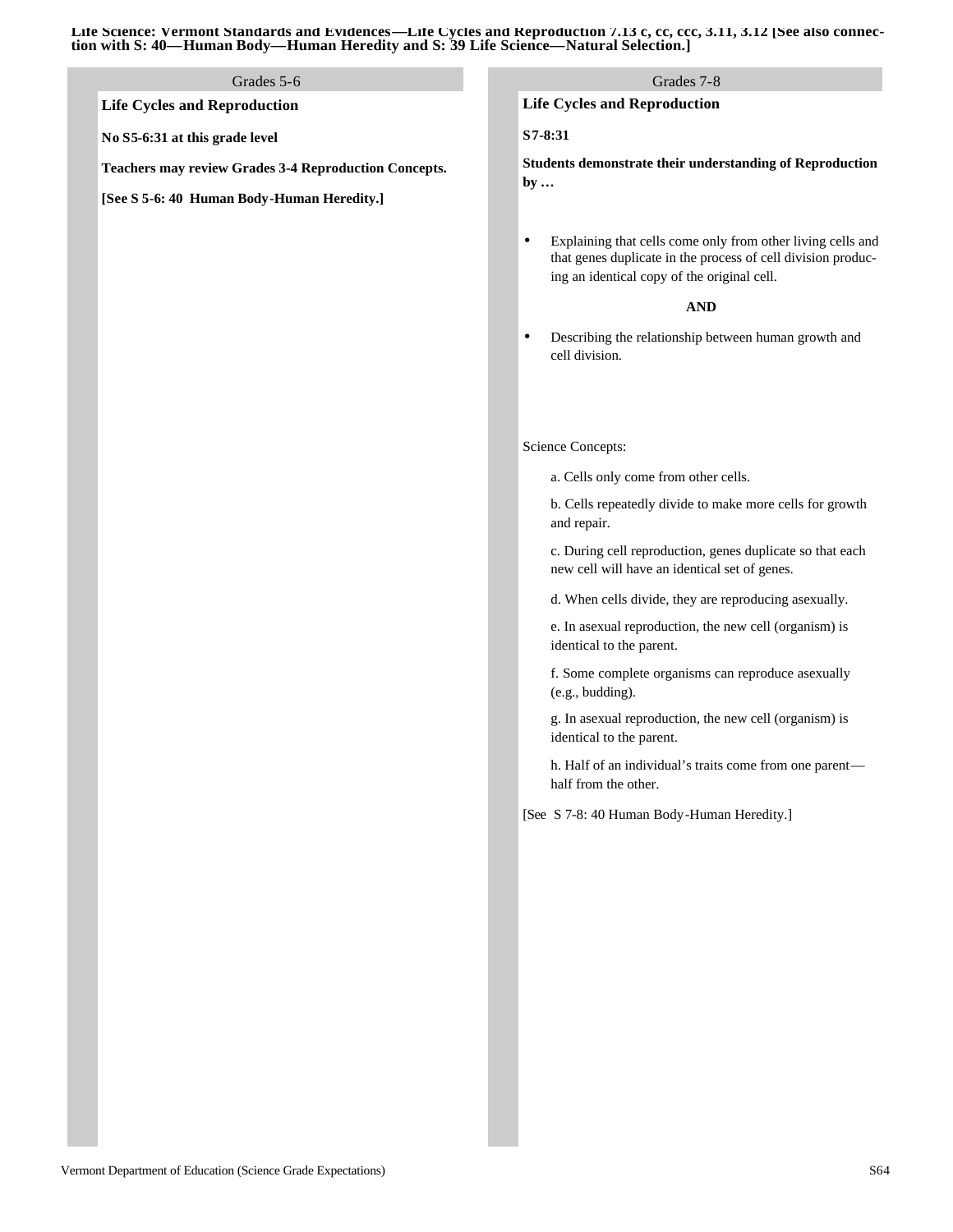**Life Science: Vermont Standards and Evidences—Life Cycles and Reproduction 7.13 c, cc, ccc, 3.11, 3.12 [See also connection with S: 40—Human Body—Human Heredity and S: 39 Life Science—Natural Selection.]**

## Grades 5-6

**Life Cycles and Reproduction**

**No S5-6:31 at this grade level**

**Teachers may review Grades 3-4 Reproduction Concepts.**

**[See S 5-6: 40 Human Body-Human Heredity.]**

## Grades 7-8

**Life Cycles and Reproduction**

**S7-8:31**

**Students demonstrate their understanding of Reproduction by …**

- Explaining that cells come only from other living cells and that genes duplicate in the process of cell division producing an identical copy of the original cell.

**AND**

- Describing the relationship between human growth and cell division.

Science Concepts:

a. Cells only come from other cells.

b. Cells repeatedly divide to make more cells for growth and repair.

c. During cell reproduction, genes duplicate so that each new cell will have an identical set of genes.

d. When cells divide, they are reproducing asexually.

e. In asexual reproduction, the new cell (organism) is identical to the parent.

f. Some complete organisms can reproduce asexually (e.g., budding).

g. In asexual reproduction, the new cell (organism) is identical to the parent.

h. Half of an individual's traits come from one parent—half from the other.

[See S 7-8: 40 Human Body-Human Heredity.]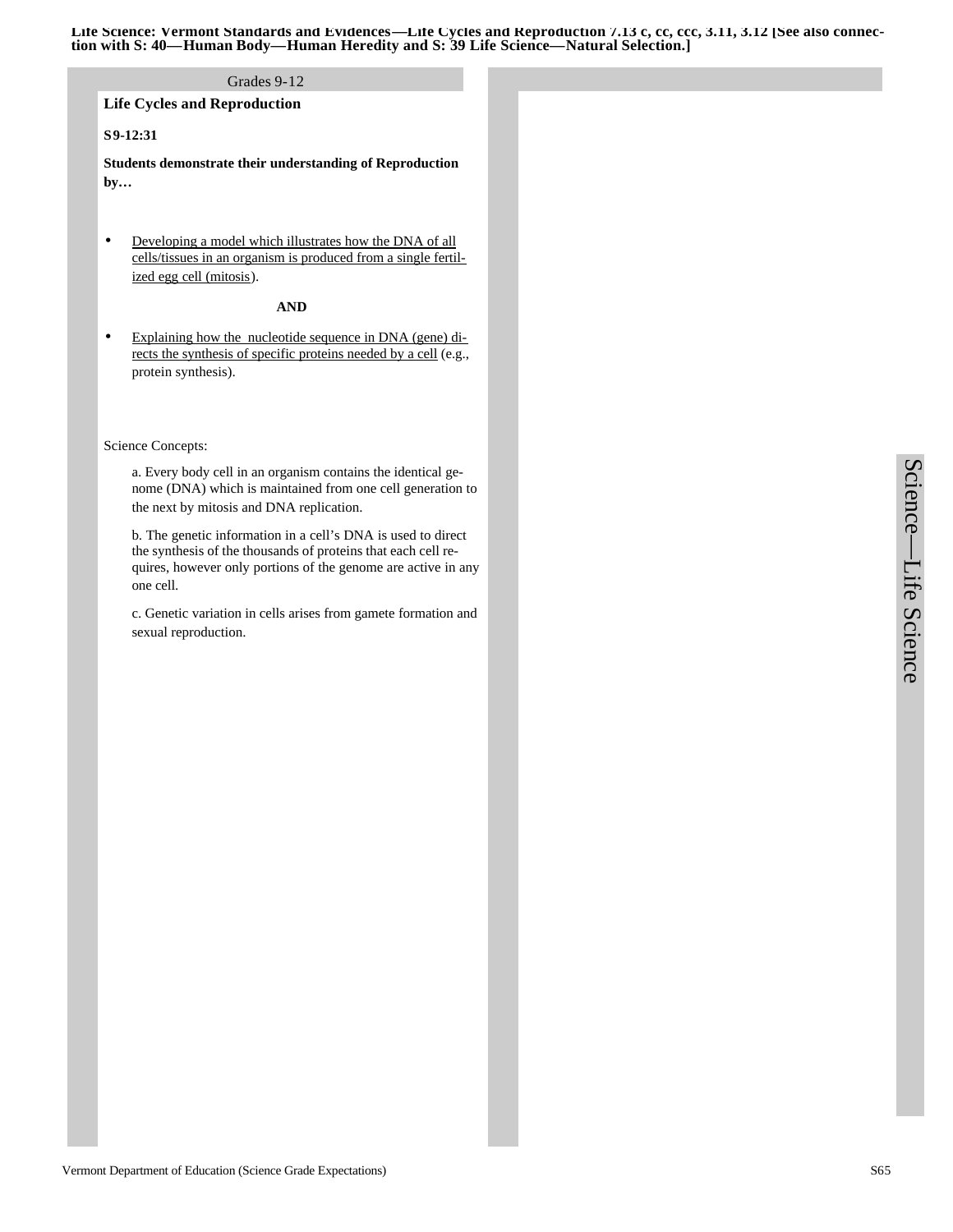**Life Science: Vermont Standards and Evidences—Life Cycles and Reproduction 7.13 c, cc, ccc, 3.11, 3.12 [See also connection with S: 40—Human Body—Human Heredity and S: 39 Life Science—Natural Selection.]**

Grades 9-12

## Life Cycles and Reproduction

**S9-12:31**

**Students demonstrate their understanding of Reproduction by…**

- Developing a model which illustrates how the DNA of all cells/tissues in an organism is produced from a single fertilized egg cell (mitosis).

**AND**

- Explaining how the nucleotide sequence in DNA (gene) directs the synthesis of specific proteins needed by a cell (e.g., protein synthesis).

Science Concepts:

a. Every body cell in an organism contains the identical genome (DNA) which is maintained from one cell generation to the next by mitosis and DNA replication.

b. The genetic information in a cell's DNA is used to direct the synthesis of the thousands of proteins that each cell requires, however only portions of the genome are active in any one cell.

c. Genetic variation in cells arises from gamete formation and sexual reproduction.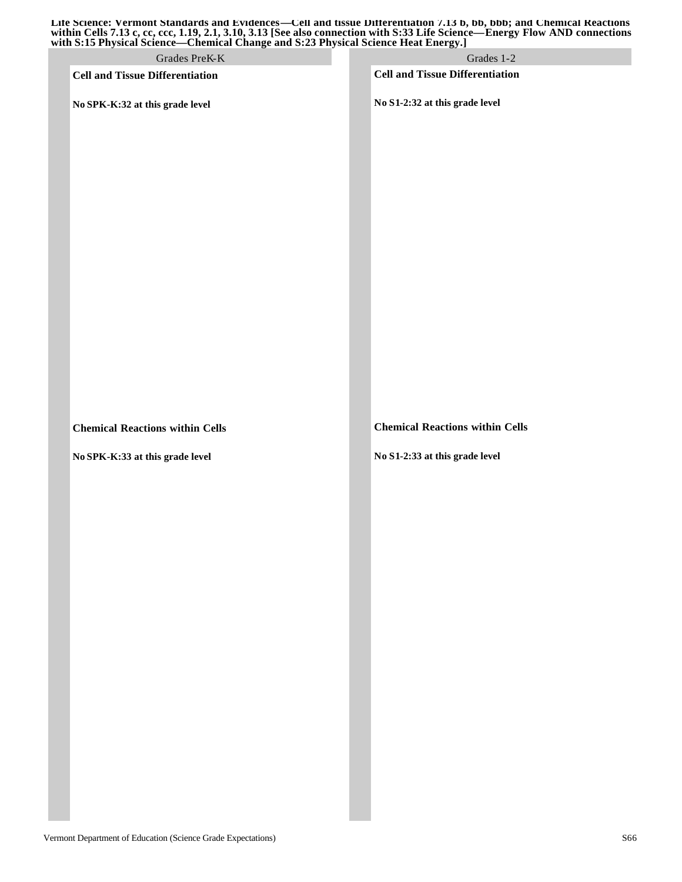**Life Science: Vermont Standards and Evidences—Cell and tissue Differentiation 7.13 b, bb, bbb; and Chemical Reactions within Cells 7.13 c, cc, ccc, 1.19, 2.1, 3.10, 3.13 [See also connection with S:33 Life Science—Energy Flow AND connections with S:15 Physical Science—Chemical Change and S:23 Physical Science Heat Energy.]**

| Grades PreK-K | Grades 1-2 |
| --- | --- |
| **Cell and Tissue Differentiation**<br><br>**No SPK-K:32 at this grade level** | **Cell and Tissue Differentiation**<br><br>**No S1-2:32 at this grade level** |
| **Chemical Reactions within Cells**<br><br>**No SPK-K:33 at this grade level** | **Chemical Reactions within Cells**<br><br>**No S1-2:33 at this grade level** |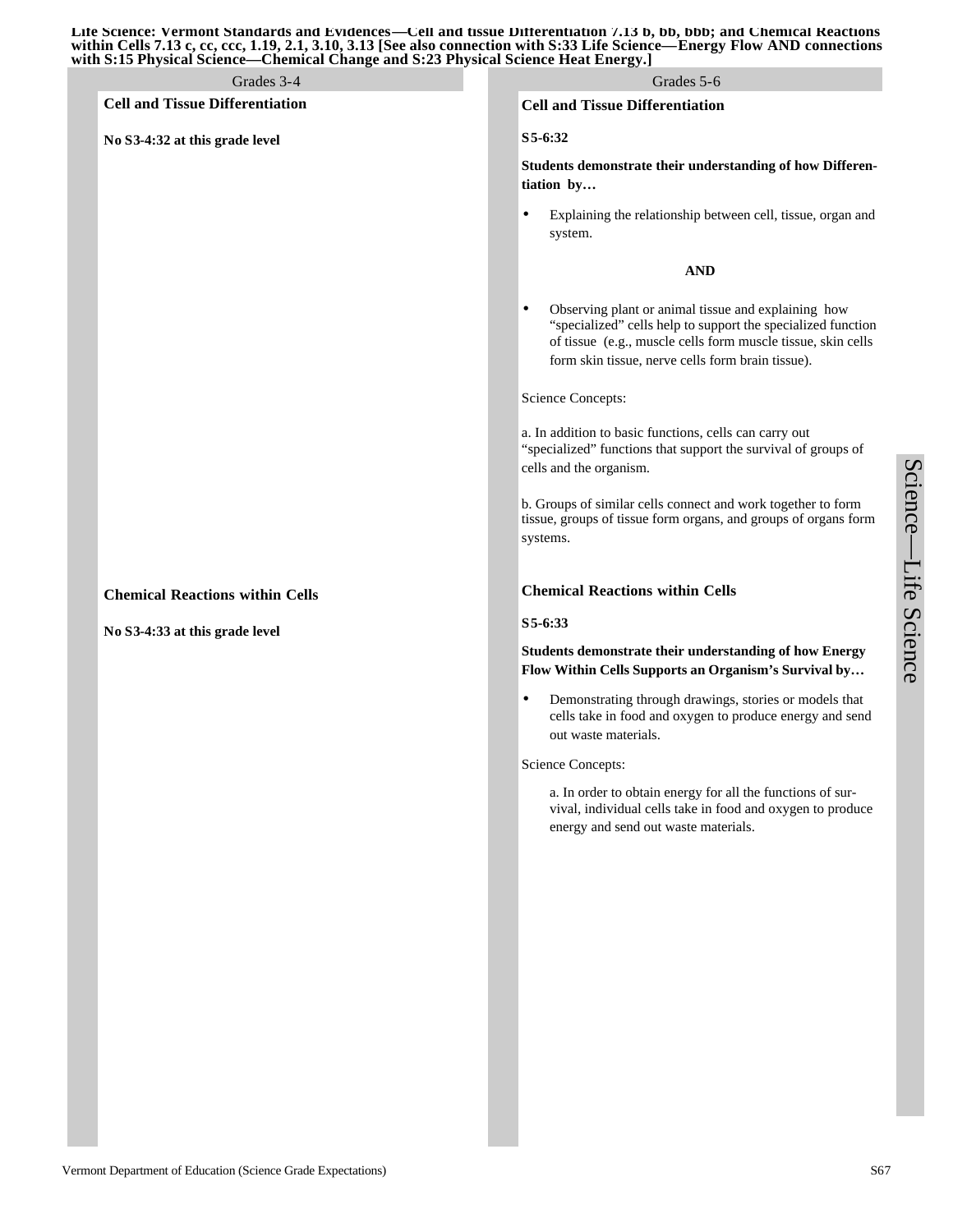**Life Science: Vermont Standards and Evidences—Cell and tissue Differentiation 7.13 b, bb, bbb; and Chemical Reactions within Cells 7.13 c, cc, ccc, 1.19, 2.1, 3.10, 3.13 [See also connection with S:33 Life Science—Energy Flow AND connections with S:15 Physical Science—Chemical Change and S:23 Physical Science Heat Energy.]**

## Grades 3-4

### Cell and Tissue Differentiation

**No S3-4:32 at this grade level**

### Chemical Reactions within Cells

**No S3-4:33 at this grade level**

## Grades 5-6

### Cell and Tissue Differentiation

**S5-6:32**

**Students demonstrate their understanding of how Differentiation by…**

- Explaining the relationship between cell, tissue, organ and system.

**AND**

- Observing plant or animal tissue and explaining how "specialized" cells help to support the specialized function of tissue (e.g., muscle cells form muscle tissue, skin cells form skin tissue, nerve cells form brain tissue).

Science Concepts:

a. In addition to basic functions, cells can carry out "specialized" functions that support the survival of groups of cells and the organism.

b. Groups of similar cells connect and work together to form tissue, groups of tissue form organs, and groups of organs form systems.

### Chemical Reactions within Cells

**S5-6:33**

**Students demonstrate their understanding of how Energy Flow Within Cells Supports an Organism's Survival by…**

- Demonstrating through drawings, stories or models that cells take in food and oxygen to produce energy and send out waste materials.

Science Concepts:

a. In order to obtain energy for all the functions of survival, individual cells take in food and oxygen to produce energy and send out waste materials.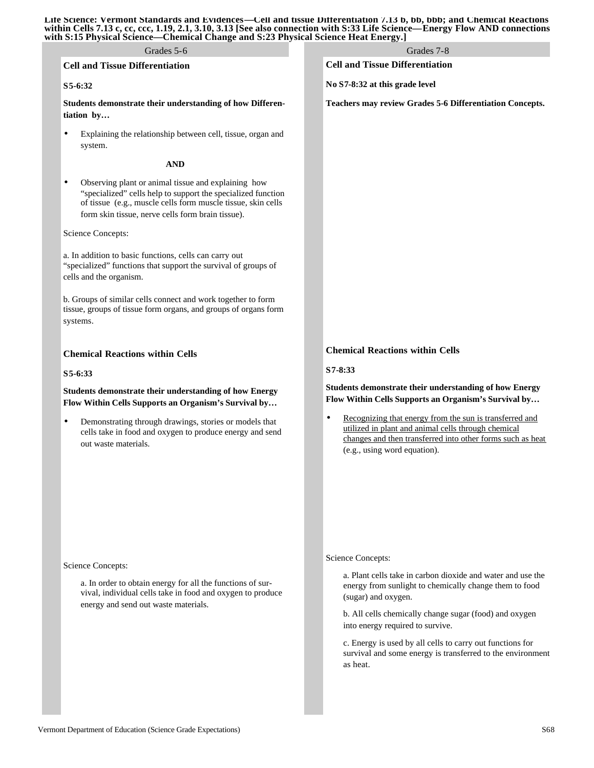**Life Science: Vermont Standards and Evidences—Cell and tissue Differentiation 7.13 b, bb, bbb; and Chemical Reactions within Cells 7.13 c, cc, ccc, 1.19, 2.1, 3.10, 3.13 [See also connection with S:33 Life Science—Energy Flow AND connections with S:15 Physical Science—Chemical Change and S:23 Physical Science Heat Energy.]**

## Grades 5-6

### Cell and Tissue Differentiation

**S5-6:32**

**Students demonstrate their understanding of how Differentiation by…**

- Explaining the relationship between cell, tissue, organ and system.

**AND**

- Observing plant or animal tissue and explaining how "specialized" cells help to support the specialized function of tissue (e.g., muscle cells form muscle tissue, skin cells form skin tissue, nerve cells form brain tissue).

Science Concepts:

a. In addition to basic functions, cells can carry out "specialized" functions that support the survival of groups of cells and the organism.

b. Groups of similar cells connect and work together to form tissue, groups of tissue form organs, and groups of organs form systems.

### Chemical Reactions within Cells

**S5-6:33**

**Students demonstrate their understanding of how Energy Flow Within Cells Supports an Organism's Survival by…**

- Demonstrating through drawings, stories or models that cells take in food and oxygen to produce energy and send out waste materials.

Science Concepts:

a. In order to obtain energy for all the functions of survival, individual cells take in food and oxygen to produce energy and send out waste materials.

## Grades 7-8

### Cell and Tissue Differentiation

**No S7-8:32 at this grade level**

**Teachers may review Grades 5-6 Differentiation Concepts.**

### Chemical Reactions within Cells

**S7-8:33**

**Students demonstrate their understanding of how Energy Flow Within Cells Supports an Organism's Survival by…**

- Recognizing that energy from the sun is transferred and utilized in plant and animal cells through chemical changes and then transferred into other forms such as heat (e.g., using word equation).

Science Concepts:

a. Plant cells take in carbon dioxide and water and use the energy from sunlight to chemically change them to food (sugar) and oxygen.

b. All cells chemically change sugar (food) and oxygen into energy required to survive.

c. Energy is used by all cells to carry out functions for survival and some energy is transferred to the environment as heat.

Vermont Department of Education (Science Grade Expectations)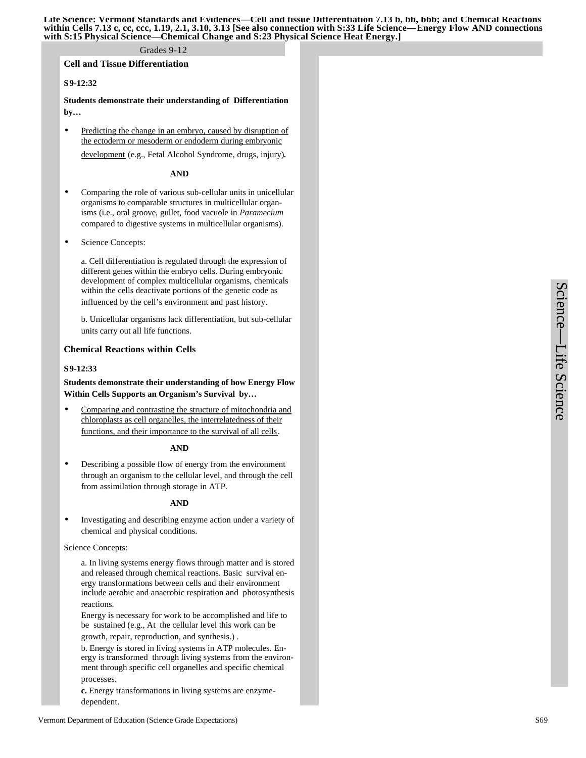**Life Science: Vermont Standards and Evidences—Cell and tissue Differentiation 7.13 b, bb, bbb; and Chemical Reactions within Cells 7.13 c, cc, ccc, 1.19, 2.1, 3.10, 3.13 [See also connection with S:33 Life Science—Energy Flow AND connections with S:15 Physical Science—Chemical Change and S:23 Physical Science Heat Energy.]**

Grades 9-12

## Cell and Tissue Differentiation

**S9-12:32**

**Students demonstrate their understanding of Differentiation by…**

- Predicting the change in an embryo, caused by disruption of the ectoderm or mesoderm or endoderm during embryonic development (e.g., Fetal Alcohol Syndrome, drugs, injury)**.**

**AND**

- Comparing the role of various sub-cellular units in unicellular organisms to comparable structures in multicellular organisms (i.e., oral groove, gullet, food vacuole in *Paramecium* compared to digestive systems in multicellular organisms).

- Science Concepts:

  a. Cell differentiation is regulated through the expression of different genes within the embryo cells. During embryonic development of complex multicellular organisms, chemicals within the cells deactivate portions of the genetic code as influenced by the cell's environment and past history.

  b. Unicellular organisms lack differentiation, but sub-cellular units carry out all life functions.

## Chemical Reactions within Cells

**S9-12:33**

**Students demonstrate their understanding of how Energy Flow Within Cells Supports an Organism's Survival by…**

- Comparing and contrasting the structure of mitochondria and chloroplasts as cell organelles, the interrelatedness of their functions, and their importance to the survival of all cells.

**AND**

- Describing a possible flow of energy from the environment through an organism to the cellular level, and through the cell from assimilation through storage in ATP.

**AND**

- Investigating and describing enzyme action under a variety of chemical and physical conditions.

Science Concepts:

a. In living systems energy flows through matter and is stored and released through chemical reactions. Basic survival energy transformations between cells and their environment include aerobic and anaerobic respiration and photosynthesis reactions.

Energy is necessary for work to be accomplished and life to be sustained (e.g., At the cellular level this work can be growth, repair, reproduction, and synthesis.) .

b. Energy is stored in living systems in ATP molecules. Energy is transformed through living systems from the environment through specific cell organelles and specific chemical processes.

**c.** Energy transformations in living systems are enzyme-dependent.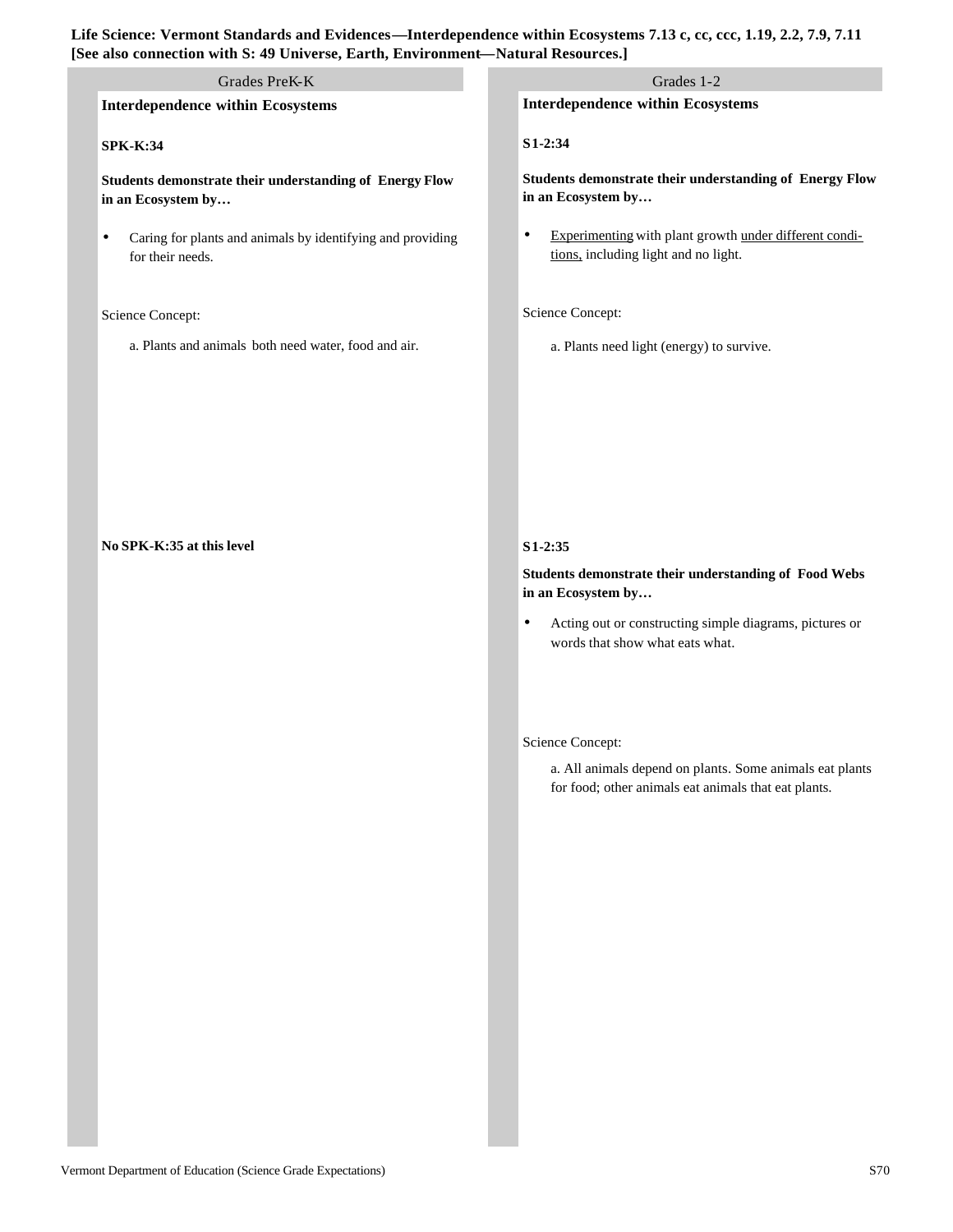**Life Science: Vermont Standards and Evidences—Interdependence within Ecosystems 7.13 c, cc, ccc, 1.19, 2.2, 7.9, 7.11 [See also connection with S: 49 Universe, Earth, Environment—Natural Resources.]**

## Grades PreK-K

### Interdependence within Ecosystems

**SPK-K:34**

**Students demonstrate their understanding of Energy Flow in an Ecosystem by…**

- Caring for plants and animals by identifying and providing for their needs.

Science Concept:

a. Plants and animals both need water, food and air.

**No SPK-K:35 at this level**

## Grades 1-2

### Interdependence within Ecosystems

**S1-2:34**

**Students demonstrate their understanding of Energy Flow in an Ecosystem by…**

- <u>Experimenting</u> with plant growth <u>under different conditions,</u> including light and no light.

Science Concept:

a. Plants need light (energy) to survive.

**S1-2:35**

**Students demonstrate their understanding of Food Webs in an Ecosystem by…**

- Acting out or constructing simple diagrams, pictures or words that show what eats what.

Science Concept:

a. All animals depend on plants. Some animals eat plants for food; other animals eat animals that eat plants.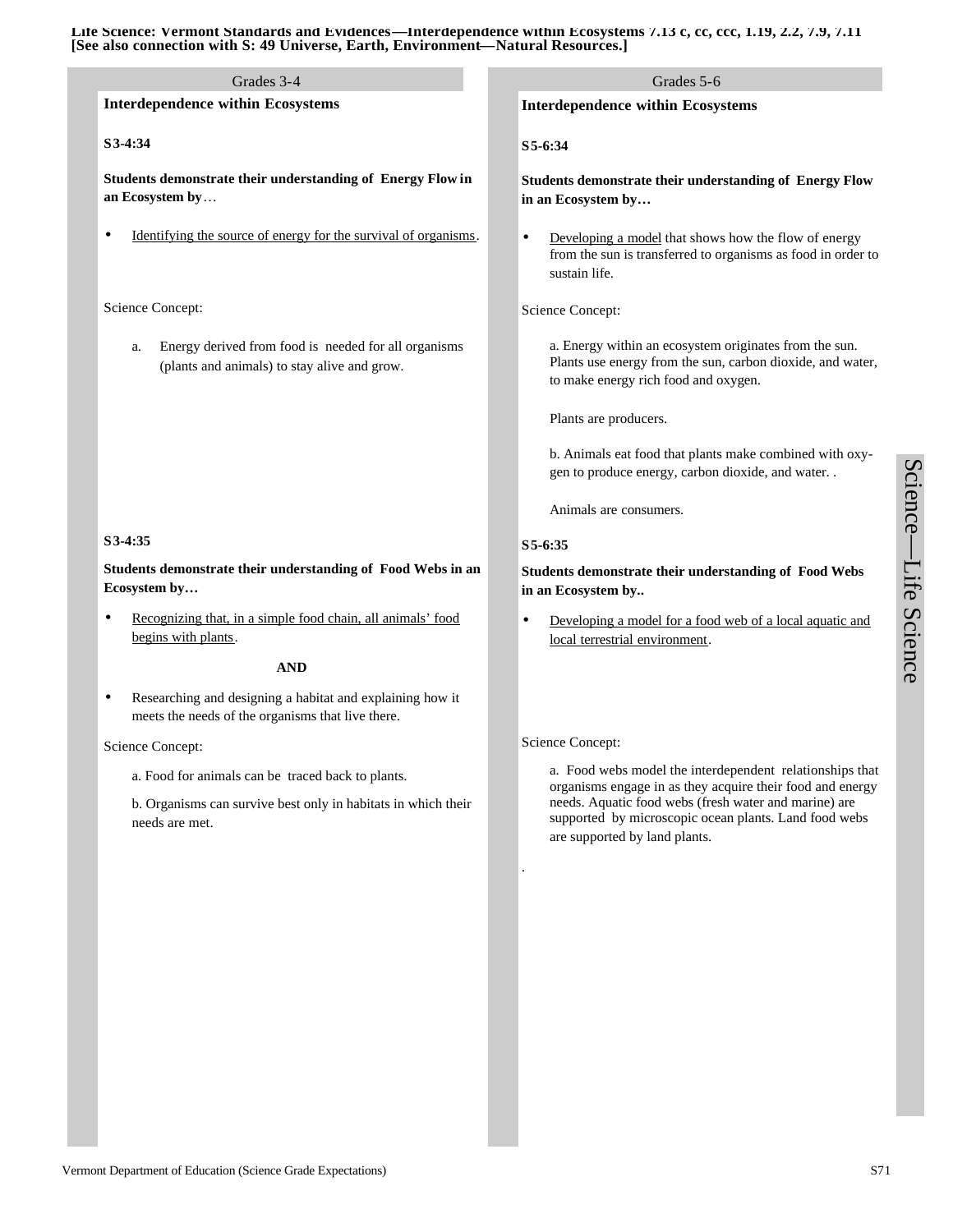**Life Science: Vermont Standards and Evidences—Interdependence within Ecosystems 7.13 c, cc, ccc, 1.19, 2.2, 7.9, 7.11**
**[See also connection with S: 49 Universe, Earth, Environment—Natural Resources.]**

## Grades 3-4

### Interdependence within Ecosystems

**S3-4:34**

**Students demonstrate their understanding of Energy Flow in an Ecosystem by…**

- Identifying the source of energy for the survival of organisms.

Science Concept:

a. Energy derived from food is needed for all organisms (plants and animals) to stay alive and grow.

**S3-4:35**

**Students demonstrate their understanding of Food Webs in an Ecosystem by…**

- Recognizing that, in a simple food chain, all animals' food begins with plants.

**AND**

- Researching and designing a habitat and explaining how it meets the needs of the organisms that live there.

Science Concept:

a. Food for animals can be traced back to plants.

b. Organisms can survive best only in habitats in which their needs are met.

## Grades 5-6

### Interdependence within Ecosystems

**S5-6:34**

**Students demonstrate their understanding of Energy Flow in an Ecosystem by…**

- Developing a model that shows how the flow of energy from the sun is transferred to organisms as food in order to sustain life.

Science Concept:

a. Energy within an ecosystem originates from the sun. Plants use energy from the sun, carbon dioxide, and water, to make energy rich food and oxygen.

Plants are producers.

b. Animals eat food that plants make combined with oxygen to produce energy, carbon dioxide, and water. .

Animals are consumers.

**S5-6:35**

**Students demonstrate their understanding of Food Webs in an Ecosystem by..**

- Developing a model for a food web of a local aquatic and local terrestrial environment.

Science Concept:

a. Food webs model the interdependent relationships that organisms engage in as they acquire their food and energy needs. Aquatic food webs (fresh water and marine) are supported by microscopic ocean plants. Land food webs are supported by land plants.

.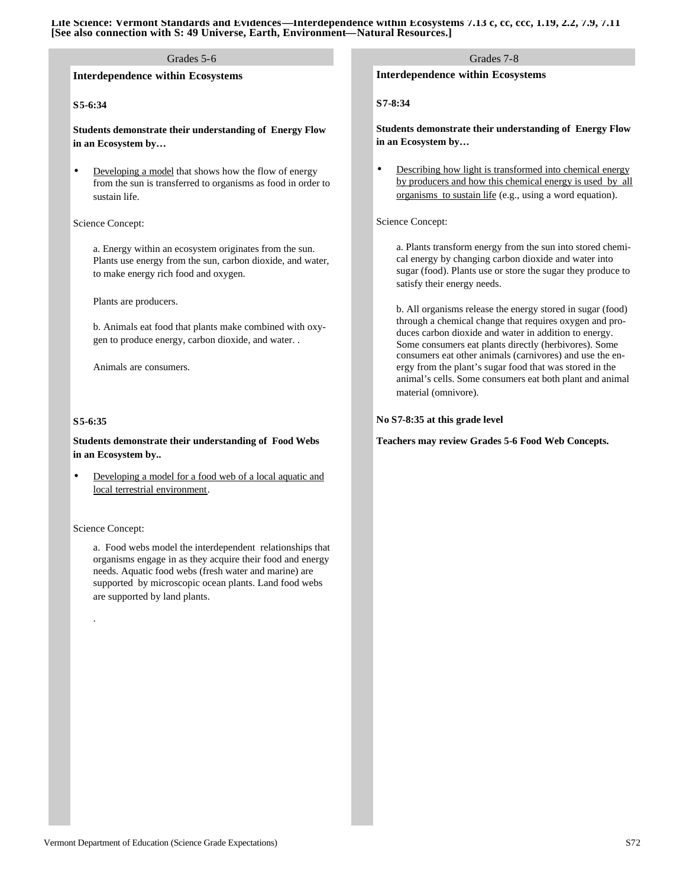**Life Science: Vermont Standards and Evidences—Interdependence within Ecosystems 7.13 c, cc, ccc, 1.19, 2.2, 7.9, 7.11 [See also connection with S: 49 Universe, Earth, Environment—Natural Resources.]**

## Grades 5-6

### Interdependence within Ecosystems

**S5-6:34**

**Students demonstrate their understanding of Energy Flow in an Ecosystem by…**

- Developing a model that shows how the flow of energy from the sun is transferred to organisms as food in order to sustain life.

Science Concept:

a. Energy within an ecosystem originates from the sun. Plants use energy from the sun, carbon dioxide, and water, to make energy rich food and oxygen.

Plants are producers.

b. Animals eat food that plants make combined with oxygen to produce energy, carbon dioxide, and water. .

Animals are consumers.

**S5-6:35**

**Students demonstrate their understanding of Food Webs in an Ecosystem by..**

- Developing a model for a food web of a local aquatic and local terrestrial environment.

Science Concept:

a. Food webs model the interdependent relationships that organisms engage in as they acquire their food and energy needs. Aquatic food webs (fresh water and marine) are supported by microscopic ocean plants. Land food webs are supported by land plants.

.

## Grades 7-8

### Interdependence within Ecosystems

**S7-8:34**

**Students demonstrate their understanding of Energy Flow in an Ecosystem by…**

- Describing how light is transformed into chemical energy by producers and how this chemical energy is used by all organisms to sustain life (e.g., using a word equation).

Science Concept:

a. Plants transform energy from the sun into stored chemical energy by changing carbon dioxide and water into sugar (food). Plants use or store the sugar they produce to satisfy their energy needs.

b. All organisms release the energy stored in sugar (food) through a chemical change that requires oxygen and produces carbon dioxide and water in addition to energy. Some consumers eat plants directly (herbivores). Some consumers eat other animals (carnivores) and use the energy from the plant's sugar food that was stored in the animal's cells. Some consumers eat both plant and animal material (omnivore).

**No S7-8:35 at this grade level**

**Teachers may review Grades 5-6 Food Web Concepts.**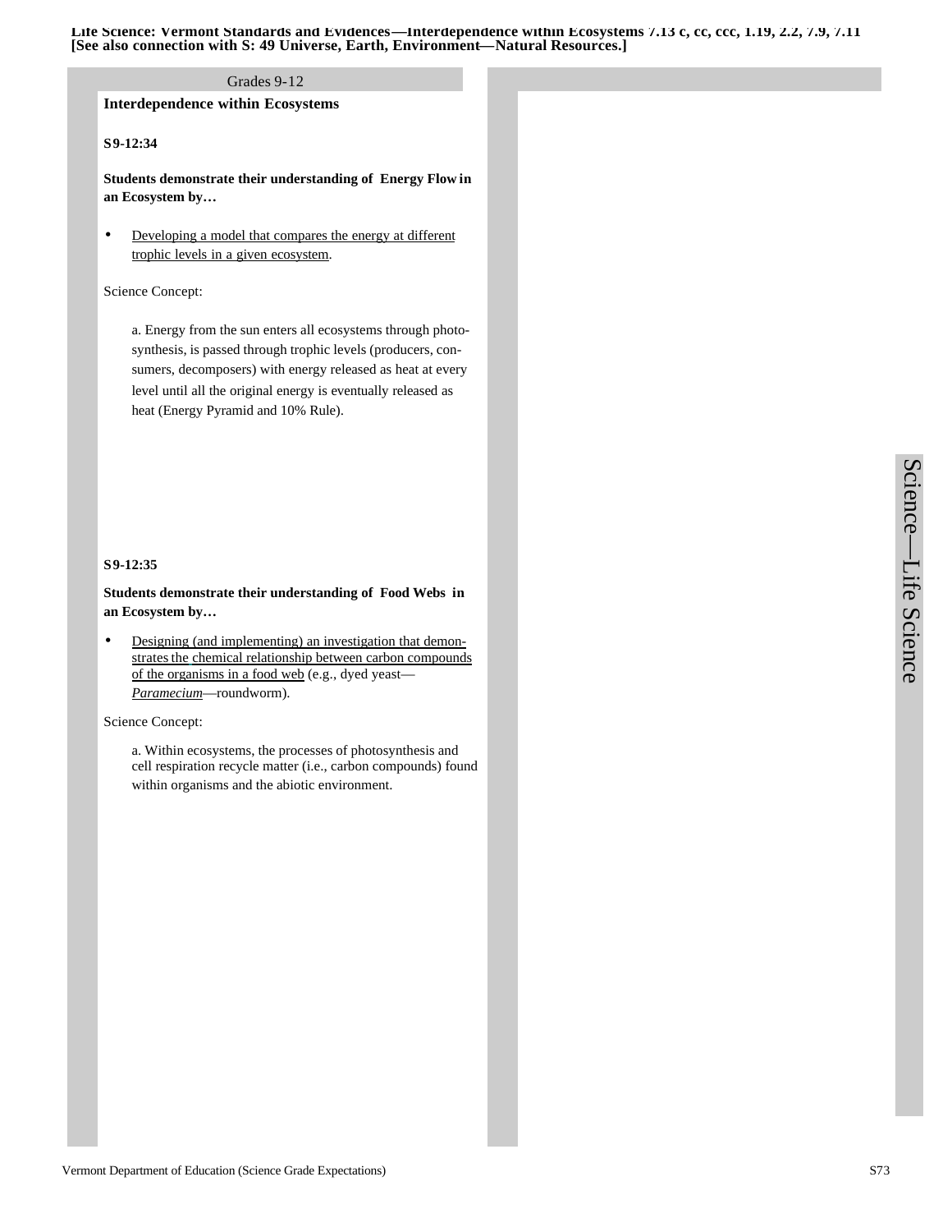**Life Science: Vermont Standards and Evidences—Interdependence within Ecosystems 7.13 c, cc, ccc, 1.19, 2.2, 7.9, 7.11 [See also connection with S: 49 Universe, Earth, Environment—Natural Resources.]**

Grades 9-12

## Interdependence within Ecosystems

**S9-12:34**

**Students demonstrate their understanding of Energy Flow in an Ecosystem by…**

- Developing a model that compares the energy at different trophic levels in a given ecosystem.

Science Concept:

a. Energy from the sun enters all ecosystems through photosynthesis, is passed through trophic levels (producers, consumers, decomposers) with energy released as heat at every level until all the original energy is eventually released as heat (Energy Pyramid and 10% Rule).

**S9-12:35**

**Students demonstrate their understanding of Food Webs in an Ecosystem by…**

- Designing (and implementing) an investigation that demonstrates the chemical relationship between carbon compounds of the organisms in a food web (e.g., dyed yeast—*Paramecium*—roundworm).

Science Concept:

a. Within ecosystems, the processes of photosynthesis and cell respiration recycle matter (i.e., carbon compounds) found within organisms and the abiotic environment.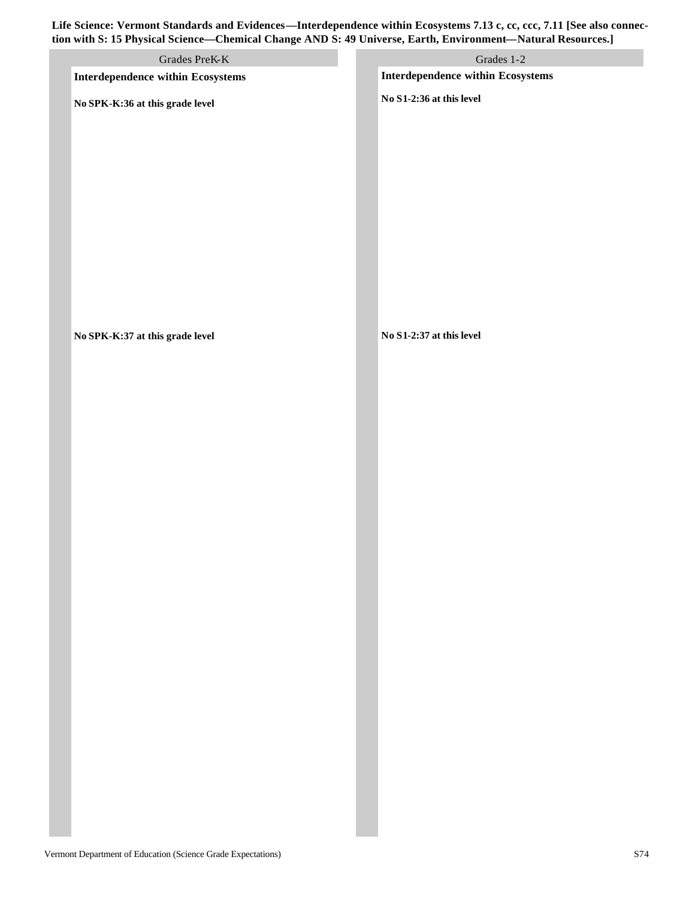**Life Science: Vermont Standards and Evidences—Interdependence within Ecosystems 7.13 c, cc, ccc, 7.11 [See also connection with S: 15 Physical Science—Chemical Change AND S: 49 Universe, Earth, Environment—Natural Resources.]**

| Grades PreK-K | Grades 1-2 |
|---|---|
| **Interdependence within Ecosystems** | **Interdependence within Ecosystems** |
| **No SPK-K:36 at this grade level** | **No S1-2:36 at this level** |
| **No SPK-K:37 at this grade level** | **No S1-2:37 at this level** |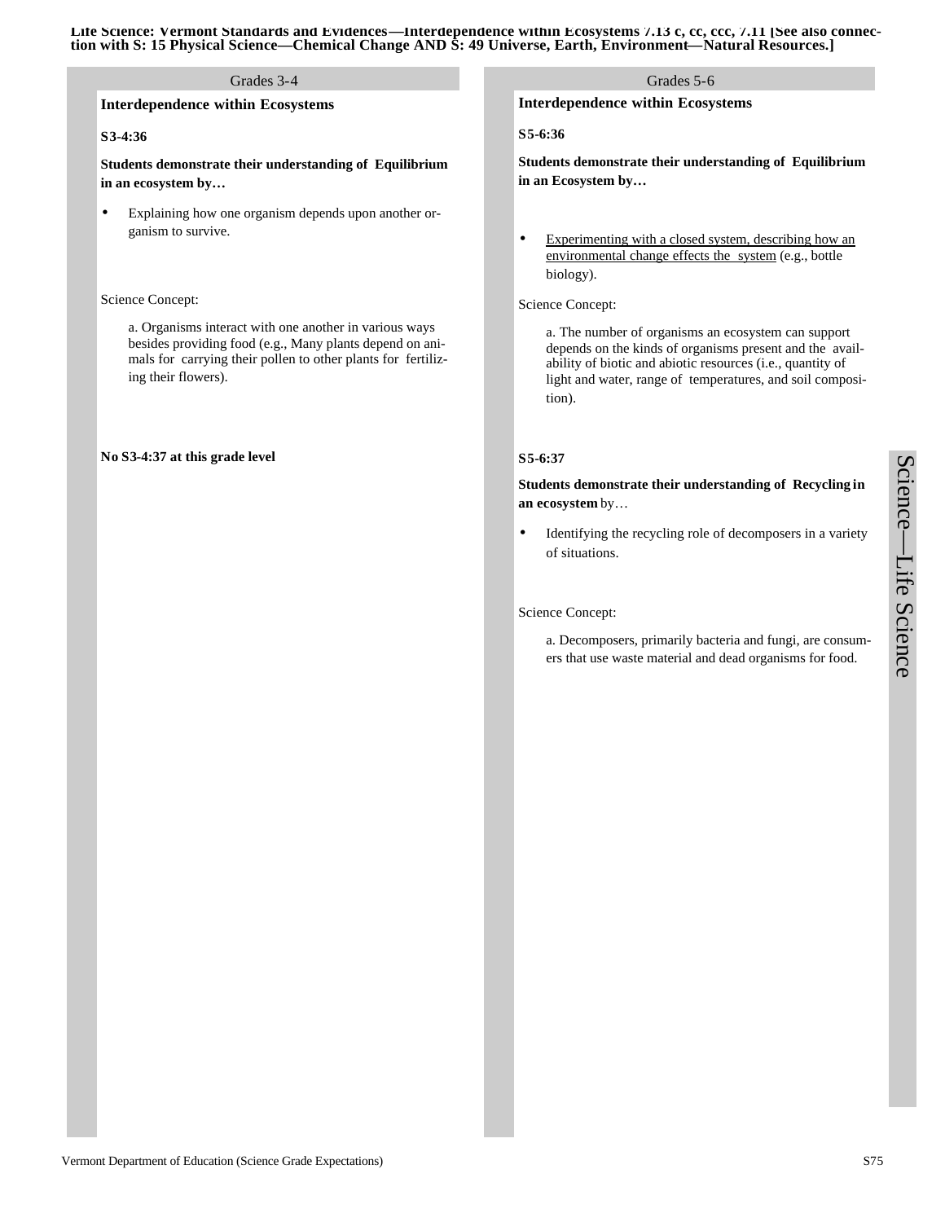**Life Science: Vermont Standards and Evidences—Interdependence within Ecosystems 7.13 c, cc, ccc, 7.11 [See also connection with S: 15 Physical Science—Chemical Change AND S: 49 Universe, Earth, Environment—Natural Resources.]**

## Grades 3-4

### Interdependence within Ecosystems

**S3-4:36**

**Students demonstrate their understanding of Equilibrium in an ecosystem by…**

- Explaining how one organism depends upon another organism to survive.

Science Concept:

a. Organisms interact with one another in various ways besides providing food (e.g., Many plants depend on animals for carrying their pollen to other plants for fertilizing their flowers).

**No S3-4:37 at this grade level**

## Grades 5-6

### Interdependence within Ecosystems

**S5-6:36**

**Students demonstrate their understanding of Equilibrium in an Ecosystem by…**

- Experimenting with a closed system, describing how an environmental change effects the system (e.g., bottle biology).

Science Concept:

a. The number of organisms an ecosystem can support depends on the kinds of organisms present and the availability of biotic and abiotic resources (i.e., quantity of light and water, range of temperatures, and soil composition).

**S5-6:37**

**Students demonstrate their understanding of Recycling in an ecosystem** by…

- Identifying the recycling role of decomposers in a variety of situations.

Science Concept:

a. Decomposers, primarily bacteria and fungi, are consumers that use waste material and dead organisms for food.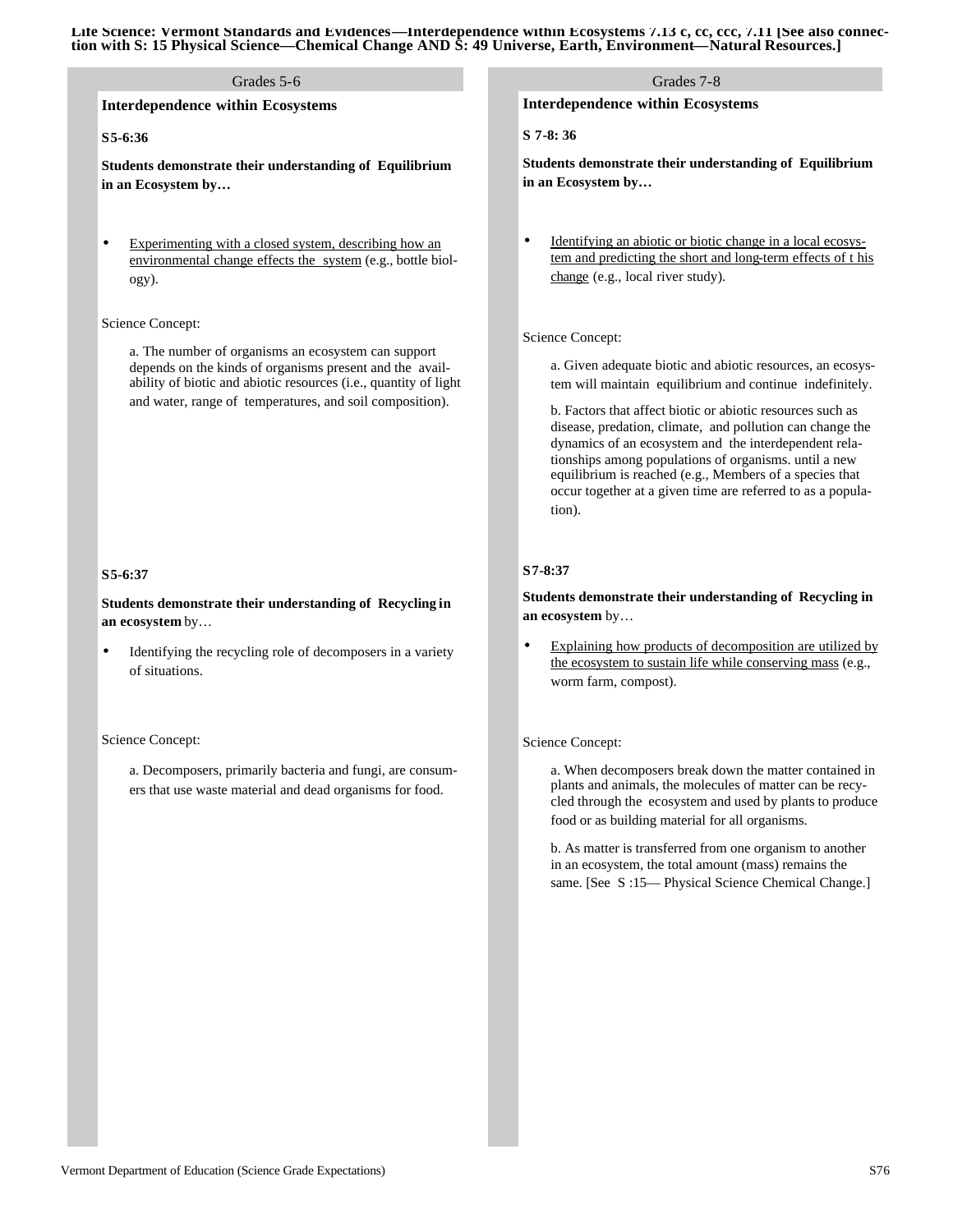**Life Science: Vermont Standards and Evidences—Interdependence within Ecosystems 7.13 c, cc, ccc, 7.11 [See also connection with S: 15 Physical Science—Chemical Change AND S: 49 Universe, Earth, Environment—Natural Resources.]**

## Grades 5-6

### Interdependence within Ecosystems

**S5-6:36**

**Students demonstrate their understanding of Equilibrium in an Ecosystem by…**

- Experimenting with a closed system, describing how an environmental change effects the system (e.g., bottle biology).

Science Concept:

a. The number of organisms an ecosystem can support depends on the kinds of organisms present and the availability of biotic and abiotic resources (i.e., quantity of light and water, range of temperatures, and soil composition).

**S5-6:37**

**Students demonstrate their understanding of Recycling in an ecosystem** by…

- Identifying the recycling role of decomposers in a variety of situations.

Science Concept:

a. Decomposers, primarily bacteria and fungi, are consumers that use waste material and dead organisms for food.

## Grades 7-8

### Interdependence within Ecosystems

**S 7-8: 36**

**Students demonstrate their understanding of Equilibrium in an Ecosystem by…**

- Identifying an abiotic or biotic change in a local ecosystem and predicting the short and long-term effects of t his change (e.g., local river study).

Science Concept:

a. Given adequate biotic and abiotic resources, an ecosystem will maintain equilibrium and continue indefinitely.

b. Factors that affect biotic or abiotic resources such as disease, predation, climate, and pollution can change the dynamics of an ecosystem and the interdependent relationships among populations of organisms. until a new equilibrium is reached (e.g., Members of a species that occur together at a given time are referred to as a population).

**S7-8:37**

**Students demonstrate their understanding of Recycling in an ecosystem** by…

- Explaining how products of decomposition are utilized by the ecosystem to sustain life while conserving mass (e.g., worm farm, compost).

Science Concept:

a. When decomposers break down the matter contained in plants and animals, the molecules of matter can be recycled through the ecosystem and used by plants to produce food or as building material for all organisms.

b. As matter is transferred from one organism to another in an ecosystem, the total amount (mass) remains the same. [See S :15— Physical Science Chemical Change.]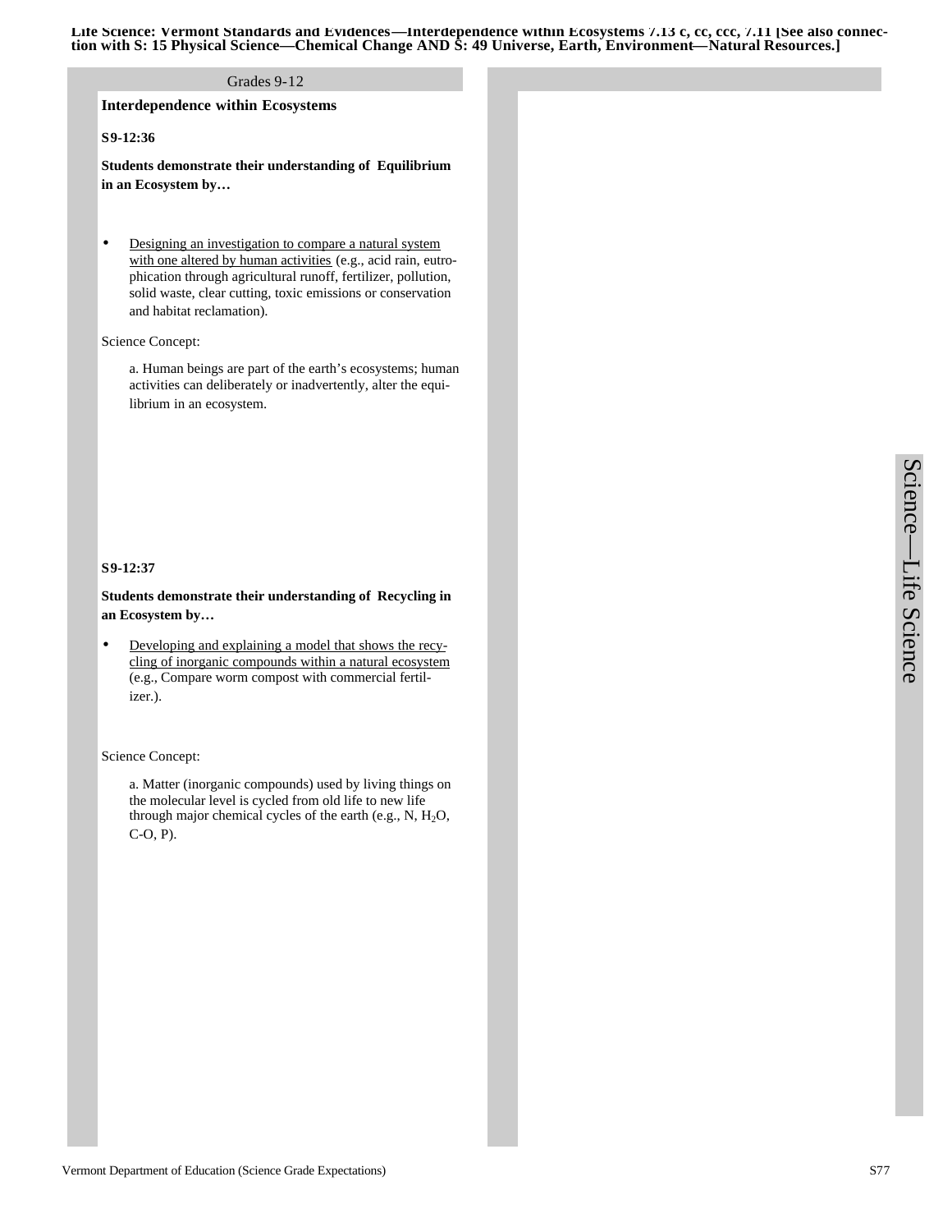**Life Science: Vermont Standards and Evidences—Interdependence within Ecosystems 7.13 c, cc, ccc, 7.11 [See also connection with S: 15 Physical Science—Chemical Change AND S: 49 Universe, Earth, Environment—Natural Resources.]**

Grades 9-12

## Interdependence within Ecosystems

**S9-12:36**

**Students demonstrate their understanding of Equilibrium in an Ecosystem by…**

- Designing an investigation to compare a natural system with one altered by human activities (e.g., acid rain, eutrophication through agricultural runoff, fertilizer, pollution, solid waste, clear cutting, toxic emissions or conservation and habitat reclamation).

Science Concept:

a. Human beings are part of the earth's ecosystems; human activities can deliberately or inadvertently, alter the equilibrium in an ecosystem.

**S9-12:37**

**Students demonstrate their understanding of Recycling in an Ecosystem by…**

- Developing and explaining a model that shows the recycling of inorganic compounds within a natural ecosystem (e.g., Compare worm compost with commercial fertilizer.).

Science Concept:

a. Matter (inorganic compounds) used by living things on the molecular level is cycled from old life to new life through major chemical cycles of the earth (e.g., N, $H_2O$, C-O, P).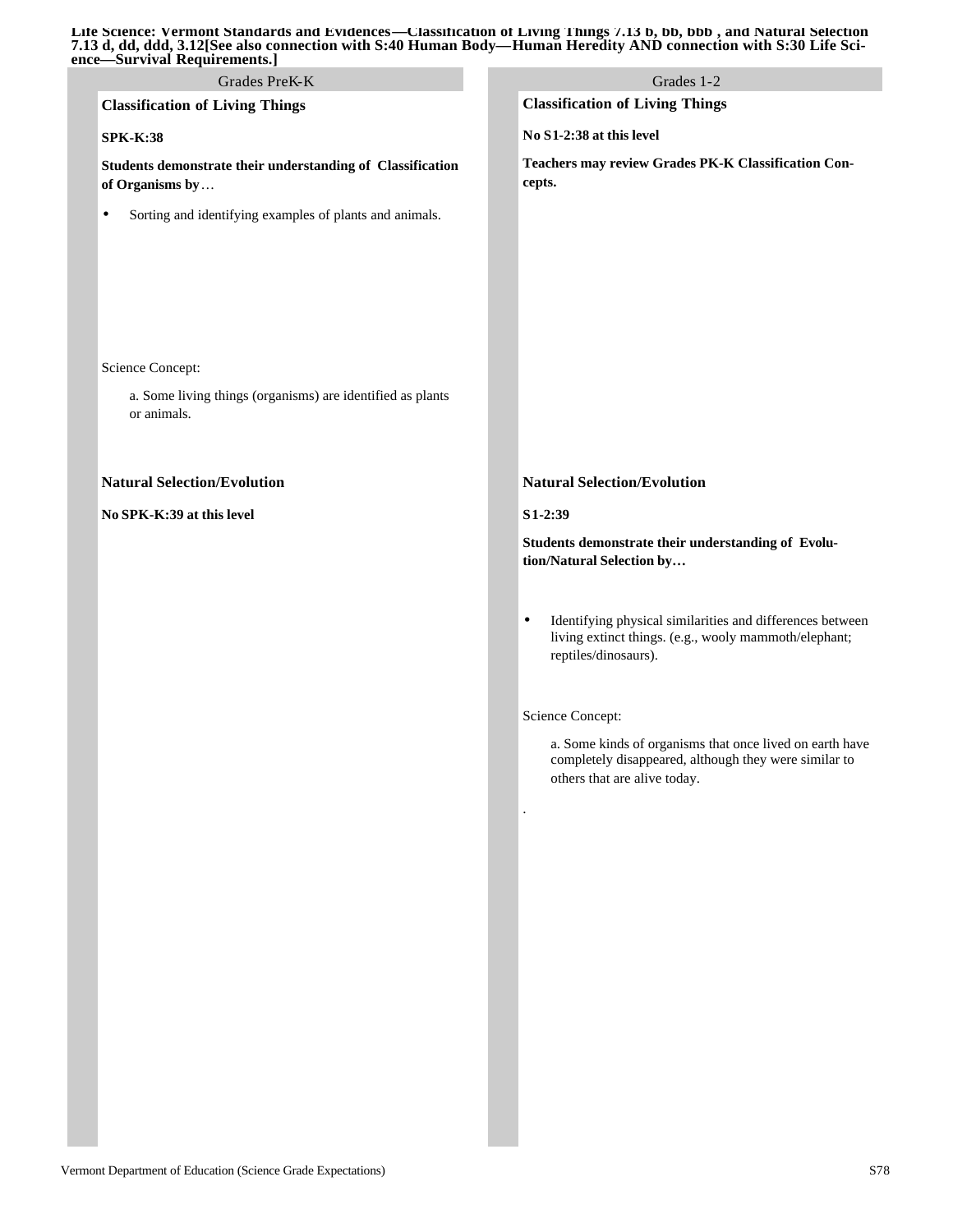**Life Science: Vermont Standards and Evidences—Classification of Living Things 7.13 b, bb, bbb , and Natural Selection 7.13 d, dd, ddd, 3.12[See also connection with S:40 Human Body—Human Heredity AND connection with S:30 Life Science—Survival Requirements.]**

## Grades PreK-K

### Classification of Living Things

**SPK-K:38**

**Students demonstrate their understanding of Classification of Organisms by**…

- Sorting and identifying examples of plants and animals.

Science Concept:

a. Some living things (organisms) are identified as plants or animals.

### Natural Selection/Evolution

**No SPK-K:39 at this level**

## Grades 1-2

### Classification of Living Things

**No S1-2:38 at this level**

**Teachers may review Grades PK-K Classification Concepts.**

### Natural Selection/Evolution

**S1-2:39**

**Students demonstrate their understanding of Evolution/Natural Selection by…**

- Identifying physical similarities and differences between living extinct things. (e.g., wooly mammoth/elephant; reptiles/dinosaurs).

Science Concept:

a. Some kinds of organisms that once lived on earth have completely disappeared, although they were similar to others that are alive today.

.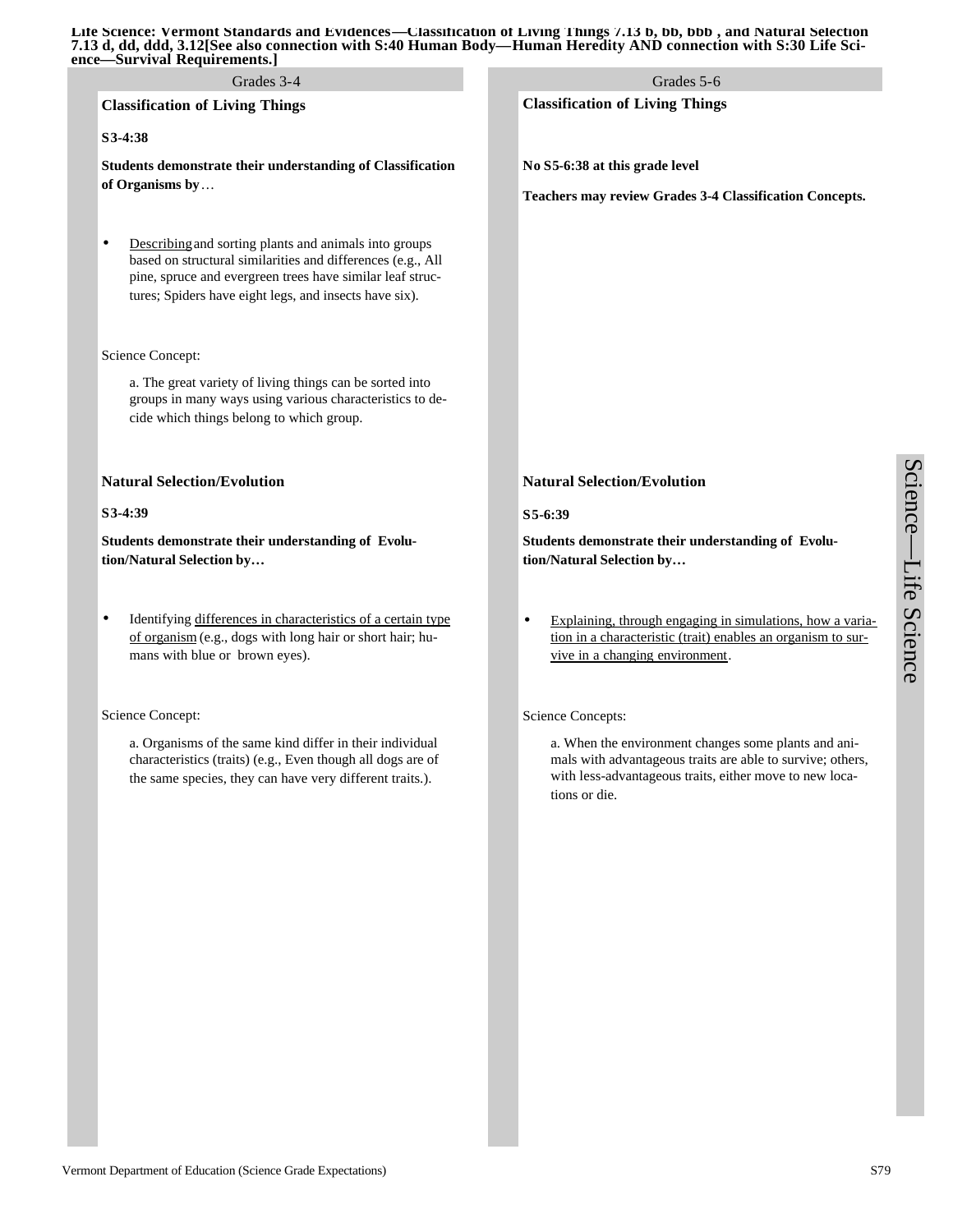**Life Science: Vermont Standards and Evidences—Classification of Living Things 7.13 b, bb, bbb , and Natural Selection 7.13 d, dd, ddd, 3.12[See also connection with S:40 Human Body—Human Heredity AND connection with S:30 Life Science—Survival Requirements.]**

## Grades 3-4

### Classification of Living Things

**S3-4:38**

**Students demonstrate their understanding of Classification of Organisms by…**

- Describing and sorting plants and animals into groups based on structural similarities and differences (e.g., All pine, spruce and evergreen trees have similar leaf structures; Spiders have eight legs, and insects have six).

Science Concept:

a. The great variety of living things can be sorted into groups in many ways using various characteristics to decide which things belong to which group.

### Natural Selection/Evolution

**S3-4:39**

**Students demonstrate their understanding of Evolution/Natural Selection by…**

- Identifying differences in characteristics of a certain type of organism (e.g., dogs with long hair or short hair; humans with blue or brown eyes).

Science Concept:

a. Organisms of the same kind differ in their individual characteristics (traits) (e.g., Even though all dogs are of the same species, they can have very different traits.).

## Grades 5-6

### Classification of Living Things

**No S5-6:38 at this grade level**

**Teachers may review Grades 3-4 Classification Concepts.**

### Natural Selection/Evolution

**S5-6:39**

**Students demonstrate their understanding of Evolution/Natural Selection by…**

- Explaining, through engaging in simulations, how a variation in a characteristic (trait) enables an organism to survive in a changing environment.

Science Concepts:

a. When the environment changes some plants and animals with advantageous traits are able to survive; others, with less-advantageous traits, either move to new locations or die.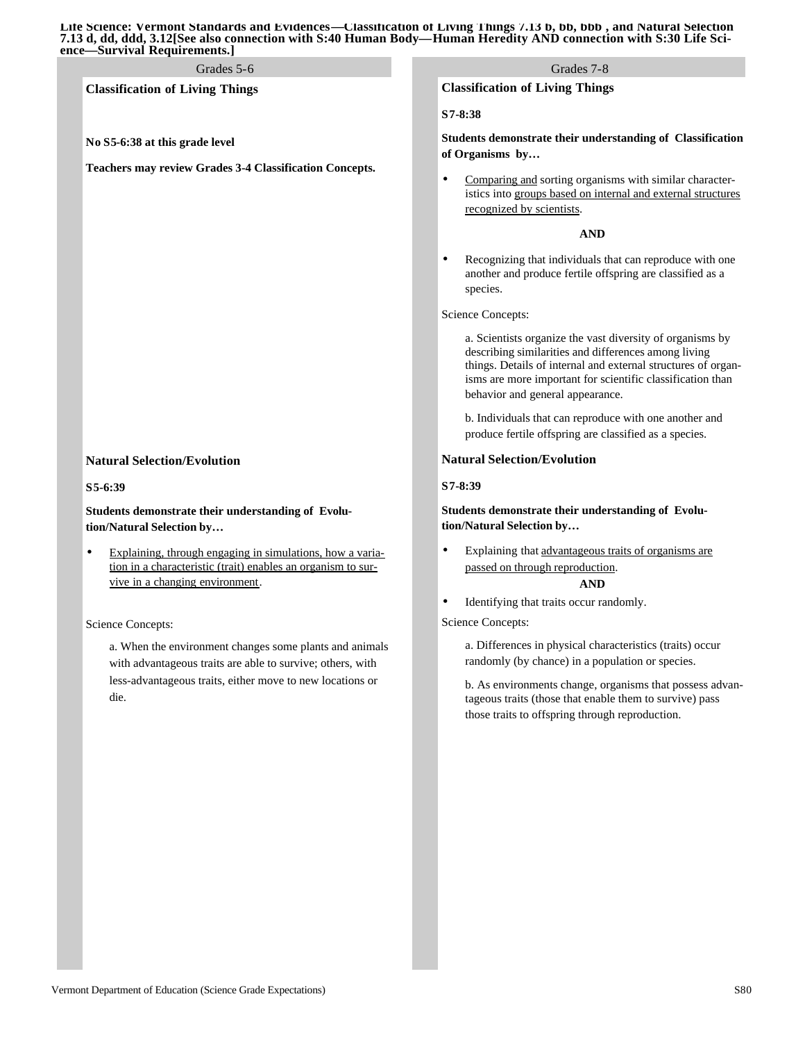**Life Science: Vermont Standards and Evidences—Classification of Living Things 7.13 b, bb, bbb , and Natural Selection 7.13 d, dd, ddd, 3.12[See also connection with S:40 Human Body—Human Heredity AND connection with S:30 Life Science—Survival Requirements.]**

## Grades 5-6

### Classification of Living Things

**No S5-6:38 at this grade level**

**Teachers may review Grades 3-4 Classification Concepts.**

### Natural Selection/Evolution

**S5-6:39**

**Students demonstrate their understanding of Evolution/Natural Selection by…**

- Explaining, through engaging in simulations, how a variation in a characteristic (trait) enables an organism to survive in a changing environment.

Science Concepts:

a. When the environment changes some plants and animals with advantageous traits are able to survive; others, with less-advantageous traits, either move to new locations or die.

## Grades 7-8

### Classification of Living Things

**S7-8:38**

**Students demonstrate their understanding of Classification of Organisms by…**

- Comparing and sorting organisms with similar characteristics into groups based on internal and external structures recognized by scientists.

**AND**

- Recognizing that individuals that can reproduce with one another and produce fertile offspring are classified as a species.

Science Concepts:

a. Scientists organize the vast diversity of organisms by describing similarities and differences among living things. Details of internal and external structures of organisms are more important for scientific classification than behavior and general appearance.

b. Individuals that can reproduce with one another and produce fertile offspring are classified as a species.

### Natural Selection/Evolution

**S7-8:39**

**Students demonstrate their understanding of Evolution/Natural Selection by…**

- Explaining that advantageous traits of organisms are passed on through reproduction.

**AND**

- Identifying that traits occur randomly.

Science Concepts:

a. Differences in physical characteristics (traits) occur randomly (by chance) in a population or species.

b. As environments change, organisms that possess advantageous traits (those that enable them to survive) pass those traits to offspring through reproduction.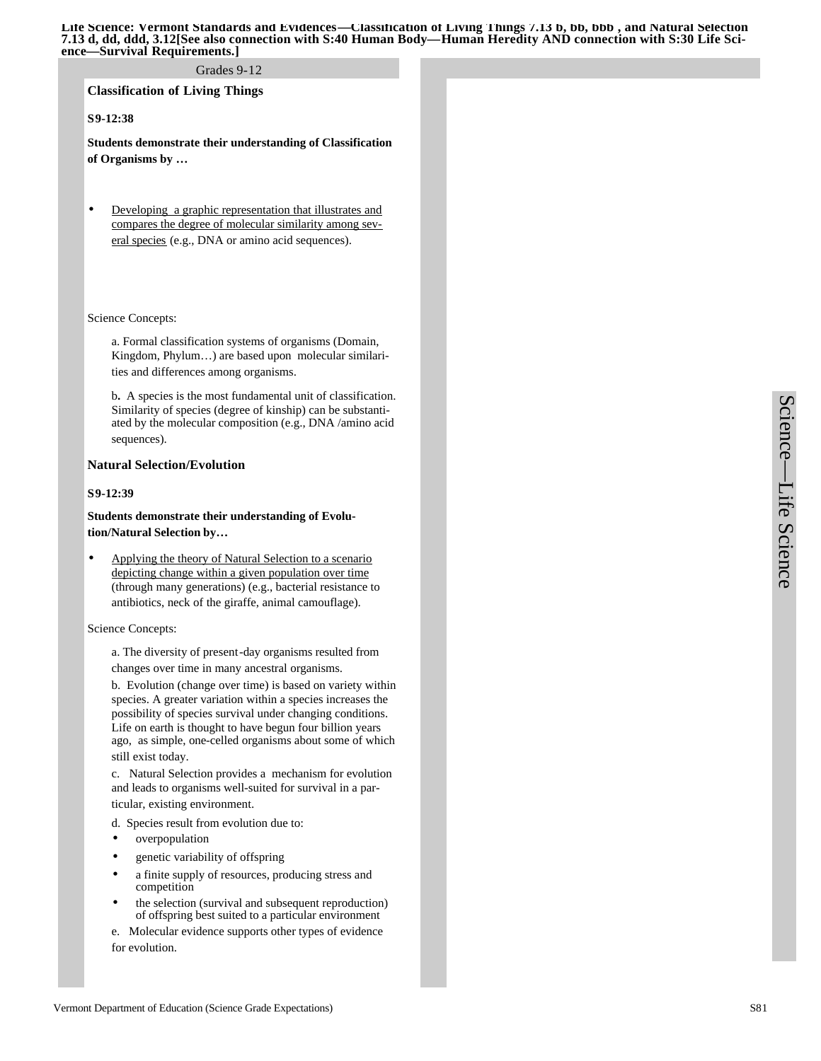**Life Science: Vermont Standards and Evidences—Classification of Living Things 7.13 b, bb, bbb , and Natural Selection 7.13 d, dd, ddd, 3.12[See also connection with S:40 Human Body—Human Heredity AND connection with S:30 Life Science—Survival Requirements.]**

Grades 9-12

## Classification of Living Things

**S9-12:38**

**Students demonstrate their understanding of Classification of Organisms by …**

- Developing a graphic representation that illustrates and compares the degree of molecular similarity among several species (e.g., DNA or amino acid sequences).

Science Concepts:

a. Formal classification systems of organisms (Domain, Kingdom, Phylum…) are based upon molecular similarities and differences among organisms.

b. A species is the most fundamental unit of classification. Similarity of species (degree of kinship) can be substantiated by the molecular composition (e.g., DNA /amino acid sequences).

## Natural Selection/Evolution

**S9-12:39**

**Students demonstrate their understanding of Evolution/Natural Selection by…**

- Applying the theory of Natural Selection to a scenario depicting change within a given population over time (through many generations) (e.g., bacterial resistance to antibiotics, neck of the giraffe, animal camouflage).

Science Concepts:

a. The diversity of present-day organisms resulted from changes over time in many ancestral organisms.

b. Evolution (change over time) is based on variety within species. A greater variation within a species increases the possibility of species survival under changing conditions. Life on earth is thought to have begun four billion years ago, as simple, one-celled organisms about some of which still exist today.

c. Natural Selection provides a mechanism for evolution and leads to organisms well-suited for survival in a particular, existing environment.

d. Species result from evolution due to:

- overpopulation
- genetic variability of offspring
- a finite supply of resources, producing stress and competition
- the selection (survival and subsequent reproduction) of offspring best suited to a particular environment

e. Molecular evidence supports other types of evidence for evolution.

Science—Life Science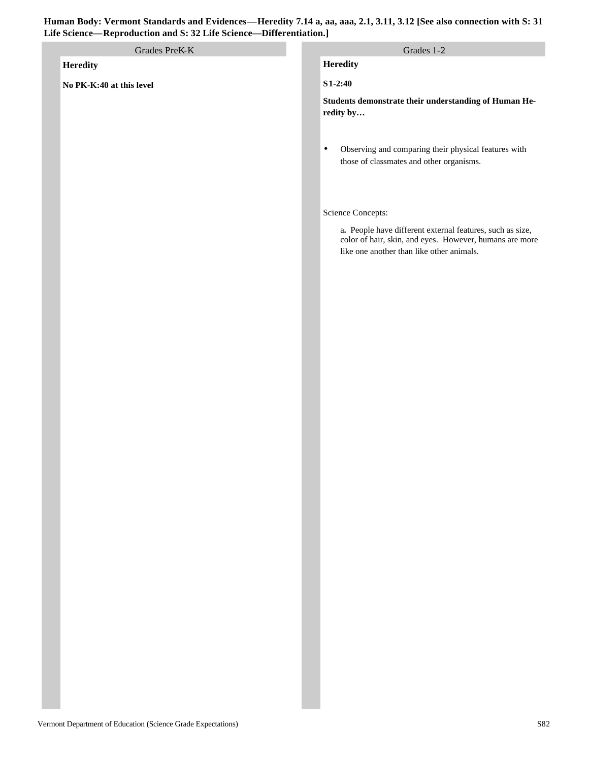**Human Body: Vermont Standards and Evidences—Heredity 7.14 a, aa, aaa, 2.1, 3.11, 3.12 [See also connection with S: 31 Life Science—Reproduction and S: 32 Life Science—Differentiation.]**

## Grades PreK-K

**Heredity**

**No PK-K:40 at this level**

## Grades 1-2

**Heredity**

**S1-2:40**

**Students demonstrate their understanding of Human Heredity by…**

- Observing and comparing their physical features with those of classmates and other organisms.

Science Concepts:

a**.** People have different external features, such as size, color of hair, skin, and eyes. However, humans are more like one another than like other animals.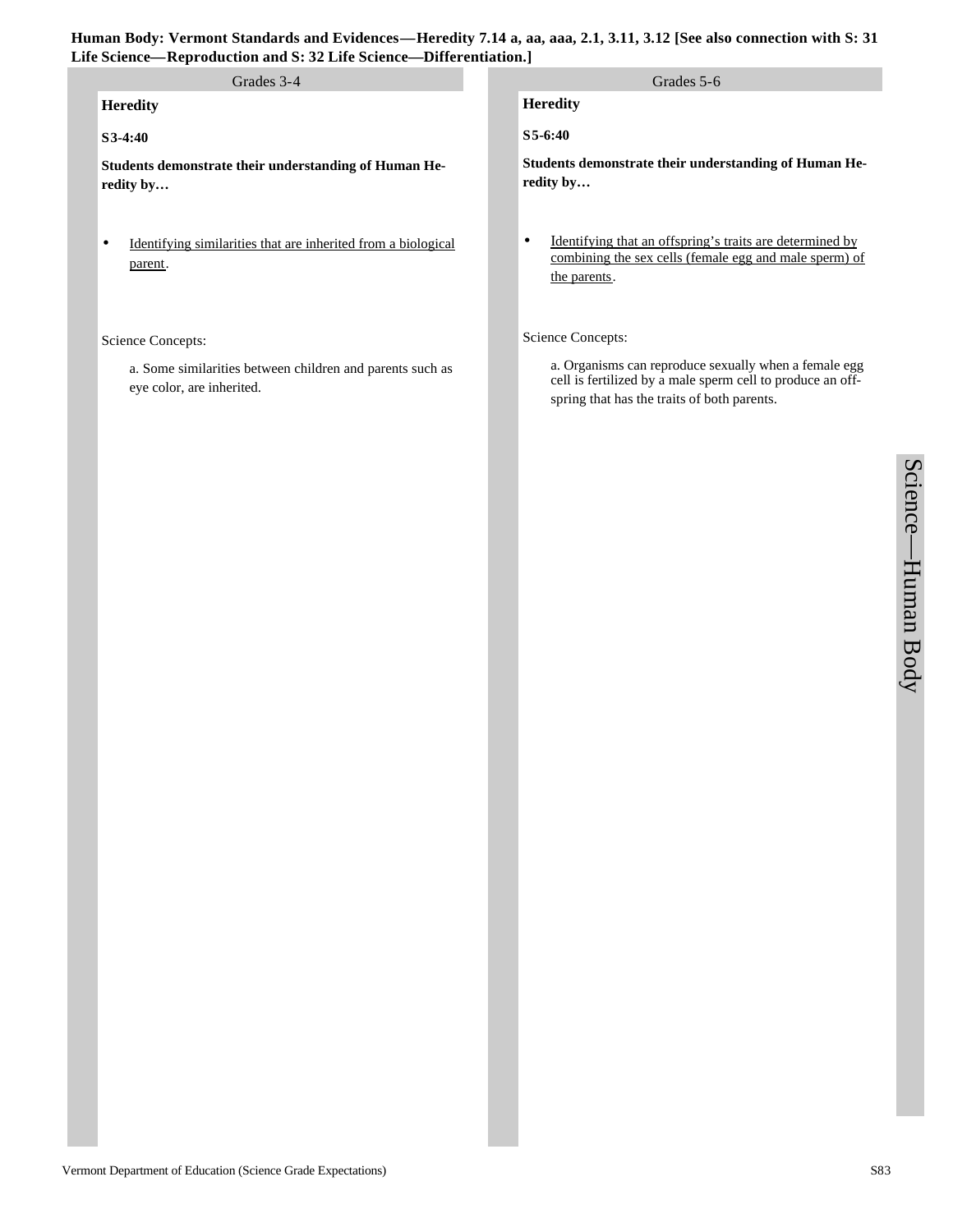**Human Body: Vermont Standards and Evidences—Heredity 7.14 a, aa, aaa, 2.1, 3.11, 3.12 [See also connection with S: 31 Life Science—Reproduction and S: 32 Life Science—Differentiation.]**

## Grades 3-4

**Heredity**

**S3-4:40**

**Students demonstrate their understanding of Human Heredity by…**

- Identifying similarities that are inherited from a biological parent.

Science Concepts:

a. Some similarities between children and parents such as eye color, are inherited.

## Grades 5-6

**Heredity**

**S5-6:40**

**Students demonstrate their understanding of Human Heredity by…**

- Identifying that an offspring's traits are determined by combining the sex cells (female egg and male sperm) of the parents.

Science Concepts:

a. Organisms can reproduce sexually when a female egg cell is fertilized by a male sperm cell to produce an offspring that has the traits of both parents.

Science—Human Body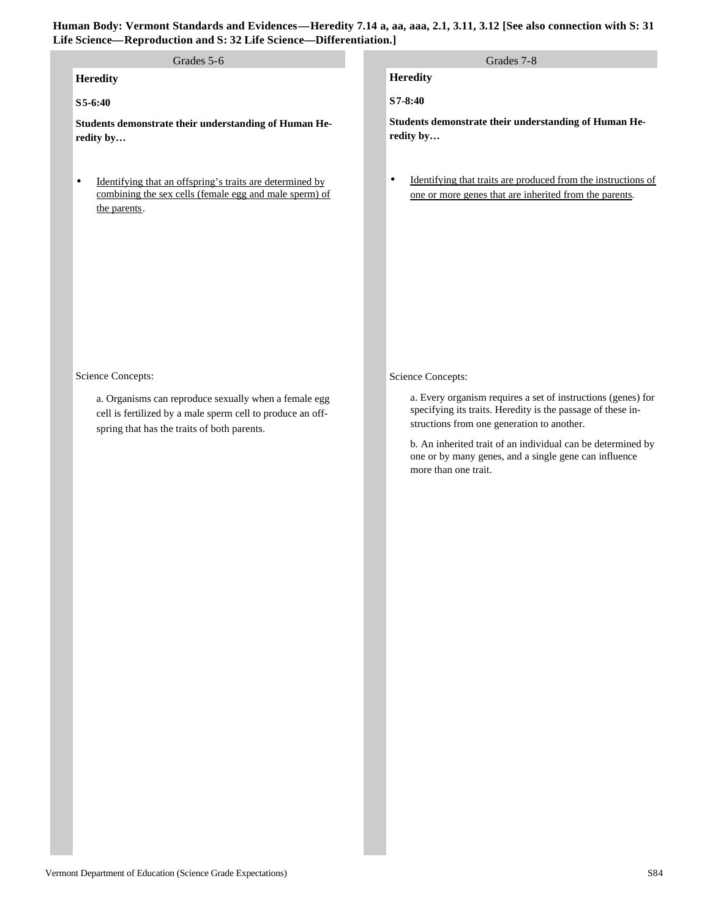**Human Body: Vermont Standards and Evidences—Heredity 7.14 a, aa, aaa, 2.1, 3.11, 3.12 [See also connection with S: 31 Life Science—Reproduction and S: 32 Life Science—Differentiation.]**

## Grades 5-6

### Heredity

**S5-6:40**

**Students demonstrate their understanding of Human Heredity by…**

- Identifying that an offspring's traits are determined by combining the sex cells (female egg and male sperm) of the parents.

Science Concepts:

a. Organisms can reproduce sexually when a female egg cell is fertilized by a male sperm cell to produce an offspring that has the traits of both parents.

## Grades 7-8

### Heredity

**S7-8:40**

**Students demonstrate their understanding of Human Heredity by…**

- Identifying that traits are produced from the instructions of one or more genes that are inherited from the parents.

Science Concepts:

a. Every organism requires a set of instructions (genes) for specifying its traits. Heredity is the passage of these instructions from one generation to another.

b. An inherited trait of an individual can be determined by one or by many genes, and a single gene can influence more than one trait.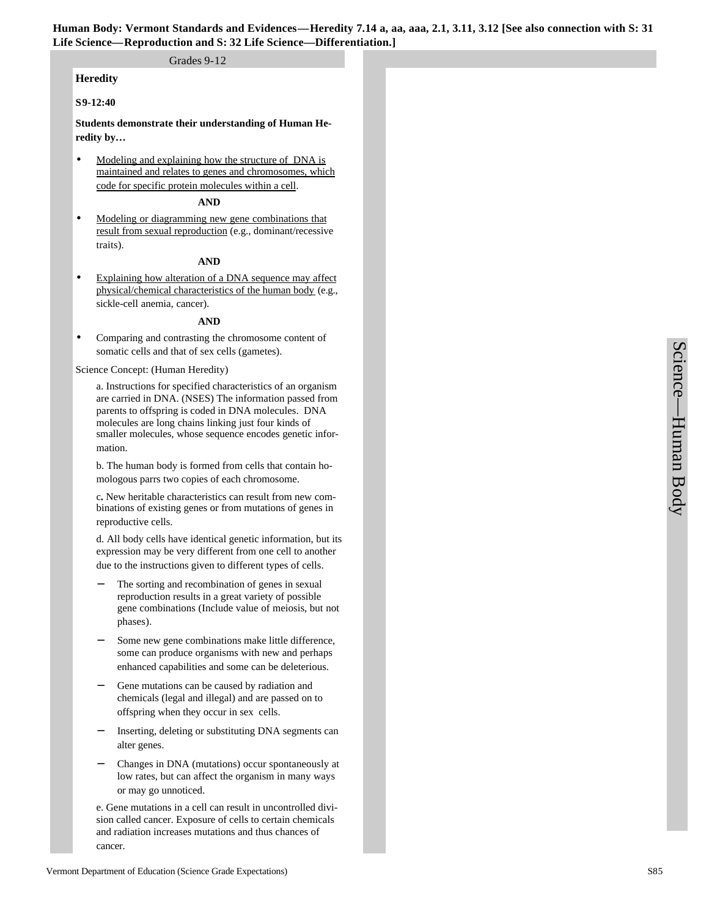**Human Body: Vermont Standards and Evidences—Heredity 7.14 a, aa, aaa, 2.1, 3.11, 3.12 [See also connection with S: 31 Life Science—Reproduction and S: 32 Life Science—Differentiation.]**

Grades 9-12

**Heredity**

**S9-12:40**

**Students demonstrate their understanding of Human Heredity by…**

- Modeling and explaining how the structure of DNA is maintained and relates to genes and chromosomes, which code for specific protein molecules within a cell.

**AND**

- Modeling or diagramming new gene combinations that result from sexual reproduction (e.g., dominant/recessive traits).

**AND**

- Explaining how alteration of a DNA sequence may affect physical/chemical characteristics of the human body (e.g., sickle-cell anemia, cancer).

**AND**

- Comparing and contrasting the chromosome content of somatic cells and that of sex cells (gametes).

Science Concept: (Human Heredity)

a. Instructions for specified characteristics of an organism are carried in DNA. (NSES) The information passed from parents to offspring is coded in DNA molecules. DNA molecules are long chains linking just four kinds of smaller molecules, whose sequence encodes genetic information.

b. The human body is formed from cells that contain homologous parrs two copies of each chromosome.

c. New heritable characteristics can result from new combinations of existing genes or from mutations of genes in reproductive cells.

d. All body cells have identical genetic information, but its expression may be very different from one cell to another due to the instructions given to different types of cells.

- The sorting and recombination of genes in sexual reproduction results in a great variety of possible gene combinations (Include value of meiosis, but not phases).
- Some new gene combinations make little difference, some can produce organisms with new and perhaps enhanced capabilities and some can be deleterious.
- Gene mutations can be caused by radiation and chemicals (legal and illegal) and are passed on to offspring when they occur in sex cells.
- Inserting, deleting or substituting DNA segments can alter genes.
- Changes in DNA (mutations) occur spontaneously at low rates, but can affect the organism in many ways or may go unnoticed.

e. Gene mutations in a cell can result in uncontrolled division called cancer. Exposure of cells to certain chemicals and radiation increases mutations and thus chances of cancer.

Science—Human Body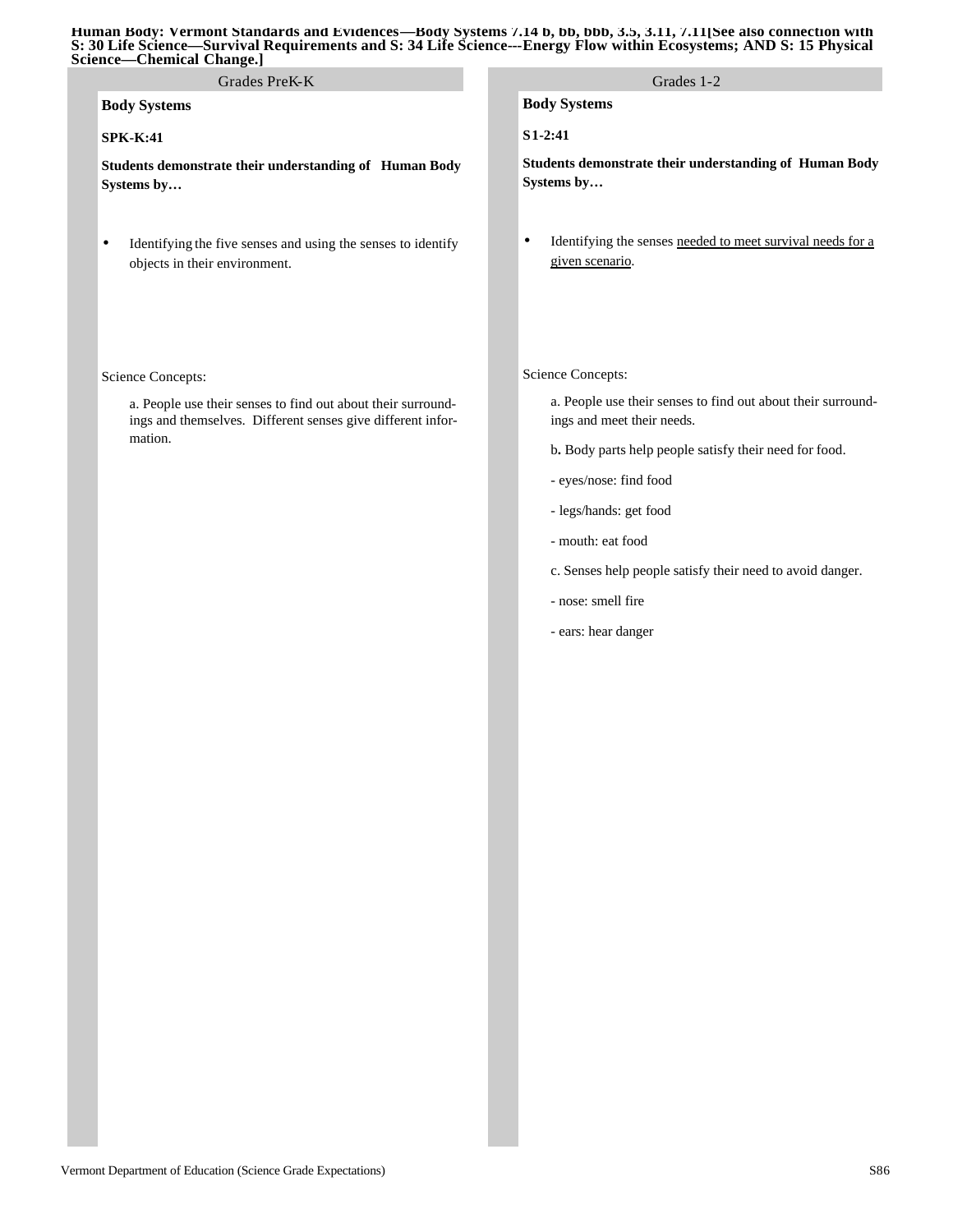**Human Body: Vermont Standards and Evidences—Body Systems 7.14 b, bb, bbb, 3.5, 3.11, 7.11[See also connection with S: 30 Life Science—Survival Requirements and S: 34 Life Science---Energy Flow within Ecosystems; AND S: 15 Physical Science—Chemical Change.]**

## Grades PreK-K

**Body Systems**

**SPK-K:41**

**Students demonstrate their understanding of Human Body Systems by…**

- Identifying the five senses and using the senses to identify objects in their environment.

Science Concepts:

a. People use their senses to find out about their surroundings and themselves. Different senses give different information.

## Grades 1-2

**Body Systems**

**S1-2:41**

**Students demonstrate their understanding of Human Body Systems by…**

- Identifying the senses <u>needed to meet survival needs for a given scenario</u>.

Science Concepts:

a. People use their senses to find out about their surroundings and meet their needs.

b**.** Body parts help people satisfy their need for food.

- eyes/nose: find food

- legs/hands: get food

- mouth: eat food

c. Senses help people satisfy their need to avoid danger.

- nose: smell fire

- ears: hear danger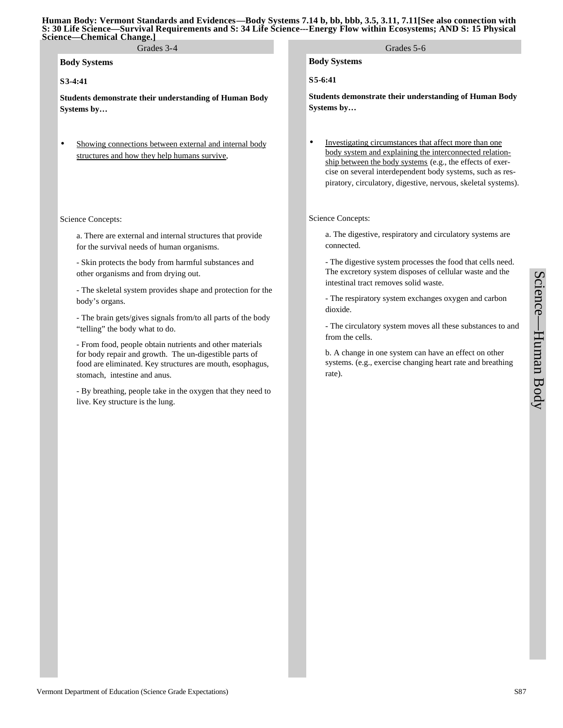**Human Body: Vermont Standards and Evidences—Body Systems 7.14 b, bb, bbb, 3.5, 3.11, 7.11[See also connection with S: 30 Life Science—Survival Requirements and S: 34 Life Science---Energy Flow within Ecosystems; AND S: 15 Physical Science—Chemical Change.]**

## Grades 3-4

**Body Systems**

**S3-4:41**

**Students demonstrate their understanding of Human Body Systems by…**

- Showing connections between external and internal body structures and how they help humans survive,

Science Concepts:

a. There are external and internal structures that provide for the survival needs of human organisms.

- Skin protects the body from harmful substances and other organisms and from drying out.

- The skeletal system provides shape and protection for the body's organs.

- The brain gets/gives signals from/to all parts of the body "telling" the body what to do.

- From food, people obtain nutrients and other materials for body repair and growth. The un-digestible parts of food are eliminated. Key structures are mouth, esophagus, stomach, intestine and anus.

- By breathing, people take in the oxygen that they need to live. Key structure is the lung.

## Grades 5-6

**Body Systems**

**S5-6:41**

**Students demonstrate their understanding of Human Body Systems by…**

- Investigating circumstances that affect more than one body system and explaining the interconnected relationship between the body systems (e.g., the effects of exercise on several interdependent body systems, such as respiratory, circulatory, digestive, nervous, skeletal systems).

Science Concepts:

a. The digestive, respiratory and circulatory systems are connected.

- The digestive system processes the food that cells need. The excretory system disposes of cellular waste and the intestinal tract removes solid waste.

- The respiratory system exchanges oxygen and carbon dioxide.

- The circulatory system moves all these substances to and from the cells.

b. A change in one system can have an effect on other systems. (e.g., exercise changing heart rate and breathing rate).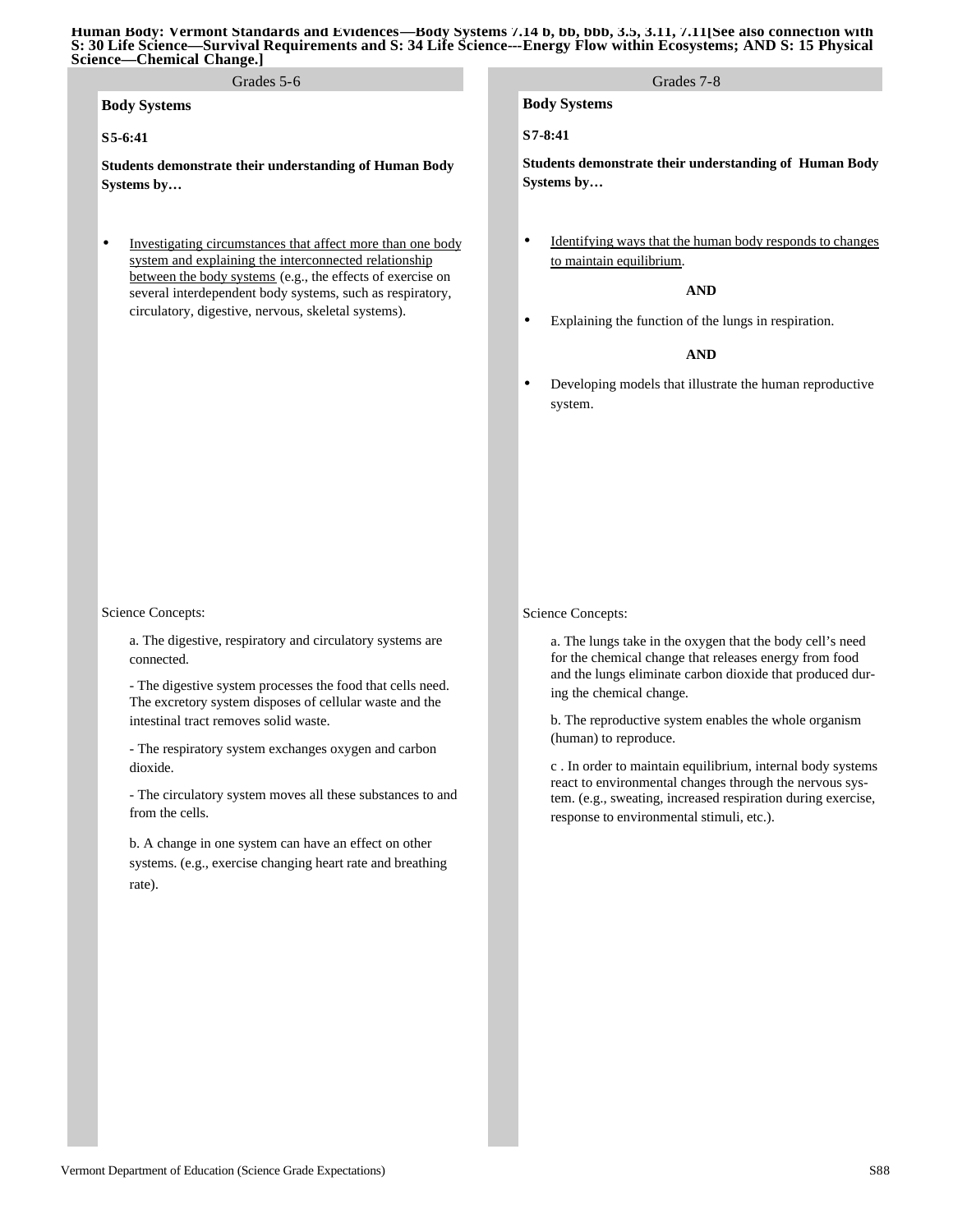**Human Body: Vermont Standards and Evidences—Body Systems 7.14 b, bb, bbb, 3.5, 3.11, 7.11[See also connection with S: 30 Life Science—Survival Requirements and S: 34 Life Science---Energy Flow within Ecosystems; AND S: 15 Physical Science—Chemical Change.]**

## Grades 5-6

**Body Systems**

**S5-6:41**

**Students demonstrate their understanding of Human Body Systems by…**

- <u>Investigating circumstances that affect more than one body system and explaining the interconnected relationship between the body systems</u> (e.g., the effects of exercise on several interdependent body systems, such as respiratory, circulatory, digestive, nervous, skeletal systems).

Science Concepts:

a. The digestive, respiratory and circulatory systems are connected.

- The digestive system processes the food that cells need. The excretory system disposes of cellular waste and the intestinal tract removes solid waste.

- The respiratory system exchanges oxygen and carbon dioxide.

- The circulatory system moves all these substances to and from the cells.

b. A change in one system can have an effect on other systems. (e.g., exercise changing heart rate and breathing rate).

## Grades 7-8

**Body Systems**

**S7-8:41**

**Students demonstrate their understanding of Human Body Systems by…**

- <u>Identifying ways that the human body responds to changes to maintain equilibrium</u>.

**AND**

- Explaining the function of the lungs in respiration.

**AND**

- Developing models that illustrate the human reproductive system.

Science Concepts:

a. The lungs take in the oxygen that the body cell's need for the chemical change that releases energy from food and the lungs eliminate carbon dioxide that produced during the chemical change.

b. The reproductive system enables the whole organism (human) to reproduce.

c . In order to maintain equilibrium, internal body systems react to environmental changes through the nervous system. (e.g., sweating, increased respiration during exercise, response to environmental stimuli, etc.).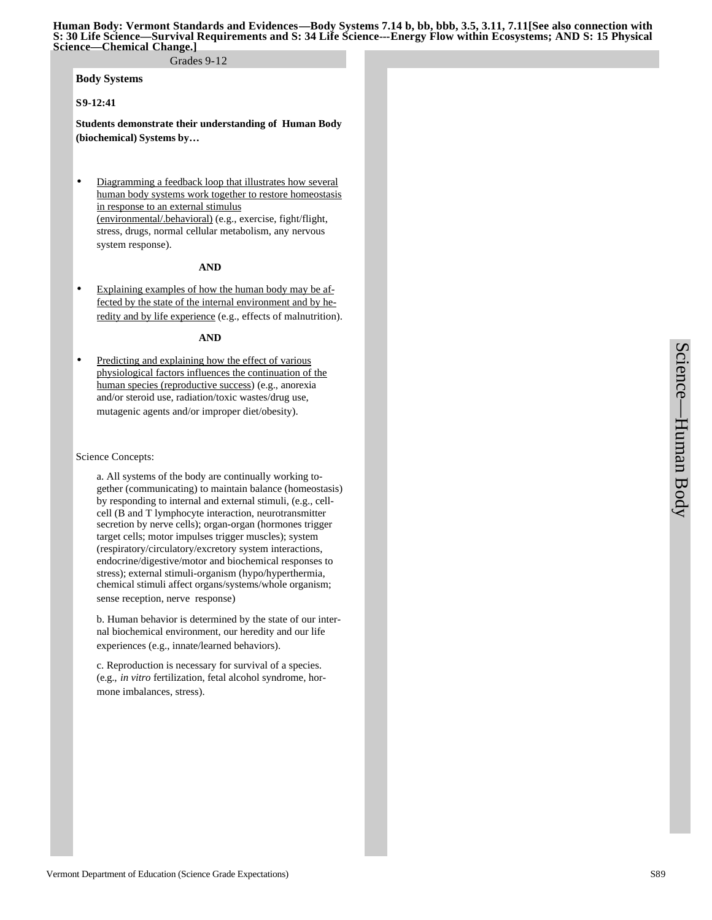**Human Body: Vermont Standards and Evidences—Body Systems 7.14 b, bb, bbb, 3.5, 3.11, 7.11[See also connection with S: 30 Life Science—Survival Requirements and S: 34 Life Science---Energy Flow within Ecosystems; AND S: 15 Physical Science—Chemical Change.]**

Grades 9-12

**Body Systems**

**S9-12:41**

**Students demonstrate their understanding of Human Body (biochemical) Systems by…**

- Diagramming a feedback loop that illustrates how several human body systems work together to restore homeostasis in response to an external stimulus (environmental/.behavioral) (e.g., exercise, fight/flight, stress, drugs, normal cellular metabolism, any nervous system response).

**AND**

- Explaining examples of how the human body may be affected by the state of the internal environment and by heredity and by life experience (e.g., effects of malnutrition).

**AND**

- Predicting and explaining how the effect of various physiological factors influences the continuation of the human species (reproductive success) (e.g., anorexia and/or steroid use, radiation/toxic wastes/drug use, mutagenic agents and/or improper diet/obesity).

Science Concepts:

a. All systems of the body are continually working together (communicating) to maintain balance (homeostasis) by responding to internal and external stimuli, (e.g., cell-cell (B and T lymphocyte interaction, neurotransmitter secretion by nerve cells); organ-organ (hormones trigger target cells; motor impulses trigger muscles); system (respiratory/circulatory/excretory system interactions, endocrine/digestive/motor and biochemical responses to stress); external stimuli-organism (hypo/hyperthermia, chemical stimuli affect organs/systems/whole organism; sense reception, nerve response)

b. Human behavior is determined by the state of our internal biochemical environment, our heredity and our life experiences (e.g., innate/learned behaviors).

c. Reproduction is necessary for survival of a species. (e.g., *in vitro* fertilization, fetal alcohol syndrome, hormone imbalances, stress).

Science—Human Body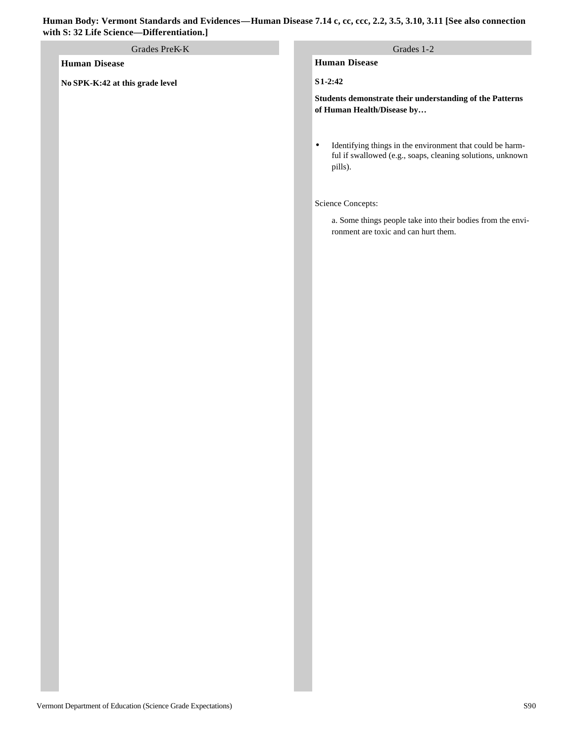**Human Body: Vermont Standards and Evidences—Human Disease 7.14 c, cc, ccc, 2.2, 3.5, 3.10, 3.11 [See also connection with S: 32 Life Science—Differentiation.]**

## Grades PreK-K

**Human Disease**

**No SPK-K:42 at this grade level**

## Grades 1-2

**Human Disease**

**S1-2:42**

**Students demonstrate their understanding of the Patterns of Human Health/Disease by…**

- Identifying things in the environment that could be harmful if swallowed (e.g., soaps, cleaning solutions, unknown pills).

Science Concepts:

a. Some things people take into their bodies from the environment are toxic and can hurt them.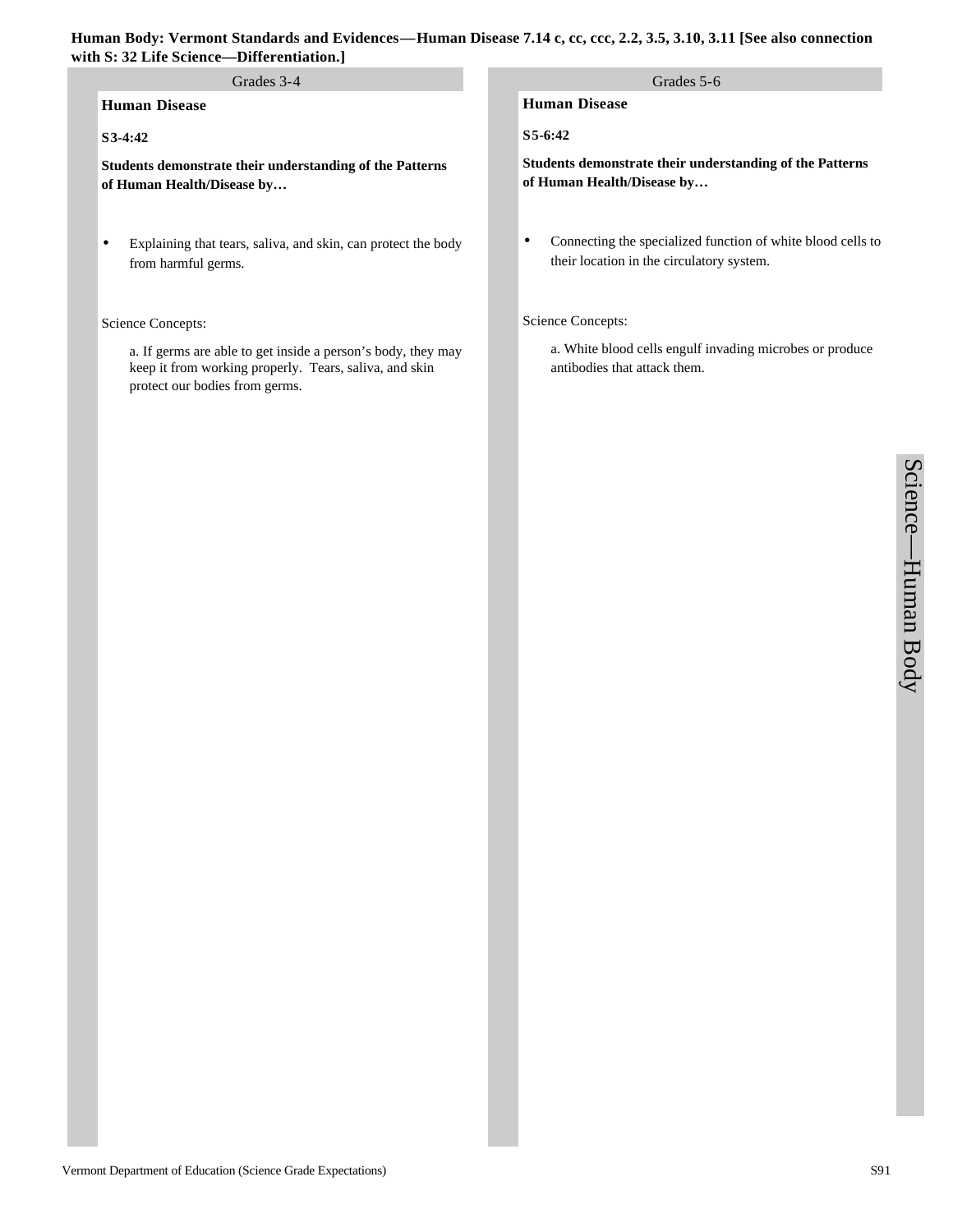**Human Body: Vermont Standards and Evidences—Human Disease 7.14 c, cc, ccc, 2.2, 3.5, 3.10, 3.11 [See also connection with S: 32 Life Science—Differentiation.]**

## Grades 3-4

### Human Disease

**S3-4:42**

**Students demonstrate their understanding of the Patterns of Human Health/Disease by…**

- Explaining that tears, saliva, and skin, can protect the body from harmful germs.

Science Concepts:

a. If germs are able to get inside a person's body, they may keep it from working properly. Tears, saliva, and skin protect our bodies from germs.

## Grades 5-6

### Human Disease

**S5-6:42**

**Students demonstrate their understanding of the Patterns of Human Health/Disease by…**

- Connecting the specialized function of white blood cells to their location in the circulatory system.

Science Concepts:

a. White blood cells engulf invading microbes or produce antibodies that attack them.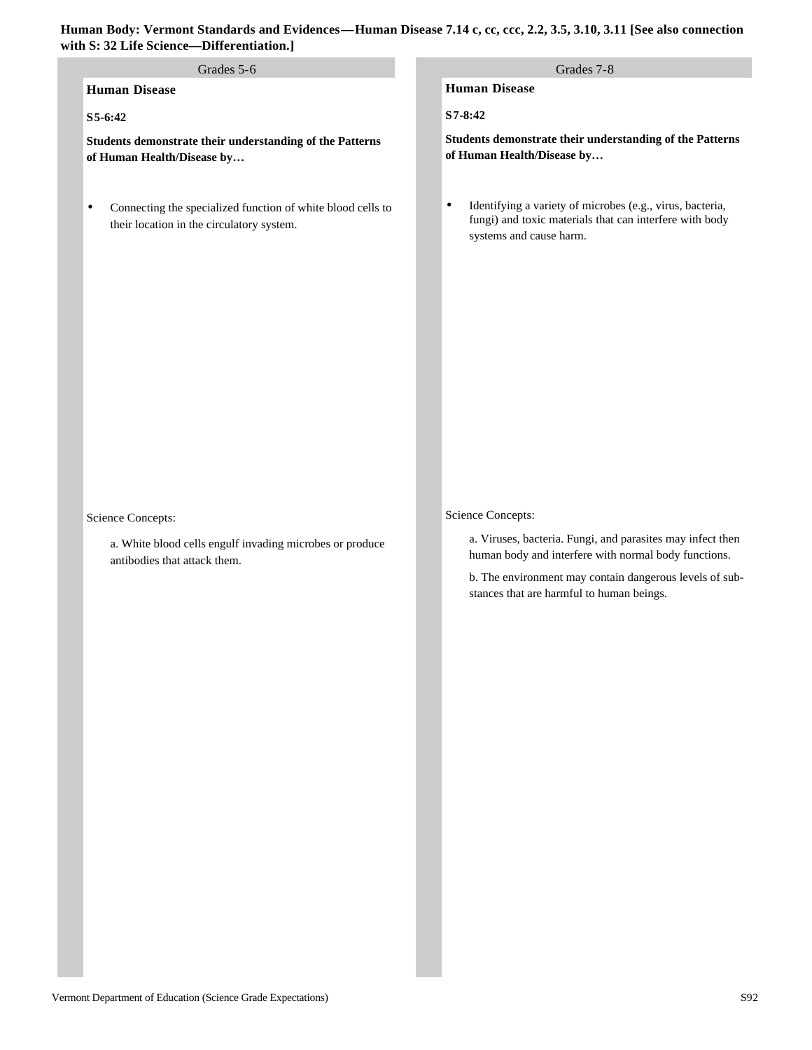**Human Body: Vermont Standards and Evidences—Human Disease 7.14 c, cc, ccc, 2.2, 3.5, 3.10, 3.11 [See also connection with S: 32 Life Science—Differentiation.]**

## Grades 5-6

### Human Disease

**S5-6:42**

**Students demonstrate their understanding of the Patterns of Human Health/Disease by…**

- Connecting the specialized function of white blood cells to their location in the circulatory system.

Science Concepts:

a. White blood cells engulf invading microbes or produce antibodies that attack them.

## Grades 7-8

### Human Disease

**S7-8:42**

**Students demonstrate their understanding of the Patterns of Human Health/Disease by…**

- Identifying a variety of microbes (e.g., virus, bacteria, fungi) and toxic materials that can interfere with body systems and cause harm.

Science Concepts:

a. Viruses, bacteria. Fungi, and parasites may infect then human body and interfere with normal body functions.

b. The environment may contain dangerous levels of substances that are harmful to human beings.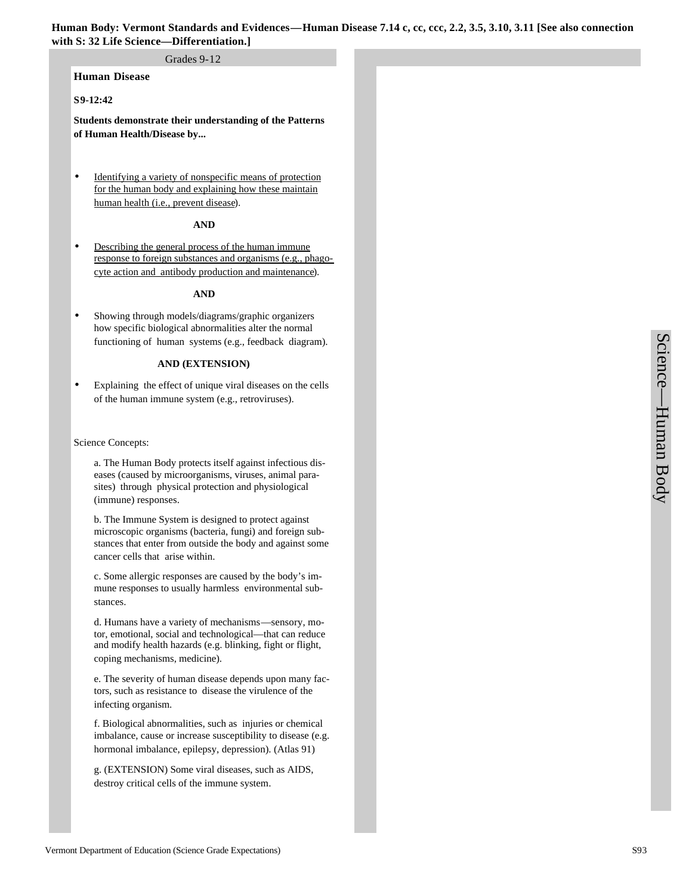**Human Body: Vermont Standards and Evidences—Human Disease 7.14 c, cc, ccc, 2.2, 3.5, 3.10, 3.11 [See also connection with S: 32 Life Science—Differentiation.]**

Grades 9-12

## Human Disease

**S9-12:42**

**Students demonstrate their understanding of the Patterns of Human Health/Disease by...**

- Identifying a variety of nonspecific means of protection for the human body and explaining how these maintain human health (i.e., prevent disease).

**AND**

- Describing the general process of the human immune response to foreign substances and organisms (e.g., phagocyte action and antibody production and maintenance).

**AND**

- Showing through models/diagrams/graphic organizers how specific biological abnormalities alter the normal functioning of human systems (e.g., feedback diagram).

**AND (EXTENSION)**

- Explaining the effect of unique viral diseases on the cells of the human immune system (e.g., retroviruses).

Science Concepts:

a. The Human Body protects itself against infectious diseases (caused by microorganisms, viruses, animal parasites) through physical protection and physiological (immune) responses.

b. The Immune System is designed to protect against microscopic organisms (bacteria, fungi) and foreign substances that enter from outside the body and against some cancer cells that arise within.

c. Some allergic responses are caused by the body's immune responses to usually harmless environmental substances.

d. Humans have a variety of mechanisms—sensory, motor, emotional, social and technological—that can reduce and modify health hazards (e.g. blinking, fight or flight, coping mechanisms, medicine).

e. The severity of human disease depends upon many factors, such as resistance to disease the virulence of the infecting organism.

f. Biological abnormalities, such as injuries or chemical imbalance, cause or increase susceptibility to disease (e.g. hormonal imbalance, epilepsy, depression). (Atlas 91)

g. (EXTENSION) Some viral diseases, such as AIDS, destroy critical cells of the immune system.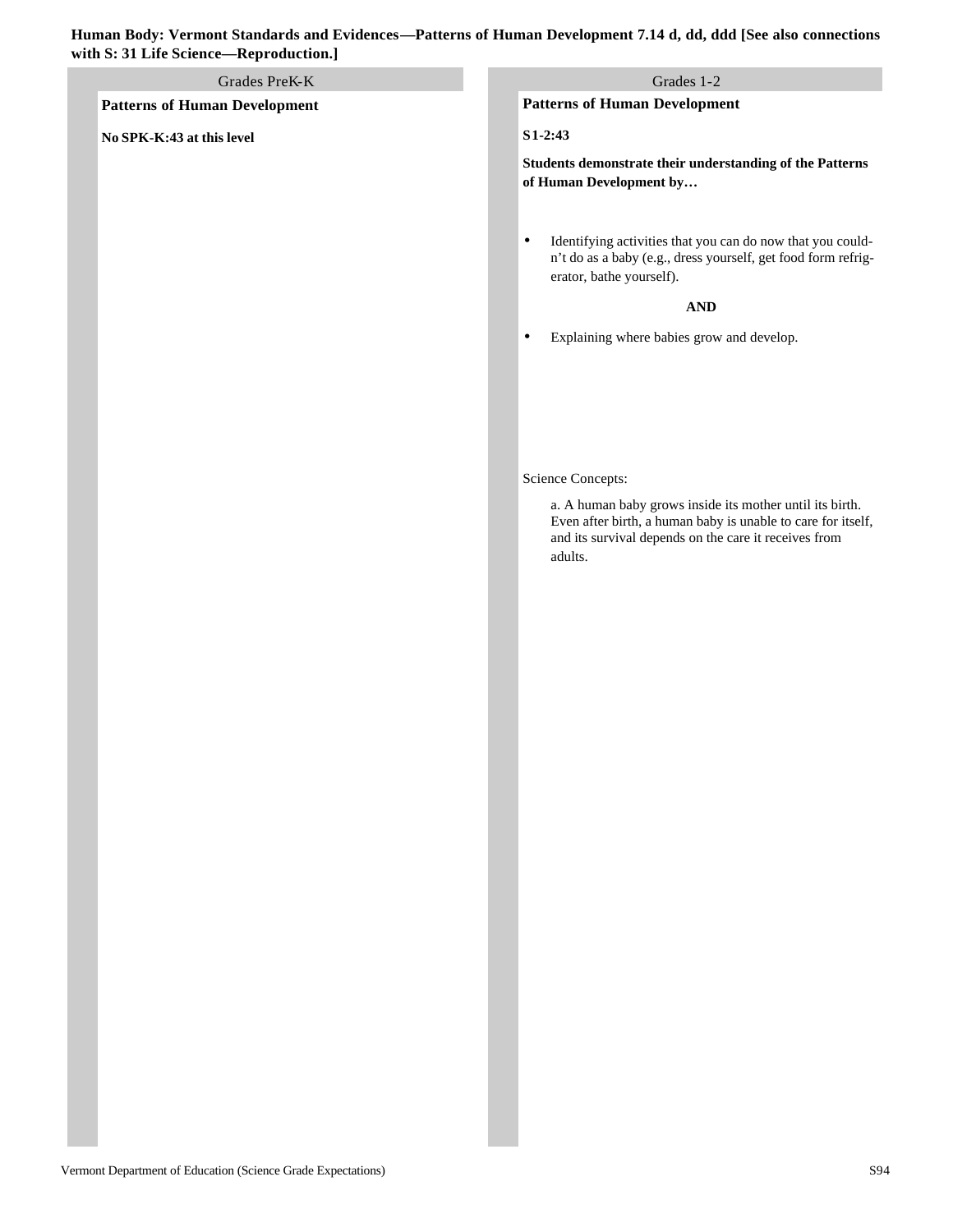**Human Body: Vermont Standards and Evidences—Patterns of Human Development 7.14 d, dd, ddd [See also connections with S: 31 Life Science—Reproduction.]**

## Grades PreK-K

**Patterns of Human Development**

**No SPK-K:43 at this level**

## Grades 1-2

**Patterns of Human Development**

**S1-2:43**

**Students demonstrate their understanding of the Patterns of Human Development by…**

- Identifying activities that you can do now that you couldn't do as a baby (e.g., dress yourself, get food form refrigerator, bathe yourself).

**AND**

- Explaining where babies grow and develop.

Science Concepts:

a. A human baby grows inside its mother until its birth. Even after birth, a human baby is unable to care for itself, and its survival depends on the care it receives from adults.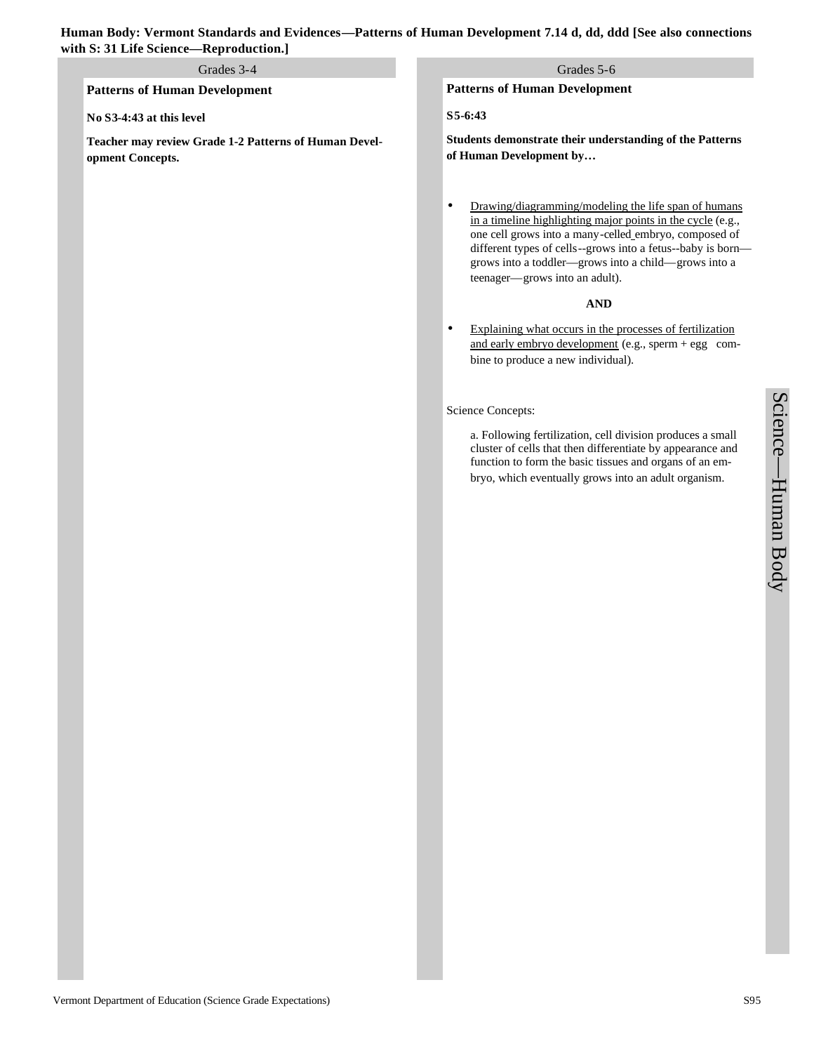**Human Body: Vermont Standards and Evidences—Patterns of Human Development 7.14 d, dd, ddd [See also connections with S: 31 Life Science—Reproduction.]**

## Grades 3-4

**Patterns of Human Development**

**No S3-4:43 at this level**

**Teacher may review Grade 1-2 Patterns of Human Development Concepts.**

## Grades 5-6

**Patterns of Human Development**

**S5-6:43**

**Students demonstrate their understanding of the Patterns of Human Development by…**

- Drawing/diagramming/modeling the life span of humans in a timeline highlighting major points in the cycle (e.g., one cell grows into a many-celled embryo, composed of different types of cells--grows into a fetus--baby is born—grows into a toddler—grows into a child—grows into a teenager—grows into an adult).

**AND**

- Explaining what occurs in the processes of fertilization and early embryo development (e.g., sperm + egg combine to produce a new individual).

Science Concepts:

a. Following fertilization, cell division produces a small cluster of cells that then differentiate by appearance and function to form the basic tissues and organs of an embryo, which eventually grows into an adult organism.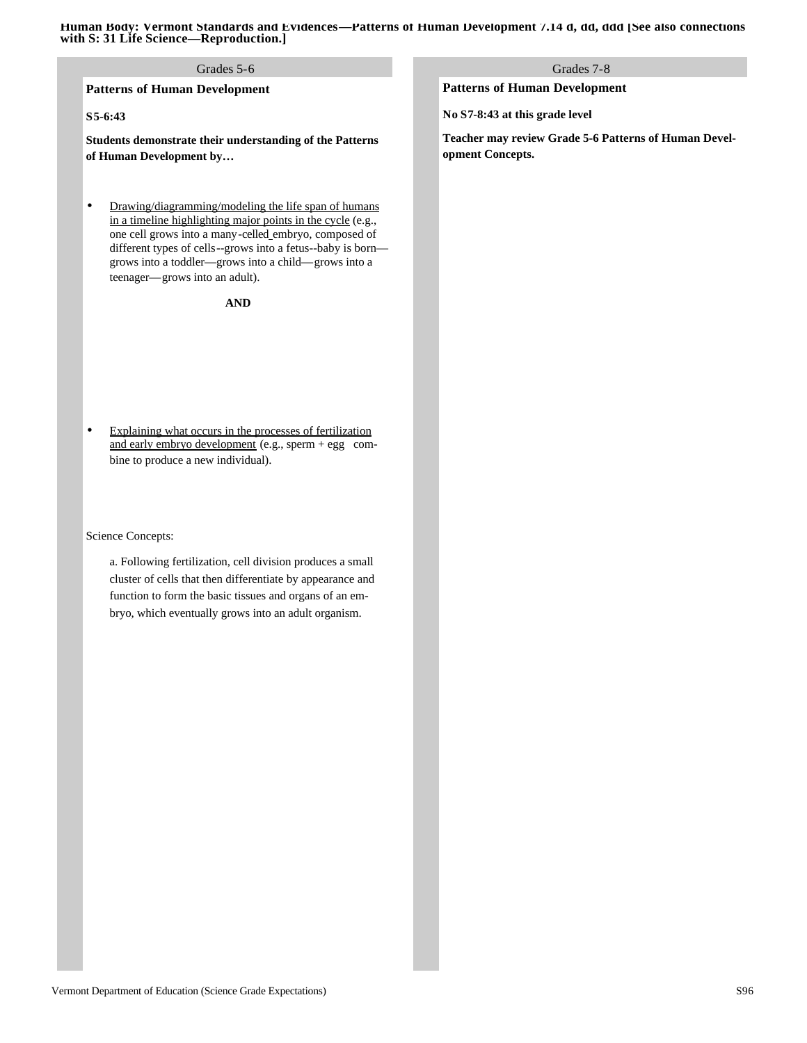**Human Body: Vermont Standards and Evidences—Patterns of Human Development 7.14 d, dd, ddd [See also connections with S: 31 Life Science—Reproduction.]**

## Grades 5-6

### Patterns of Human Development

**S5-6:43**

**Students demonstrate their understanding of the Patterns of Human Development by…**

- Drawing/diagramming/modeling the life span of humans in a timeline highlighting major points in the cycle (e.g., one cell grows into a many-celled embryo, composed of different types of cells--grows into a fetus--baby is born—grows into a toddler—grows into a child—grows into a teenager—grows into an adult).

**AND**

- Explaining what occurs in the processes of fertilization and early embryo development (e.g., sperm + egg combine to produce a new individual).

Science Concepts:

a. Following fertilization, cell division produces a small cluster of cells that then differentiate by appearance and function to form the basic tissues and organs of an embryo, which eventually grows into an adult organism.

## Grades 7-8

### Patterns of Human Development

**No S7-8:43 at this grade level**

**Teacher may review Grade 5-6 Patterns of Human Development Concepts.**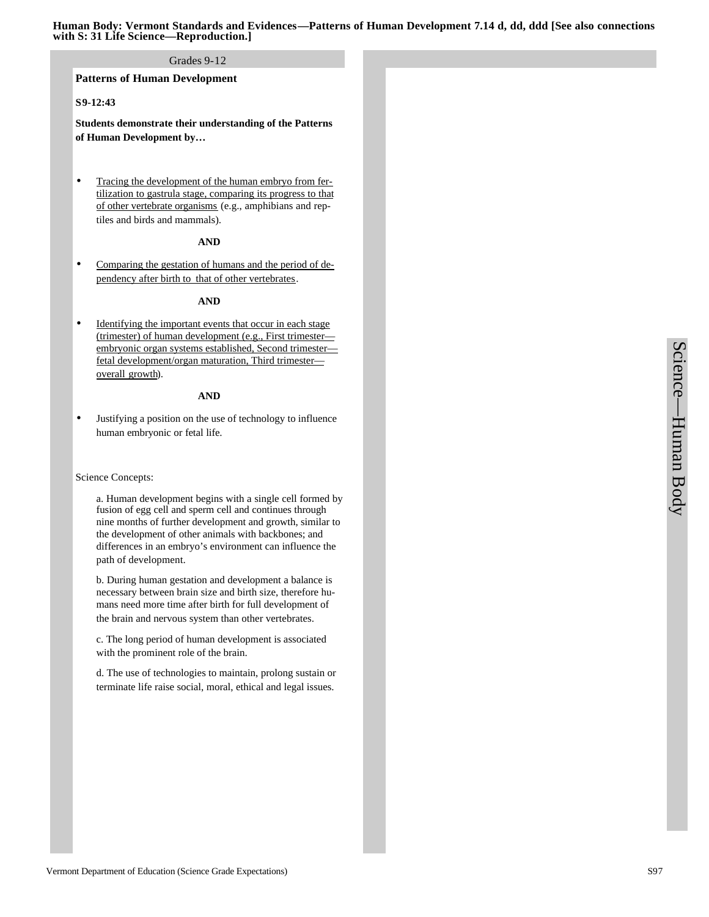**Human Body: Vermont Standards and Evidences—Patterns of Human Development 7.14 d, dd, ddd [See also connections with S: 31 Life Science—Reproduction.]**

Grades 9-12

**Patterns of Human Development**

**S9-12:43**

**Students demonstrate their understanding of the Patterns of Human Development by…**

- <u>Tracing the development of the human embryo from fertilization to gastrula stage, comparing its progress to that of other vertebrate organisms</u> (e.g., amphibians and reptiles and birds and mammals).

**AND**

- <u>Comparing the gestation of humans and the period of dependency after birth to that of other vertebrates</u>.

**AND**

- <u>Identifying the important events that occur in each stage (trimester) of human development (e.g., First trimester—embryonic organ systems established, Second trimester—fetal development/organ maturation, Third trimester—overall growth</u>).

**AND**

- Justifying a position on the use of technology to influence human embryonic or fetal life.

Science Concepts:

a. Human development begins with a single cell formed by fusion of egg cell and sperm cell and continues through nine months of further development and growth, similar to the development of other animals with backbones; and differences in an embryo's environment can influence the path of development.

b. During human gestation and development a balance is necessary between brain size and birth size, therefore humans need more time after birth for full development of the brain and nervous system than other vertebrates.

c. The long period of human development is associated with the prominent role of the brain.

d. The use of technologies to maintain, prolong sustain or terminate life raise social, moral, ethical and legal issues.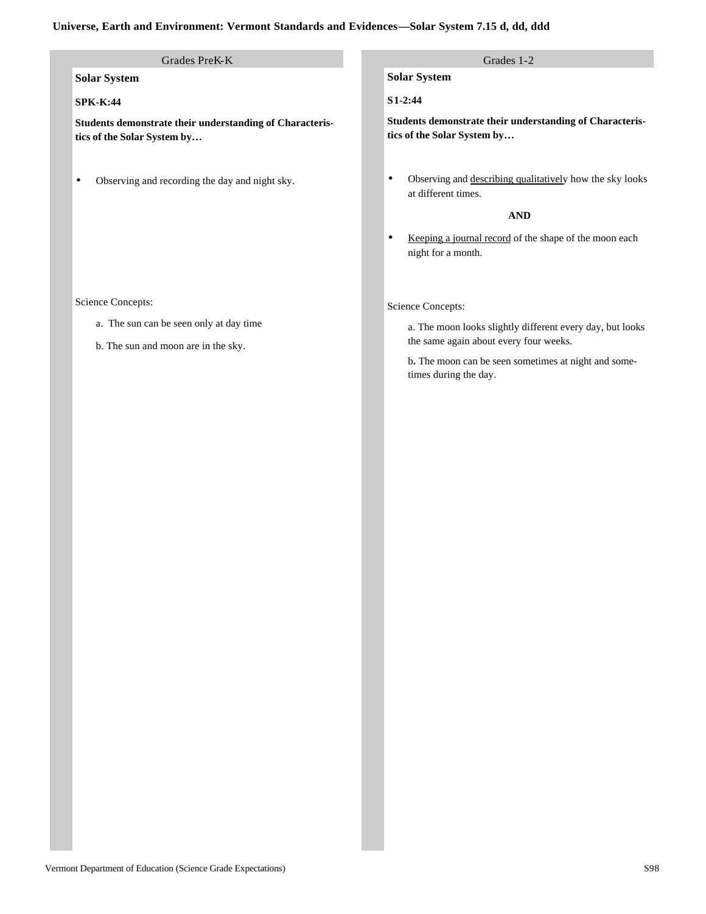# Universe, Earth and Environment: Vermont Standards and Evidences—Solar System 7.15 d, dd, ddd

## Grades PreK-K

**Solar System**

**SPK-K:44**

**Students demonstrate their understanding of Characteristics of the Solar System by…**

- Observing and recording the day and night sky.

Science Concepts:

a. The sun can be seen only at day time

b. The sun and moon are in the sky.

## Grades 1-2

**Solar System**

**S1-2:44**

**Students demonstrate their understanding of Characteristics of the Solar System by…**

- Observing and <u>describing qualitatively</u> how the sky looks at different times.

**AND**

- <u>Keeping a journal record</u> of the shape of the moon each night for a month.

Science Concepts:

a. The moon looks slightly different every day, but looks the same again about every four weeks.

b. The moon can be seen sometimes at night and sometimes during the day.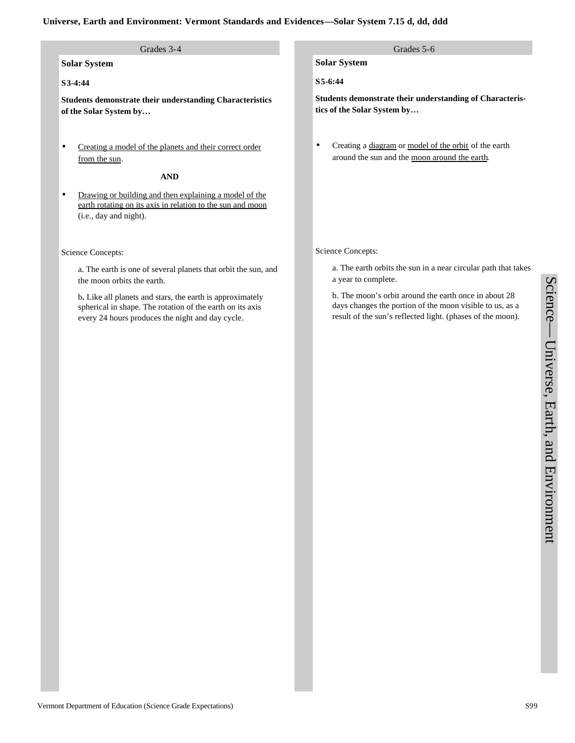# Universe, Earth and Environment: Vermont Standards and Evidences—Solar System 7.15 d, dd, ddd

## Grades 3-4

### Solar System

**S3-4:44**

**Students demonstrate their understanding Characteristics of the Solar System by…**

- Creating a model of the planets and their correct order from the sun.

**AND**

- Drawing or building and then explaining a model of the earth rotating on its axis in relation to the sun and moon (i.e., day and night).

Science Concepts:

a. The earth is one of several planets that orbit the sun, and the moon orbits the earth.

**b.** Like all planets and stars, the earth is approximately spherical in shape. The rotation of the earth on its axis every 24 hours produces the night and day cycle.

## Grades 5-6

### Solar System

**S5-6:44**

**Students demonstrate their understanding of Characteristics of the Solar System by…**

- Creating a diagram or model of the orbit of the earth around the sun and the moon around the earth.

Science Concepts:

a. The earth orbits the sun in a near circular path that takes a year to complete.

b. The moon's orbit around the earth once in about 28 days changes the portion of the moon visible to us, as a result of the sun's reflected light. (phases of the moon).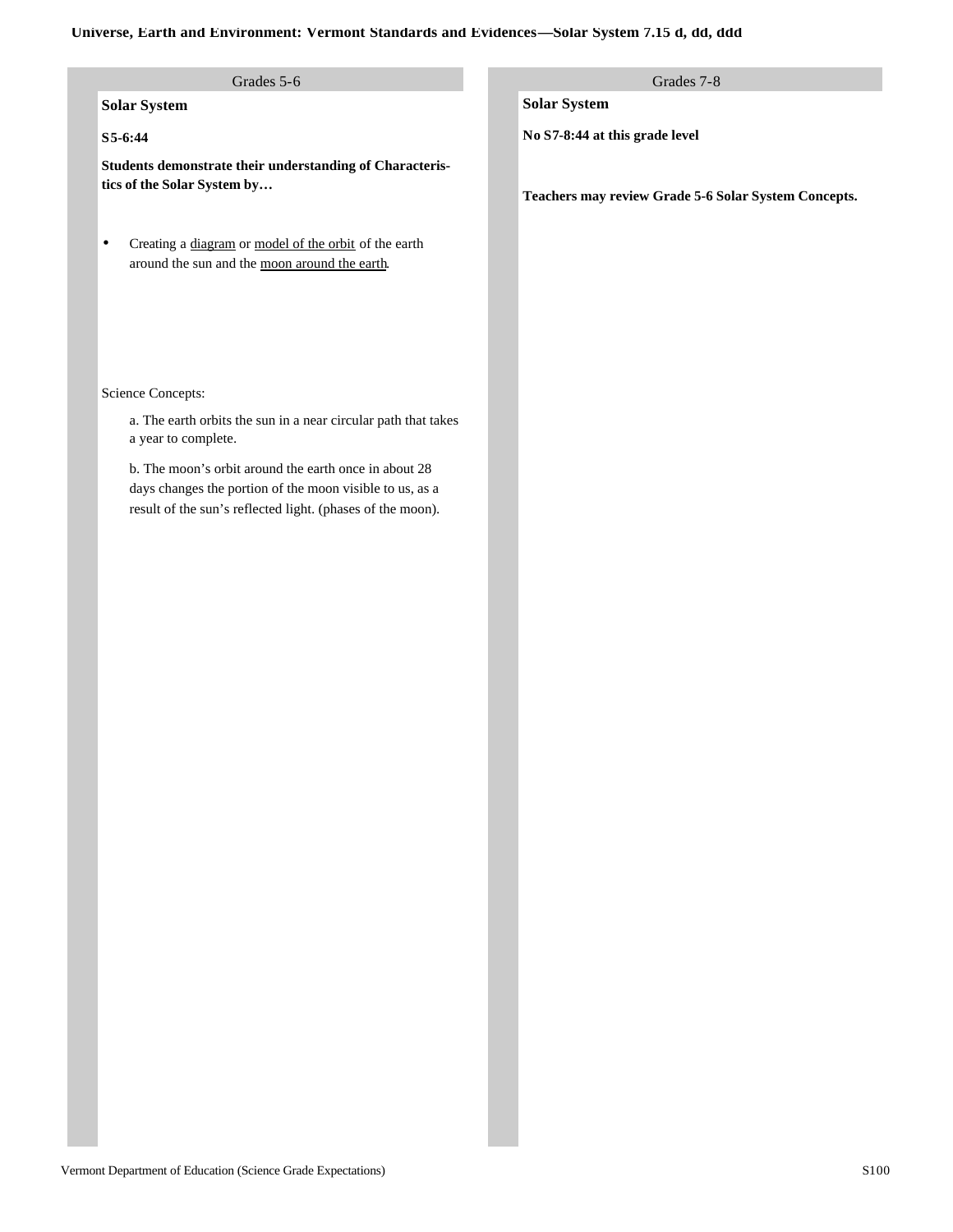# Universe, Earth and Environment: Vermont Standards and Evidences—Solar System 7.15 d, dd, ddd

## Grades 5-6

### Solar System

**S5-6:44**

**Students demonstrate their understanding of Characteristics of the Solar System by…**

- Creating a diagram or model of the orbit of the earth around the sun and the moon around the earth.

Science Concepts:

a. The earth orbits the sun in a near circular path that takes a year to complete.

b. The moon's orbit around the earth once in about 28 days changes the portion of the moon visible to us, as a result of the sun's reflected light. (phases of the moon).

## Grades 7-8

### Solar System

**No S7-8:44 at this grade level**

**Teachers may review Grade 5-6 Solar System Concepts.**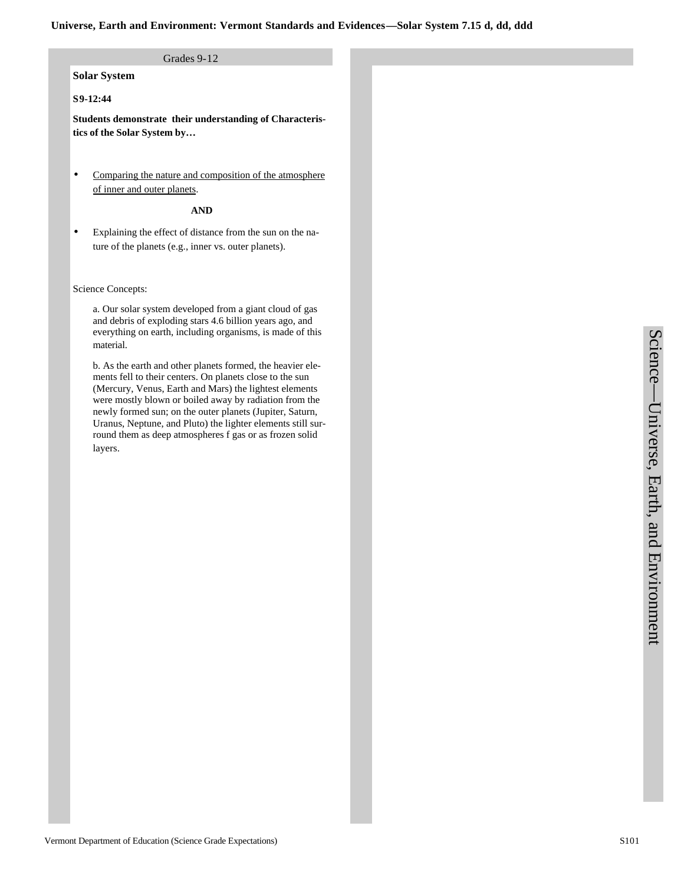**Universe, Earth and Environment: Vermont Standards and Evidences—Solar System 7.15 d, dd, ddd**

Grades 9-12

**Solar System**

**S9-12:44**

**Students demonstrate their understanding of Characteristics of the Solar System by…**

- Comparing the nature and composition of the atmosphere of inner and outer planets.

**AND**

- Explaining the effect of distance from the sun on the nature of the planets (e.g., inner vs. outer planets).

Science Concepts:

a. Our solar system developed from a giant cloud of gas and debris of exploding stars 4.6 billion years ago, and everything on earth, including organisms, is made of this material.

b. As the earth and other planets formed, the heavier elements fell to their centers. On planets close to the sun (Mercury, Venus, Earth and Mars) the lightest elements were mostly blown or boiled away by radiation from the newly formed sun; on the outer planets (Jupiter, Saturn, Uranus, Neptune, and Pluto) the lighter elements still surround them as deep atmospheres f gas or as frozen solid layers.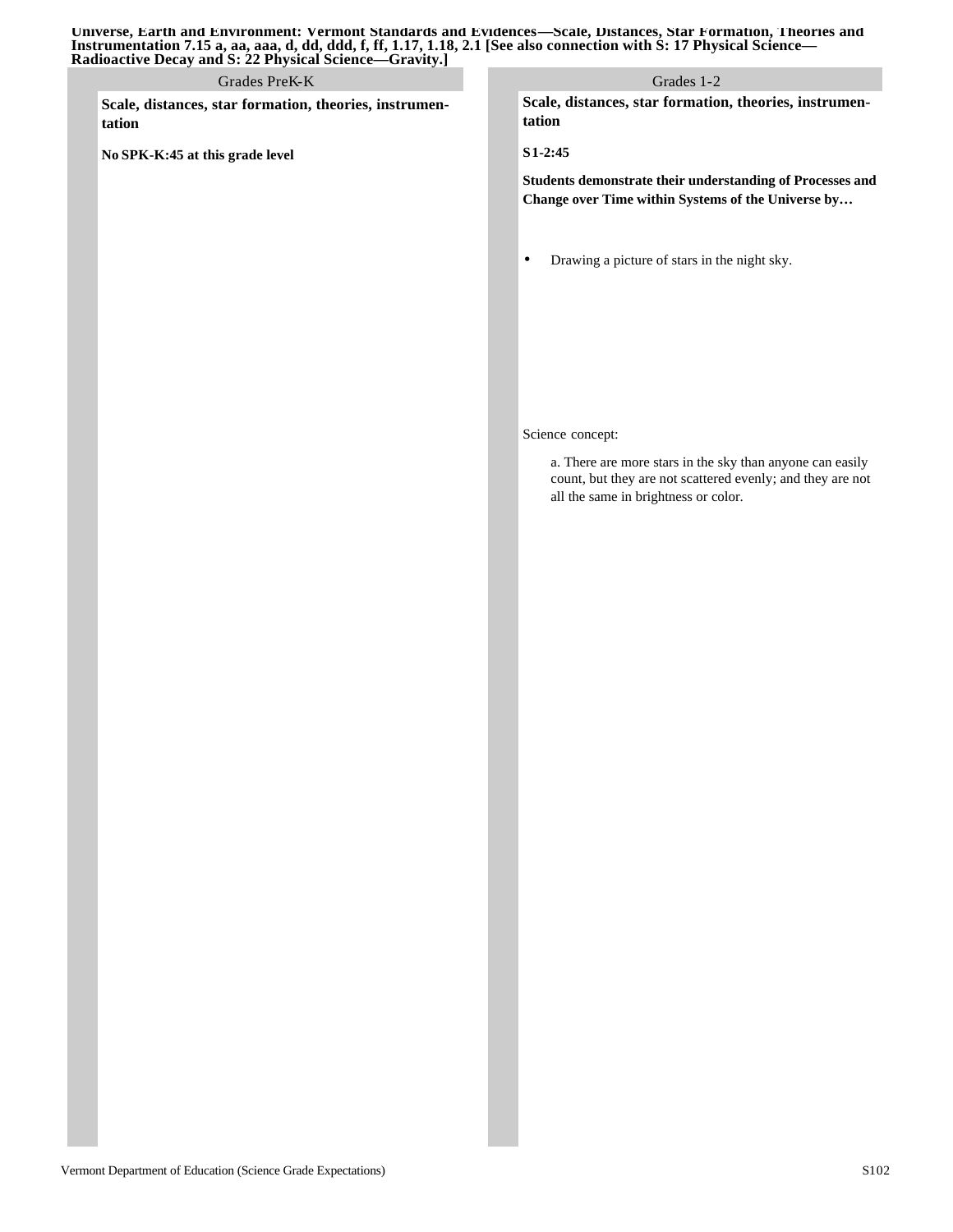**Universe, Earth and Environment: Vermont Standards and Evidences—Scale, Distances, Star Formation, Theories and Instrumentation 7.15 a, aa, aaa, d, dd, ddd, f, ff, 1.17, 1.18, 2.1 [See also connection with S: 17 Physical Science—Radioactive Decay and S: 22 Physical Science—Gravity.]**

## Grades PreK-K

**Scale, distances, star formation, theories, instrumentation**

**No SPK-K:45 at this grade level**

## Grades 1-2

**Scale, distances, star formation, theories, instrumentation**

**S1-2:45**

**Students demonstrate their understanding of Processes and Change over Time within Systems of the Universe by…**

- Drawing a picture of stars in the night sky.

Science concept:

a. There are more stars in the sky than anyone can easily count, but they are not scattered evenly; and they are not all the same in brightness or color.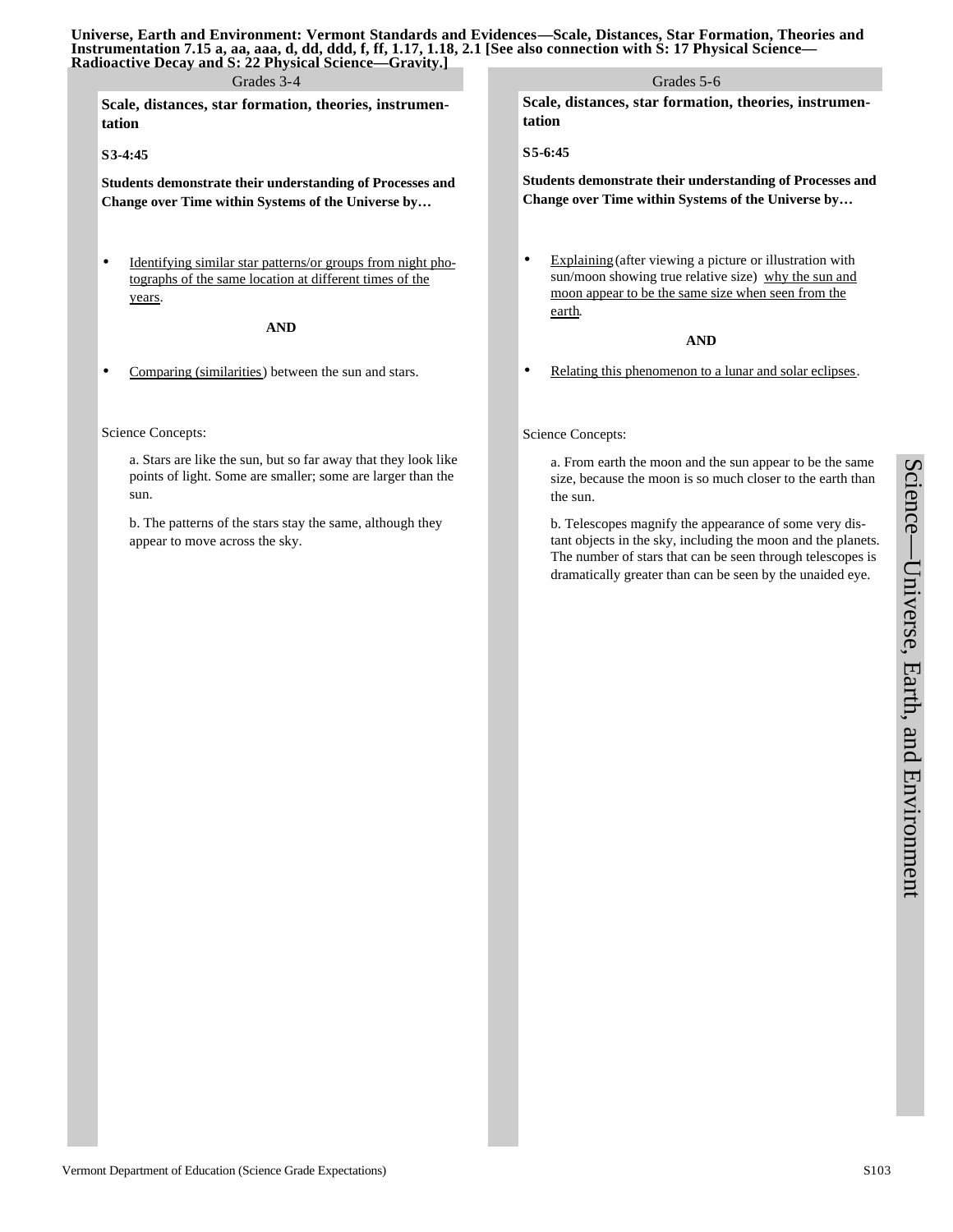**Universe, Earth and Environment: Vermont Standards and Evidences—Scale, Distances, Star Formation, Theories and Instrumentation 7.15 a, aa, aaa, d, dd, ddd, f, ff, 1.17, 1.18, 2.1 [See also connection with S: 17 Physical Science—Radioactive Decay and S: 22 Physical Science—Gravity.]**

## Grades 3-4

**Scale, distances, star formation, theories, instrumentation**

**S3-4:45**

**Students demonstrate their understanding of Processes and Change over Time within Systems of the Universe by…**

- Identifying similar star patterns/or groups from night photographs of the same location at different times of the years.

**AND**

- Comparing (similarities) between the sun and stars.

Science Concepts:

a. Stars are like the sun, but so far away that they look like points of light. Some are smaller; some are larger than the sun.

b. The patterns of the stars stay the same, although they appear to move across the sky.

## Grades 5-6

**Scale, distances, star formation, theories, instrumentation**

**S5-6:45**

**Students demonstrate their understanding of Processes and Change over Time within Systems of the Universe by…**

- Explaining (after viewing a picture or illustration with sun/moon showing true relative size) why the sun and moon appear to be the same size when seen from the earth.

**AND**

- Relating this phenomenon to a lunar and solar eclipses.

Science Concepts:

a. From earth the moon and the sun appear to be the same size, because the moon is so much closer to the earth than the sun.

b. Telescopes magnify the appearance of some very distant objects in the sky, including the moon and the planets. The number of stars that can be seen through telescopes is dramatically greater than can be seen by the unaided eye.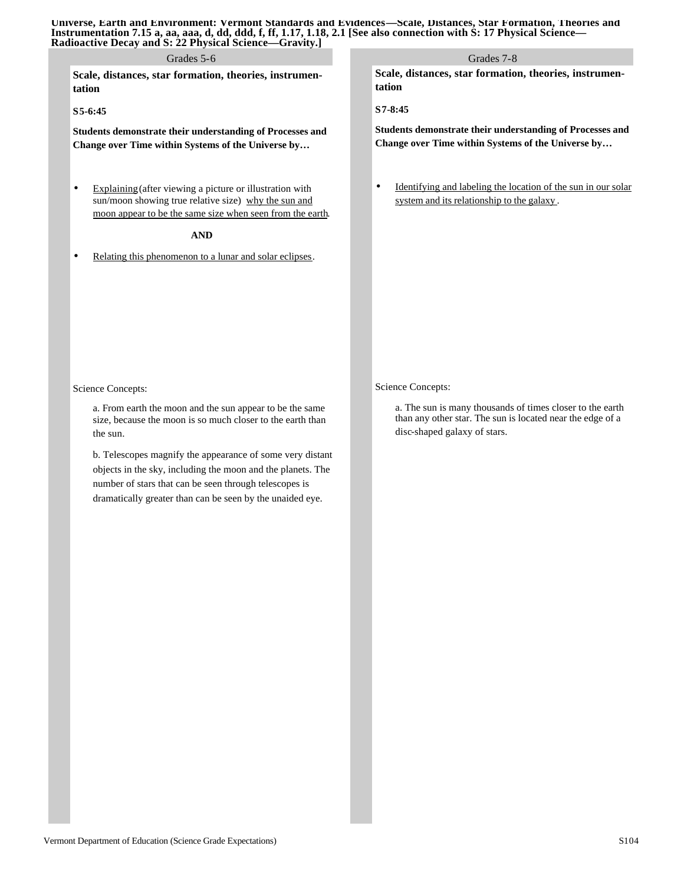**Universe, Earth and Environment: Vermont Standards and Evidences—Scale, Distances, Star Formation, Theories and Instrumentation 7.15 a, aa, aaa, d, dd, ddd, f, ff, 1.17, 1.18, 2.1 [See also connection with S: 17 Physical Science—Radioactive Decay and S: 22 Physical Science—Gravity.]**

## Grades 5-6

**Scale, distances, star formation, theories, instrumentation**

**S5-6:45**

**Students demonstrate their understanding of Processes and Change over Time within Systems of the Universe by…**

- Explaining (after viewing a picture or illustration with sun/moon showing true relative size) why the sun and moon appear to be the same size when seen from the earth.

**AND**

- Relating this phenomenon to a lunar and solar eclipses.

Science Concepts:

a. From earth the moon and the sun appear to be the same size, because the moon is so much closer to the earth than the sun.

b. Telescopes magnify the appearance of some very distant objects in the sky, including the moon and the planets. The number of stars that can be seen through telescopes is dramatically greater than can be seen by the unaided eye.

## Grades 7-8

**Scale, distances, star formation, theories, instrumentation**

**S7-8:45**

**Students demonstrate their understanding of Processes and Change over Time within Systems of the Universe by…**

- Identifying and labeling the location of the sun in our solar system and its relationship to the galaxy.

Science Concepts:

a. The sun is many thousands of times closer to the earth than any other star. The sun is located near the edge of a disc-shaped galaxy of stars.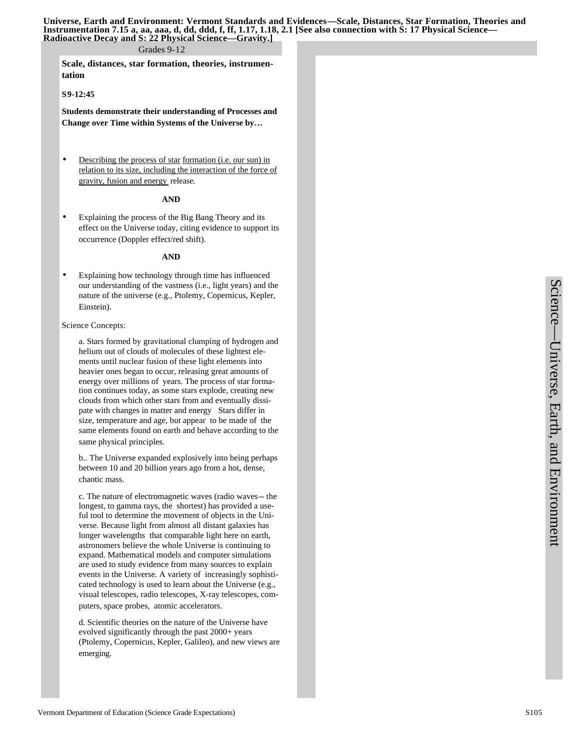**Universe, Earth and Environment: Vermont Standards and Evidences—Scale, Distances, Star Formation, Theories and Instrumentation 7.15 a, aa, aaa, d, dd, ddd, f, ff, 1.17, 1.18, 2.1 [See also connection with S: 17 Physical Science—Radioactive Decay and S: 22 Physical Science—Gravity.]**

Grades 9-12

**Scale, distances, star formation, theories, instrumentation**

**S9-12:45**

**Students demonstrate their understanding of Processes and Change over Time within Systems of the Universe by…**

- Describing the process of star formation (i.e. our sun) in relation to its size, including the interaction of the force of gravity, fusion and energy release.

**AND**

- Explaining the process of the Big Bang Theory and its effect on the Universe today, citing evidence to support its occurrence (Doppler effect/red shift).

**AND**

- Explaining how technology through time has influenced our understanding of the vastness (i.e., light years) and the nature of the universe (e.g., Ptolemy, Copernicus, Kepler, Einstein).

Science Concepts:

a. Stars formed by gravitational clumping of hydrogen and helium out of clouds of molecules of these lightest elements until nuclear fusion of these light elements into heavier ones began to occur, releasing great amounts of energy over millions of years. The process of star formation continues today, as some stars explode, creating new clouds from which other stars from and eventually dissipate with changes in matter and energy Stars differ in size, temperature and age, but appear to be made of the same elements found on earth and behave according to the same physical principles.

b.. The Universe expanded explosively into being perhaps between 10 and 20 billion years ago from a hot, dense, chaotic mass.

c. The nature of electromagnetic waves (radio waves-- the longest, to gamma rays, the shortest) has provided a useful tool to determine the movement of objects in the Universe. Because light from almost all distant galaxies has longer wavelengths that comparable light here on earth, astronomers believe the whole Universe is continuing to expand. Mathematical models and computer simulations are used to study evidence from many sources to explain events in the Universe. A variety of increasingly sophisticated technology is used to learn about the Universe (e.g., visual telescopes, radio telescopes, X-ray telescopes, computers, space probes, atomic accelerators.

d. Scientific theories on the nature of the Universe have evolved significantly through the past 2000+ years (Ptolemy, Copernicus, Kepler, Galileo), and new views are emerging.

Science—Universe, Earth, and Environment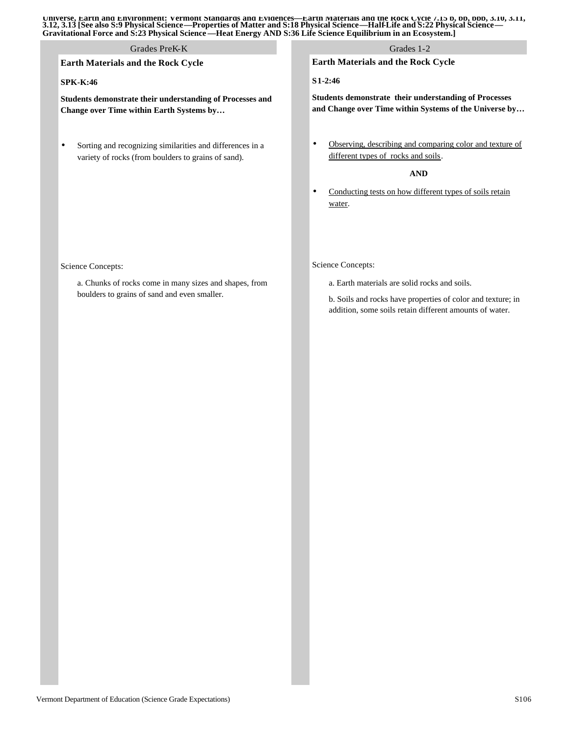**Universe, Earth and Environment: Vermont Standards and Evidences—Earth Materials and the Rock Cycle 7.15 b, bb, bbb, 3.10, 3.11, 3.12, 3.13 [See also S:9 Physical Science—Properties of Matter and S:18 Physical Science—Half-Life and S:22 Physical Science—Gravitational Force and S:23 Physical Science—Heat Energy AND S:36 Life Science Equilibrium in an Ecosystem.]**

## Grades PreK-K

### Earth Materials and the Rock Cycle

**SPK-K:46**

**Students demonstrate their understanding of Processes and Change over Time within Earth Systems by…**

- Sorting and recognizing similarities and differences in a variety of rocks (from boulders to grains of sand).

Science Concepts:

a. Chunks of rocks come in many sizes and shapes, from boulders to grains of sand and even smaller.

## Grades 1-2

### Earth Materials and the Rock Cycle

**S1-2:46**

**Students demonstrate their understanding of Processes and Change over Time within Systems of the Universe by…**

- <u>Observing, describing and comparing color and texture of different types of rocks and soils</u>.

**AND**

- <u>Conducting tests on how different types of soils retain water</u>.

Science Concepts:

a. Earth materials are solid rocks and soils.

b. Soils and rocks have properties of color and texture; in addition, some soils retain different amounts of water.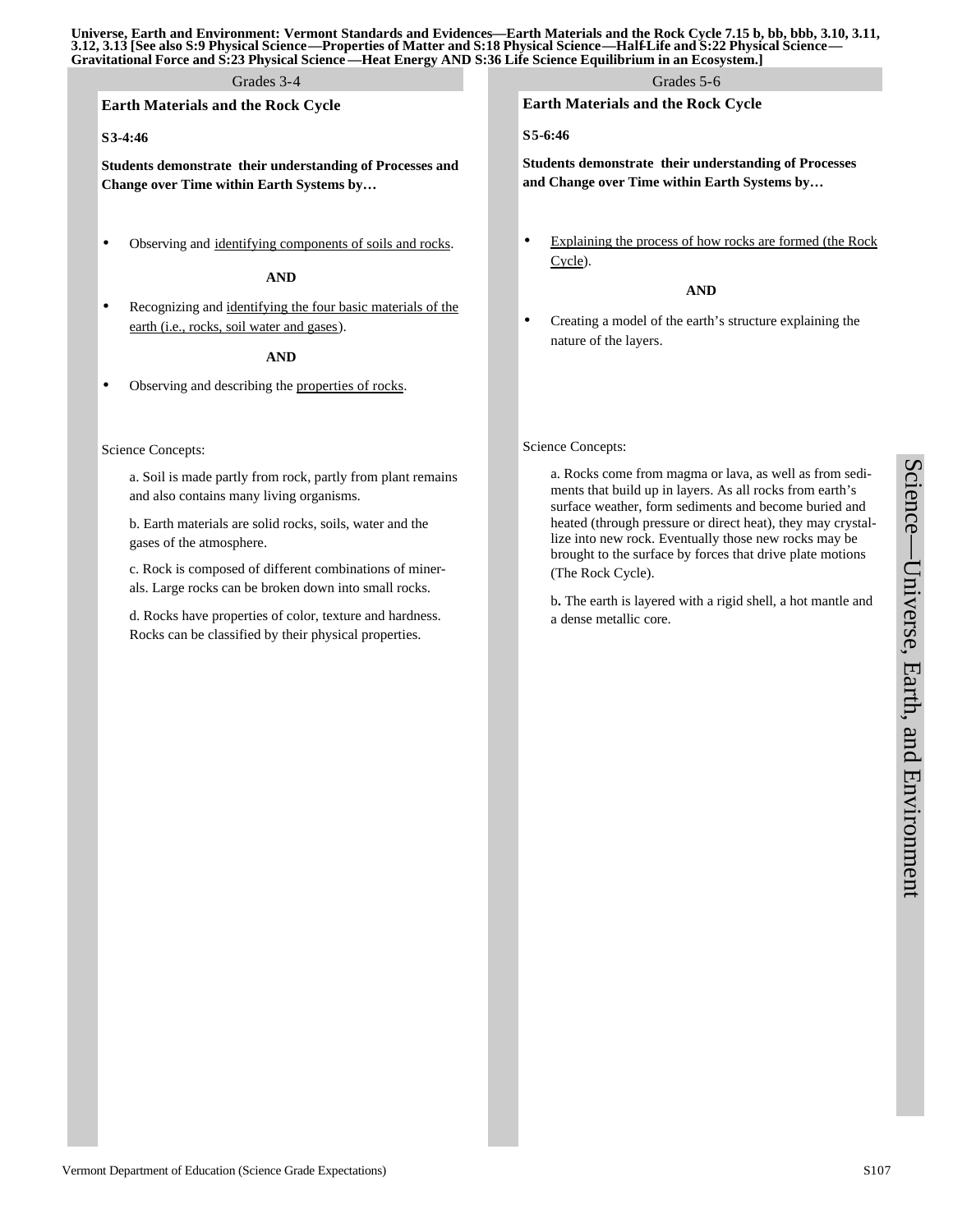**Universe, Earth and Environment: Vermont Standards and Evidences—Earth Materials and the Rock Cycle 7.15 b, bb, bbb, 3.10, 3.11, 3.12, 3.13 [See also S:9 Physical Science—Properties of Matter and S:18 Physical Science—Half-Life and S:22 Physical Science—Gravitational Force and S:23 Physical Science—Heat Energy AND S:36 Life Science Equilibrium in an Ecosystem.]**

## Grades 3-4

### Earth Materials and the Rock Cycle

**S3-4:46**

**Students demonstrate their understanding of Processes and Change over Time within Earth Systems by…**

- Observing and identifying components of soils and rocks.

**AND**

- Recognizing and identifying the four basic materials of the earth (i.e., rocks, soil water and gases).

**AND**

- Observing and describing the properties of rocks.

Science Concepts:

a. Soil is made partly from rock, partly from plant remains and also contains many living organisms.

b. Earth materials are solid rocks, soils, water and the gases of the atmosphere.

c. Rock is composed of different combinations of minerals. Large rocks can be broken down into small rocks.

d. Rocks have properties of color, texture and hardness. Rocks can be classified by their physical properties.

## Grades 5-6

### Earth Materials and the Rock Cycle

**S5-6:46**

**Students demonstrate their understanding of Processes and Change over Time within Earth Systems by…**

- Explaining the process of how rocks are formed (the Rock Cycle).

**AND**

- Creating a model of the earth's structure explaining the nature of the layers.

Science Concepts:

a. Rocks come from magma or lava, as well as from sediments that build up in layers. As all rocks from earth's surface weather, form sediments and become buried and heated (through pressure or direct heat), they may crystallize into new rock. Eventually those new rocks may be brought to the surface by forces that drive plate motions (The Rock Cycle).

b. The earth is layered with a rigid shell, a hot mantle and a dense metallic core.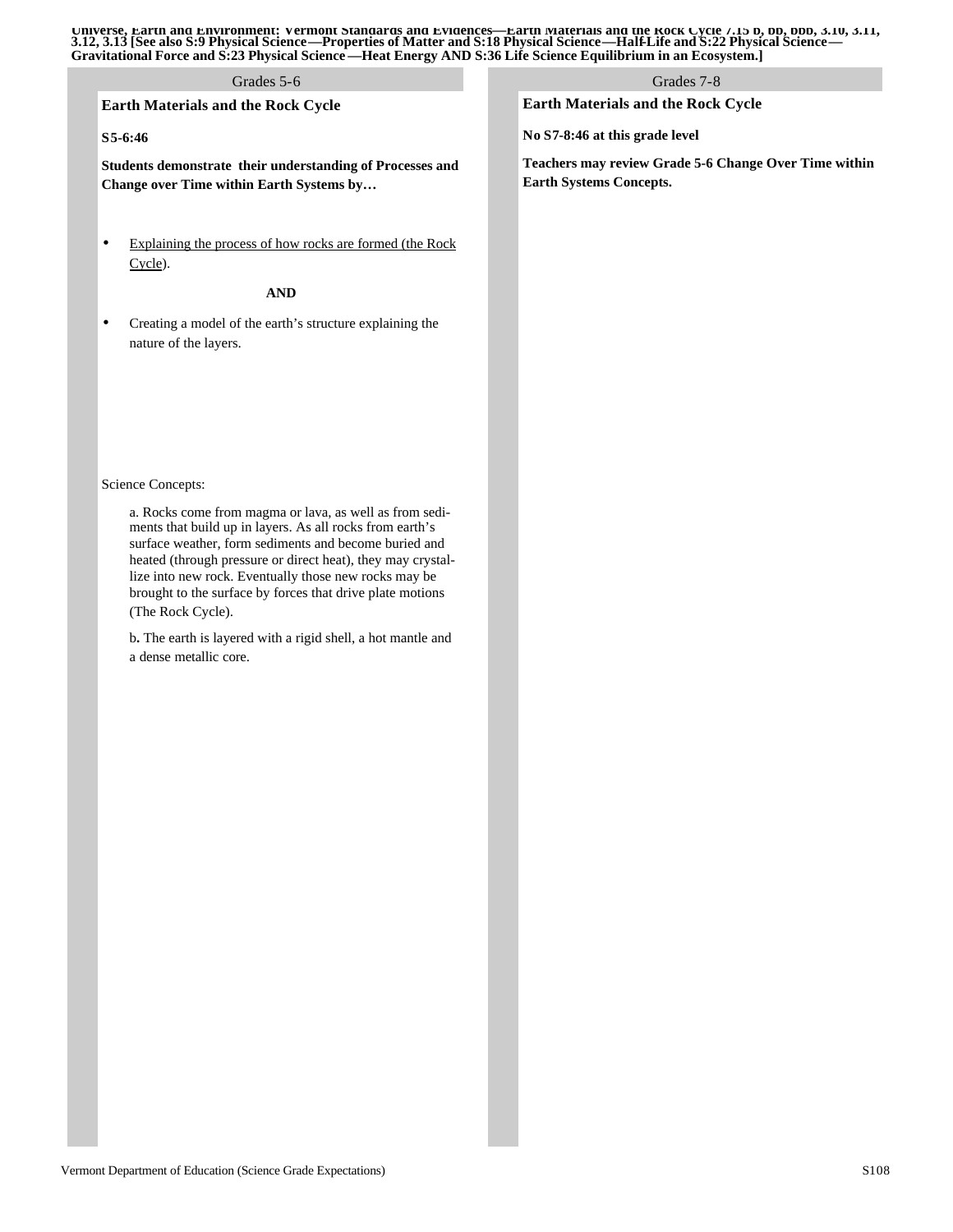**Universe, Earth and Environment: Vermont Standards and Evidences—Earth Materials and the Rock Cycle 7.15 b, bb, bbb, 3.10, 3.11, 3.12, 3.13 [See also S:9 Physical Science—Properties of Matter and S:18 Physical Science—Half-Life and S:22 Physical Science—Gravitational Force and S:23 Physical Science—Heat Energy AND S:36 Life Science Equilibrium in an Ecosystem.]**

## Grades 5-6

### Earth Materials and the Rock Cycle

**S5-6:46**

**Students demonstrate their understanding of Processes and Change over Time within Earth Systems by…**

- Explaining the process of how rocks are formed (the Rock Cycle).

**AND**

- Creating a model of the earth's structure explaining the nature of the layers.

Science Concepts:

a. Rocks come from magma or lava, as well as from sediments that build up in layers. As all rocks from earth's surface weather, form sediments and become buried and heated (through pressure or direct heat), they may crystallize into new rock. Eventually those new rocks may be brought to the surface by forces that drive plate motions (The Rock Cycle).

b**.** The earth is layered with a rigid shell, a hot mantle and a dense metallic core.

## Grades 7-8

### Earth Materials and the Rock Cycle

**No S7-8:46 at this grade level**

**Teachers may review Grade 5-6 Change Over Time within Earth Systems Concepts.**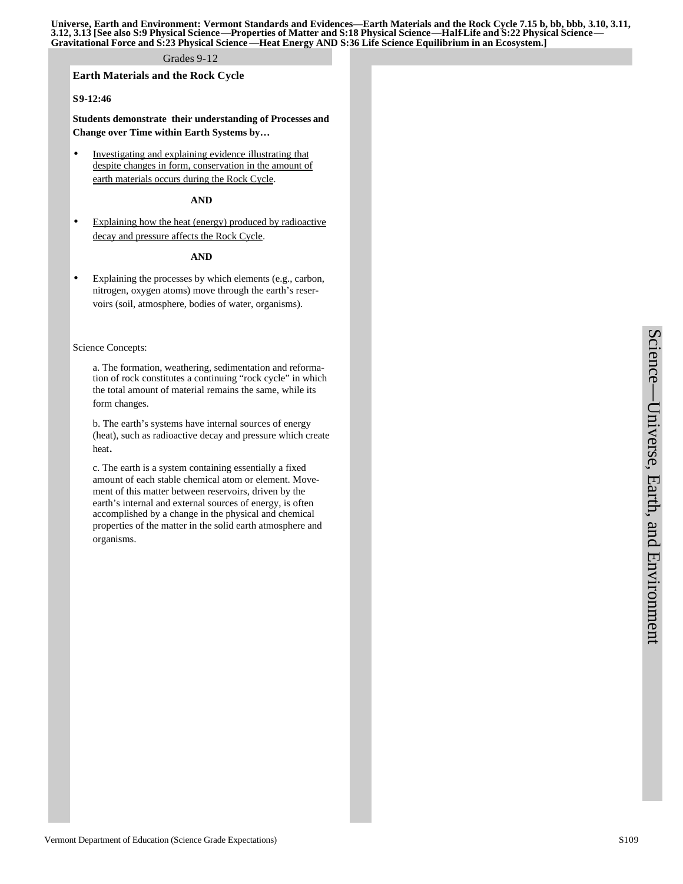**Universe, Earth and Environment: Vermont Standards and Evidences—Earth Materials and the Rock Cycle 7.15 b, bb, bbb, 3.10, 3.11, 3.12, 3.13 [See also S:9 Physical Science—Properties of Matter and S:18 Physical Science—Half-Life and S:22 Physical Science—Gravitational Force and S:23 Physical Science—Heat Energy AND S:36 Life Science Equilibrium in an Ecosystem.]**

Grades 9-12

## Earth Materials and the Rock Cycle

**S9-12:46**

**Students demonstrate their understanding of Processes and Change over Time within Earth Systems by…**

- <u>Investigating and explaining evidence illustrating that despite changes in form, conservation in the amount of earth materials occurs during the Rock Cycle</u>.

**AND**

- <u>Explaining how the heat (energy) produced by radioactive decay and pressure affects the Rock Cycle</u>.

**AND**

- Explaining the processes by which elements (e.g., carbon, nitrogen, oxygen atoms) move through the earth's reservoirs (soil, atmosphere, bodies of water, organisms).

Science Concepts:

a. The formation, weathering, sedimentation and reformation of rock constitutes a continuing "rock cycle" in which the total amount of material remains the same, while its form changes.

b. The earth's systems have internal sources of energy (heat), such as radioactive decay and pressure which create heat.

c. The earth is a system containing essentially a fixed amount of each stable chemical atom or element. Movement of this matter between reservoirs, driven by the earth's internal and external sources of energy, is often accomplished by a change in the physical and chemical properties of the matter in the solid earth atmosphere and organisms.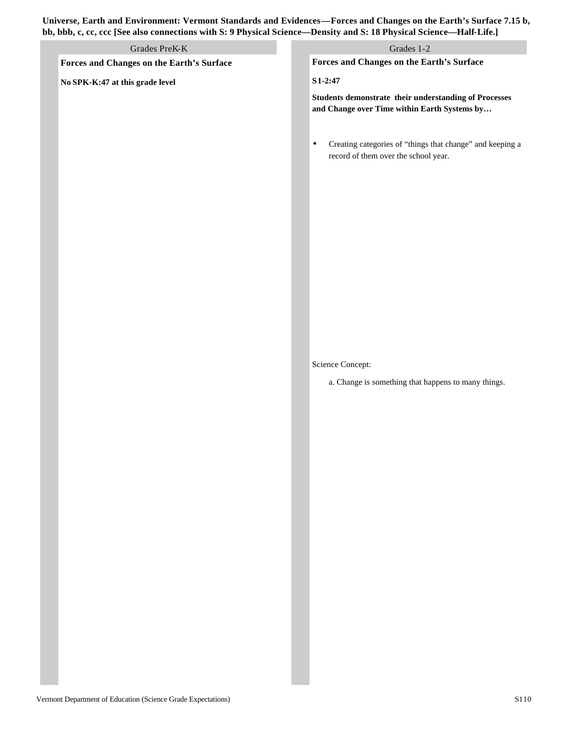**Universe, Earth and Environment: Vermont Standards and Evidences—Forces and Changes on the Earth's Surface 7.15 b, bb, bbb, c, cc, ccc [See also connections with S: 9 Physical Science—Density and S: 18 Physical Science—Half-Life.]**

| Grades PreK-K | Grades 1-2 |
| --- | --- |
| **Forces and Changes on the Earth's Surface**<br><br>**No SPK-K:47 at this grade level** | **Forces and Changes on the Earth's Surface**<br><br>**S1-2:47**<br><br>**Students demonstrate their understanding of Processes and Change over Time within Earth Systems by…**<br><br>• Creating categories of "things that change" and keeping a record of them over the school year.<br><br>Science Concept:<br><br>a. Change is something that happens to many things. |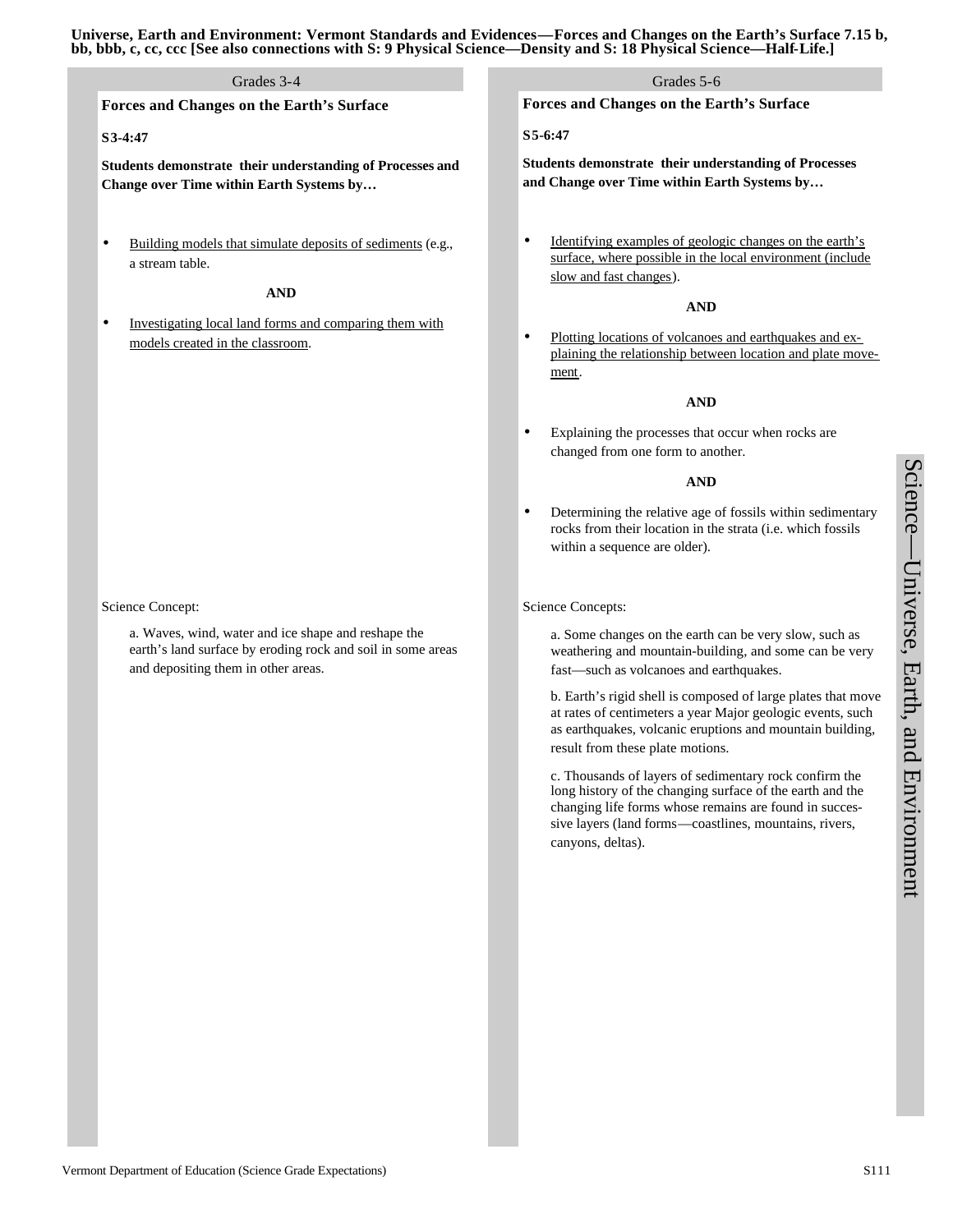**Universe, Earth and Environment: Vermont Standards and Evidences—Forces and Changes on the Earth's Surface 7.15 b, bb, bbb, c, cc, ccc [See also connections with S: 9 Physical Science—Density and S: 18 Physical Science—Half-Life.]**

## Grades 3-4

### Forces and Changes on the Earth's Surface

**S3-4:47**

**Students demonstrate their understanding of Processes and Change over Time within Earth Systems by…**

- Building models that simulate deposits of sediments (e.g., a stream table.

**AND**

- Investigating local land forms and comparing them with models created in the classroom.

Science Concept:

a. Waves, wind, water and ice shape and reshape the earth's land surface by eroding rock and soil in some areas and depositing them in other areas.

## Grades 5-6

### Forces and Changes on the Earth's Surface

**S5-6:47**

**Students demonstrate their understanding of Processes and Change over Time within Earth Systems by…**

- Identifying examples of geologic changes on the earth's surface, where possible in the local environment (include slow and fast changes).

**AND**

- Plotting locations of volcanoes and earthquakes and explaining the relationship between location and plate movement.

**AND**

- Explaining the processes that occur when rocks are changed from one form to another.

**AND**

- Determining the relative age of fossils within sedimentary rocks from their location in the strata (i.e. which fossils within a sequence are older).

Science Concepts:

a. Some changes on the earth can be very slow, such as weathering and mountain-building, and some can be very fast—such as volcanoes and earthquakes.

b. Earth's rigid shell is composed of large plates that move at rates of centimeters a year Major geologic events, such as earthquakes, volcanic eruptions and mountain building, result from these plate motions.

c. Thousands of layers of sedimentary rock confirm the long history of the changing surface of the earth and the changing life forms whose remains are found in successive layers (land forms—coastlines, mountains, rivers, canyons, deltas).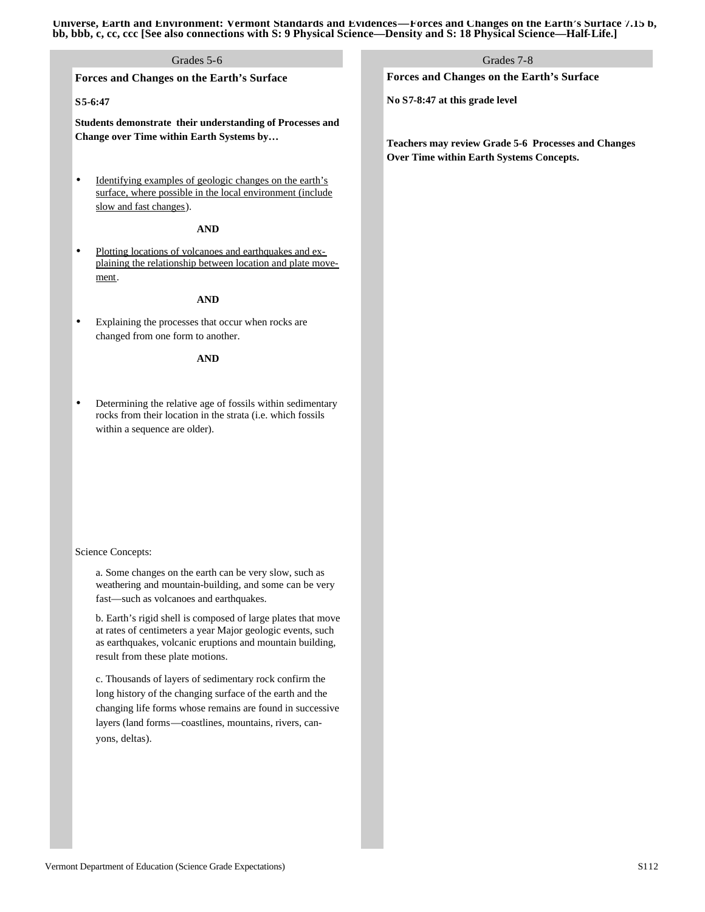**Universe, Earth and Environment: Vermont Standards and Evidences—Forces and Changes on the Earth's Surface 7.15 b, bb, bbb, c, cc, ccc [See also connections with S: 9 Physical Science—Density and S: 18 Physical Science—Half-Life.]**

## Grades 5-6

### Forces and Changes on the Earth's Surface

**S5-6:47**

**Students demonstrate their understanding of Processes and Change over Time within Earth Systems by…**

- Identifying examples of geologic changes on the earth's surface, where possible in the local environment (include slow and fast changes).

**AND**

- Plotting locations of volcanoes and earthquakes and explaining the relationship between location and plate movement.

**AND**

- Explaining the processes that occur when rocks are changed from one form to another.

**AND**

- Determining the relative age of fossils within sedimentary rocks from their location in the strata (i.e. which fossils within a sequence are older).

Science Concepts:

a. Some changes on the earth can be very slow, such as weathering and mountain-building, and some can be very fast—such as volcanoes and earthquakes.

b. Earth's rigid shell is composed of large plates that move at rates of centimeters a year Major geologic events, such as earthquakes, volcanic eruptions and mountain building, result from these plate motions.

c. Thousands of layers of sedimentary rock confirm the long history of the changing surface of the earth and the changing life forms whose remains are found in successive layers (land forms—coastlines, mountains, rivers, canyons, deltas).

## Grades 7-8

### Forces and Changes on the Earth's Surface

**No S7-8:47 at this grade level**

**Teachers may review Grade 5-6 Processes and Changes Over Time within Earth Systems Concepts.**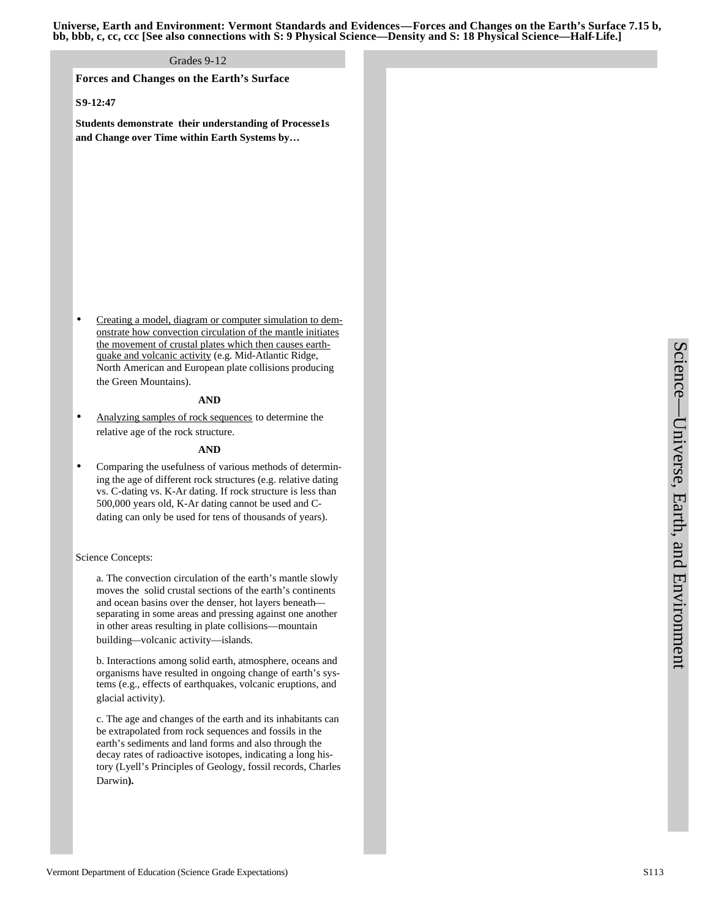**Universe, Earth and Environment: Vermont Standards and Evidences—Forces and Changes on the Earth's Surface 7.15 b, bb, bbb, c, cc, ccc [See also connections with S: 9 Physical Science—Density and S: 18 Physical Science—Half-Life.]**

Grades 9-12

**Forces and Changes on the Earth's Surface**

**S9-12:47**

**Students demonstrate their understanding of Processe1s and Change over Time within Earth Systems by…**

- Creating a model, diagram or computer simulation to demonstrate how convection circulation of the mantle initiates the movement of crustal plates which then causes earthquake and volcanic activity (e.g. Mid-Atlantic Ridge, North American and European plate collisions producing the Green Mountains).

**AND**

- Analyzing samples of rock sequences to determine the relative age of the rock structure.

**AND**

- Comparing the usefulness of various methods of determining the age of different rock structures (e.g. relative dating vs. C-dating vs. K-Ar dating. If rock structure is less than 500,000 years old, K-Ar dating cannot be used and C-dating can only be used for tens of thousands of years).

Science Concepts:

a. The convection circulation of the earth's mantle slowly moves the solid crustal sections of the earth's continents and ocean basins over the denser, hot layers beneath—separating in some areas and pressing against one another in other areas resulting in plate collisions—mountain building—volcanic activity—islands.

b. Interactions among solid earth, atmosphere, oceans and organisms have resulted in ongoing change of earth's systems (e.g., effects of earthquakes, volcanic eruptions, and glacial activity).

c. The age and changes of the earth and its inhabitants can be extrapolated from rock sequences and fossils in the earth's sediments and land forms and also through the decay rates of radioactive isotopes, indicating a long history (Lyell's Principles of Geology, fossil records, Charles Darwin**).**

Science—Universe, Earth, and Environment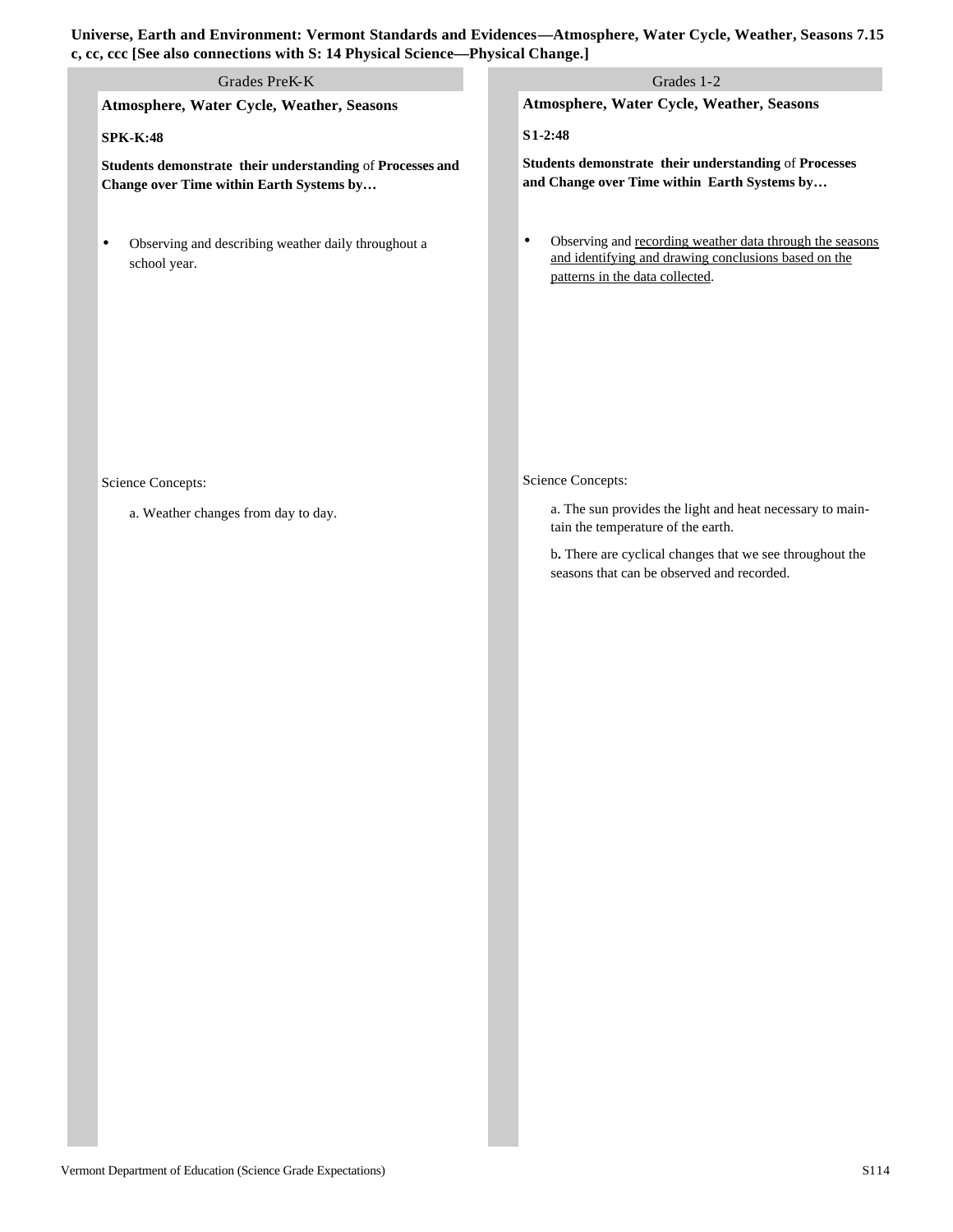**Universe, Earth and Environment: Vermont Standards and Evidences—Atmosphere, Water Cycle, Weather, Seasons 7.15 c, cc, ccc [See also connections with S: 14 Physical Science—Physical Change.]**

## Grades PreK-K

**Atmosphere, Water Cycle, Weather, Seasons**

**SPK-K:48**

**Students demonstrate their understanding** of **Processes and Change over Time within Earth Systems by…**

- Observing and describing weather daily throughout a school year.

Science Concepts:

a. Weather changes from day to day.

## Grades 1-2

**Atmosphere, Water Cycle, Weather, Seasons**

**S1-2:48**

**Students demonstrate their understanding** of **Processes and Change over Time within Earth Systems by…**

- Observing and <u>recording weather data through the seasons and identifying and drawing conclusions based on the patterns in the data collected</u>.

Science Concepts:

a. The sun provides the light and heat necessary to maintain the temperature of the earth.

b**.** There are cyclical changes that we see throughout the seasons that can be observed and recorded.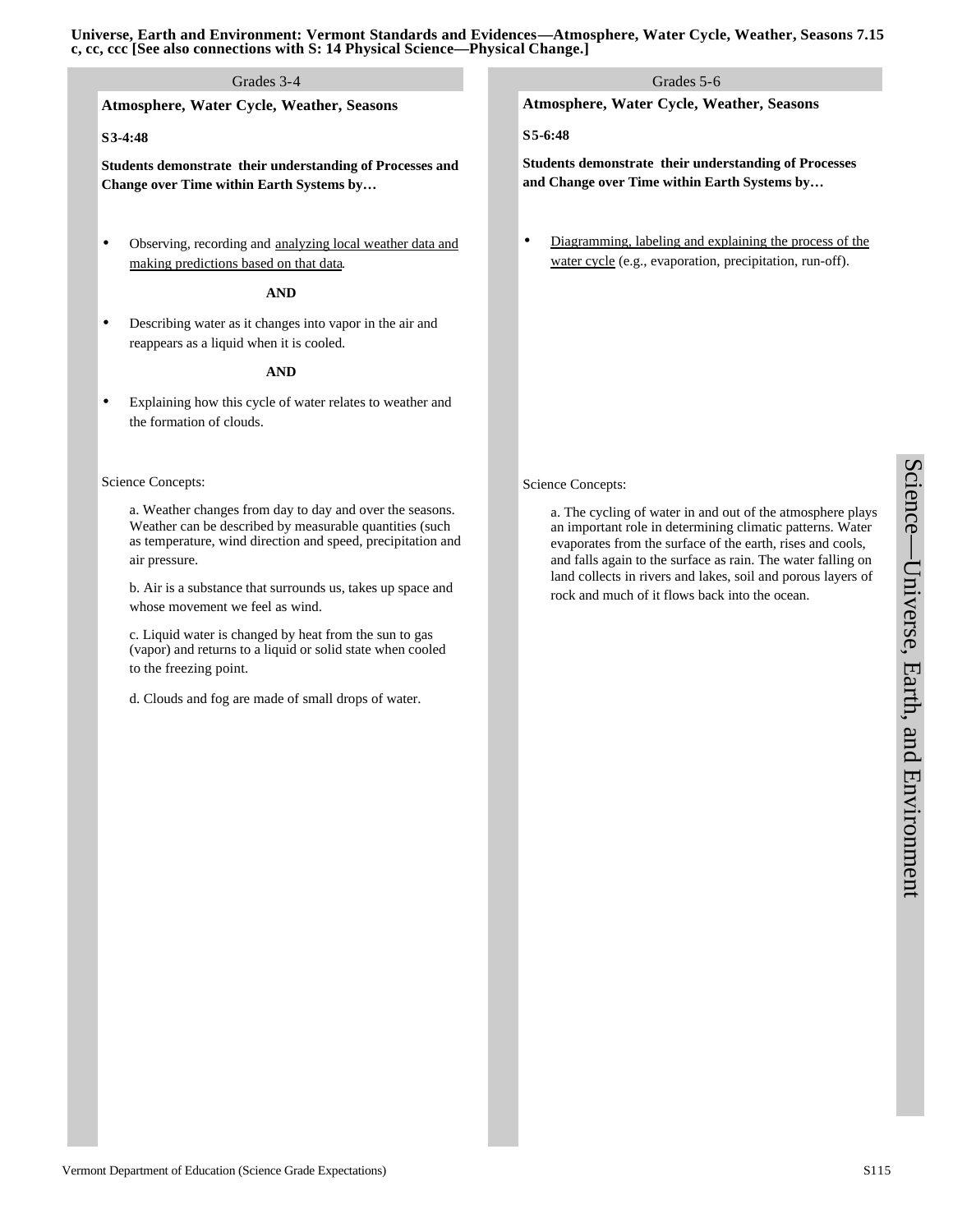**Universe, Earth and Environment: Vermont Standards and Evidences—Atmosphere, Water Cycle, Weather, Seasons 7.15 c, cc, ccc [See also connections with S: 14 Physical Science—Physical Change.]**

## Grades 3-4

### Atmosphere, Water Cycle, Weather, Seasons

**S3-4:48**

**Students demonstrate their understanding of Processes and Change over Time within Earth Systems by…**

- Observing, recording and analyzing local weather data and making predictions based on that data.

**AND**

- Describing water as it changes into vapor in the air and reappears as a liquid when it is cooled.

**AND**

- Explaining how this cycle of water relates to weather and the formation of clouds.

Science Concepts:

a. Weather changes from day to day and over the seasons. Weather can be described by measurable quantities (such as temperature, wind direction and speed, precipitation and air pressure.

b. Air is a substance that surrounds us, takes up space and whose movement we feel as wind.

c. Liquid water is changed by heat from the sun to gas (vapor) and returns to a liquid or solid state when cooled to the freezing point.

d. Clouds and fog are made of small drops of water.

## Grades 5-6

### Atmosphere, Water Cycle, Weather, Seasons

**S5-6:48**

**Students demonstrate their understanding of Processes and Change over Time within Earth Systems by…**

- Diagramming, labeling and explaining the process of the water cycle (e.g., evaporation, precipitation, run-off).

Science Concepts:

a. The cycling of water in and out of the atmosphere plays an important role in determining climatic patterns. Water evaporates from the surface of the earth, rises and cools, and falls again to the surface as rain. The water falling on land collects in rivers and lakes, soil and porous layers of rock and much of it flows back into the ocean.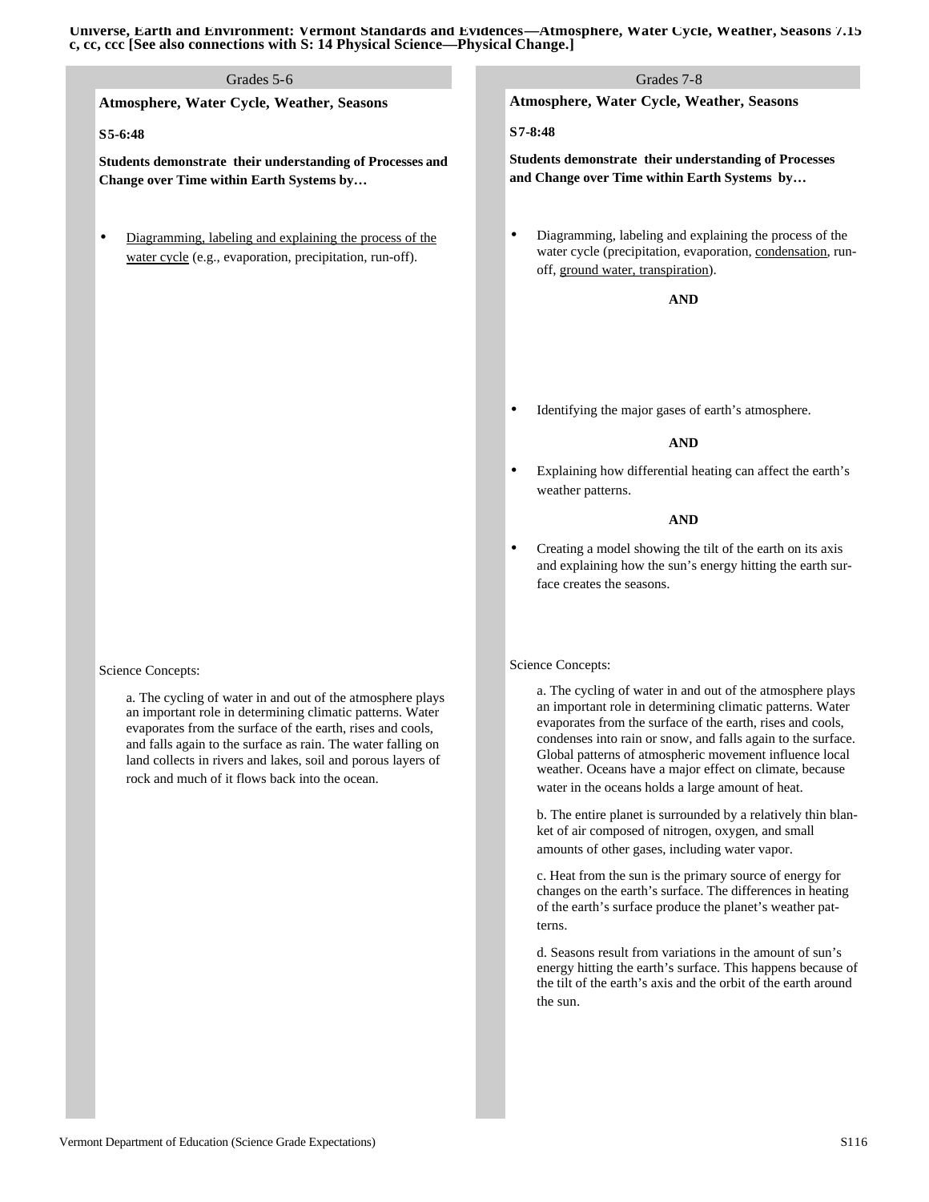**Universe, Earth and Environment: Vermont Standards and Evidences—Atmosphere, Water Cycle, Weather, Seasons 7.15 c, cc, ccc [See also connections with S: 14 Physical Science—Physical Change.]**

## Grades 5-6

### Atmosphere, Water Cycle, Weather, Seasons

**S5-6:48**

**Students demonstrate their understanding of Processes and Change over Time within Earth Systems by…**

- <u>Diagramming, labeling and explaining the process of the water cycle</u> (e.g., evaporation, precipitation, run-off).

Science Concepts:

a. The cycling of water in and out of the atmosphere plays an important role in determining climatic patterns. Water evaporates from the surface of the earth, rises and cools, and falls again to the surface as rain. The water falling on land collects in rivers and lakes, soil and porous layers of rock and much of it flows back into the ocean.

## Grades 7-8

### Atmosphere, Water Cycle, Weather, Seasons

**S7-8:48**

**Students demonstrate their understanding of Processes and Change over Time within Earth Systems by…**

- Diagramming, labeling and explaining the process of the water cycle (precipitation, evaporation, <u>condensation</u>, run-off, <u>ground water, transpiration</u>).

**AND**

- Identifying the major gases of earth's atmosphere.

**AND**

- Explaining how differential heating can affect the earth's weather patterns.

**AND**

- Creating a model showing the tilt of the earth on its axis and explaining how the sun's energy hitting the earth surface creates the seasons.

Science Concepts:

a. The cycling of water in and out of the atmosphere plays an important role in determining climatic patterns. Water evaporates from the surface of the earth, rises and cools, condenses into rain or snow, and falls again to the surface. Global patterns of atmospheric movement influence local weather. Oceans have a major effect on climate, because water in the oceans holds a large amount of heat.

b. The entire planet is surrounded by a relatively thin blanket of air composed of nitrogen, oxygen, and small amounts of other gases, including water vapor.

c. Heat from the sun is the primary source of energy for changes on the earth's surface. The differences in heating of the earth's surface produce the planet's weather patterns.

d. Seasons result from variations in the amount of sun's energy hitting the earth's surface. This happens because of the tilt of the earth's axis and the orbit of the earth around the sun.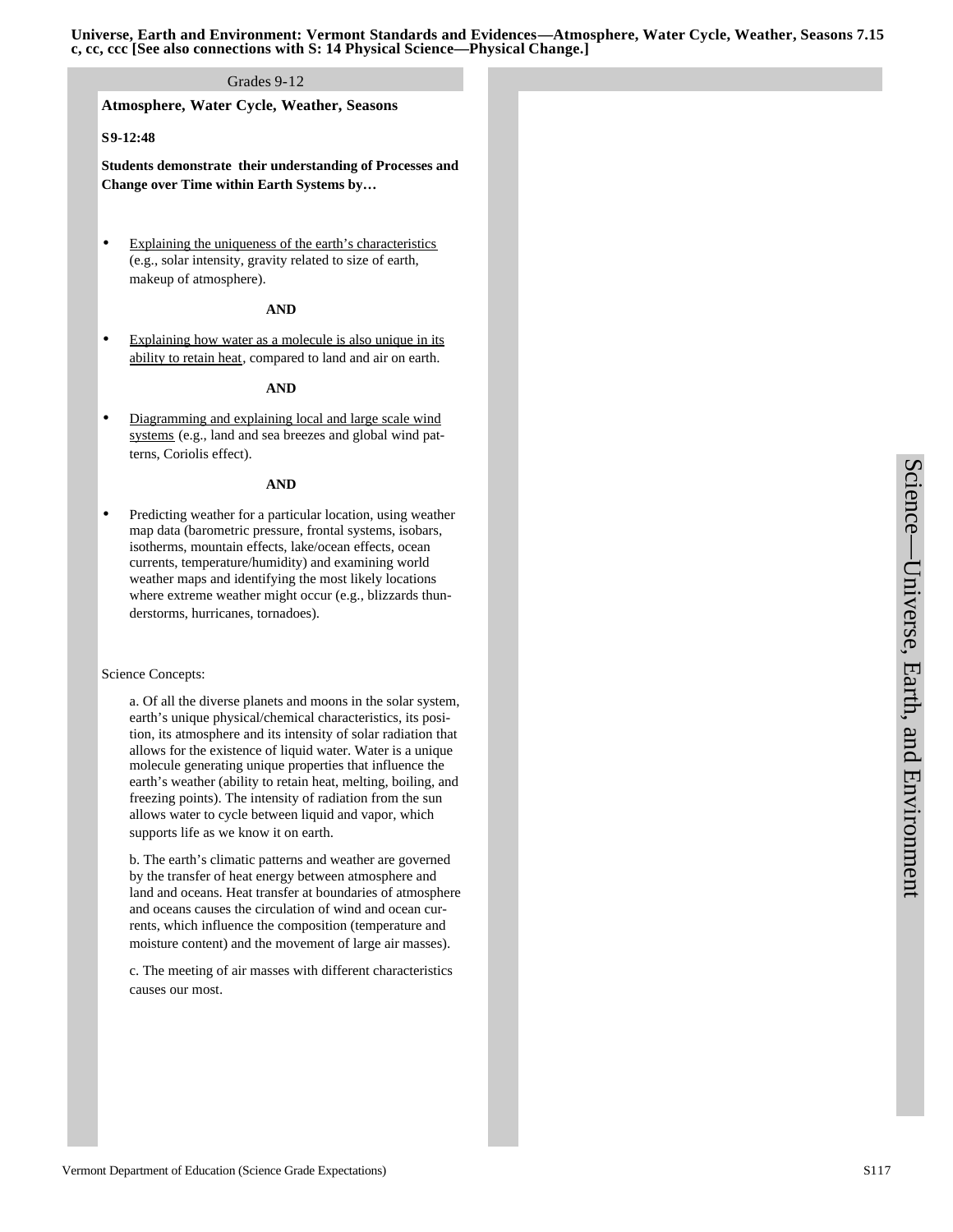**Universe, Earth and Environment: Vermont Standards and Evidences—Atmosphere, Water Cycle, Weather, Seasons 7.15 c, cc, ccc [See also connections with S: 14 Physical Science—Physical Change.]**

Grades 9-12

**Atmosphere, Water Cycle, Weather, Seasons**

**S9-12:48**

**Students demonstrate their understanding of Processes and Change over Time within Earth Systems by…**

- Explaining the uniqueness of the earth's characteristics (e.g., solar intensity, gravity related to size of earth, makeup of atmosphere).

**AND**

- Explaining how water as a molecule is also unique in its ability to retain heat, compared to land and air on earth.

**AND**

- Diagramming and explaining local and large scale wind systems (e.g., land and sea breezes and global wind patterns, Coriolis effect).

**AND**

- Predicting weather for a particular location, using weather map data (barometric pressure, frontal systems, isobars, isotherms, mountain effects, lake/ocean effects, ocean currents, temperature/humidity) and examining world weather maps and identifying the most likely locations where extreme weather might occur (e.g., blizzards thunderstorms, hurricanes, tornadoes).

Science Concepts:

a. Of all the diverse planets and moons in the solar system, earth's unique physical/chemical characteristics, its position, its atmosphere and its intensity of solar radiation that allows for the existence of liquid water. Water is a unique molecule generating unique properties that influence the earth's weather (ability to retain heat, melting, boiling, and freezing points). The intensity of radiation from the sun allows water to cycle between liquid and vapor, which supports life as we know it on earth.

b. The earth's climatic patterns and weather are governed by the transfer of heat energy between atmosphere and land and oceans. Heat transfer at boundaries of atmosphere and oceans causes the circulation of wind and ocean currents, which influence the composition (temperature and moisture content) and the movement of large air masses).

c. The meeting of air masses with different characteristics causes our most.

Science—Universe, Earth, and Environment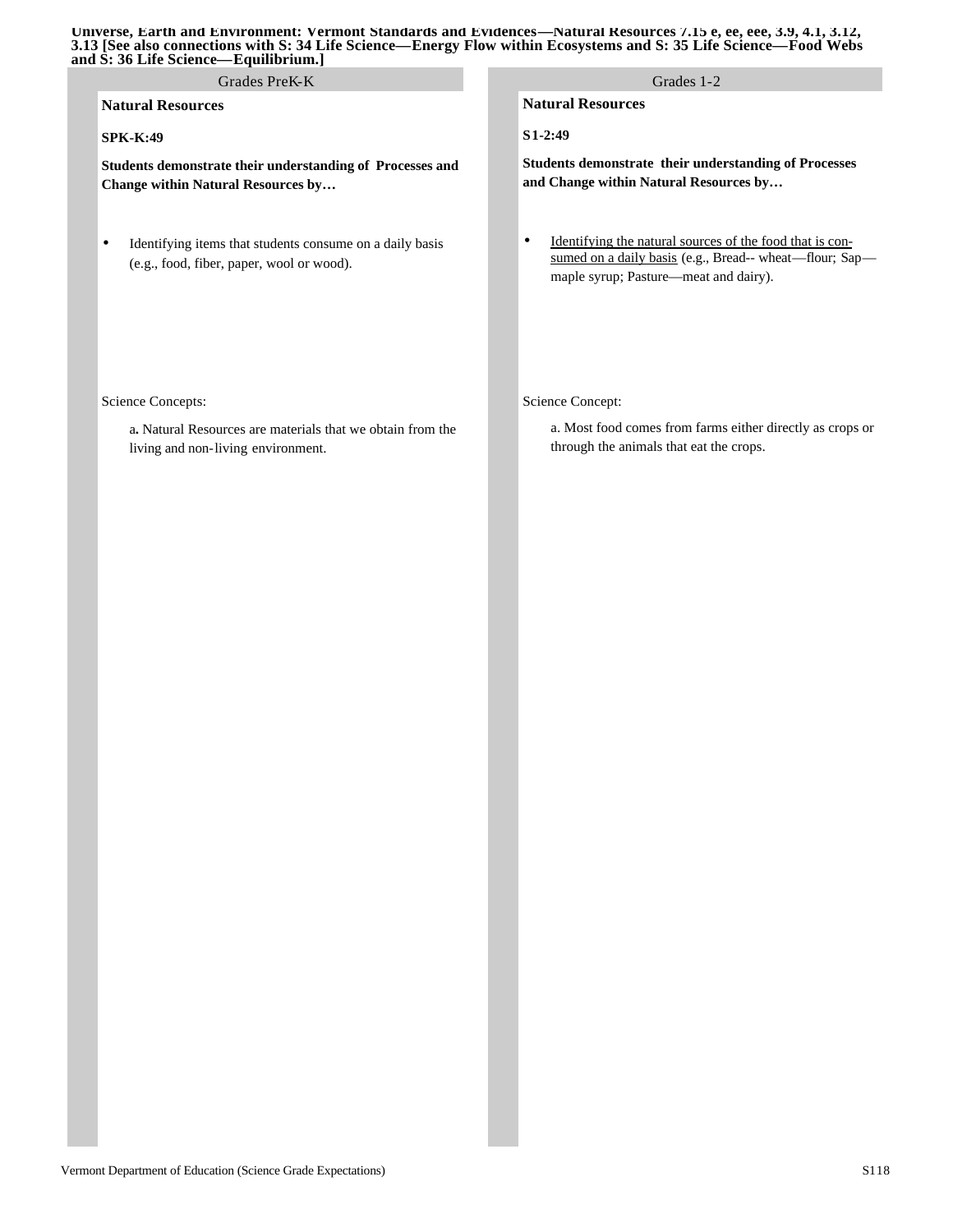**Universe, Earth and Environment: Vermont Standards and Evidences—Natural Resources 7.15 e, ee, eee, 3.9, 4.1, 3.12, 3.13 [See also connections with S: 34 Life Science—Energy Flow within Ecosystems and S: 35 Life Science—Food Webs and S: 36 Life Science—Equilibrium.]**

## Grades PreK-K

**Natural Resources**

**SPK-K:49**

**Students demonstrate their understanding of Processes and Change within Natural Resources by…**

- Identifying items that students consume on a daily basis (e.g., food, fiber, paper, wool or wood).

Science Concepts:

a. Natural Resources are materials that we obtain from the living and non-living environment.

## Grades 1-2

**Natural Resources**

**S1-2:49**

**Students demonstrate their understanding of Processes and Change within Natural Resources by…**

- <u>Identifying the natural sources of the food that is consumed on a daily basis</u> (e.g., Bread-- wheat—flour; Sap—maple syrup; Pasture—meat and dairy).

Science Concept:

a. Most food comes from farms either directly as crops or through the animals that eat the crops.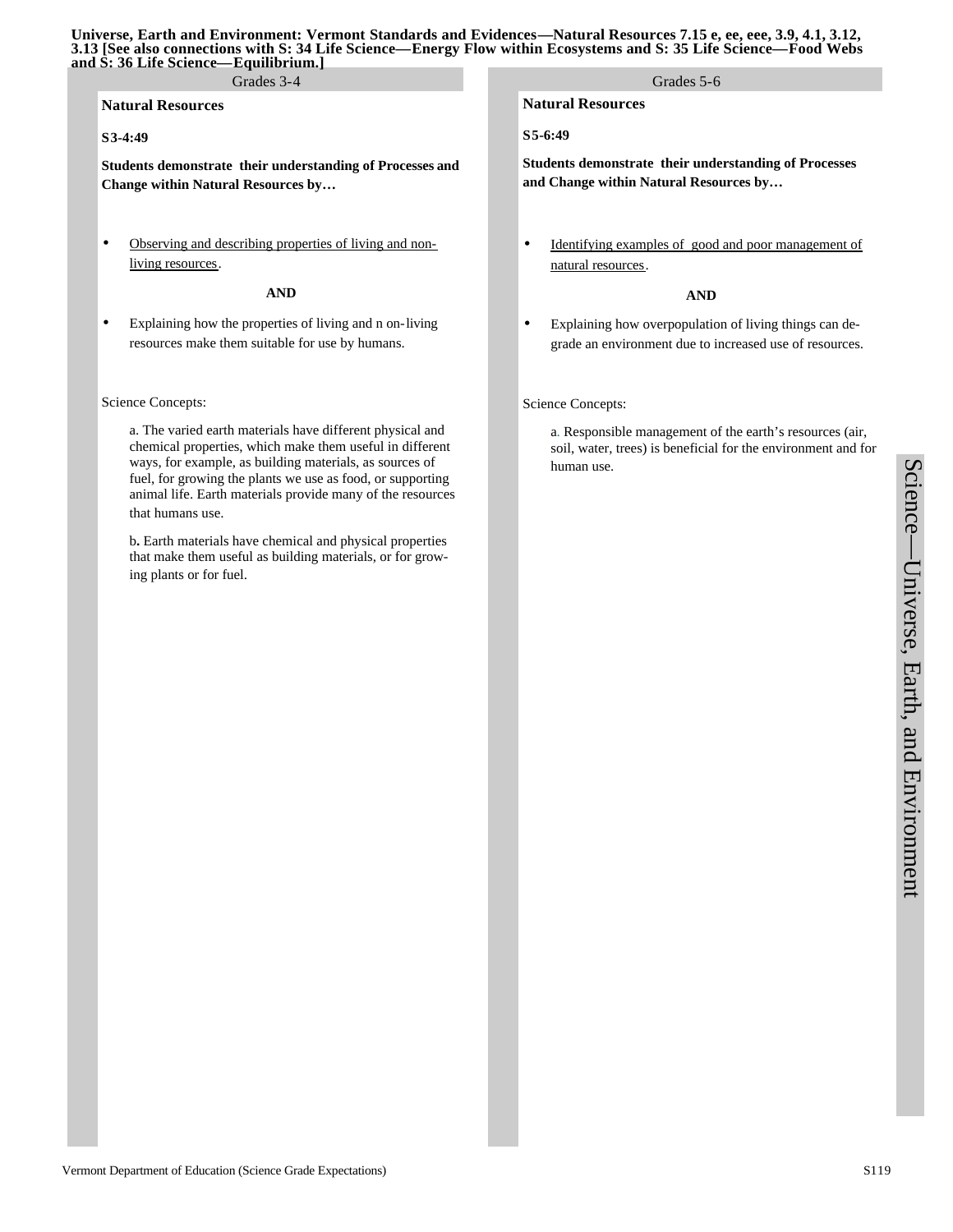**Universe, Earth and Environment: Vermont Standards and Evidences—Natural Resources 7.15 e, ee, eee, 3.9, 4.1, 3.12, 3.13 [See also connections with S: 34 Life Science—Energy Flow within Ecosystems and S: 35 Life Science—Food Webs and S: 36 Life Science—Equilibrium.]**

## Grades 3-4

**Natural Resources**

**S3-4:49**

**Students demonstrate their understanding of Processes and Change within Natural Resources by…**

- Observing and describing properties of living and non-living resources.

**AND**

- Explaining how the properties of living and non-living resources make them suitable for use by humans.

Science Concepts:

a. The varied earth materials have different physical and chemical properties, which make them useful in different ways, for example, as building materials, as sources of fuel, for growing the plants we use as food, or supporting animal life. Earth materials provide many of the resources that humans use.

b**.** Earth materials have chemical and physical properties that make them useful as building materials, or for growing plants or for fuel.

## Grades 5-6

**Natural Resources**

**S5-6:49**

**Students demonstrate their understanding of Processes and Change within Natural Resources by…**

- Identifying examples of good and poor management of natural resources.

**AND**

- Explaining how overpopulation of living things can degrade an environment due to increased use of resources.

Science Concepts:

a. Responsible management of the earth's resources (air, soil, water, trees) is beneficial for the environment and for human use.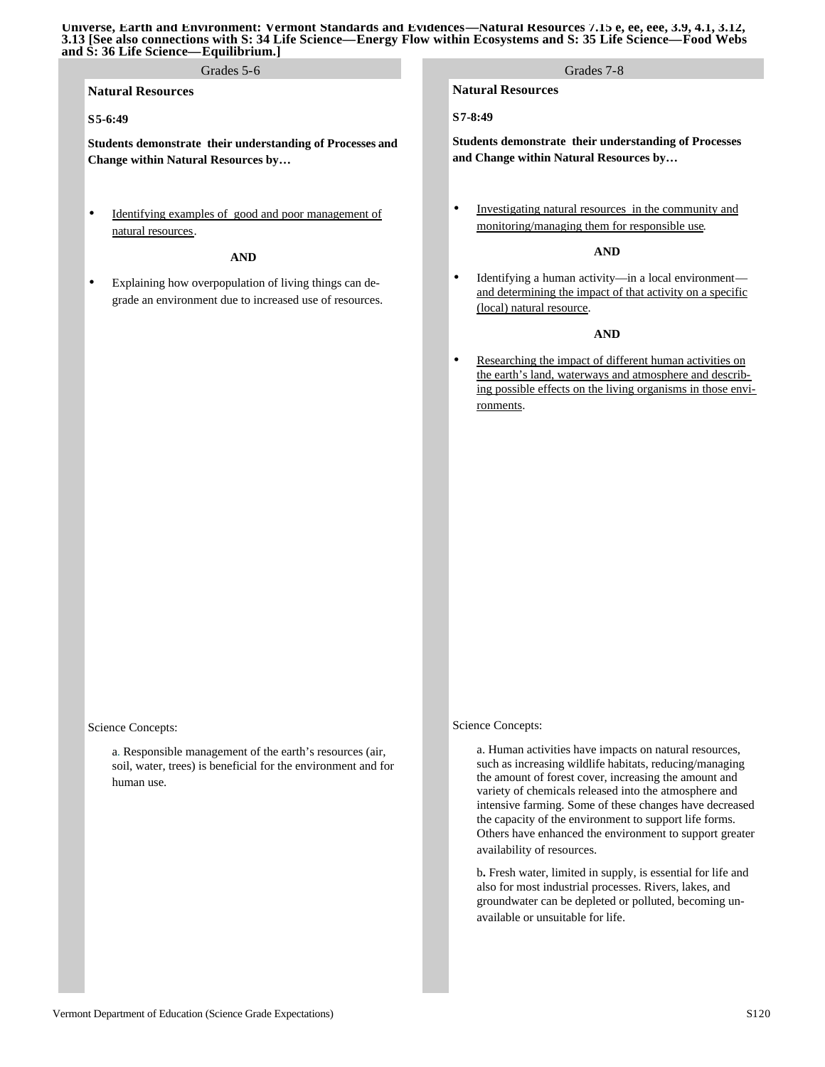**Universe, Earth and Environment: Vermont Standards and Evidences—Natural Resources 7.15 e, ee, eee, 3.9, 4.1, 3.12, 3.13 [See also connections with S: 34 Life Science—Energy Flow within Ecosystems and S: 35 Life Science—Food Webs and S: 36 Life Science—Equilibrium.]**

## Grades 5-6

### Natural Resources

**S5-6:49**

**Students demonstrate their understanding of Processes and Change within Natural Resources by…**

- Identifying examples of good and poor management of natural resources.

**AND**

- Explaining how overpopulation of living things can degrade an environment due to increased use of resources.

Science Concepts:

a. Responsible management of the earth's resources (air, soil, water, trees) is beneficial for the environment and for human use.

## Grades 7-8

### Natural Resources

**S7-8:49**

**Students demonstrate their understanding of Processes and Change within Natural Resources by…**

- Investigating natural resources in the community and monitoring/managing them for responsible use.

**AND**

- Identifying a human activity—in a local environment—and determining the impact of that activity on a specific (local) natural resource.

**AND**

- Researching the impact of different human activities on the earth's land, waterways and atmosphere and describing possible effects on the living organisms in those environments.

Science Concepts:

a. Human activities have impacts on natural resources, such as increasing wildlife habitats, reducing/managing the amount of forest cover, increasing the amount and variety of chemicals released into the atmosphere and intensive farming. Some of these changes have decreased the capacity of the environment to support life forms. Others have enhanced the environment to support greater availability of resources.

b. Fresh water, limited in supply, is essential for life and also for most industrial processes. Rivers, lakes, and groundwater can be depleted or polluted, becoming unavailable or unsuitable for life.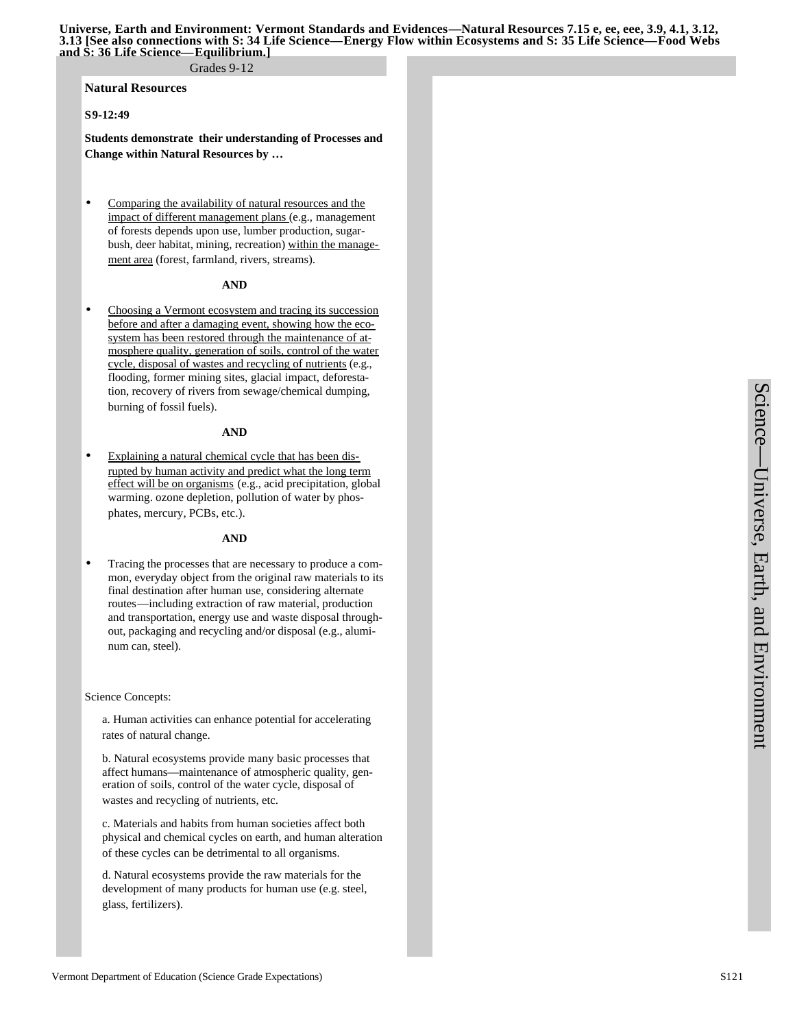**Universe, Earth and Environment: Vermont Standards and Evidences—Natural Resources 7.15 e, ee, eee, 3.9, 4.1, 3.12, 3.13 [See also connections with S: 34 Life Science—Energy Flow within Ecosystems and S: 35 Life Science—Food Webs and S: 36 Life Science—Equilibrium.]**

Grades 9-12

**Natural Resources**

**S9-12:49**

**Students demonstrate their understanding of Processes and Change within Natural Resources by …**

- Comparing the availability of natural resources and the impact of different management plans (e.g., management of forests depends upon use, lumber production, sugar-bush, deer habitat, mining, recreation) within the management area (forest, farmland, rivers, streams).

**AND**

- Choosing a Vermont ecosystem and tracing its succession before and after a damaging event, showing how the ecosystem has been restored through the maintenance of atmosphere quality, generation of soils, control of the water cycle, disposal of wastes and recycling of nutrients (e.g., flooding, former mining sites, glacial impact, deforestation, recovery of rivers from sewage/chemical dumping, burning of fossil fuels).

**AND**

- Explaining a natural chemical cycle that has been disrupted by human activity and predict what the long term effect will be on organisms (e.g., acid precipitation, global warming. ozone depletion, pollution of water by phosphates, mercury, PCBs, etc.).

**AND**

- Tracing the processes that are necessary to produce a common, everyday object from the original raw materials to its final destination after human use, considering alternate routes—including extraction of raw material, production and transportation, energy use and waste disposal throughout, packaging and recycling and/or disposal (e.g., aluminum can, steel).

Science Concepts:

a. Human activities can enhance potential for accelerating rates of natural change.

b. Natural ecosystems provide many basic processes that affect humans—maintenance of atmospheric quality, generation of soils, control of the water cycle, disposal of wastes and recycling of nutrients, etc.

c. Materials and habits from human societies affect both physical and chemical cycles on earth, and human alteration of these cycles can be detrimental to all organisms.

d. Natural ecosystems provide the raw materials for the development of many products for human use (e.g. steel, glass, fertilizers).

Science—Universe, Earth, and Environment